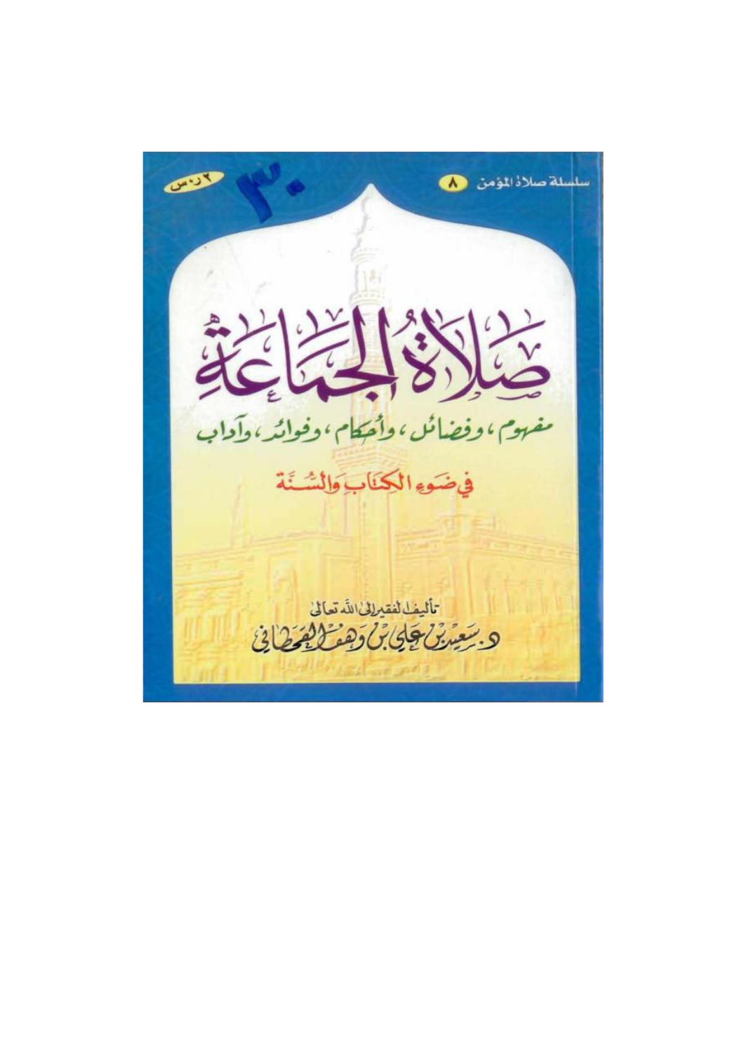سلسلة صلاة المؤمن ٨

# صلاة الجماعة

## مفهوم، وفضائل، وأحكام، وفوائد، وآداب

### في ضوء الكتاب والسنة

تأليف الفقير إلى الله تعالى

د. سعيد بن علي بن وهف القحطاني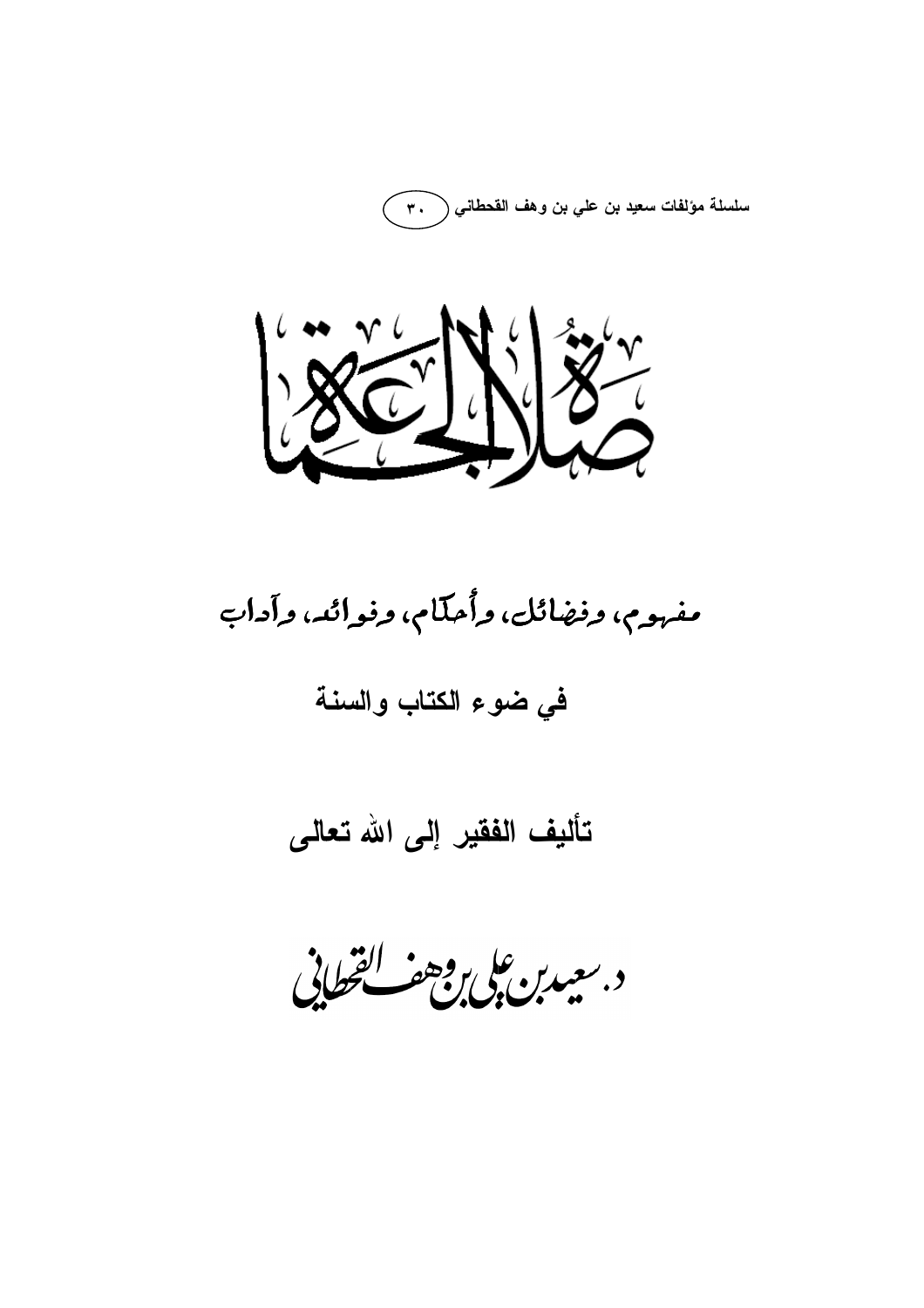سلسلة مؤلفات سعيد بن علي بن وهف القحطاني (٣٠)

# صلاة الجماعة

## مفهوم، وفضائل، وأحكام، وفوائد، وآداب

### في ضوء الكتاب والسنة

**تأليف الفقير إلى الله تعالى**

د. سعيد بن علي بن وهف القحطاني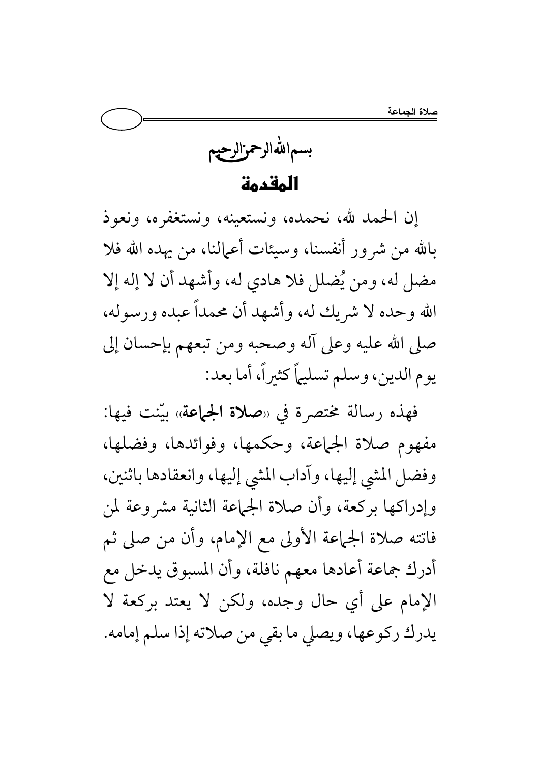بسم الله الرحمن الرحيم

# المقدمة

إن الحمد لله، نحمده، ونستعينه، ونستغفره، ونعوذ بالله من شرور أنفسنا، وسيئات أعمالنا، من يهده الله فلا مضل له، ومن يُضلل فلا هادي له، وأشهد أن لا إله إلا الله وحده لا شريك له، وأشهد أن محمداً عبده ورسوله، صلى الله عليه وعلى آله وصحبه ومن تبعهم بإحسان إلى يوم الدين، وسلم تسليماً كثيراً، أما بعد:

فهذه رسالة مختصرة في «**صلاة الجماعة**» بيّنت فيها: مفهوم صلاة الجماعة، وحكمها، وفوائدها، وفضلها، وفضل المشي إليها، وآداب المشي إليها، وانعقادها باثنين، وإدراكها بركعة، وأن صلاة الجماعة الثانية مشروعة لمن فاتته صلاة الجماعة الأولى مع الإمام، وأن من صلى ثم أدرك جماعة أعادها معهم نافلة، وأن المسبوق يدخل مع الإمام على أي حال وجده، ولكن لا يعتد بركعة لا يدرك ركوعها، ويصلي ما بقي من صلاته إذا سلم إمامه.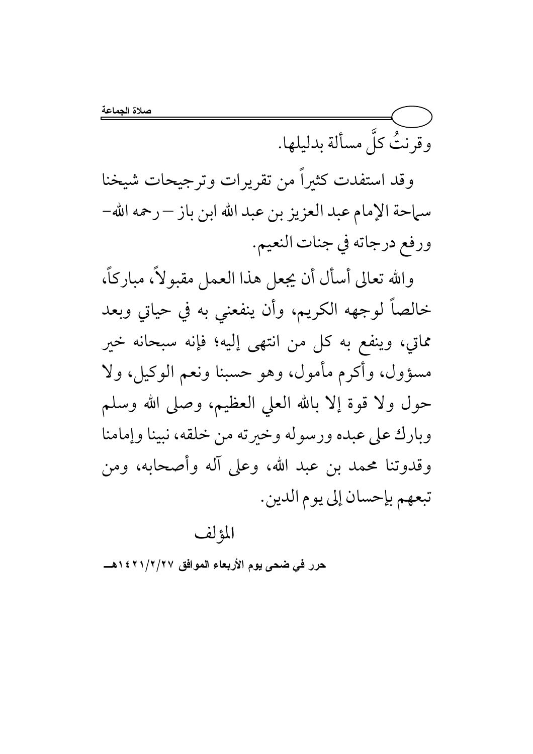وقرنتُ كلَّ مسألة بدليلها.

وقد استفدت كثيراً من تقريرات وترجيحات شيخنا سماحة الإمام عبد العزيز بن عبد الله ابن باز – رحمه الله- ورفع درجاته في جنات النعيم.

والله تعالى أسأل أن يجعل هذا العمل مقبولاً، مباركاً، خالصاً لوجهه الكريم، وأن ينفعني به في حياتي وبعد مماتي، وينفع به كل من انتهى إليه؛ فإنه سبحانه خير مسؤول، وأكرم مأمول، وهو حسبنا ونعم الوكيل، ولا حول ولا قوة إلا بالله العلي العظيم، وصلى الله وسلم وبارك على عبده ورسوله وخيرته من خلقه، نبينا وإمامنا وقدوتنا محمد بن عبد الله، وعلى آله وأصحابه، ومن تبعهم بإحسان إلى يوم الدين.

المؤلف

**حرر في ضحى يوم الأربعاء الموافق ١٤٢١/٢/٢٧هـ**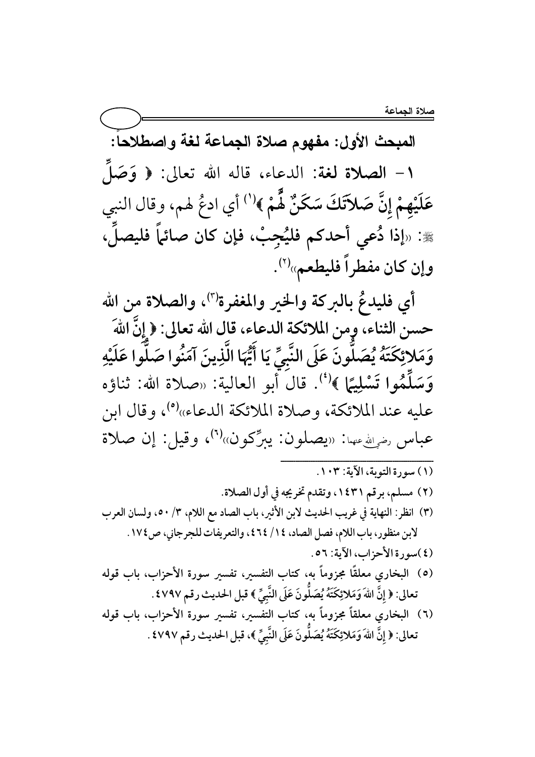## المبحث الأول: مفهوم صلاة الجماعة لغة واصطلاحاً:

١ – **الصلاة لغة**: الدعاء، قاله الله تعالى: ﴿ وَصَلِّ عَلَيْهِمْ إِنَّ صَلاَتَكَ سَكَنٌ لَّهُمْ ﴾[١] أي ادعُ لهم، وقال النبي ﷺ: «**إذا دُعي أحدكم فليُجِبْ، فإن كان صائماً فليصلِّ، وإن كان مفطراً فليطعم**»[٢].

أي فليدعُ بالبركة والخير والمغفرة[٣]، والصلاة من الله حسن الثناء، ومن الملائكة الدعاء، قال الله تعالى: ﴿ إِنَّ اللهَ وَمَلاَئِكَتَهُ يُصَلُّونَ عَلَى النَّبِيِّ يَا أَيُّهَا الَّذِينَ آمَنُوا صَلُّوا عَلَيْهِ وَسَلِّمُوا تَسْلِيمًا ﴾[٤]. قال أبو العالية: «صلاة الله: ثناؤه عليه عند الملائكة، وصلاة الملائكة الدعاء»[٥]، وقال ابن عباس رضي الله عنهما: «يصلون: يبرِّكون»[٦]، وقيل: إن صلاة

---

(١) سورة التوبة، الآية: ١٠٣.

(٢) مسلم، برقم ١٤٣١، وتقدم تخريجه في أول الصلاة.

(٣) انظر: النهاية في غريب الحديث لابن الأثير، باب الصاد مع اللام، ٣/ ٥٠، ولسان العرب لابن منظور، باب اللام، فصل الصاد، ١٤/ ٤٦٤، والتعريفات للجرجاني، ص١٧٤.

(٤) سورة الأحزاب، الآية: ٥٦.

(٥) البخاري معلقًا مجزوماً به، كتاب التفسير، تفسير سورة الأحزاب، باب قوله تعالى: ﴿ إِنَّ اللهَ وَمَلاَئِكَتَهُ يُصَلُّونَ عَلَى النَّبِيِّ ﴾ قبل الحديث رقم ٤٧٩٧.

(٦) البخاري معلقاً مجزوماً به، كتاب التفسير، تفسير سورة الأحزاب، باب قوله تعالى: ﴿ إِنَّ اللهَ وَمَلاَئِكَتَهُ يُصَلُّونَ عَلَى النَّبِيِّ ﴾، قبل الحديث رقم ٤٧٩٧.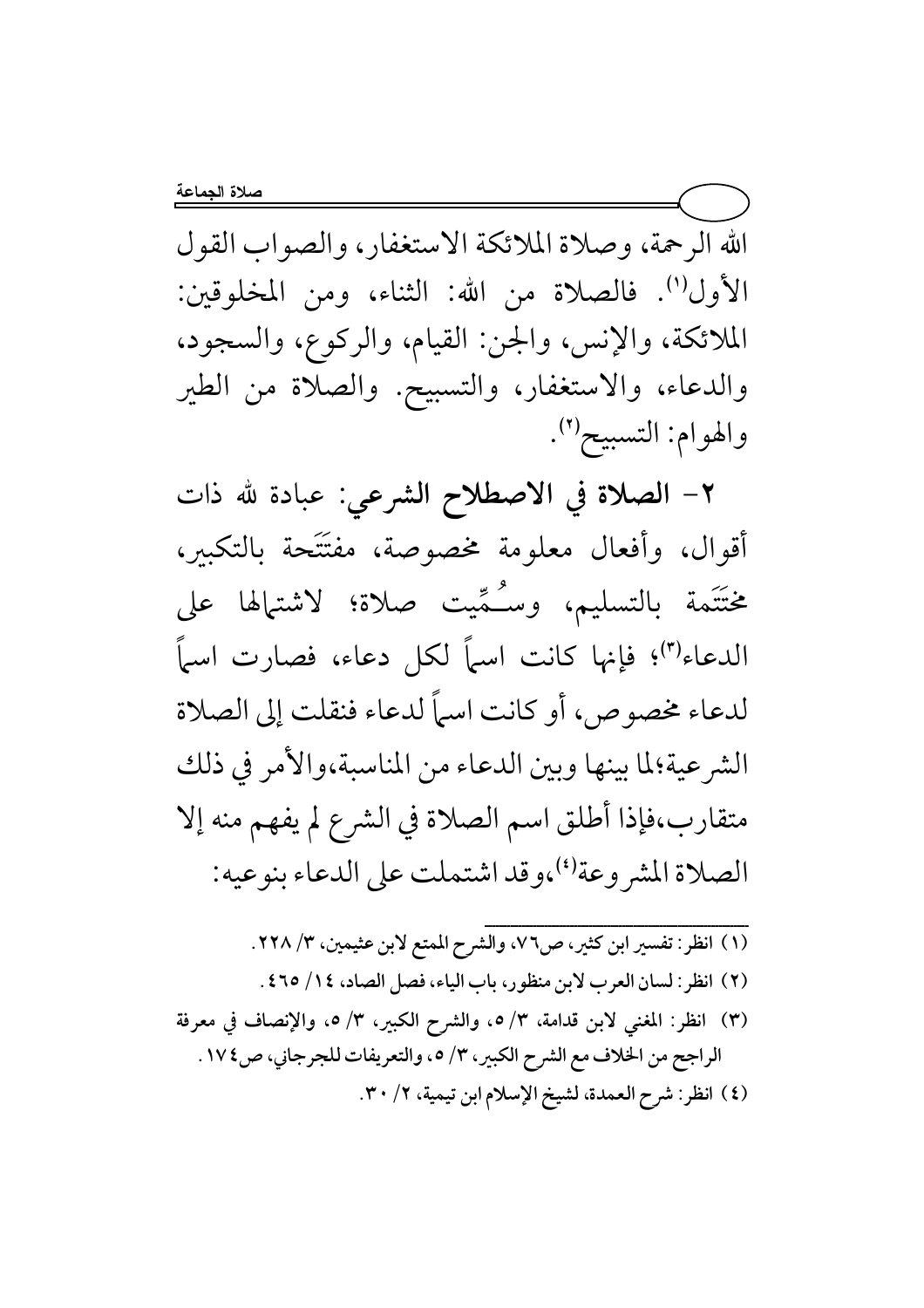الله الرحمة، وصلاة الملائكة الاستغفار، والصواب القول الأول[1]. فالصلاة من الله: الثناء، ومن المخلوقين: الملائكة، والإنس، والجن: القيام، والركوع، والسجود، والدعاء، والاستغفار، والتسبيح. والصلاة من الطير والهوام: التسبيح[2].

٢- **الصلاة في الاصطلاح الشرعي**: عبادة لله ذات أقوال، وأفعال معلومة مخصوصة، مفتَتَحة بالتكبير، مختَتَمة بالتسليم، وسُمِّيت صلاة؛ لاشتمالها على الدعاء[3]؛ فإنها كانت اسماً لكل دعاء، فصارت اسماً لدعاء مخصوص، أو كانت اسماً لدعاء فنقلت إلى الصلاة الشرعية؛لما بينها وبين الدعاء من المناسبة،والأمر في ذلك متقارب،فإذا أطلق اسم الصلاة في الشرع لم يفهم منه إلا الصلاة المشروعة[4]،وقد اشتملت على الدعاء بنوعيه:

---

(١) انظر: تفسير ابن كثير، ص٧٦، والشرح الممتع لابن عثيمين، ٣/ ٢٢٨.

(٢) انظر: لسان العرب لابن منظور، باب الياء، فصل الصاد، ١٤/ ٤٦٥.

(٣) انظر: المغني لابن قدامة، ٣/ ٥، والشرح الكبير، ٣/ ٥، والإنصاف في معرفة الراجح من الخلاف مع الشرح الكبير، ٣/ ٥، والتعريفات للجرجاني، ص١٧٤.

(٤) انظر: شرح العمدة، لشيخ الإسلام ابن تيمية، ٢/ ٣٠.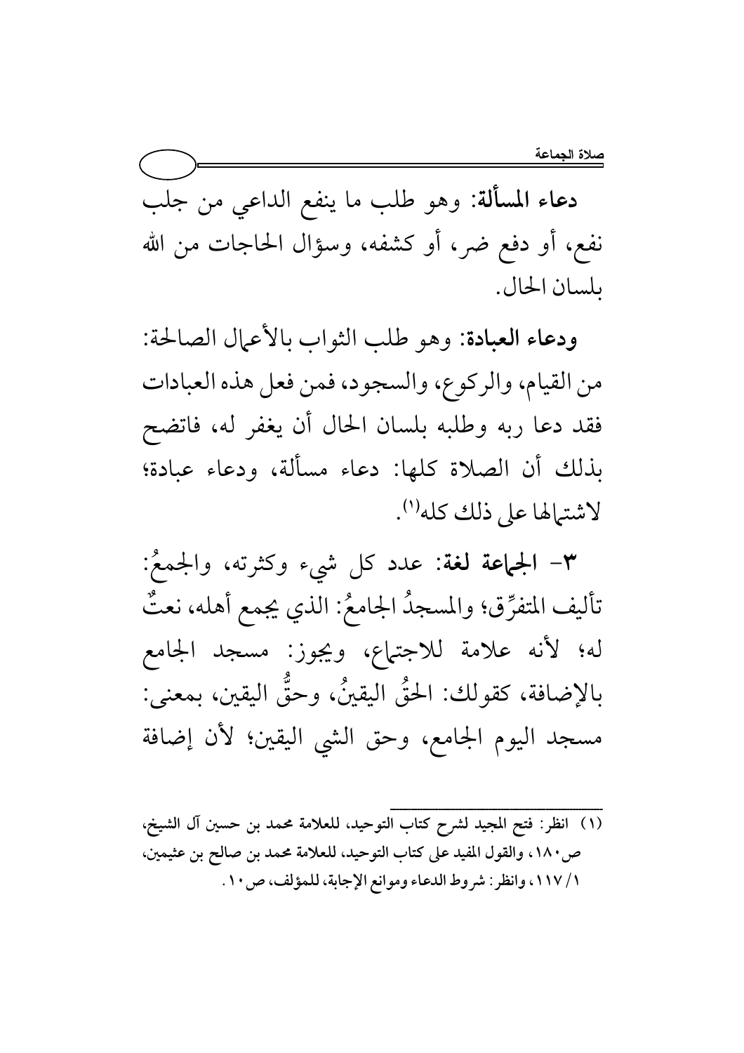**دعاء المسألة**: وهو طلب ما ينفع الداعي من جلب نفع، أو دفع ضر، أو كشفه، وسؤال الحاجات من الله بلسان الحال.

**ودعاء العبادة**: وهو طلب الثواب بالأعمال الصالحة: من القيام، والركوع، والسجود، فمن فعل هذه العبادات فقد دعا ربه وطلبه بلسان الحال أن يغفر له، فاتضح بذلك أن الصلاة كلها: دعاء مسألة، ودعاء عبادة؛ لاشتمالها على ذلك كله[1].

٣- **الجماعة لغة**: عدد كل شيء وكثرته، والجمعُ: تأليف المتفرِّق؛ والمسجدُ الجامعُ: الذي يجمع أهله، نعتٌ له؛ لأنه علامة للاجتماع، ويجوز: مسجد الجامع بالإضافة، كقولك: الحقُّ اليقينُ، وحقُّ اليقين، بمعنى: مسجد اليوم الجامع، وحق الشي اليقين؛ لأن إضافة

---

(١) انظر: فتح المجيد لشرح كتاب التوحيد، للعلامة محمد بن حسين آل الشيخ، ص١٨٠، والقول المفيد على كتاب التوحيد، للعلامة محمد بن صالح بن عثيمين، ١/ ١١٧، وانظر: شروط الدعاء وموانع الإجابة، للمؤلف، ص١٠.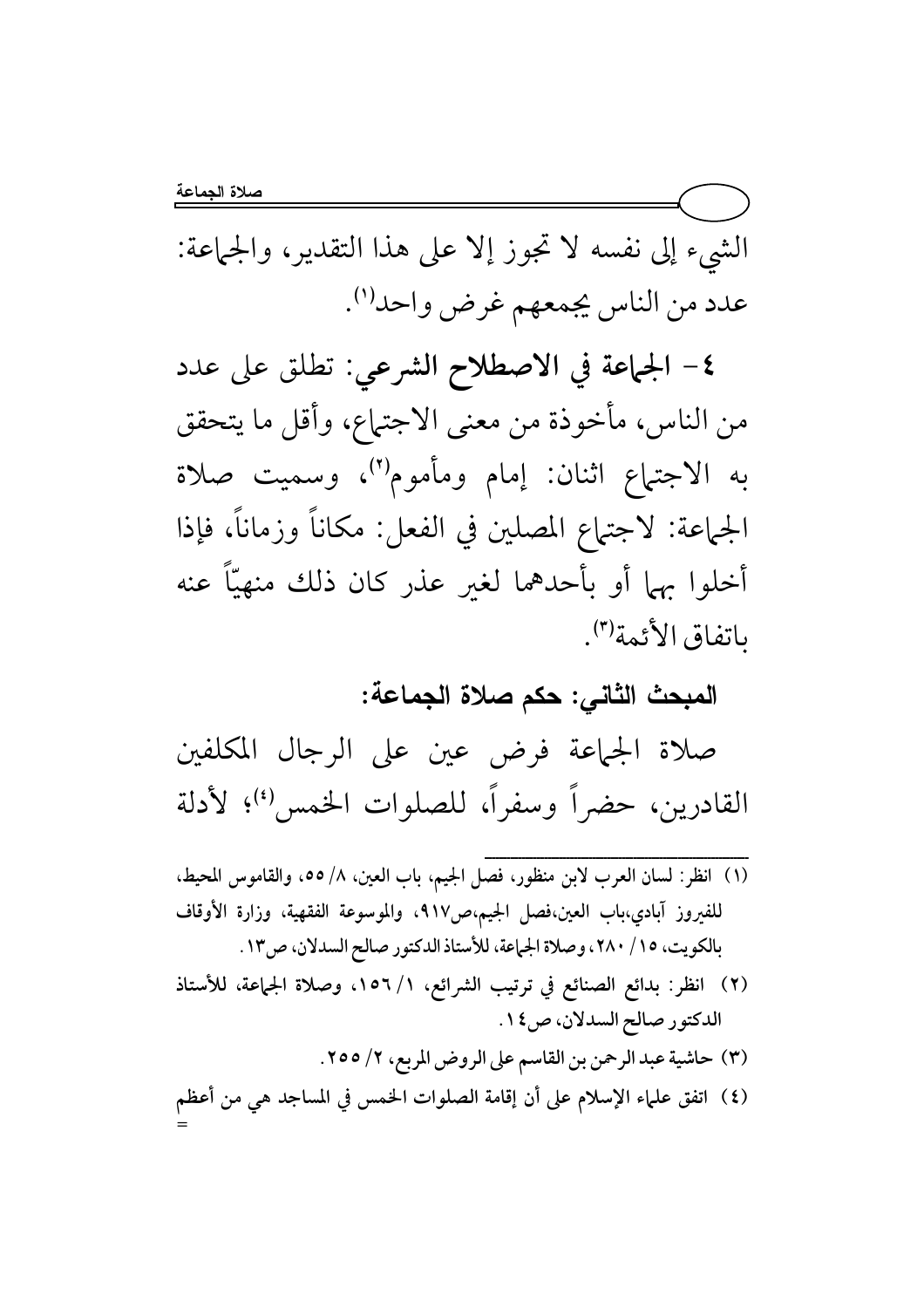الشيء إلى نفسه لا تجوز إلا على هذا التقدير، والجماعة: عدد من الناس يجمعهم غرض واحد[1].

٤- **الجماعة في الاصطلاح الشرعي**: تطلق على عدد من الناس، مأخوذة من معنى الاجتماع، وأقل ما يتحقق به الاجتماع اثنان: إمام ومأموم[2]، وسميت صلاة الجماعة: لاجتماع المصلين في الفعل: مكاناً وزماناً، فإذا أخلوا بهما أو بأحدهما لغير عذر كان ذلك منهيّاً عنه باتفاق الأئمة[3].

**المبحث الثاني: حكم صلاة الجماعة:**

صلاة الجماعة فرض عين على الرجال المكلفين القادرين، حضراً وسفراً، للصلوات الخمس[4]؛ لأدلة

---

(١) انظر: لسان العرب لابن منظور، فصل الجيم، باب العين، ٨/ ٥٥، والقاموس المحيط، للفيروز آبادي،باب العين،فصل الجيم،ص٩١٧، والموسوعة الفقهية، وزارة الأوقاف بالكويت، ١٥/ ٢٨٠، وصلاة الجماعة، للأستاذ الدكتور صالح السدلان، ص١٣.

(٢) انظر: بدائع الصنائع في ترتيب الشرائع، ١/ ١٥٦، وصلاة الجماعة، للأستاذ الدكتور صالح السدلان، ص١٤.

(٣) حاشية عبد الرحمن بن القاسم على الروض المربع، ٢/ ٢٥٥.

(٤) اتفق علماء الإسلام على أن إقامة الصلوات الخمس في المساجد هي من أعظم =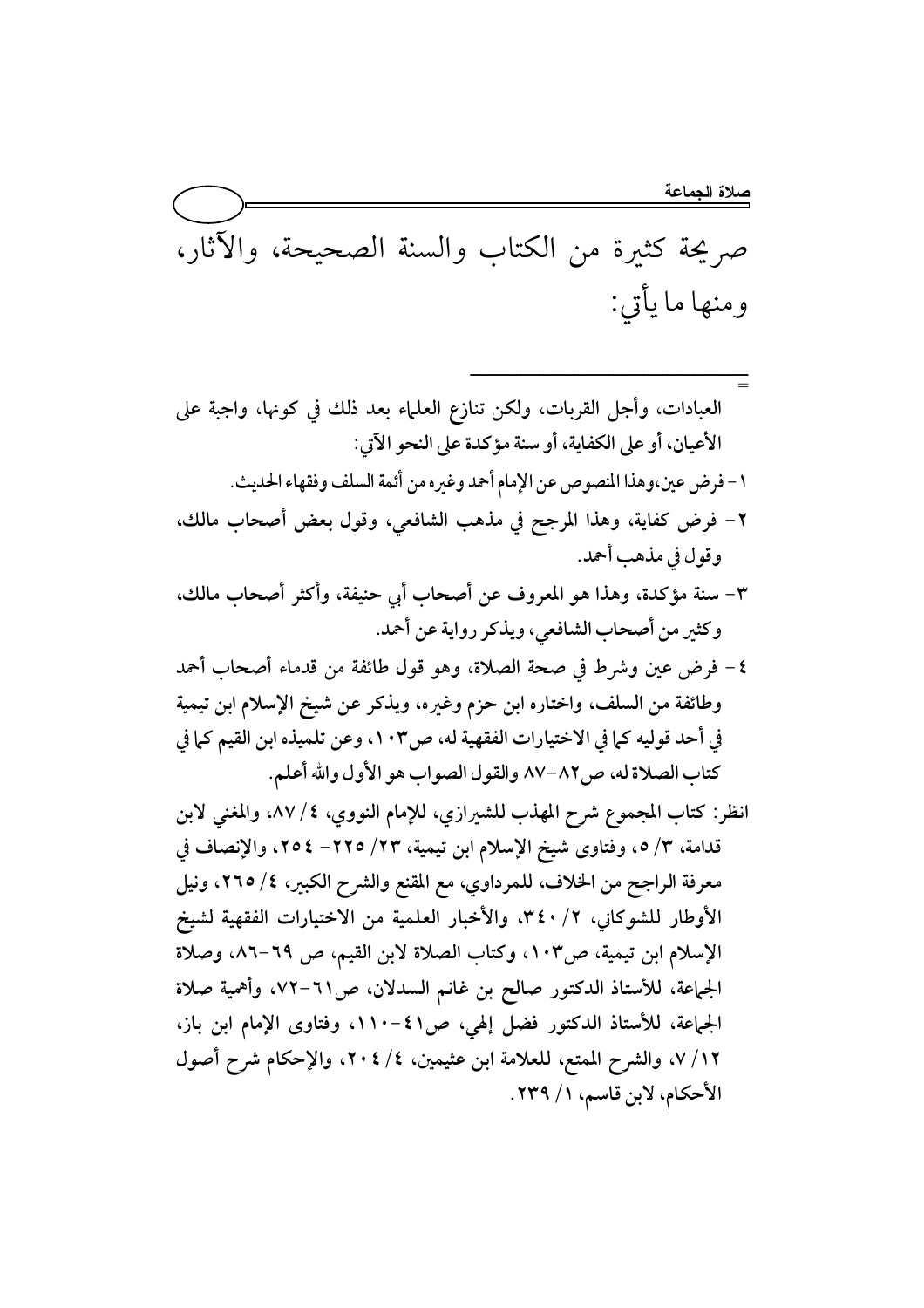صريحة كثيرة من الكتاب والسنة الصحيحة، والآثار، ومنها ما يأتي:

---

= العبادات، وأجل القربات، ولكن تنازع العلماء بعد ذلك في كونها، واجبة على الأعيان، أو على الكفاية، أو سنة مؤكدة على النحو الآتي:

١- فرض عين، وهذا المنصوص عن الإمام أحمد وغيره من أئمة السلف وفقهاء الحديث.

٢- فرض كفاية، وهذا المرجح في مذهب الشافعي، وقول بعض أصحاب مالك، وقول في مذهب أحمد.

٣- سنة مؤكدة، وهذا هو المعروف عن أصحاب أبي حنيفة، وأكثر أصحاب مالك، وكثير من أصحاب الشافعي، ويذكر رواية عن أحمد.

٤- فرض عين وشرط في صحة الصلاة، وهو قول طائفة من قدماء أصحاب أحمد وطائفة من السلف، واختاره ابن حزم وغيره، ويذكر عن شيخ الإسلام ابن تيمية في أحد قوليه كما في الاختيارات الفقهية له، ص١٠٣، وعن تلميذه ابن القيم كما في كتاب الصلاة له، ص٨٢-٨٧ والقول الصواب هو الأول والله أعلم.

انظر: كتاب المجموع شرح المهذب للشيرازي، للإمام النووي، ٤/ ٨٧، والمغني لابن قدامة، ٣/ ٥، وفتاوى شيخ الإسلام ابن تيمية، ٢٣/ ٢٢٥- ٢٥٤، والإنصاف في معرفة الراجح من الخلاف، للمرداوي، مع المقنع والشرح الكبير، ٤/ ٢٦٥، ونيل الأوطار للشوكاني، ٢/ ٣٤٠، والأخبار العلمية من الاختيارات الفقهية لشيخ الإسلام ابن تيمية، ص١٠٣، وكتاب الصلاة لابن القيم، ص ٦٩-٨٦، وصلاة الجماعة، للأستاذ الدكتور صالح بن غانم السدلان، ص٦١-٧٢، وأهمية صلاة الجماعة، للأستاذ الدكتور فضل إلهي، ص٤١-١١٠، وفتاوى الإمام ابن باز، ١٢/ ٧، والشرح الممتع، للعلامة ابن عثيمين، ٤/ ٢٠٤، والإحكام شرح أصول الأحكام، لابن قاسم، ١/ ٢٣٩.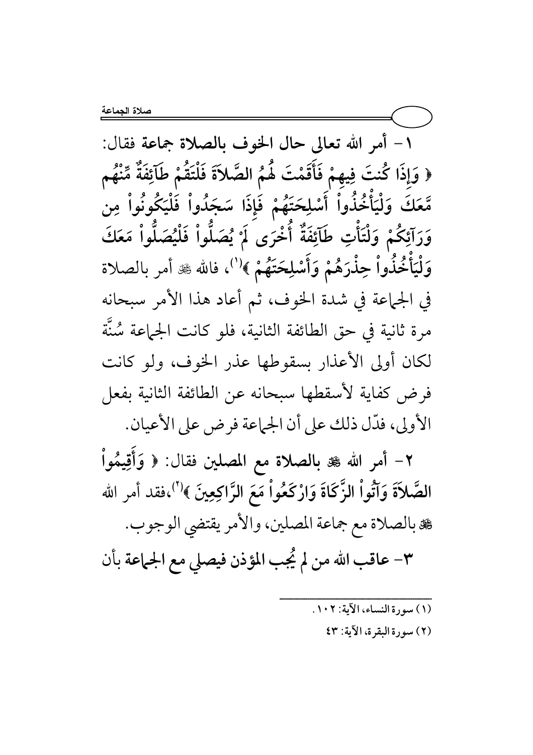**١- أمر الله تعالى حال الخوف بالصلاة جماعة فقال:** ﴿ وَإِذَا كُنتَ فِيهِمْ فَأَقَمْتَ لَهُمُ الصَّلاَةَ فَلْتَقُمْ طَآئِفَةٌ مِّنْهُم مَّعَكَ وَلْيَأْخُذُواْ أَسْلِحَتَهُمْ فَإِذَا سَجَدُواْ فَلْيَكُونُواْ مِن وَرَآئِكُمْ وَلْتَأْتِ طَآئِفَةٌ أُخْرَى لَمْ يُصَلُّواْ فَلْيُصَلُّواْ مَعَكَ وَلْيَأْخُذُواْ حِذْرَهُمْ وَأَسْلِحَتَهُمْ ﴾[1]، فالله ﷻ أمر بالصلاة في الجماعة في شدة الخوف، ثم أعاد هذا الأمر سبحانه مرة ثانية في حق الطائفة الثانية، فلو كانت الجماعة سُنَّة لكان أولى الأعذار بسقوطها عذر الخوف، ولو كانت فرض كفاية لأسقطها سبحانه عن الطائفة الثانية بفعل الأولى، فدّل ذلك على أن الجماعة فرض على الأعيان.

**٢- أمر الله ﷻ بالصلاة مع المصلين فقال:** ﴿ وَأَقِيمُواْ الصَّلاَةَ وَآتُواْ الزَّكَاةَ وَارْكَعُواْ مَعَ الرَّاكِعِينَ ﴾[2]،فقد أمر الله ﷻ بالصلاة مع جماعة المصلين، والأمر يقتضي الوجوب.

**٣- عاقب الله من لم يُجب المؤذن فيصلي مع الجماعة بأن**

---

(١) سورة النساء، الآية: ١٠٢.

(٢) سورة البقرة، الآية: ٤٣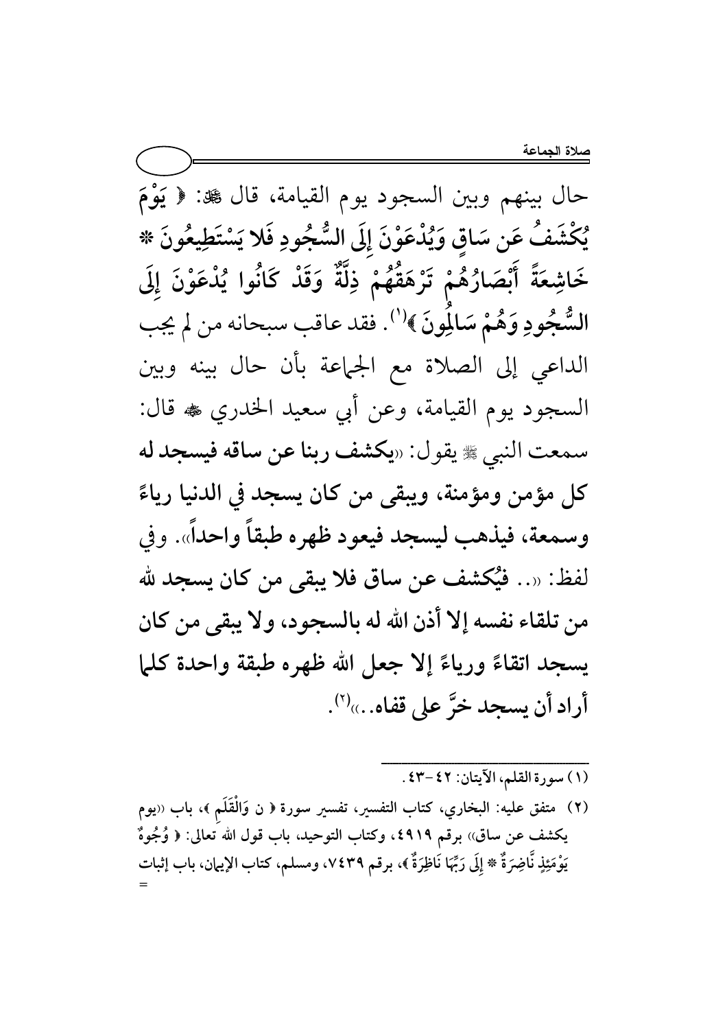حال بينهم وبين السجود يوم القيامة، قال ﷻ: ﴿ **يَوْمَ يُكْشَفُ عَن سَاقٍ وَيُدْعَوْنَ إِلَى السُّجُودِ فَلا يَسْتَطِيعُونَ * خَاشِعَةً أَبْصَارُهُمْ تَرْهَقُهُمْ ذِلَّةٌ وَقَدْ كَانُوا يُدْعَوْنَ إِلَى السُّجُودِ وَهُمْ سَالِمُونَ** ﴾[1]. فقد عاقب سبحانه من لم يجب الداعي إلى الصلاة مع الجماعة بأن حال بينه وبين السجود يوم القيامة، وعن أبي سعيد الخدري ﷺ قال: سمعت النبي ﷺ يقول: «**يكشف ربنا عن ساقه فيسجد له كل مؤمن ومؤمنة، ويبقى من كان يسجد في الدنيا رياءً وسمعة، فيذهب ليسجد فيعود ظهره طبقاً واحداً**». وفي لفظ: «.. **فيُكشف عن ساق فلا يبقى من كان يسجد لله من تلقاء نفسه إلا أذن الله له بالسجود، ولا يبقى من كان يسجد اتقاءً ورياءً إلا جعل الله ظهره طبقة واحدة كلما أراد أن يسجد خرَّ على قفاه..**»[2].

---

(١) سورة القلم، الآيتان: ٤٢-٤٣.

(٢) متفق عليه: البخاري، كتاب التفسير، تفسير سورة ﴿ ن وَالْقَلَمِ ﴾، باب «يوم يكشف عن ساق» برقم ٤٩١٩، وكتاب التوحيد، باب قول الله تعالى: ﴿ وُجُوهٌ يَوْمَئِذٍ نَّاضِرَةٌ * إِلَى رَبِّهَا نَاظِرَةٌ ﴾، برقم ٧٤٣٩، ومسلم، كتاب الإيمان، باب إثبات =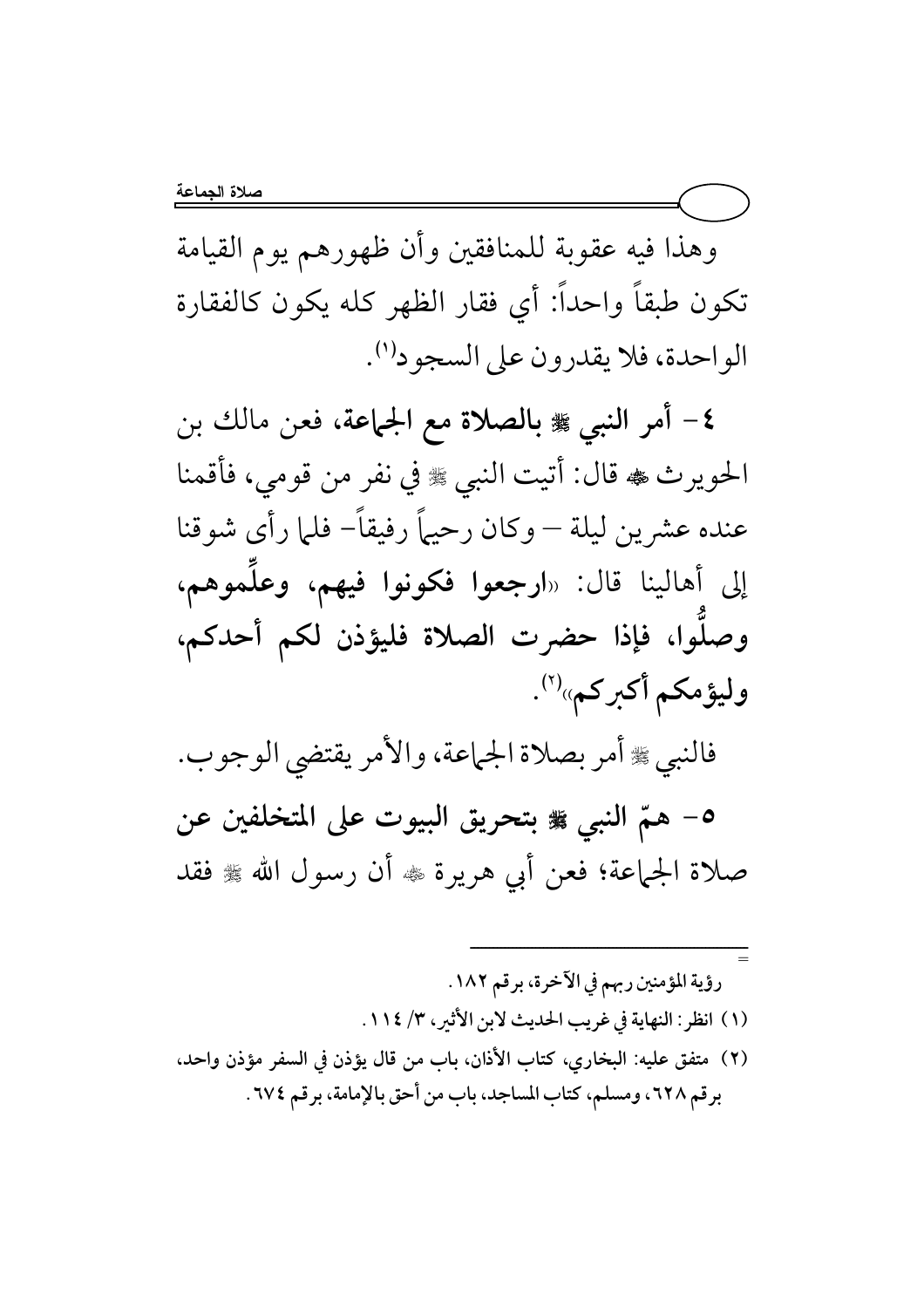وهذا فيه عقوبة للمنافقين وأن ظهورهم يوم القيامة تكون طبقاً واحداً: أي فقار الظهر كله يكون كالفقارة الواحدة، فلا يقدرون على السجود[1].

**٤- أمر النبي ﷺ بالصلاة مع الجماعة،** فعن مالك بن الحويرث ﷺ قال: أتيت النبي ﷺ في نفر من قومي، فأقمنا عنده عشرين ليلة – وكان رحيماً رفيقاً – فلما رأى شوقنا إلى أهالينا قال: «**ارجعوا فكونوا فيهم، وعلِّموهم، وصلُّوا، فإذا حضرت الصلاة فليؤذن لكم أحدكم، وليؤمكم أكبركم**»[2].

فالنبي ﷺ أمر بصلاة الجماعة، والأمر يقتضي الوجوب.

**٥- همّ النبي ﷺ بتحريق البيوت على المتخلفين عن** صلاة الجماعة؛ فعن أبي هريرة ﷺ أن رسول الله ﷺ فقد

---

= رؤية المؤمنين ربهم في الآخرة، برقم ١٨٢.

(١) انظر: النهاية في غريب الحديث لابن الأثير، ٣/ ١١٤.

(٢) متفق عليه: البخاري، كتاب الأذان، باب من قال يؤذن في السفر مؤذن واحد، برقم ٦٢٨، ومسلم، كتاب المساجد، باب من أحق بالإمامة، برقم ٦٧٤.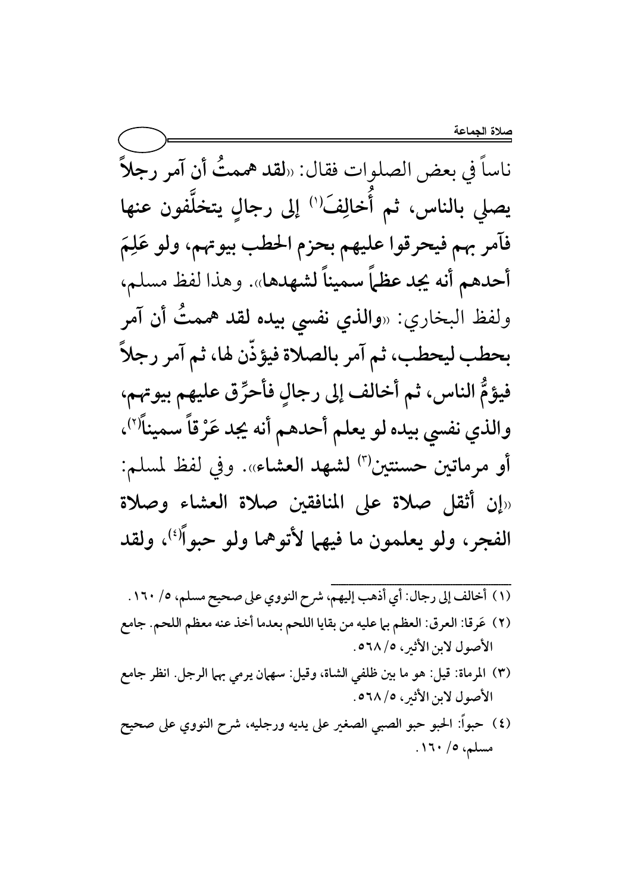ناساً في بعض الصلوات فقال: «**لقد هممتُ أن آمر رجلاً يصلي بالناس، ثم أُخالِفَ[1] إلى رجالٍ يتخلَّفون عنها فآمر بهم فيحرقوا عليهم بحزم الحطب بيوتهم، ولو عَلِمَ أحدهم أنه يجد عظماً سميناً لشهدها**». وهذا لفظ مسلم، ولفظ البخاري: «**والذي نفسي بيده لقد هممتُ أن آمر بحطب ليحطب، ثم آمر بالصلاة فيؤذّن لها، ثم آمر رجلاً فيؤمُّ الناس، ثم أخالف إلى رجالٍ فأحرِّق عليهم بيوتهم، والذي نفسي بيده لو يعلم أحدهم أنه يجد عَرْقاً سميناً[2]، أو مرماتين حسنتين[3] لشهد العشاء**». وفي لفظ لمسلم: «**إن أثقل صلاة على المنافقين صلاة العشاء وصلاة الفجر، ولو يعلمون ما فيهما لأتوهما ولو حبواً[4]**، ولقد

---

(١) أخالف إلى رجال: أي أذهب إليهم، شرح النووي على صحيح مسلم، ٥/ ١٦٠.

(٢) عَرقا: العرق: العظم بما عليه من بقايا اللحم بعدما أخذ عنه معظم اللحم. جامع الأصول لابن الأثير، ٥/٥٦٨.

(٣) المرماة: قيل: هو ما بين ظلفي الشاة، وقيل: سهمان يرمي بهما الرجل. انظر جامع الأصول لابن الأثير، ٥/٥٦٨.

(٤) حبواً: الحبو حبو الصبي الصغير على يديه ورجليه، شرح النووي على صحيح مسلم، ٥/ ١٦٠.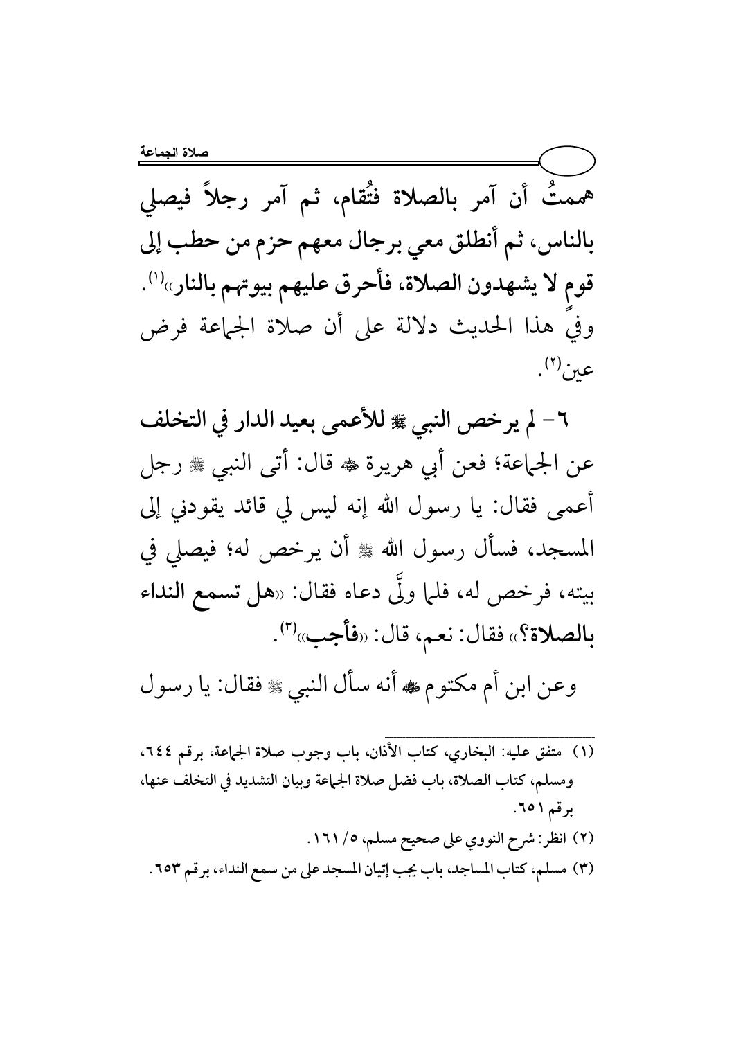**هممتُ أن آمر بالصلاة فتُقام، ثم آمر رجلاً فيصلي بالناس، ثم أنطلق معي برجال معهم حزم من حطب إلى قوم لا يشهدون الصلاة، فأحرق عليهم بيوتهم بالنار»**[1].

وفي هذا الحديث دلالة على أن صلاة الجماعة فرض عين[2].

**٦- لم يرخص النبي ﷺ للأعمى بعيد الدار في التخلف** عن الجماعة؛ فعن أبي هريرة ﷺ قال: أتى النبي ﷺ رجل أعمى فقال: يا رسول الله إنه ليس لي قائد يقودني إلى المسجد، فسأل رسول الله ﷺ أن يرخص له؛ فيصلي في بيته، فرخص له، فلما ولَّى دعاه فقال: «**هل تسمع النداء بالصلاة؟**» فقال: نعم، قال: «**فأجب**»[3].

وعن ابن أم مكتوم ﷺ أنه سأل النبي ﷺ فقال: يا رسول

---

(١) متفق عليه: البخاري، كتاب الأذان، باب وجوب صلاة الجماعة، برقم ٦٤٤، ومسلم، كتاب الصلاة، باب فضل صلاة الجماعة وبيان التشديد في التخلف عنها، برقم ٦٥١.

(٢) انظر: شرح النووي على صحيح مسلم، ٥/ ١٦١.

(٣) مسلم، كتاب المساجد، باب يجب إتيان المسجد على من سمع النداء، برقم ٦٥٣.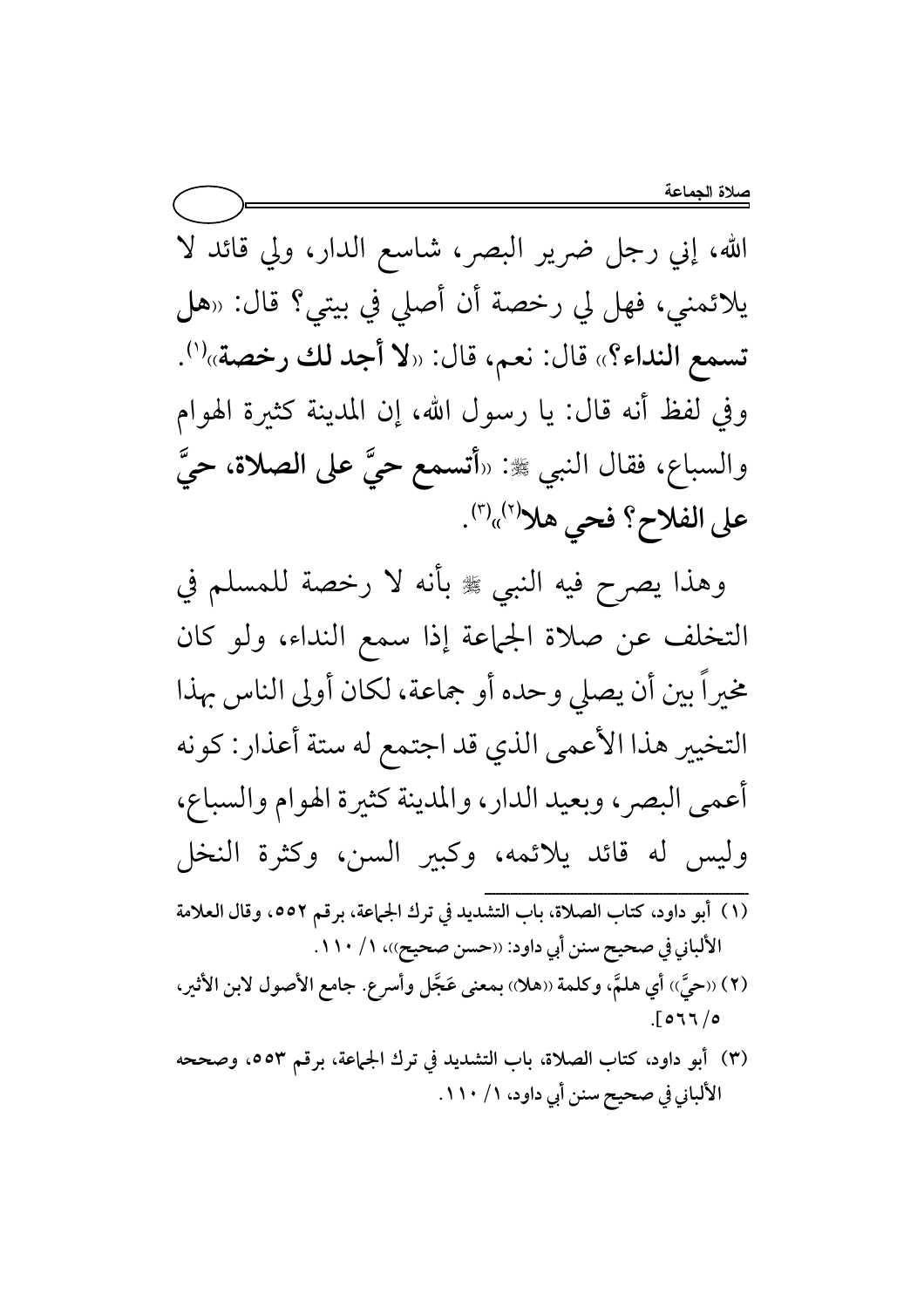الله، إني رجل ضرير البصر، شاسع الدار، ولي قائد لا يلائمني، فهل لي رخصة أن أصلي في بيتي؟ قال: «**هل تسمع النداء؟**» قال: نعم، قال: «**لا أجد لك رخصة**»[1]. وفي لفظ أنه قال: يا رسول الله، إن المدينة كثيرة الهوام والسباع، فقال النبي ﷺ: «**أتسمع حيَّ على الصلاة، حيَّ على الفلاح؟ فحي هلا**[2]»[3].

وهذا يصرح فيه النبي ﷺ بأنه لا رخصة للمسلم في التخلف عن صلاة الجماعة إذا سمع النداء، ولو كان مخيراً بين أن يصلي وحده أو جماعة، لكان أولى الناس بهذا التخيير هذا الأعمى الذي قد اجتمع له ستة أعذار: كونه أعمى البصر، وبعيد الدار، والمدينة كثيرة الهوام والسباع، وليس له قائد يلائمه، وكبير السن، وكثرة النخل

---

(١) أبو داود، كتاب الصلاة، باب التشديد في ترك الجماعة، برقم ٥٥٢، وقال العلامة الألباني في صحيح سنن أبي داود: «حسن صحيح»، ١/ ١١٠.

(٢) «حيَّ» أي هلمَّ، وكلمة «هلا» بمعنى عَجِّل وأسرع. جامع الأصول لابن الأثير، ٥/ ٥٦٦].

(٣) أبو داود، كتاب الصلاة، باب التشديد في ترك الجماعة، برقم ٥٥٣، وصححه الألباني في صحيح سنن أبي داود، ١/ ١١٠.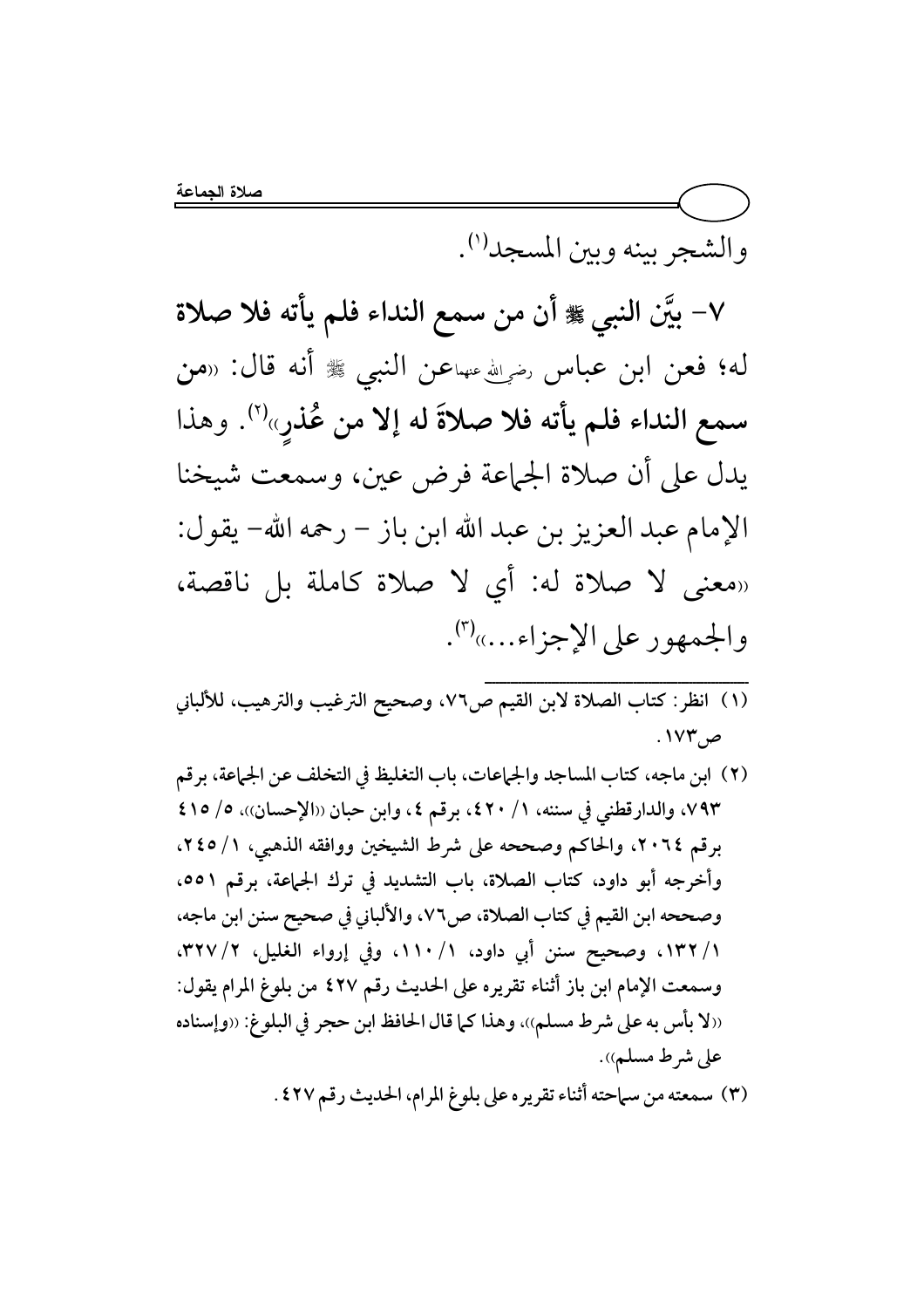والشجر بينه وبين المسجد[1].

**٧- بيَّن النبي ﷺ أن من سمع النداء فلم يأته فلا صلاة له؛** فعن ابن عباس رضي الله عنهما عن النبي ﷺ أنه قال: «**من سمع النداء فلم يأته فلا صلاةَ له إلا من عُذرٍ**»[2]. وهذا يدل على أن صلاة الجماعة فرض عين، وسمعت شيخنا الإمام عبد العزيز بن عبد الله ابن باز – رحمه الله- يقول: «معنى لا صلاة له: أي لا صلاة كاملة بل ناقصة، والجمهور على الإجزاء...»[3].

---

(١) انظر: كتاب الصلاة لابن القيم ص٧٦، وصحيح الترغيب والترهيب، للألباني ص١٧٣.

(٢) ابن ماجه، كتاب المساجد والجماعات، باب التغليظ في التخلف عن الجماعة، برقم ٧٩٣، والدارقطني في سننه، ١/ ٤٢٠، برقم ٤، وابن حبان «الإحسان»، ٥/ ٤١٥ برقم ٢٠٦٤، والحاكم وصححه على شرط الشيخين ووافقه الذهبي، ١/ ٢٤٥، وأخرجه أبو داود، كتاب الصلاة، باب التشديد في ترك الجماعة، برقم ٥٥١، وصححه ابن القيم في كتاب الصلاة، ص٧٦، والألباني في صحيح سنن ابن ماجه، ١/ ١٣٢، وصحيح سنن أبي داود، ١/ ١١٠، وفي إرواء الغليل، ٢/ ٣٢٧، وسمعت الإمام ابن باز أثناء تقريره على الحديث رقم ٤٢٧ من بلوغ المرام يقول: «لا بأس به على شرط مسلم»، وهذا كما قال الحافظ ابن حجر في البلوغ: «وإسناده على شرط مسلم».

(٣) سمعته من سماحته أثناء تقريره على بلوغ المرام، الحديث رقم ٤٢٧.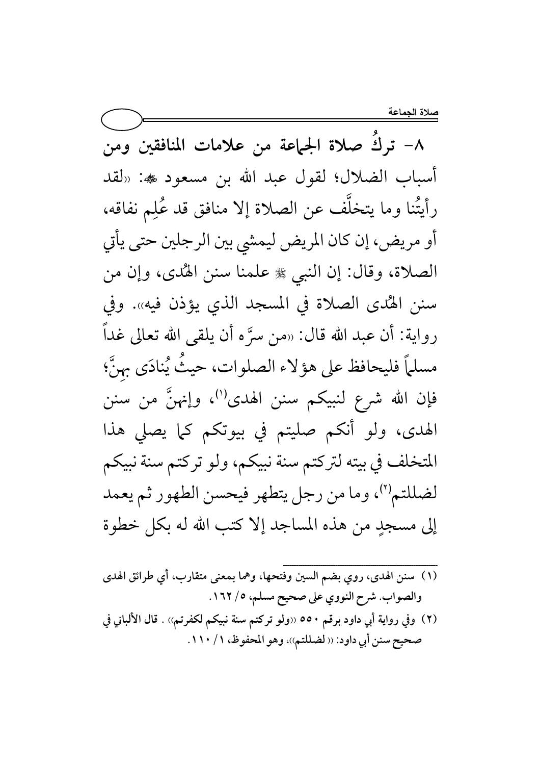٨- تركُ صلاة الجماعة من علامات المنافقين ومن أسباب الضلال؛ لقول عبد الله بن مسعود ﷺ: «لقد رأيتُنا وما يتخلَّف عن الصلاة إلا منافق قد عُلِم نفاقه، أو مريض، إن كان المريض ليمشي بين الرجلين حتى يأتي الصلاة، وقال: إن النبي ﷺ علمنا سنن الهُدى، وإن من سنن الهُدى الصلاة في المسجد الذي يؤذن فيه». وفي رواية: أن عبد الله قال: «من سرَّه أن يلقى الله تعالى غداً مسلماً فليحافظ على هؤلاء الصلوات، حيثُ يُنادَى بهِنَّ؛ فإن الله شرع لنبيكم سنن الهدى[1]، وإنهنَّ من سنن الهدى، ولو أنكم صليتم في بيوتكم كما يصلي هذا المتخلف في بيته لتركتم سنة نبيكم، ولو تركتم سنة نبيكم لضللتم[2]، وما من رجل يتطهر فيحسن الطهور ثم يعمد إلى مسجدٍ من هذه المساجد إلا كتب الله له بكل خطوة

---

(١) سنن الهدى، روي بضم السين وفتحها، وهما بمعنى متقارب، أي طرائق الهدى والصواب. شرح النووي على صحيح مسلم، ٥/ ١٦٢.

(٢) وفي رواية أبي داود برقم ٥٥٠ «ولو تركتم سنة نبيكم لكفرتم» . قال الألباني في صحيح سنن أبي داود: «لضللتم»، وهو المحفوظ، ١/ ١١٠.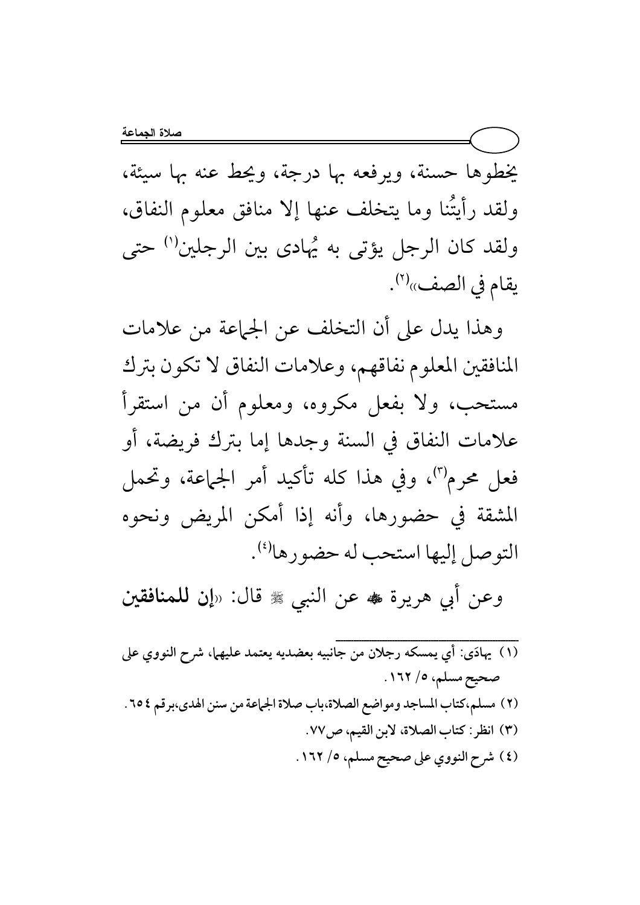يخطوها حسنة، ويرفعه بها درجة، ويحط عنه بها سيئة، ولقد رأيتُنا وما يتخلف عنها إلا منافق معلوم النفاق، ولقد كان الرجل يؤتى به يُهادى بين الرجلين[1] حتى يقام في الصف»[2].

وهذا يدل على أن التخلف عن الجماعة من علامات المنافقين المعلوم نفاقهم، وعلامات النفاق لا تكون بترك مستحب، ولا بفعل مكروه، ومعلوم أن من استقرأ علامات النفاق في السنة وجدها إما بترك فريضة، أو فعل محرم[3]، وفي هذا كله تأكيد أمر الجماعة، وتحمل المشقة في حضورها، وأنه إذا أمكن المريض ونحوه التوصل إليها استحب له حضورها[4].

وعن أبي هريرة ﷺ عن النبي ﷺ قال: «**إن للمنافقين**

---

(١) يهادَى: أي يمسكه رجلان من جانبيه بعضديه يعتمد عليهما، شرح النووي على صحيح مسلم، ٥/ ١٦٢.

(٢) مسلم، كتاب المساجد ومواضع الصلاة، باب صلاة الجماعة من سنن الهدى، برقم ٦٥٤.

(٣) انظر: كتاب الصلاة، لابن القيم، ص٧٧.

(٤) شرح النووي على صحيح مسلم، ٥/ ١٦٢.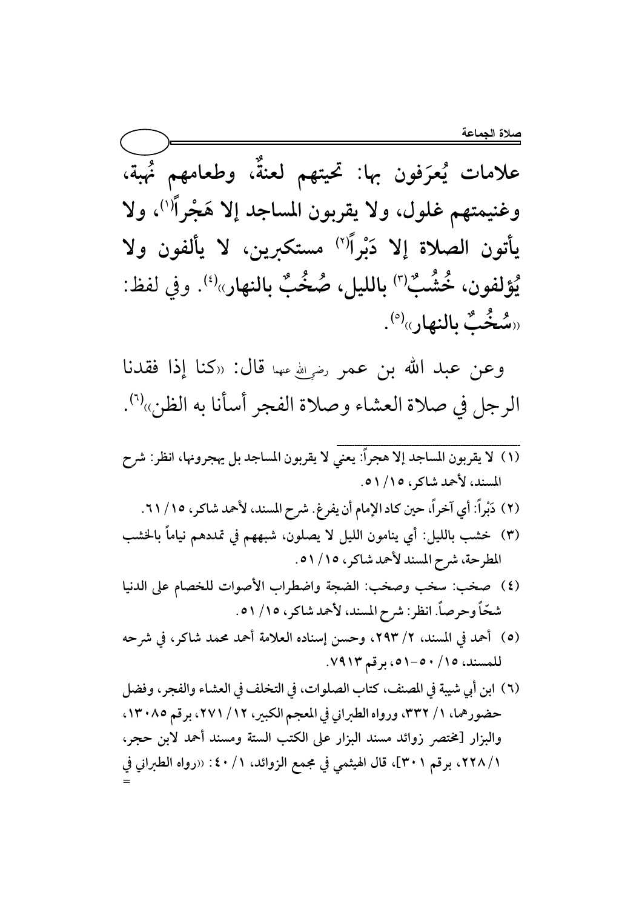علامات يُعرَفون بها: تحيتهم لعنةٌ، وطعامهم نُهبة، وغنيمتهم غلول، ولا يقربون المساجد إلا هَجْراً[1]، ولا يأتون الصلاة إلا دَبْراً[2] مستكبرين، لا يألفون ولا يُؤلفون، خُشُبٌ[3] بالليل، صُخُبٌ بالنهار»[4]. وفي لفظ: «سُخُبٌ بالنهار»[5].

وعن عبد الله بن عمر رضي الله عنهما قال: «كنا إذا فقدنا الرجل في صلاة العشاء وصلاة الفجر أسأنا به الظن»[6].

---

(١) لا يقربون المساجد إلا هجراً: يعني لا يقربون المساجد بل يهجرونها، انظر: شرح المسند، لأحمد شاكر، ١٥/ ٥١.

(٢) دَبْراً: أي آخراً، حين كاد الإمام أن يفرغ. شرح المسند، لأحمد شاكر، ١٥/ ٦١.

(٣) خشب بالليل: أي ينامون الليل لا يصلون، شبههم في تمددهم نياماً بالخشب المطرحة، شرح المسند لأحمد شاكر، ١٥/ ٥١.

(٤) صخب: سخب وصخب: الضجة واضطراب الأصوات للخصام على الدنيا شحّاً وحرصاً. انظر: شرح المسند، لأحمد شاكر، ١٥/ ٥١.

(٥) أحمد في المسند، ٢/ ٢٩٣، وحسن إسناده العلامة أحمد محمد شاكر، في شرحه للمسند، ١٥/ ٥٠-٥١، برقم ٧٩١٣.

(٦) ابن أبي شيبة في المصنف، كتاب الصلوات، في التخلف في العشاء والفجر، وفضل حضورهما، ١/ ٣٣٢، ورواه الطبراني في المعجم الكبير، ١٢/ ٢٧١، برقم ١٣٠٨٥، والبزار [مختصر زوائد مسند البزار على الكتب الستة ومسند أحمد لابن حجر، ١/ ٢٢٨، برقم ٣٠١]، قال الهيثمي في مجمع الزوائد، ١/ ٤٠: «رواه الطبراني في =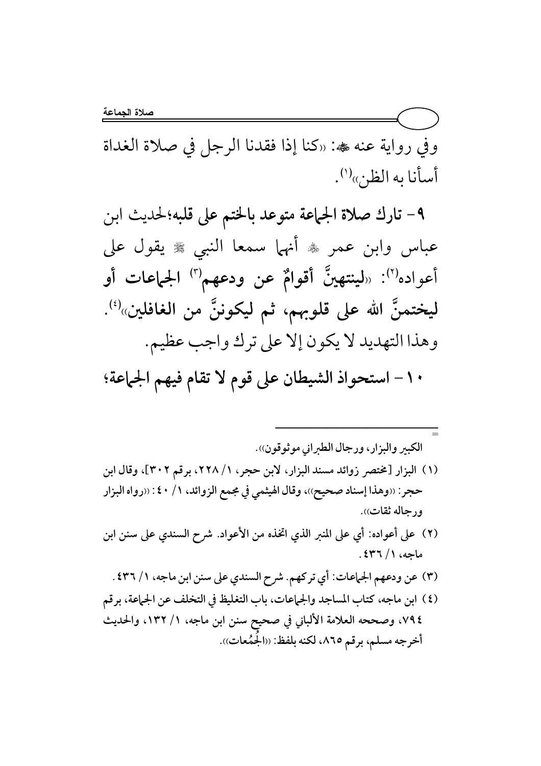وفي رواية عنه ﷺ: «كنا إذا فقدنا الرجل في صلاة الغداة أسأنا به الظن»[1].

**٩- تارك صلاة الجماعة متوعد بالختم على قلبه**؛ لحديث ابن عباس وابن عمر ﷺ أنهما سمعا النبي ﷺ يقول على أعواده[2]: «**لينتهينَّ أقوامٌ عن ودعهم[3] الجماعات أو ليختمنَّ الله على قلوبهم، ثم ليكوننَّ من الغافلين**»[4]. وهذا التهديد لا يكون إلا على ترك واجب عظيم.

**١٠- استحواذ الشيطان على قوم لا تقام فيهم الجماعة؛**

---

= الكبير والبزار، ورجال الطبراني موثوقون».

(١) البزار [مختصر زوائد مسند البزار، لابن حجر، ١/ ٢٢٨، برقم ٣٠٢]، وقال ابن حجر: «وهذا إسناد صحيح»، وقال الهيثمي في مجمع الزوائد، ١/ ٤٠: «رواه البزار ورجاله ثقات».

(٢) على أعواده: أي على المنبر الذي اتخذه من الأعواد. شرح السندي على سنن ابن ماجه، ١/ ٤٣٦.

(٣) عن ودعهم الجماعات: أي تركهم. شرح السندي على سنن ابن ماجه، ١/ ٤٣٦.

(٤) ابن ماجه، كتاب المساجد والجماعات، باب التغليظ في التخلف عن الجماعة، برقم ٧٩٤، وصححه العلامة الألباني في صحيح سنن ابن ماجه، ١/ ١٣٢، والحديث أخرجه مسلم، برقم ٨٦٥، لكنه بلفظ: «الجُمُعات».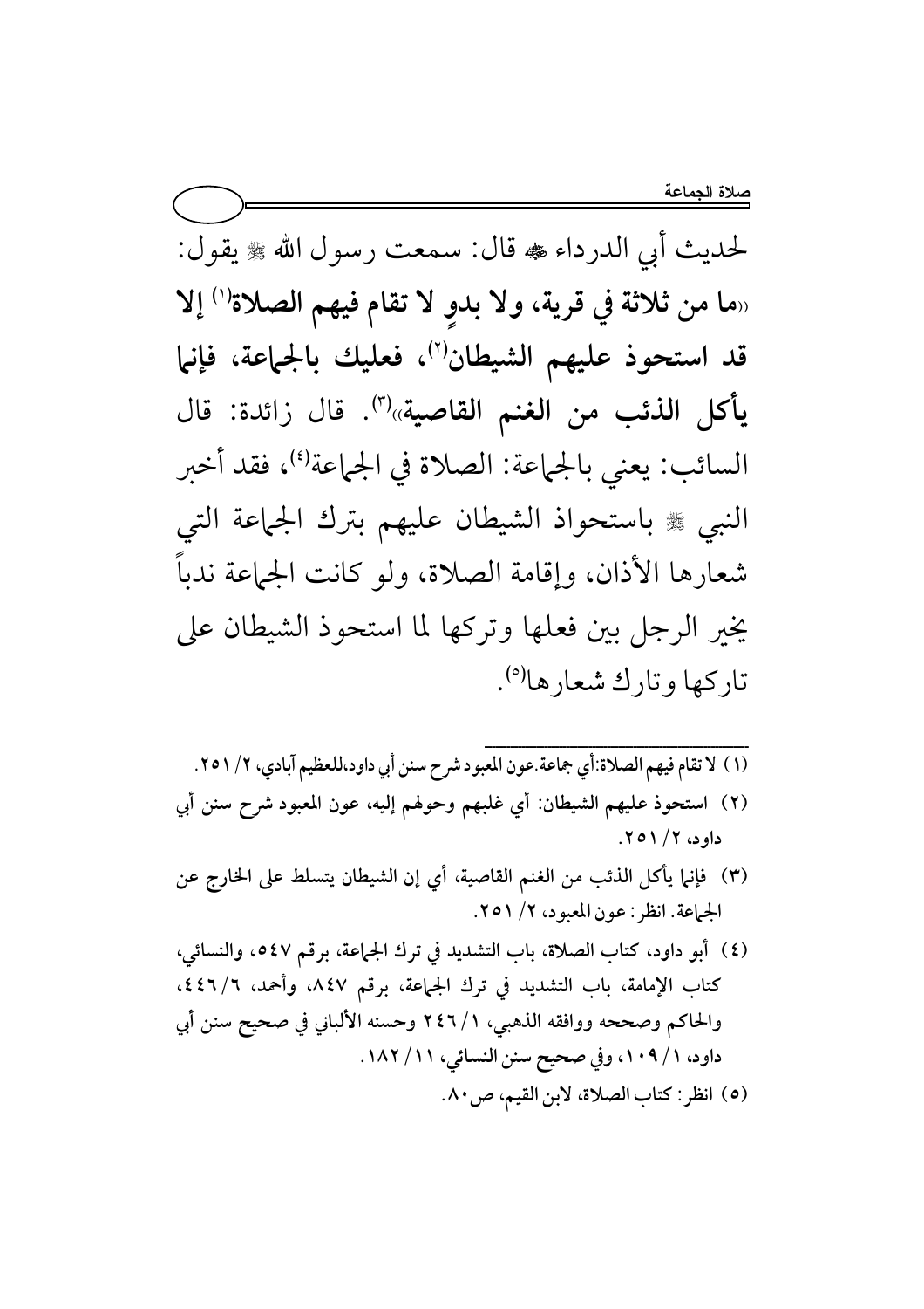لحديث أبي الدرداء ﷺ قال: سمعت رسول الله ﷺ يقول: «**ما من ثلاثة في قرية، ولا بدوٍ لا تقام فيهم الصلاة[١] إلا قد استحوذ عليهم الشيطان[٢]، فعليك بالجماعة، فإنما يأكل الذئب من الغنم القاصية**»[٣]. قال زائدة: قال السائب: يعني بالجماعة: الصلاة في الجماعة[٤]، فقد أخبر النبي ﷺ باستحواذ الشيطان عليهم بترك الجماعة التي شعارها الأذان، وإقامة الصلاة، ولو كانت الجماعة ندباً يخير الرجل بين فعلها وتركها لما استحوذ الشيطان على تاركها وتارك شعارها[٥].

---

(١) لا تقام فيهم الصلاة: أي جماعة. عون المعبود شرح سنن أبي داود، للعظيم آبادي، ٢/ ٢٥١.

(٢) استحوذ عليهم الشيطان: أي غلبهم وحولهم إليه، عون المعبود شرح سنن أبي داود، ٢/ ٢٥١.

(٣) فإنما يأكل الذئب من الغنم القاصية، أي إن الشيطان يتسلط على الخارج عن الجماعة. انظر: عون المعبود، ٢/ ٢٥١.

(٤) أبو داود، كتاب الصلاة، باب التشديد في ترك الجماعة، برقم ٥٤٧، والنسائي، كتاب الإمامة، باب التشديد في ترك الجماعة، برقم ٨٤٧، وأحمد، ٦/٤٤٦، والحاكم وصححه ووافقه الذهبي، ١/ ٢٤٦ وحسنه الألباني في صحيح سنن أبي داود، ١/ ١٠٩، وفي صحيح سنن النسائي، ١١/ ١٨٢.

(٥) انظر: كتاب الصلاة، لابن القيم، ص٨٠.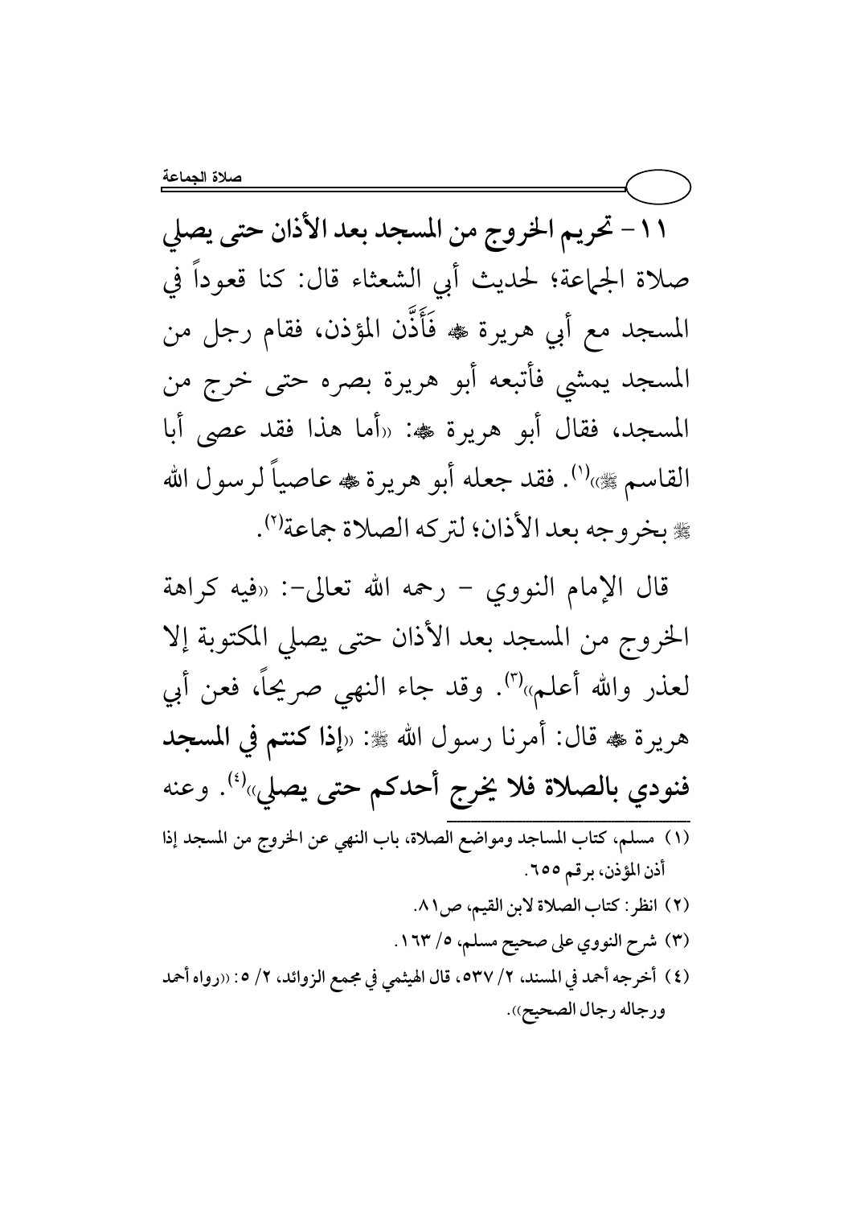**١١- تحريم الخروج من المسجد بعد الأذان حتى يصلي** صلاة الجماعة؛ لحديث أبي الشعثاء قال: كنا قعوداً في المسجد مع أبي هريرة ﷺ فَأَذَّن المؤذن، فقام رجل من المسجد يمشي فأتبعه أبو هريرة بصره حتى خرج من المسجد، فقال أبو هريرة ﷺ: «أما هذا فقد عصى أبا القاسم ﷺ»[١]. فقد جعله أبو هريرة ﷺ عاصياً لرسول الله ﷺ بخروجه بعد الأذان؛ لتركه الصلاة جماعة[٢].

قال الإمام النووي - رحمه الله تعالى-: «فيه كراهة الخروج من المسجد بعد الأذان حتى يصلي المكتوبة إلا لعذر والله أعلم»[٣]. وقد جاء النهي صريحاً، فعن أبي هريرة ﷺ قال: أمرنا رسول الله ﷺ: «**إذا كنتم في المسجد فنودي بالصلاة فلا يخرج أحدكم حتى يصلي**»[٤]. وعنه

---

(١) مسلم، كتاب المساجد ومواضع الصلاة، باب النهي عن الخروج من المسجد إذا أذن المؤذن، برقم ٦٥٥.

(٢) انظر: كتاب الصلاة لابن القيم، ص٨١.

(٣) شرح النووي على صحيح مسلم، ٥/ ١٦٣.

(٤) أخرجه أحمد في المسند، ٢/ ٥٣٧، قال الهيثمي في مجمع الزوائد، ٢/ ٥: «رواه أحمد ورجاله رجال الصحيح».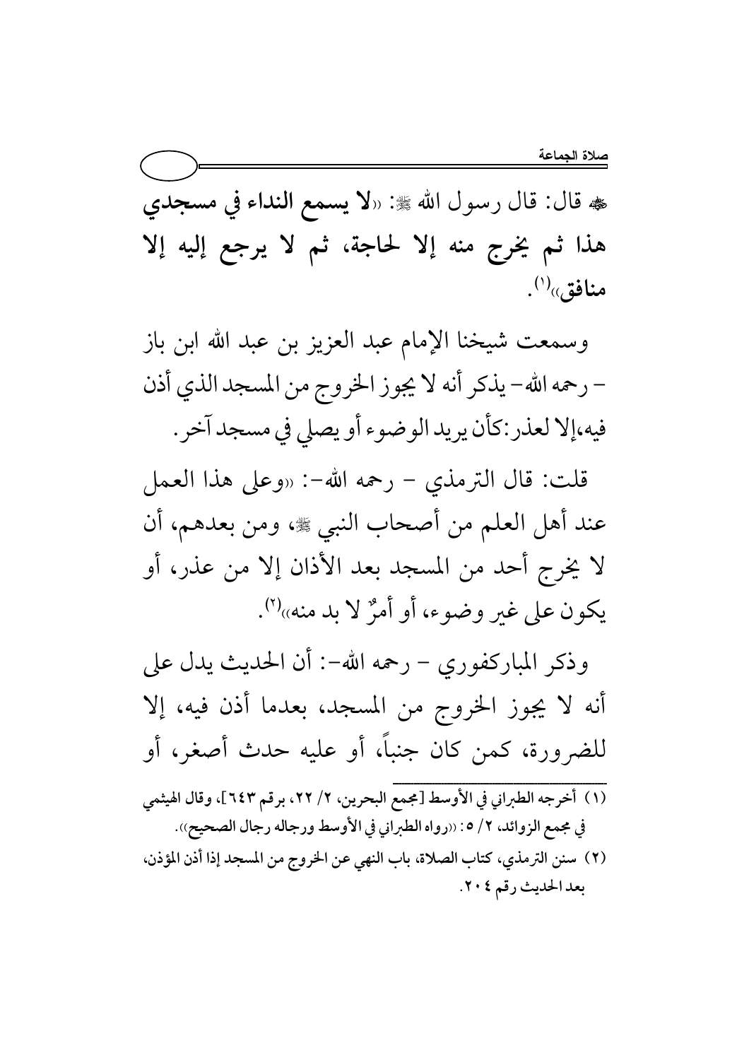ﷺ قال: قال رسول الله ﷺ: «**لا يسمع النداء في مسجدي هذا ثم يخرج منه إلا لحاجة، ثم لا يرجع إليه إلا منافق**»[1].

وسمعت شيخنا الإمام عبد العزيز بن عبد الله ابن باز – رحمه الله– يذكر أنه لا يجوز الخروج من المسجد الذي أذن فيه،إلا لعذر:كأن يريد الوضوء أو يصلي في مسجد آخر.

قلت: قال الترمذي – رحمه الله–: «وعلى هذا العمل عند أهل العلم من أصحاب النبي ﷺ، ومن بعدهم، أن لا يخرج أحد من المسجد بعد الأذان إلا من عذر، أو يكون على غير وضوء، أو أمرٌ لا بد منه»[2].

وذكر المباركفوري – رحمه الله–: أن الحديث يدل على أنه لا يجوز الخروج من المسجد، بعدما أذن فيه، إلا للضرورة، كمن كان جنباً، أو عليه حدث أصغر، أو

---

(١) أخرجه الطبراني في الأوسط [مجمع البحرين، ٢/ ٢٢، برقم ٦٤٣]، وقال الهيثمي في مجمع الزوائد، ٢/ ٥: «رواه الطبراني في الأوسط ورجاله رجال الصحيح».

(٢) سنن الترمذي، كتاب الصلاة، باب النهي عن الخروج من المسجد إذا أذن المؤذن، بعد الحديث رقم ٢٠٤.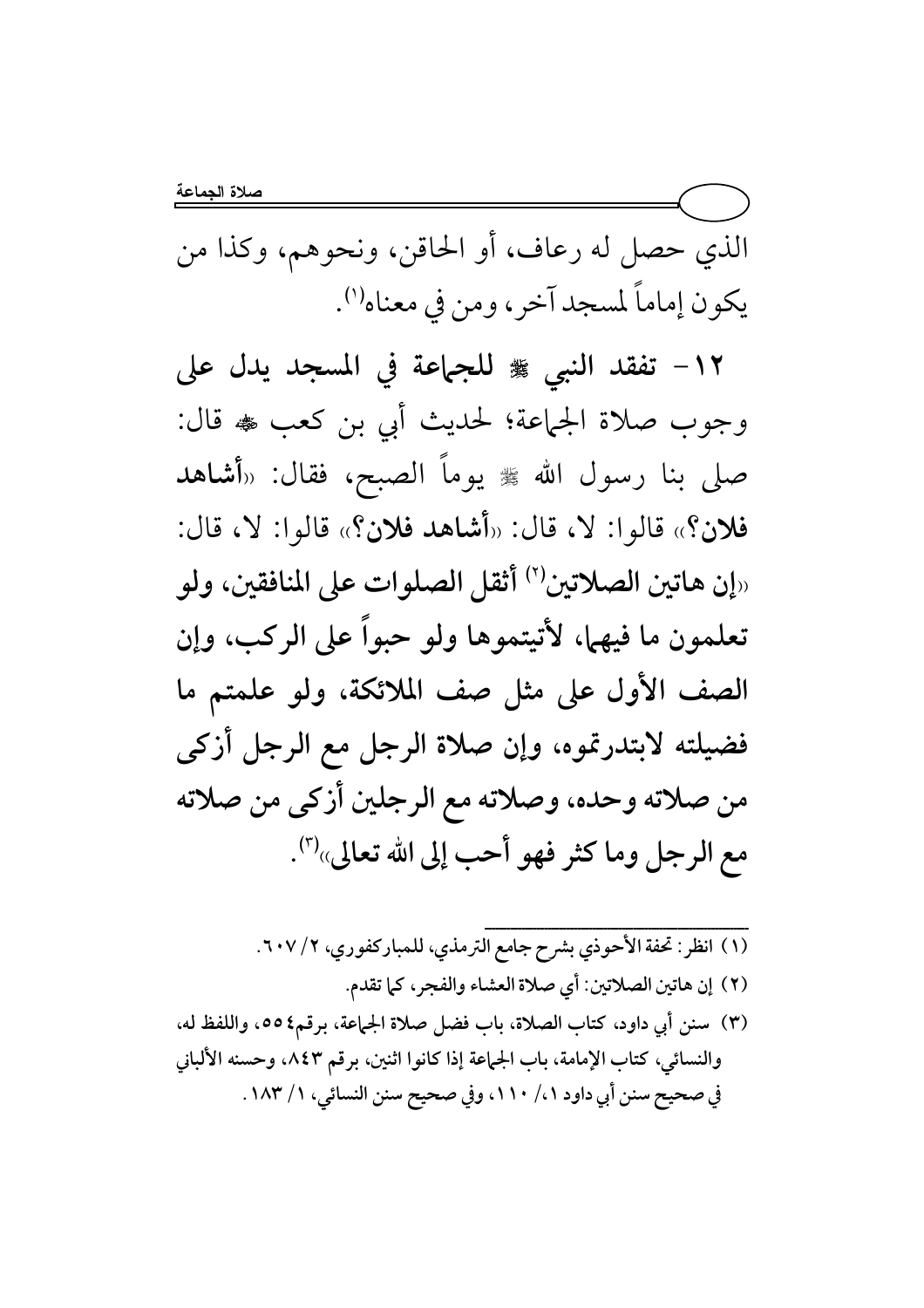الذي حصل له رعاف، أو الحاقن، ونحوهم، وكذا من يكون إماماً لمسجد آخر، ومن في معناه[1].

**١٢- تفقد النبي ﷺ للجماعة في المسجد يدل على** وجوب صلاة الجماعة؛ لحديث أبي بن كعب ﷺ قال: صلى بنا رسول الله ﷺ يوماً الصبح، فقال: «**أشاهد فلان؟**» قالوا: لا، قال: «**أشاهد فلان؟**» قالوا: لا، قال: «**إن هاتين الصلاتين[2] أثقل الصلوات على المنافقين، ولو تعلمون ما فيهما، لأتيتموها ولو حبواً على الركب، وإن الصف الأول على مثل صف الملائكة، ولو علمتم ما فضيلته لابتدرتموه، وإن صلاة الرجل مع الرجل أزكى من صلاته وحده، وصلاته مع الرجلين أزكى من صلاته مع الرجل وما كثر فهو أحب إلى الله تعالى**»[3].

---

(١) انظر: تحفة الأحوذي بشرح جامع الترمذي، للمباركفوري، ٢/ ٦٠٧.

(٢) إن هاتين الصلاتين: أي صلاة العشاء والفجر، كما تقدم.

(٣) سنن أبي داود، كتاب الصلاة، باب فضل صلاة الجماعة، برقم٥٥٤، واللفظ له، والنسائي، كتاب الإمامة، باب الجماعة إذا كانوا اثنين، برقم ٨٤٣، وحسنه الألباني في صحيح سنن أبي داود ١،/ ١١٠، وفي صحيح سنن النسائي، ١/ ١٨٣.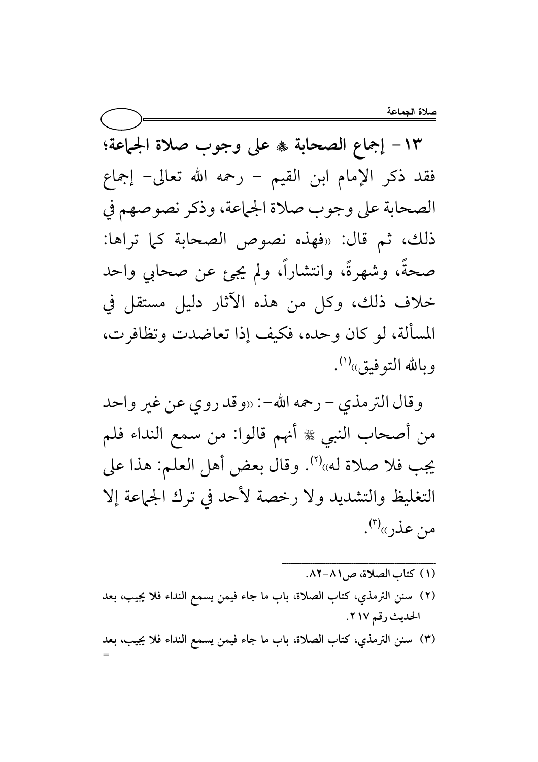**١٣- إجماع الصحابة ﷺ على وجوب صلاة الجماعة؛** فقد ذكر الإمام ابن القيم - رحمه الله تعالى- إجماع الصحابة على وجوب صلاة الجماعة، وذكر نصوصهم في ذلك، ثم قال: «فهذه نصوص الصحابة كما تراها: صحةً، وشهرةً، وانتشاراً، ولم يجئ عن صحابي واحد خلاف ذلك، وكل من هذه الآثار دليل مستقل في المسألة، لو كان وحده، فكيف إذا تعاضدت وتظافرت، وبالله التوفيق»[١].

وقال الترمذي - رحمه الله-: «وقد روي عن غير واحد من أصحاب النبي ﷺ أنهم قالوا: من سمع النداء فلم يجب فلا صلاة له»[٢]. وقال بعض أهل العلم: هذا على التغليظ والتشديد ولا رخصة لأحد في ترك الجماعة إلا من عذر»[٣].

---

(١) كتاب الصلاة، ص٨١-٨٢.

(٢) سنن الترمذي، كتاب الصلاة، باب ما جاء فيمن يسمع النداء فلا يجيب، بعد الحديث رقم ٢١٧.

(٣) سنن الترمذي، كتاب الصلاة، باب ما جاء فيمن يسمع النداء فلا يجيب، بعد =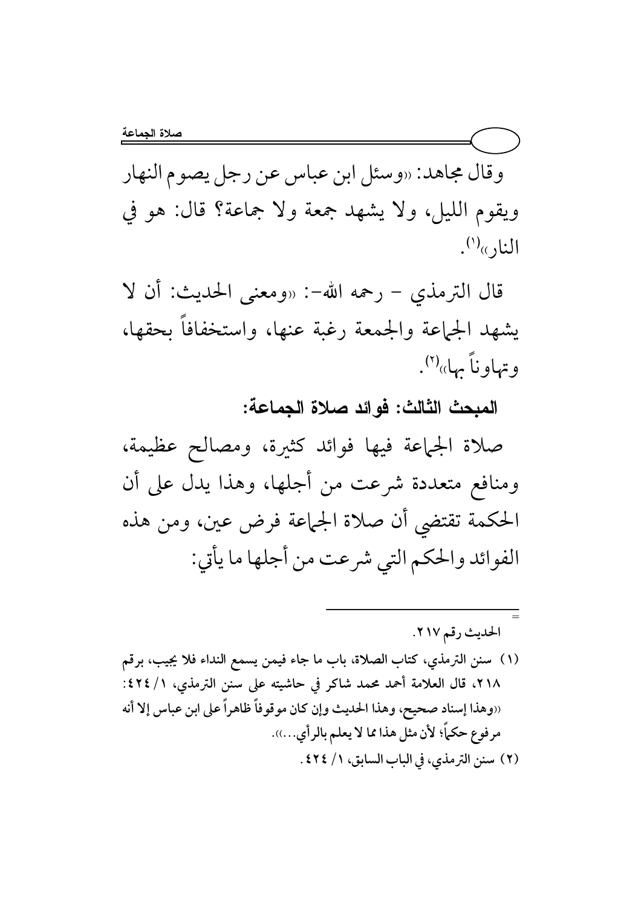وقال مجاهد: «وسئل ابن عباس عن رجل يصوم النهار ويقوم الليل، ولا يشهد جمعة ولا جماعة؟ قال: هو في النار»[1].

قال الترمذي – رحمه الله-: «ومعنى الحديث: أن لا يشهد الجماعة والجمعة رغبة عنها، واستخفافاً بحقها، وتهاوناً بها»[2].

**المبحث الثالث: فوائد صلاة الجماعة:**

صلاة الجماعة فيها فوائد كثيرة، ومصالح عظيمة، ومنافع متعددة شرعت من أجلها، وهذا يدل على أن الحكمة تقتضي أن صلاة الجماعة فرض عين، ومن هذه الفوائد والحكم التي شرعت من أجلها ما يأتي:

---

= الحديث رقم ٢١٧.

(١) سنن الترمذي، كتاب الصلاة، باب ما جاء فيمن يسمع النداء فلا يجيب، برقم ٢١٨، قال العلامة أحمد محمد شاكر في حاشيته على سنن الترمذي، ١/ ٤٢٤: «وهذا إسناد صحيح، وهذا الحديث وإن كان موقوفاً ظاهراً على ابن عباس إلا أنه مرفوع حكماً؛ لأن مثل هذا مما لا يعلم بالرأي...».

(٢) سنن الترمذي، في الباب السابق، ١/ ٤٢٤.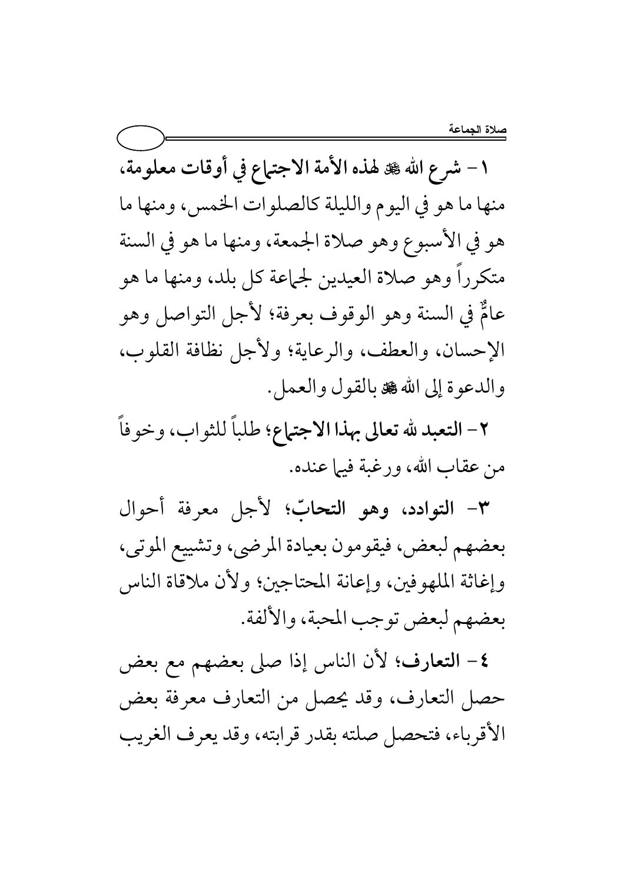١ – **شرع الله ﷻ لهذه الأمة الاجتماع في أوقات معلومة،** منها ما هو في اليوم والليلة كالصلوات الخمس، ومنها ما هو في الأسبوع وهو صلاة الجمعة، ومنها ما هو في السنة متكرراً وهو صلاة العيدين لجماعة كل بلد، ومنها ما هو عامٌّ في السنة وهو الوقوف بعرفة؛ لأجل التواصل وهو الإحسان، والعطف، والرعاية؛ ولأجل نظافة القلوب، والدعوة إلى الله ﷻ بالقول والعمل.

٢ – **التعبد لله تعالى بهذا الاجتماع؛** طلباً للثواب، وخوفاً من عقاب الله، ورغبة فيما عنده.

٣– **التوادد، وهو التحابّ؛** لأجل معرفة أحوال بعضهم لبعض، فيقومون بعيادة المرضى، وتشييع الموتى، وإغاثة الملهوفين، وإعانة المحتاجين؛ ولأن ملاقاة الناس بعضهم لبعض توجب المحبة، والألفة.

٤ – **التعارف؛** لأن الناس إذا صلى بعضهم مع بعض حصل التعارف، وقد يحصل من التعارف معرفة بعض الأقرباء، فتحصل صلته بقدر قرابته، وقد يعرف الغريب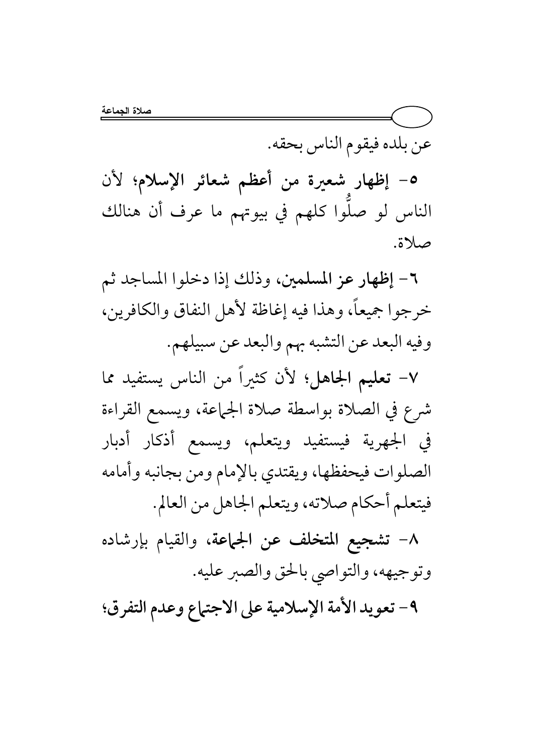عن بلده فيقوم الناس بحقه.

٥- **إظهار شعيرة من أعظم شعائر الإسلام**؛ لأن الناس لو صلُّوا كلهم في بيوتهم ما عرف أن هنالك صلاة.

٦- **إظهار عز المسلمين**، وذلك إذا دخلوا المساجد ثم خرجوا جميعاً، وهذا فيه إغاظة لأهل النفاق والكافرين، وفيه البعد عن التشبه بهم والبعد عن سبيلهم.

٧- **تعليم الجاهل**؛ لأن كثيراً من الناس يستفيد مما شرع في الصلاة بواسطة صلاة الجماعة، ويسمع القراءة في الجهرية فيستفيد ويتعلم، ويسمع أذكار أدبار الصلوات فيحفظها، ويقتدي بالإمام ومن بجانبه وأمامه فيتعلم أحكام صلاته، ويتعلم الجاهل من العالم.

٨- **تشجيع المتخلف عن الجماعة**، والقيام بإرشاده وتوجيهه، والتواصي بالحق والصبر عليه.

٩- **تعويد الأمة الإسلامية على الاجتماع وعدم التفرق**؛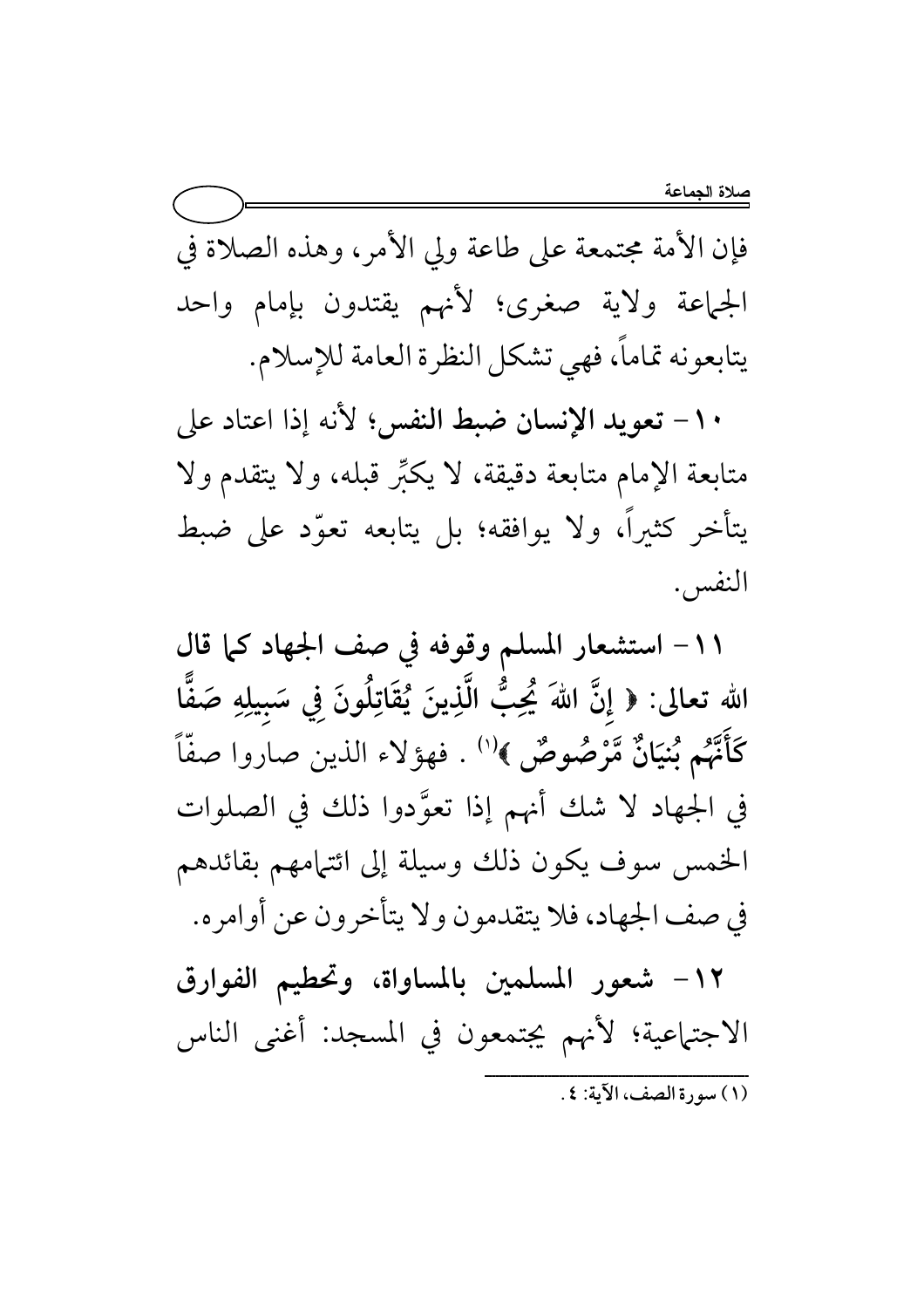فإن الأمة مجتمعة على طاعة ولي الأمر، وهذه الصلاة في الجماعة ولاية صغرى؛ لأنهم يقتدون بإمام واحد يتابعونه تماماً، فهي تشكل النظرة العامة للإسلام.

١٠- **تعويد الإنسان ضبط النفس**؛ لأنه إذا اعتاد على متابعة الإمام متابعة دقيقة، لا يكبِّر قبله، ولا يتقدم ولا يتأخر كثيراً، ولا يوافقه؛ بل يتابعه تعوّد على ضبط النفس.

١١- **استشعار المسلم وقوفه في صف الجهاد كما قال الله تعالى: ﴿ إِنَّ اللهَ يُحِبُّ الَّذِينَ يُقَاتِلُونَ فِي سَبِيلِهِ صَفًّا كَأَنَّهُم بُنيَانٌ مَّرْصُوصٌ ﴾**[1] . فهؤلاء الذين صاروا صفّاً في الجهاد لا شك أنهم إذا تعوَّدوا ذلك في الصلوات الخمس سوف يكون ذلك وسيلة إلى ائتمامهم بقائدهم في صف الجهاد، فلا يتقدمون ولا يتأخرون عن أوامره.

١٢- **شعور المسلمين بالمساواة، وتحطيم الفوارق الاجتماعية**؛ لأنهم يجتمعون في المسجد: أغنى الناس

---

(١) سورة الصف، الآية: ٤.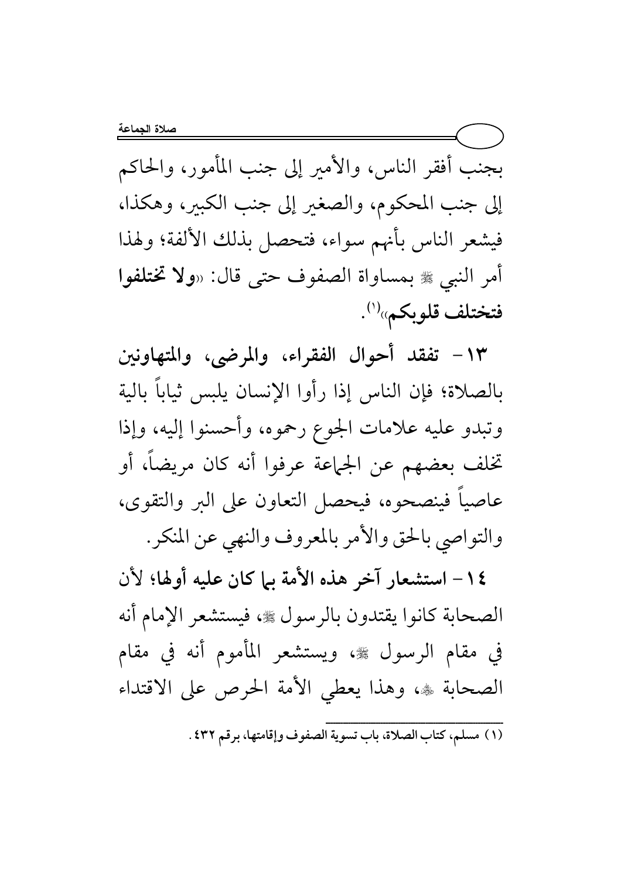بجنب أفقر الناس، والأمير إلى جنب المأمور، والحاكم إلى جنب المحكوم، والصغير إلى جنب الكبير، وهكذا، فيشعر الناس بأنهم سواء، فتحصل بذلك الألفة؛ ولهذا أمر النبي ﷺ بمساواة الصفوف حتى قال: «**ولا تختلفوا فتختلف قلوبكم**»[1].

**١٣- تفقد أحوال الفقراء، والمرضى، والمتهاونين** بالصلاة؛ فإن الناس إذا رأوا الإنسان يلبس ثياباً بالية وتبدو عليه علامات الجوع رحموه، وأحسنوا إليه، وإذا تخلف بعضهم عن الجماعة عرفوا أنه كان مريضاً، أو عاصياً فينصحوه، فيحصل التعاون على البر والتقوى، والتواصي بالحق والأمر بالمعروف والنهي عن المنكر.

**١٤- استشعار آخر هذه الأمة بما كان عليه أولها؛** لأن الصحابة كانوا يقتدون بالرسول ﷺ، فيستشعر الإمام أنه في مقام الرسول ﷺ، ويستشعر المأموم أنه في مقام الصحابة ﷺ، وهذا يعطي الأمة الحرص على الاقتداء

---

(١) مسلم، كتاب الصلاة، باب تسوية الصفوف وإقامتها، برقم ٤٣٢.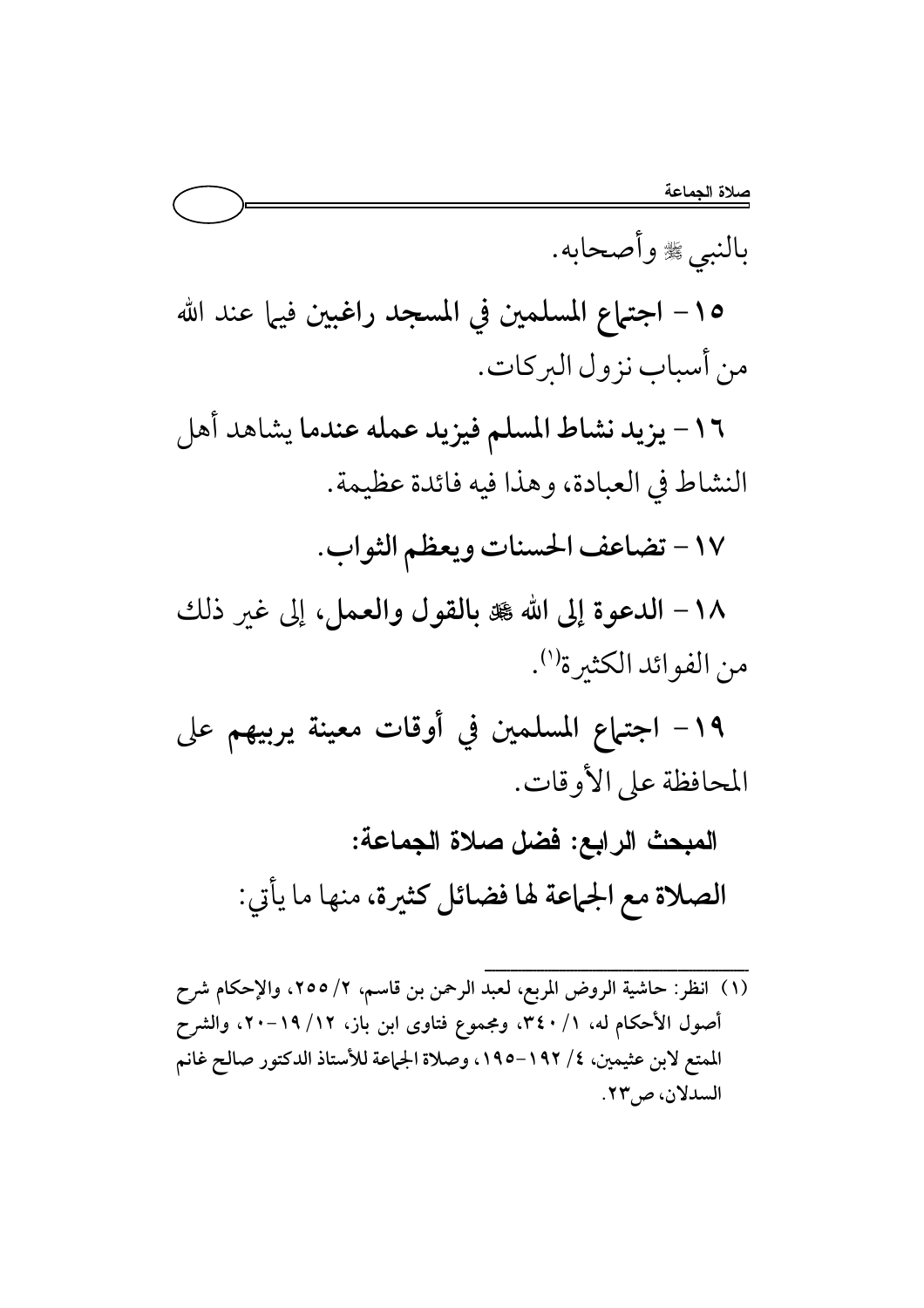بالنبي ﷺ وأصحابه.

١٥- **اجتماع المسلمين في المسجد راغبين فيما عند الله** من أسباب نزول البركات.

١٦- **يزيد نشاط المسلم فيزيد عمله عندما** يشاهد أهل النشاط في العبادة، وهذا فيه فائدة عظيمة.

١٧- **تضاعف الحسنات ويعظم الثواب.**

١٨- **الدعوة إلى الله ﷻ بالقول والعمل**، إلى غير ذلك من الفوائد الكثيرة[١].

١٩- **اجتماع المسلمين في أوقات معينة يربيهم على** المحافظة على الأوقات.

### المبحث الرابع: فضل صلاة الجماعة:

**الصلاة مع الجماعة لها فضائل كثيرة، منها ما يأتي:**

---

(١) انظر: حاشية الروض المربع، لعبد الرحمن بن قاسم، ٢/ ٢٥٥، والإحكام شرح أصول الأحكام له، ١/ ٣٤٠، ومجموع فتاوى ابن باز، ١٢/ ١٩-٢٠، والشرح الممتع لابن عثيمين، ٤/ ١٩٢-١٩٥، وصلاة الجماعة للأستاذ الدكتور صالح غانم السدلان، ص٢٣.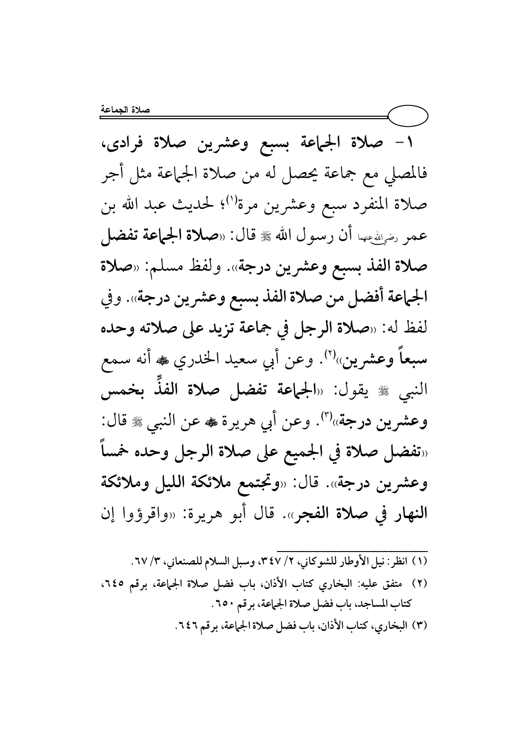١- صلاة الجماعة بسبع وعشرين صلاة فرادى، فالمصلي مع جماعة يحصل له من صلاة الجماعة مثل أجر صلاة المنفرد سبع وعشرين مرة[1]؛ لحديث عبد الله بن عمر رضي الله عنهما أن رسول الله ﷺ قال: «**صلاة الجماعة تفضل صلاة الفذ بسبع وعشرين درجة**». ولفظ مسلم: «**صلاة الجماعة أفضل من صلاة الفذ بسبع وعشرين درجة**». وفي لفظ له: «**صلاة الرجل في جماعة تزيد على صلاته وحده سبعاً وعشرين**»[2]. وعن أبي سعيد الخدري ﷺ أنه سمع النبي ﷺ يقول: «**الجماعة تفضل صلاة الفذِّ بخمس وعشرين درجة**»[3]. وعن أبي هريرة ﷺ عن النبي ﷺ قال: «**تفضل صلاة في الجميع على صلاة الرجل وحده خمساً وعشرين درجة**». قال: «**وتجتمع ملائكة الليل وملائكة النهار في صلاة الفجر**». قال أبو هريرة: «واقرؤوا إن

---

(١) انظر: نيل الأوطار للشوكاني، ٢/ ٣٤٧، وسبل السلام للصنعاني، ٣/ ٦٧.

(٢) متفق عليه: البخاري كتاب الأذان، باب فضل صلاة الجماعة، برقم ٦٤٥، كتاب المساجد، باب فضل صلاة الجماعة، برقم ٦٥٠.

(٣) البخاري، كتاب الأذان، باب فضل صلاة الجماعة، برقم ٦٤٦.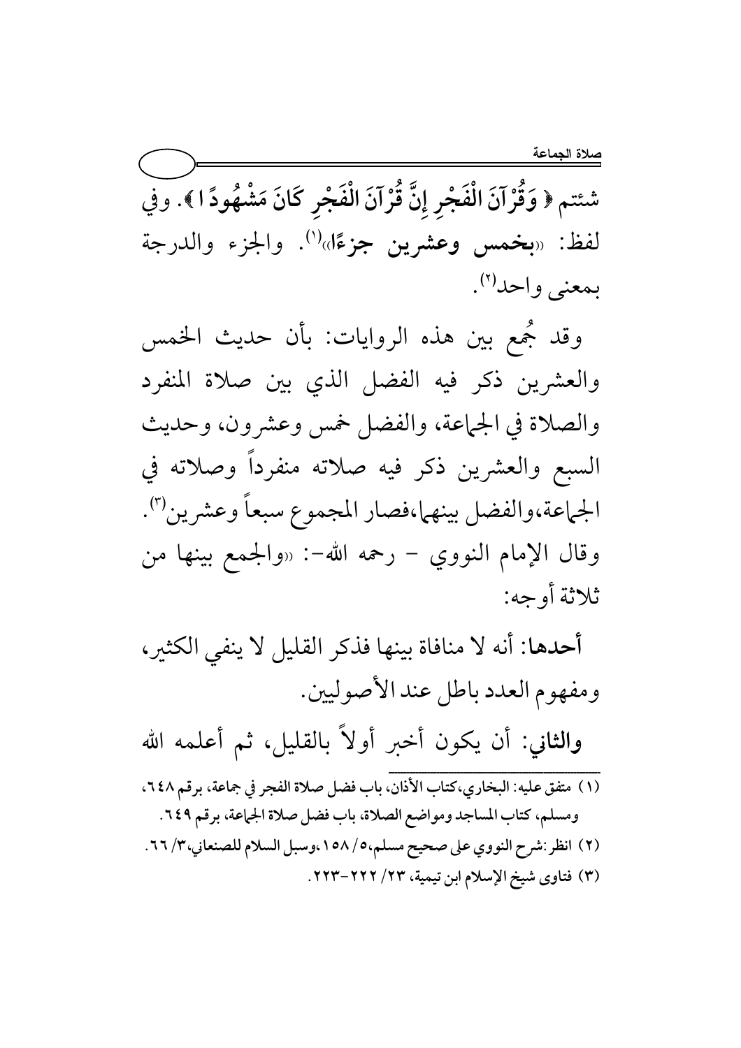شئتم ﴿ وَقُرْآنَ الْفَجْرِ إِنَّ قُرْآنَ الْفَجْرِ كَانَ مَشْهُودًا ﴾. وفي لفظ: «**بخمس وعشرين جزءًا**»[1]. والجزء والدرجة بمعنى واحد[2].

وقد جُمع بين هذه الروايات: بأن حديث الخمس والعشرين ذكر فيه الفضل الذي بين صلاة المنفرد والصلاة في الجماعة، والفضل خمس وعشرون، وحديث السبع والعشرين ذكر فيه صلاته منفرداً وصلاته في الجماعة،والفضل بينهما،فصار المجموع سبعاً وعشرين[3]. وقال الإمام النووي – رحمه الله-: «والجمع بينها من ثلاثة أوجه:

**أحدها**: أنه لا منافاة بينها فذكر القليل لا ينفي الكثير، ومفهوم العدد باطل عند الأصوليين.

**والثاني**: أن يكون أخبر أولاً بالقليل، ثم أعلمه الله

---

(١) متفق عليه: البخاري،كتاب الأذان، باب فضل صلاة الفجر في جماعة، برقم ٦٤٨، ومسلم، كتاب المساجد ومواضع الصلاة، باب فضل صلاة الجماعة، برقم ٦٤٩.

(٢) انظر:شرح النووي على صحيح مسلم،٥/ ١٥٨،وسبل السلام للصنعاني،٣/ ٦٦.

(٣) فتاوى شيخ الإسلام ابن تيمية، ٢٣/ ٢٢٢-٢٢٣.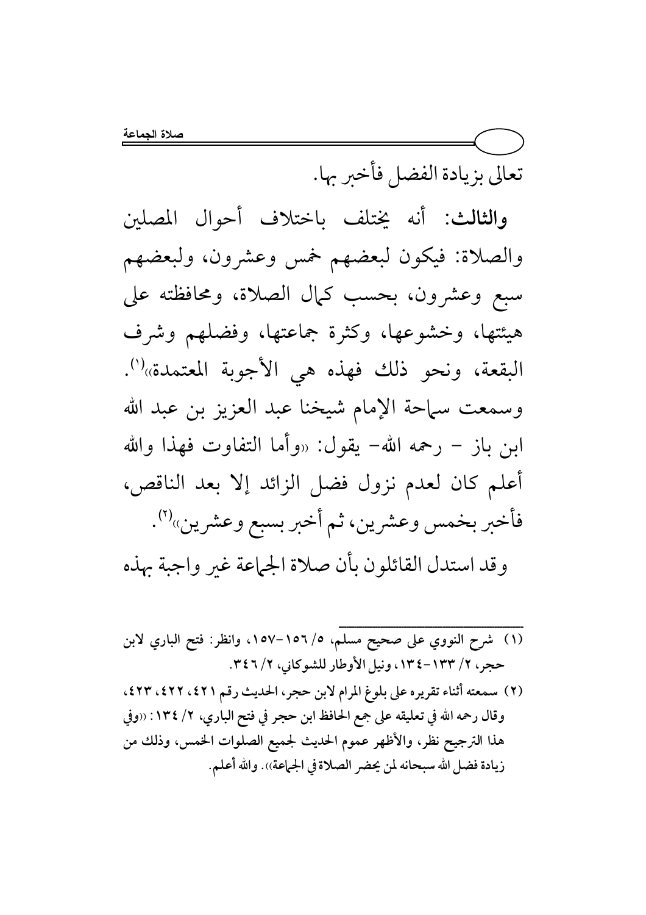تعالى بزيادة الفضل فأخبر بها.

**والثالث**: أنه يختلف باختلاف أحوال المصلين والصلاة: فيكون لبعضهم خمس وعشرون، ولبعضهم سبع وعشرون، بحسب كمال الصلاة، ومحافظته على هيئتها، وخشوعها، وكثرة جماعتها، وفضلهم وشرف البقعة، ونحو ذلك فهذه هي الأجوبة المعتمدة»[1].

وسمعت سماحة الإمام شيخنا عبد العزيز بن عبد الله ابن باز - رحمه الله- يقول: «وأما التفاوت فهذا والله أعلم كان لعدم نزول فضل الزائد إلا بعد الناقص، فأخبر بخمس وعشرين، ثم أخبر بسبع وعشرين»[2].

وقد استدل القائلون بأن صلاة الجماعة غير واجبة بهذه

---

(١) شرح النووي على صحيح مسلم، ٥/ ١٥٦-١٥٧، وانظر: فتح الباري لابن حجر، ٢/ ١٣٣-١٣٤، ونيل الأوطار للشوكاني، ٢/ ٣٤٦.

(٢) سمعته أثناء تقريره على بلوغ المرام لابن حجر، الحديث رقم ٤٢١، ٤٢٢، ٤٢٣، وقال رحمه الله في تعليقه على جمع الحافظ ابن حجر في فتح الباري، ٢/ ١٣٤: «وفي هذا الترجيح نظر، والأظهر عموم الحديث لجميع الصلوات الخمس، وذلك من زيادة فضل الله سبحانه لمن يحضر الصلاة في الجماعة». والله أعلم.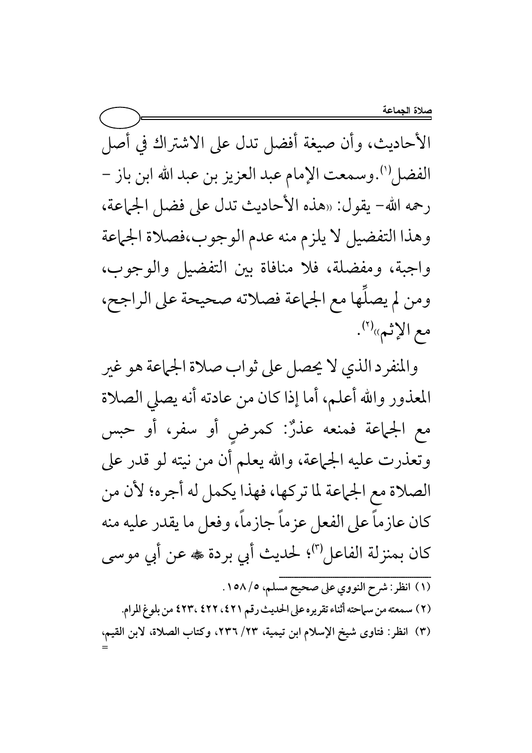الأحاديث، وأن صيغة أفضل تدل على الاشتراك في أصل الفضل[1]. وسمعت الإمام عبد العزيز بن عبد الله ابن باز – رحمه الله– يقول: «هذه الأحاديث تدل على فضل الجماعة، وهذا التفضيل لا يلزم منه عدم الوجوب،فصلاة الجماعة واجبة، ومفضلة، فلا منافاة بين التفضيل والوجوب، ومن لم يصلِّها مع الجماعة فصلاته صحيحة على الراجح، مع الإثم»[2].

والمنفرد الذي لا يحصل على ثواب صلاة الجماعة هو غير المعذور والله أعلم، أما إذا كان من عادته أنه يصلي الصلاة مع الجماعة فمنعه عذرٌ: كمرضٍ أو سفر، أو حبس وتعذرت عليه الجماعة، والله يعلم أن من نيته لو قدر على الصلاة مع الجماعة لما تركها، فهذا يكمل له أجره؛ لأن من كان عازماً على الفعل عزماً جازماً، وفعل ما يقدر عليه منه كان بمنزلة الفاعل[3]؛ لحديث أبي بردة ﷺ عن أبي موسى

---

(١) انظر: شرح النووي على صحيح مسلم، ٥/ ١٥٨.

(٢) سمعته من سماحته أثناء تقريره على الحديث رقم ٤٢١، ٤٢٢، ٤٢٣ من بلوغ المرام.

(٣) انظر: فتاوى شيخ الإسلام ابن تيمية، ٢٣/ ٢٣٦، وكتاب الصلاة، لابن القيم، =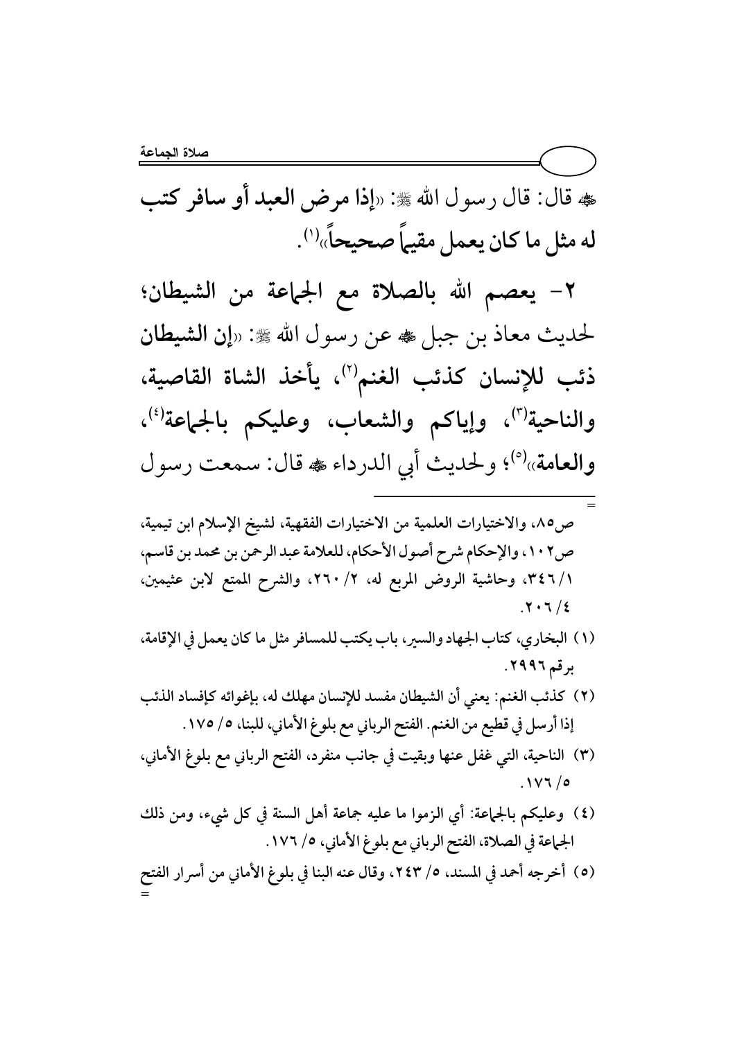ﷺ قال: قال رسول الله ﷺ: «**إذا مرض العبد أو سافر كتب له مثل ما كان يعمل مقيماً صحيحاً**»[1].

**٢- يعصم الله بالصلاة مع الجماعة من الشيطان؛** لحديث معاذ بن جبل ﷺ عن رسول الله ﷺ: «**إن الشيطان ذئب للإنسان كذئب الغنم**[2]**، يأخذ الشاة القاصية، والناحية**[3]**، وإياكم والشعاب، وعليكم بالجماعة**[4]**، والعامة**»[5]؛ ولحديث أبي الدرداء ﷺ قال: سمعت رسول

---

ص٨٥، والاختيارات العلمية من الاختيارات الفقهية، لشيخ الإسلام ابن تيمية، ص١٠٢، والإحكام شرح أصول الأحكام، للعلامة عبد الرحمن بن محمد بن قاسم، ٣٤٦/١، وحاشية الروض المربع له، ٢/ ٢٦٠، والشرح الممتع لابن عثيمين، ٤/ ٢٠٦.

(١) البخاري، كتاب الجهاد والسير، باب يكتب للمسافر مثل ما كان يعمل في الإقامة، برقم ٢٩٩٦.

(٢) كذئب الغنم: يعني أن الشيطان مفسد للإنسان مهلك له، بإغوائه كإفساد الذئب إذا أرسل في قطيع من الغنم. الفتح الرباني مع بلوغ الأماني، للبنا، ٥/ ١٧٥.

(٣) الناحية، التي غفل عنها وبقيت في جانب منفرد، الفتح الرباني مع بلوغ الأماني، ٥/ ١٧٦.

(٤) وعليكم بالجماعة: أي الزموا ما عليه جماعة أهل السنة في كل شيء، ومن ذلك الجماعة في الصلاة، الفتح الرباني مع بلوغ الأماني، ٥/ ١٧٦.

(٥) أخرجه أحمد في المسند، ٥/ ٢٤٣، وقال عنه البنا في بلوغ الأماني من أسرار الفتح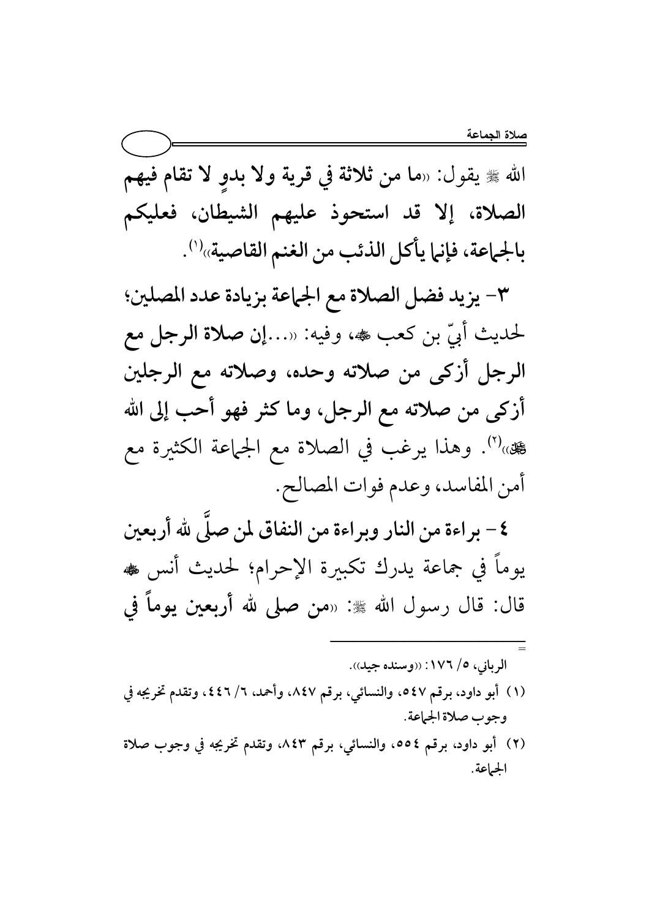الله ﷺ يقول: «**ما من ثلاثة في قرية ولا بدوٍ لا تقام فيهم الصلاة، إلا قد استحوذ عليهم الشيطان، فعليكم بالجماعة، فإنما يأكل الذئب من الغنم القاصية**»[1].

**٣- يزيد فضل الصلاة مع الجماعة بزيادة عدد المصلين؛** لحديث أبيّ بن كعب ﷺ، وفيه: «...**إن صلاة الرجل مع الرجل أزكى من صلاته وحده، وصلاته مع الرجلين أزكى من صلاته مع الرجل، وما كثر فهو أحب إلى الله** ﷻ»[2]. وهذا يرغب في الصلاة مع الجماعة الكثيرة مع أمن المفاسد، وعدم فوات المصالح.

**٤- براءة من النار وبراءة من النفاق لمن صلَّى لله أربعين** يوماً في جماعة يدرك تكبيرة الإحرام؛ لحديث أنس ﷺ قال: قال رسول الله ﷺ: «**من صلى لله أربعين يوماً في**

---

= الرباني، ٥/ ١٧٦: «وسنده جيد».

(١) أبو داود، برقم ٥٤٧، والنسائي، برقم ٨٤٧، وأحمد، ٦/ ٤٤٦، وتقدم تخريجه في وجوب صلاة الجماعة.

(٢) أبو داود، برقم ٥٥٤، والنسائي، برقم ٨٤٣، وتقدم تخريجه في وجوب صلاة الجماعة.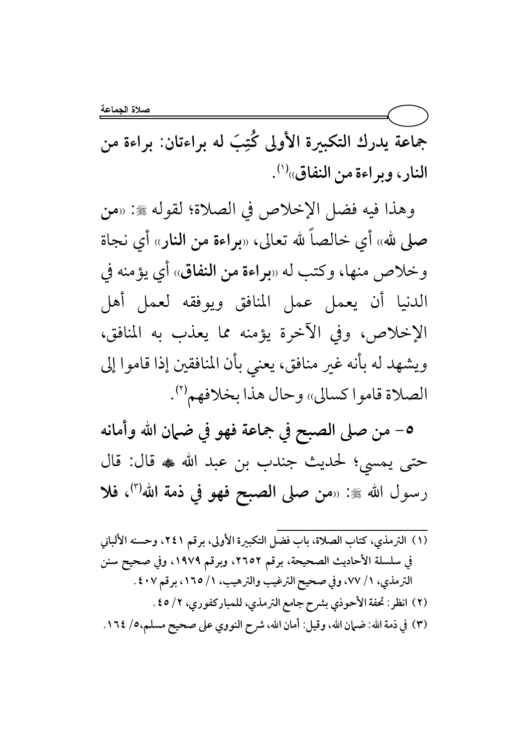**جماعة يدرك التكبيرة الأولى كُتِبَ له براءتان: براءة من النار، وبراءة من النفاق**»[1].

وهذا فيه فضل الإخلاص في الصلاة؛ لقوله ﷺ: «**من صلى لله**» أي خالصاً لله تعالى، «**براءة من النار**» أي نجاة وخلاص منها، وكتب له «**براءة من النفاق**» أي يؤمنه في الدنيا أن يعمل عمل المنافق ويوفقه لعمل أهل الإخلاص، وفي الآخرة يؤمنه مما يعذب به المنافق، ويشهد له بأنه غير منافق، يعني بأن المنافقين إذا قاموا إلى الصلاة قاموا كسالى» وحال هذا بخلافهم[2].

**٥- من صلى الصبح في جماعة فهو في ضمان الله وأمانه حتى يمسي**؛ لحديث جندب بن عبد الله ﷺ قال: قال رسول الله ﷺ: «**من صلى الصبح فهو في ذمة الله**[3]، **فلا**

---

(١) الترمذي، كتاب الصلاة، باب فضل التكبيرة الأولى، برقم ٢٤١، وحسنه الألباني في سلسلة الأحاديث الصحيحة، برقم ٢٦٥٢، وبرقم ١٩٧٩، وفي صحيح سنن الترمذي، ١/ ٧٧، وفي صحيح الترغيب والترهيب، ١/ ١٦٥، برقم ٤٠٧.

(٢) انظر: تحفة الأحوذي بشرح جامع الترمذي، للمباركفوري، ٢/ ٤٥.

(٣) في ذمة الله: ضمان الله، وقيل: أمان الله، شرح النووي على صحيح مسلم،٥/ ١٦٤.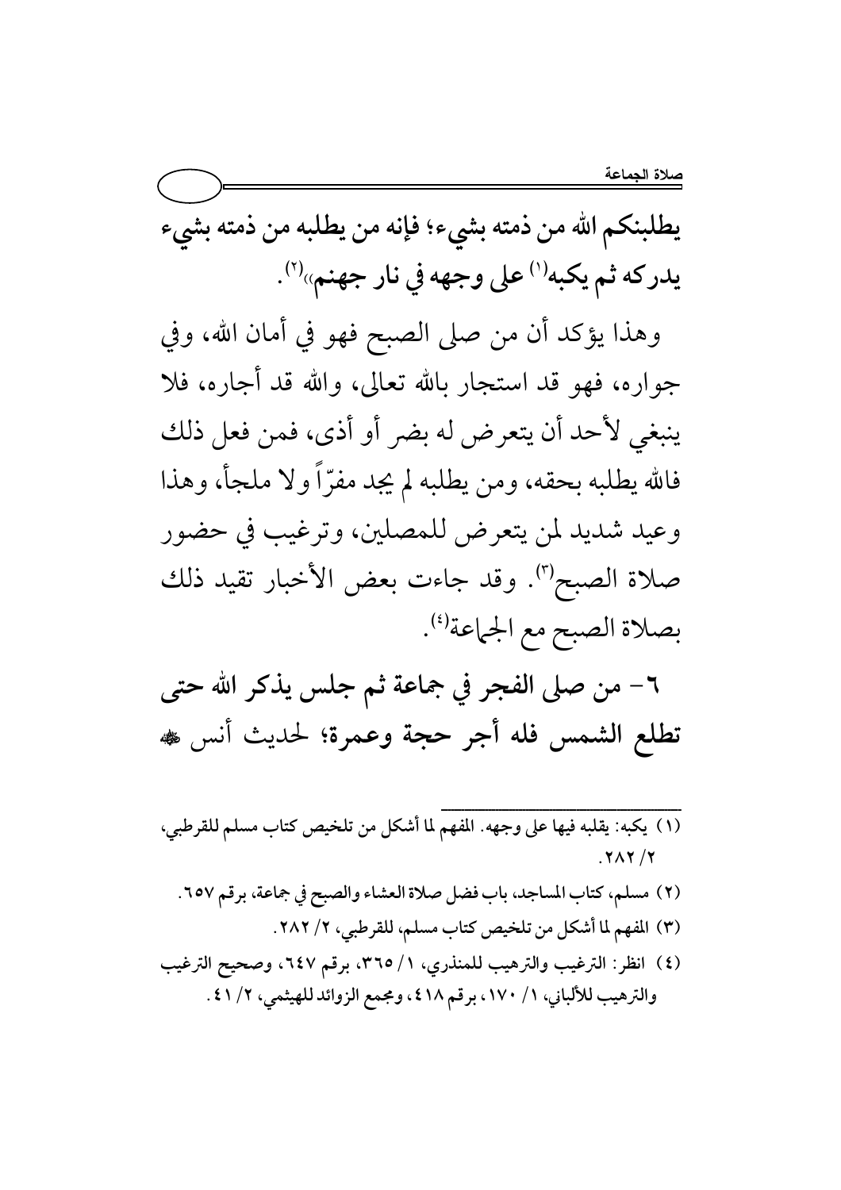**يطلبنكم الله من ذمته بشيء؛ فإنه من يطلبه من ذمته بشيء يدركه ثم يكبه[1] على وجهه في نار جهنم»[2].**

وهذا يؤكد أن من صلى الصبح فهو في أمان الله، وفي جواره، فهو قد استجار بالله تعالى، والله قد أجاره، فلا ينبغي لأحد أن يتعرض له بضر أو أذى، فمن فعل ذلك فالله يطلبه بحقه، ومن يطلبه لم يجد مفرّاً ولا ملجأً، وهذا وعيد شديد لمن يتعرض للمصلين، وترغيب في حضور صلاة الصبح[3]. وقد جاءت بعض الأخبار تقيد ذلك بصلاة الصبح مع الجماعة[4].

**٦- من صلى الفجر في جماعة ثم جلس يذكر الله حتى تطلع الشمس فله أجر حجة وعمرة؛ لحديث أنس ﷺ**

---

(١) يكبه: يقلبه فيها على وجهه. المفهم لما أشكل من تلخيص كتاب مسلم للقرطبي، ٢/ ٢٨٢.

(٢) مسلم، كتاب المساجد، باب فضل صلاة العشاء والصبح في جماعة، برقم ٦٥٧.

(٣) المفهم لما أشكل من تلخيص كتاب مسلم، للقرطبي، ٢/ ٢٨٢.

(٤) انظر: الترغيب والترهيب للمنذري، ١/ ٣٦٥، برقم ٦٤٧، وصحيح الترغيب والترهيب للألباني، ١/ ١٧٠، برقم ٤١٨، ومجمع الزوائد للهيثمي، ٢/ ٤١.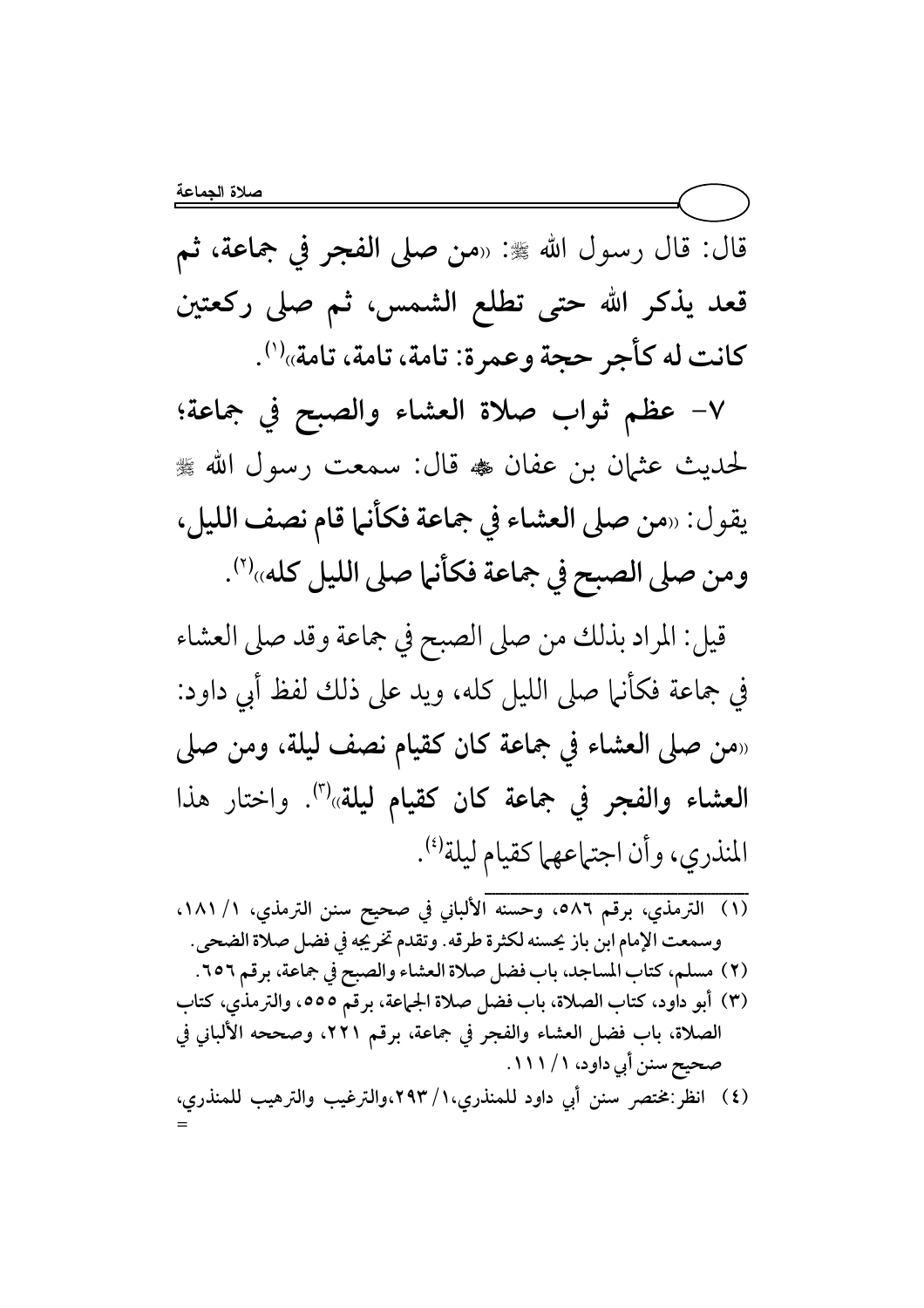قال: قال رسول الله ﷺ: «**من صلى الفجر في جماعة، ثم قعد يذكر الله حتى تطلع الشمس، ثم صلى ركعتين كانت له كأجر حجة وعمرة: تامة، تامة، تامة**»[1].

**٧- عظم ثواب صلاة العشاء والصبح في جماعة؛** لحديث عثمان بن عفان ﷺ قال: سمعت رسول الله ﷺ يقول: «**من صلى العشاء في جماعة فكأنما قام نصف الليل، ومن صلى الصبح في جماعة فكأنما صلى الليل كله**»[2].

قيل: المراد بذلك من صلى الصبح في جماعة وقد صلى العشاء في جماعة فكأنما صلى الليل كله، ويد على ذلك لفظ أبي داود: «**من صلى العشاء في جماعة كان كقيام نصف ليلة، ومن صلى العشاء والفجر في جماعة كان كقيام ليلة**»[3]. واختار هذا المنذري، وأن اجتماعهما كقيام ليلة[4].

---

(١) الترمذي، برقم ٥٨٦، وحسنه الألباني في صحيح سنن الترمذي، ١/ ١٨١، وسمعت الإمام ابن باز يحسنه لكثرة طرقه. وتقدم تخريجه في فضل صلاة الضحى.

(٢) مسلم، كتاب المساجد، باب فضل صلاة العشاء والصبح في جماعة، برقم ٦٥٦.

(٣) أبو داود، كتاب الصلاة، باب فضل صلاة الجماعة، برقم ٥٥٥، والترمذي، كتاب الصلاة، باب فضل العشاء والفجر في جماعة، برقم ٢٢١، وصححه الألباني في صحيح سنن أبي داود، ١/ ١١١.

(٤) انظر: مختصر سنن أبي داود للمنذري، ١/ ٢٩٣، والترغيب والترهيب للمنذري، =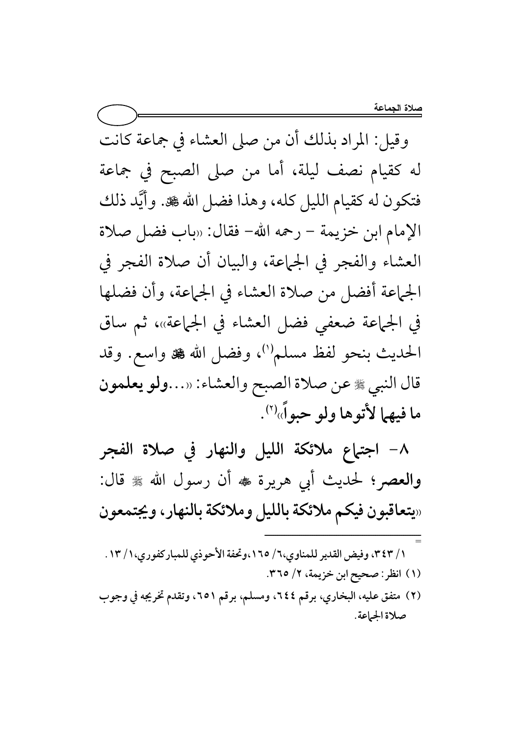وقيل: المراد بذلك أن من صلى العشاء في جماعة كانت له كقيام نصف ليلة، أما من صلى الصبح في جماعة فتكون له كقيام الليل كله، وهذا فضل الله ﷻ. وأيَّد ذلك الإمام ابن خزيمة – رحمه الله– فقال: «باب فضل صلاة العشاء والفجر في الجماعة، والبيان أن صلاة الفجر في الجماعة أفضل من صلاة العشاء في الجماعة، وأن فضلها في الجماعة ضعفي فضل العشاء في الجماعة»، ثم ساق الحديث بنحو لفظ مسلم[1]، وفضل الله ﷻ واسع. وقد قال النبي ﷺ عن صلاة الصبح والعشاء: «...**ولو يعلمون ما فيهما لأتوها ولو حبواً**»[2].

**٨- اجتماع ملائكة الليل والنهار في صلاة الفجر والعصر**؛ لحديث أبي هريرة ﷺ أن رسول الله ﷺ قال: «**يتعاقبون فيكم ملائكة بالليل وملائكة بالنهار، ويجتمعون**

---

= ١/ ٣٤٣، وفيض القدير للمناوي،٦/ ١٦٥،وتحفة الأحوذي للمباركفوري،١/ ١٣.

(١) انظر: صحيح ابن خزيمة، ٢/ ٣٦٥.

(٢) متفق عليه، البخاري، برقم ٦٤٤، ومسلم، برقم ٦٥١، وتقدم تخريجه في وجوب صلاة الجماعة.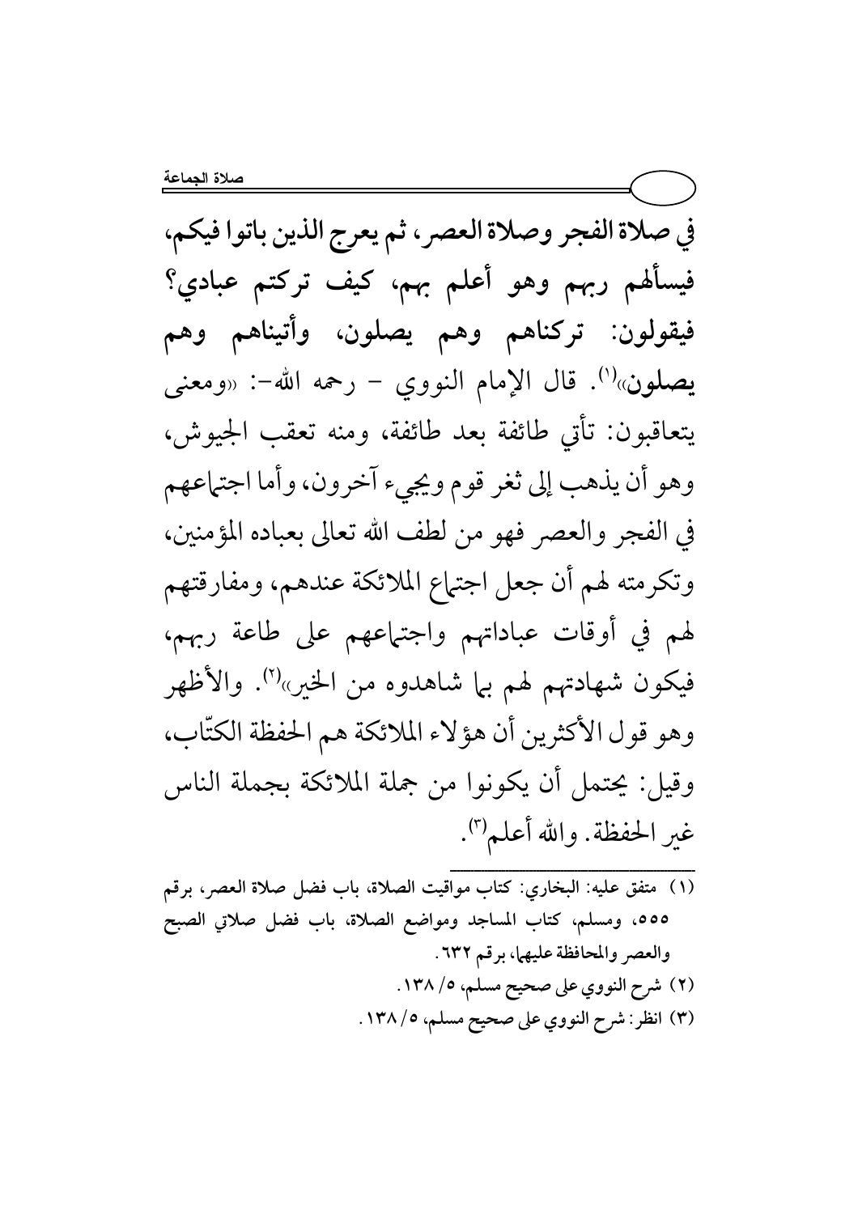**في صلاة الفجر وصلاة العصر، ثم يعرج الذين باتوا فيكم، فيسألهم ربهم وهو أعلم بهم، كيف تركتم عبادي؟ فيقولون: تركناهم وهم يصلون، وأتيناهم وهم يصلون»**[1]. قال الإمام النووي - رحمه الله-: «ومعنى يتعاقبون: تأتي طائفة بعد طائفة، ومنه تعقب الجيوش، وهو أن يذهب إلى ثغر قوم ويجيء آخرون، وأما اجتماعهم في الفجر والعصر فهو من لطف الله تعالى بعباده المؤمنين، وتكرمته لهم أن جعل اجتماع الملائكة عندهم، ومفارقتهم لهم في أوقات عباداتهم واجتماعهم على طاعة ربهم، فيكون شهادتهم لهم بما شاهدوه من الخير»[2]. والأظهر وهو قول الأكثرين أن هؤلاء الملائكة هم الحفظة الكتّاب، وقيل: يحتمل أن يكونوا من جملة الملائكة بجملة الناس غير الحفظة. والله أعلم[3].

---

(١) متفق عليه: البخاري: كتاب مواقيت الصلاة، باب فضل صلاة العصر، برقم ٥٥٥، ومسلم، كتاب المساجد ومواضع الصلاة، باب فضل صلاتي الصبح والعصر والمحافظة عليهما، برقم ٦٣٢.

(٢) شرح النووي على صحيح مسلم، ٥/ ١٣٨.

(٣) انظر: شرح النووي على صحيح مسلم، ٥/ ١٣٨.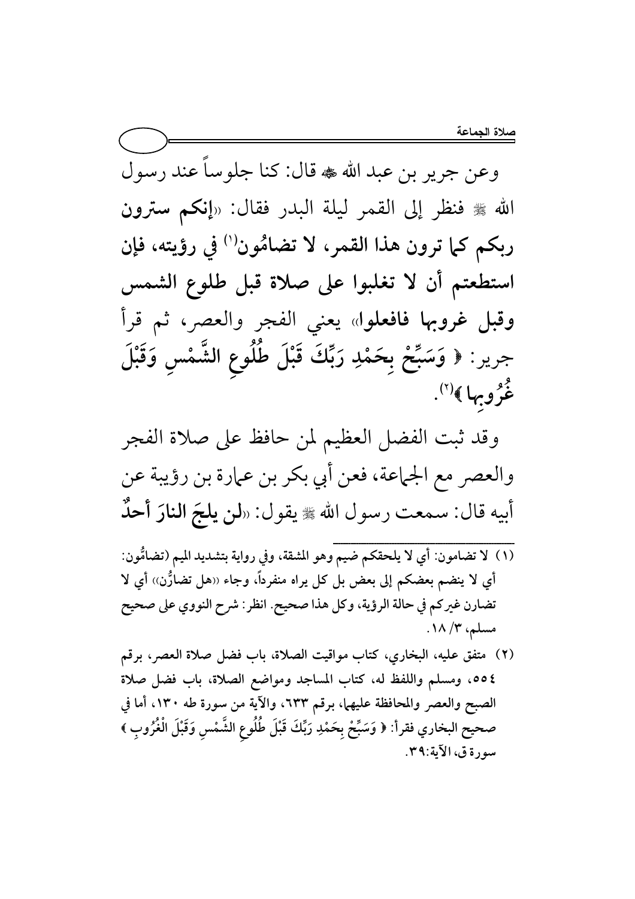وعن جرير بن عبد الله ﷺ قال: كنا جلوساً عند رسول الله ﷺ فنظر إلى القمر ليلة البدر فقال: «**إنكم سترون ربكم كما ترون هذا القمر، لا تضامُون**[1] **في رؤيته، فإن استطعتم أن لا تغلبوا على صلاة قبل طلوع الشمس وقبل غروبها فافعلوا**» يعني الفجر والعصر، ثم قرأ جرير: ﴿ **وَسَبِّحْ بِحَمْدِ رَبِّكَ قَبْلَ طُلُوعِ الشَّمْسِ وَقَبْلَ غُرُوبِها** ﴾[2].

وقد ثبت الفضل العظيم لمن حافظ على صلاة الفجر والعصر مع الجماعة، فعن أبي بكر بن عمارة بن رؤيبة عن أبيه قال: سمعت رسول الله ﷺ يقول: «**لن يلجَ النارَ أحدٌ**

---

(١) لا تضامون: أي لا يلحقكم ضيم وهو المشقة، وفي رواية بتشديد الميم (تضامُّون: أي لا ينضم بعضكم إلى بعض بل كل يراه منفرداً، وجاء «هل تضارُّن» أي لا تضارن غيركم في حالة الرؤية، وكل هذا صحيح. انظر: شرح النووي على صحيح مسلم، ٣/ ١٨.

(٢) متفق عليه، البخاري، كتاب مواقيت الصلاة، باب فضل صلاة العصر، برقم ٥٥٤، ومسلم واللفظ له، كتاب المساجد ومواضع الصلاة، باب فضل صلاة الصبح والعصر والمحافظة عليهما، برقم ٦٣٣، والآية من سورة طه ١٣٠، أما في صحيح البخاري فقرأ: ﴿ وَسَبِّحْ بِحَمْدِ رَبِّكَ قَبْلَ طُلُوعِ الشَّمْسِ وَقَبْلَ الْغُرُوبِ ﴾ سورة ق، الآية:٣٩.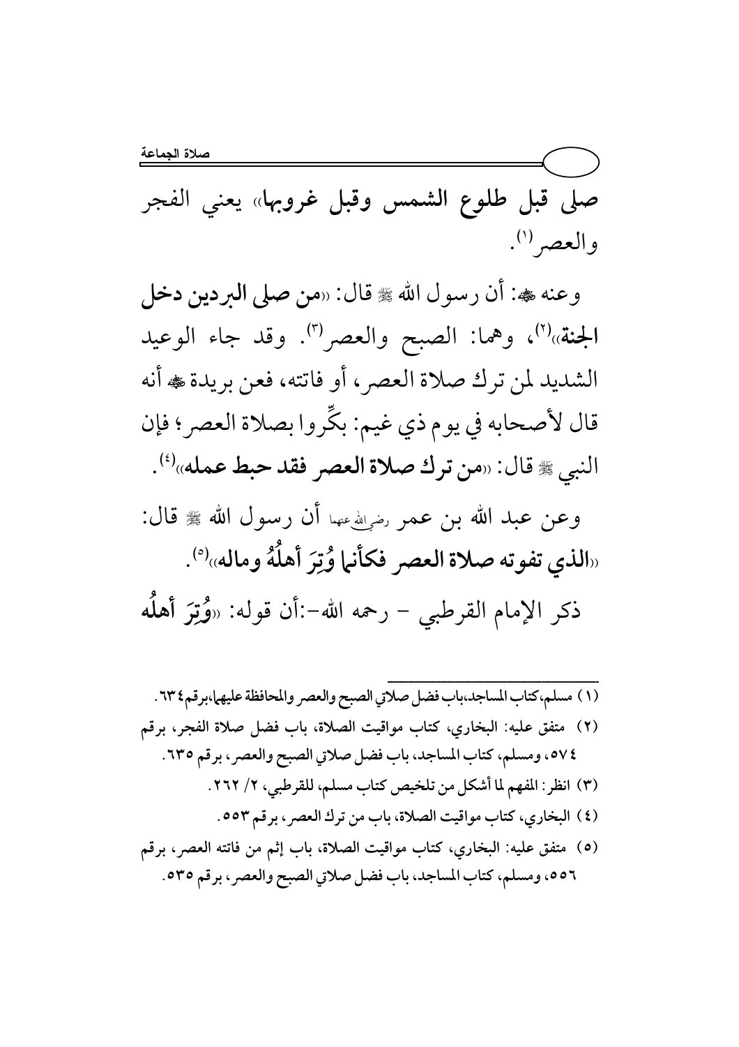صلى قبل طلوع الشمس وقبل غروبها» يعني الفجر والعصر[1].

وعنه ﷺ: أن رسول الله ﷺ قال: «**من صلى البردين دخل الجنة**»[2]، وهما: الصبح والعصر[3]. وقد جاء الوعيد الشديد لمن ترك صلاة العصر، أو فاتته، فعن بريدة ﷺ أنه قال لأصحابه في يوم ذي غيم: بكِّروا بصلاة العصر؛ فإن النبي ﷺ قال: «**من ترك صلاة العصر فقد حبط عمله**»[4].

وعن عبد الله بن عمر رضي الله عنهما أن رسول الله ﷺ قال: «**الذي تفوته صلاة العصر فكأنما وُتِرَ أهلُهُ وماله**»[5].

ذكر الإمام القرطبي – رحمه الله–:أن قوله: «**وُتِرَ أهلُه**

---

(١) مسلم، كتاب المساجد، باب فضل صلاتي الصبح والعصر والمحافظة عليها، برقم ٦٣٤.

(٢) متفق عليه: البخاري، كتاب مواقيت الصلاة، باب فضل صلاة الفجر، برقم ٥٧٤، ومسلم، كتاب المساجد، باب فضل صلاتي الصبح والعصر، برقم ٦٣٥.

(٣) انظر: المفهم لما أشكل من تلخيص كتاب مسلم، للقرطبي، ٢/ ٢٦٢.

(٤) البخاري، كتاب مواقيت الصلاة، باب من ترك العصر، برقم ٥٥٣.

(٥) متفق عليه: البخاري، كتاب مواقيت الصلاة، باب إثم من فاتته العصر، برقم ٥٥٦، ومسلم، كتاب المساجد، باب فضل صلاتي الصبح والعصر، برقم ٥٣٥.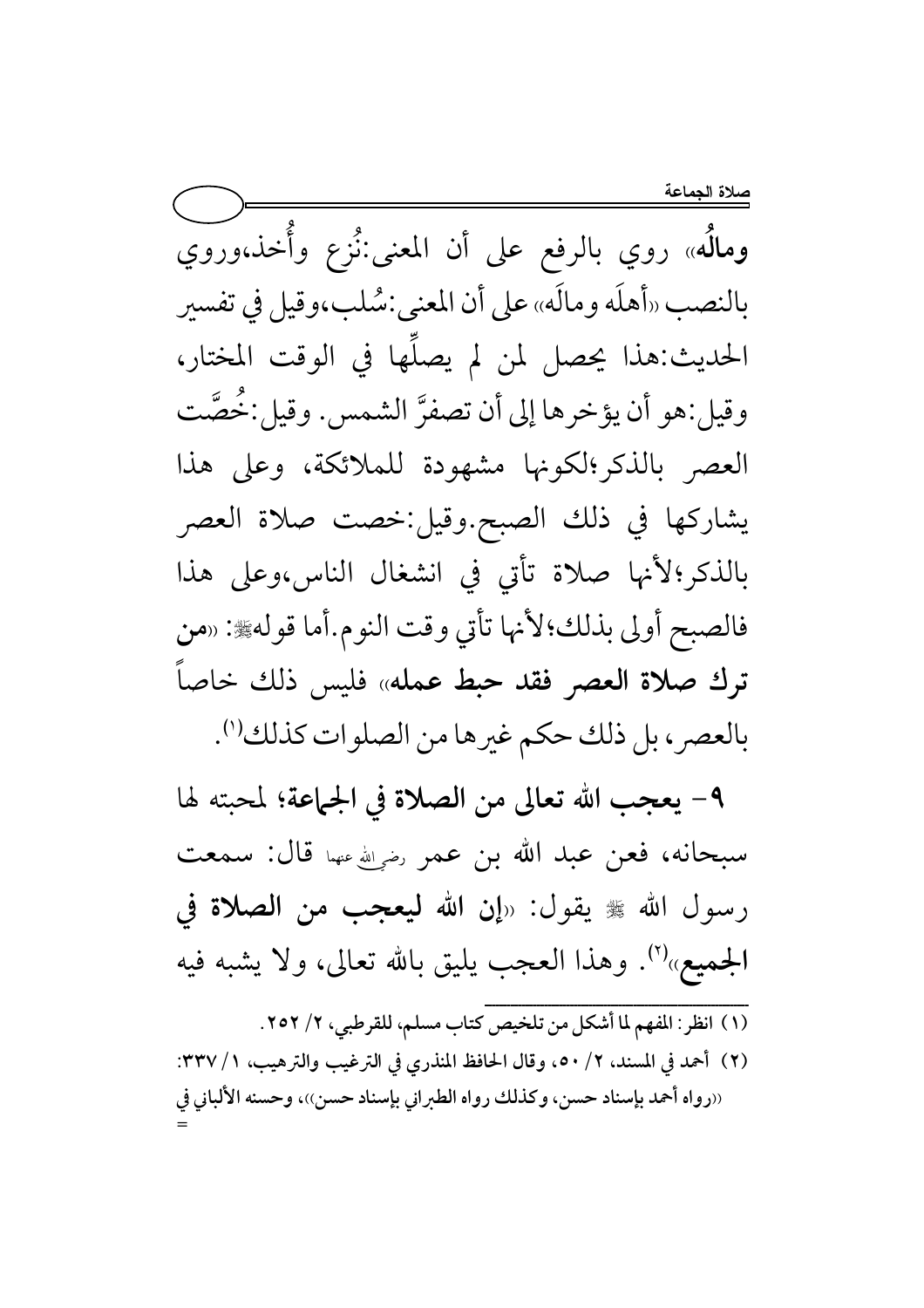**ومالُه»** روي بالرفع على أن المعنى:نُزِع وأُخذ،وروي بالنصب «أهلَه ومالَه» على أن المعنى:سُلب،وقيل في تفسير الحديث:هذا يحصل لمن لم يصلِّها في الوقت المختار، وقيل:هو أن يؤخرها إلى أن تصفرَّ الشمس. وقيل:خُصَّت العصر بالذكر؛لكونها مشهودة للملائكة، وعلى هذا يشاركها في ذلك الصبح.وقيل:خصت صلاة العصر بالذكر؛لأنها صلاة تأتي في انشغال الناس،وعلى هذا فالصبح أولى بذلك؛لأنها تأتي وقت النوم.أما قوله ﷺ: «**من ترك صلاة العصر فقد حبط عمله**» فليس ذلك خاصاً بالعصر، بل ذلك حكم غيرها من الصلوات كذلك[1].

**٩- يعجب الله تعالى من الصلاة في الجماعة؛ لمحبته لها** سبحانه، فعن عبد الله بن عمر رضي الله عنهما قال: سمعت رسول الله ﷺ يقول: «**إن الله ليعجب من الصلاة في الجميع**»[2]. وهذا العجب يليق بالله تعالى، ولا يشبه فيه

---

(١) انظر: المفهم لما أشكل من تلخيص كتاب مسلم، للقرطبي، ٢/ ٢٥٢.

(٢) أحمد في المسند، ٢/ ٥٠، وقال الحافظ المنذري في الترغيب والترهيب، ١/ ٣٣٧: «رواه أحمد بإسناد حسن، وكذلك رواه الطبراني بإسناد حسن»، وحسنه الألباني في =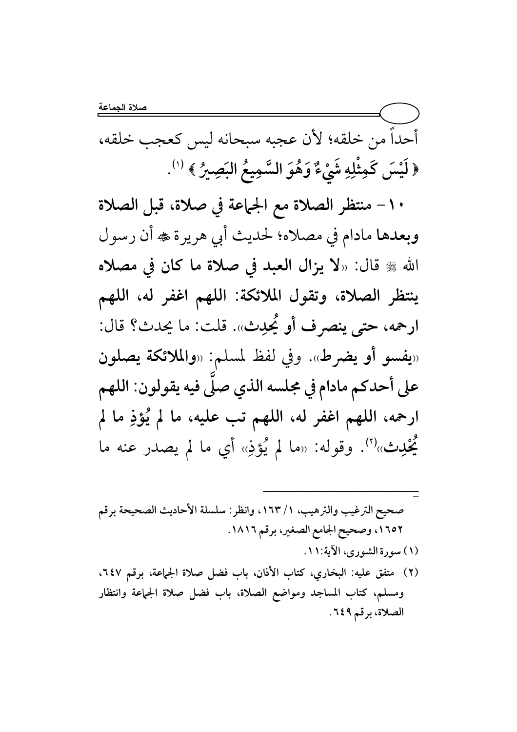أحداً من خلقه؛ لأن عجبه سبحانه ليس كعجب خلقه، ﴿ لَيْسَ كَمِثْلِهِ شَيْءٌ وَهُوَ السَّمِيعُ البَصِيرُ ﴾ [1].

**١٠ – منتظر الصلاة مع الجماعة في صلاة، قبل الصلاة وبعدها** مادام في مصلاه؛ لحديث أبي هريرة ﷺ أن رسول الله ﷺ قال: «**لا يزال العبد في صلاة ما كان في مصلاه ينتظر الصلاة، وتقول الملائكة: اللهم اغفر له، اللهم ارحمه، حتى ينصرف أو يُحدِث**». قلت: ما يحدث؟ قال: «**يفسو أو يضرط**». وفي لفظ لمسلم: «**والملائكة يصلون على أحدكم مادام في مجلسه الذي صلَّى فيه يقولون: اللهم ارحمه، اللهم اغفر له، اللهم تب عليه، ما لم يُؤذِ ما لم يُحْدِث**»[2]. وقوله: «ما لم يُؤذِ» أي ما لم يصدر عنه ما

---

صحيح الترغيب والترهيب، ١/ ١٦٣، وانظر: سلسلة الأحاديث الصحيحة برقم ١٦٥٢، وصحيح الجامع الصغير، برقم ١٨١٦.

(١) سورة الشورى، الآية:١١.

(٢) متفق عليه: البخاري، كتاب الأذان، باب فضل صلاة الجماعة، برقم ٦٤٧، ومسلم، كتاب المساجد ومواضع الصلاة، باب فضل صلاة الجماعة وانتظار الصلاة، برقم ٦٤٩.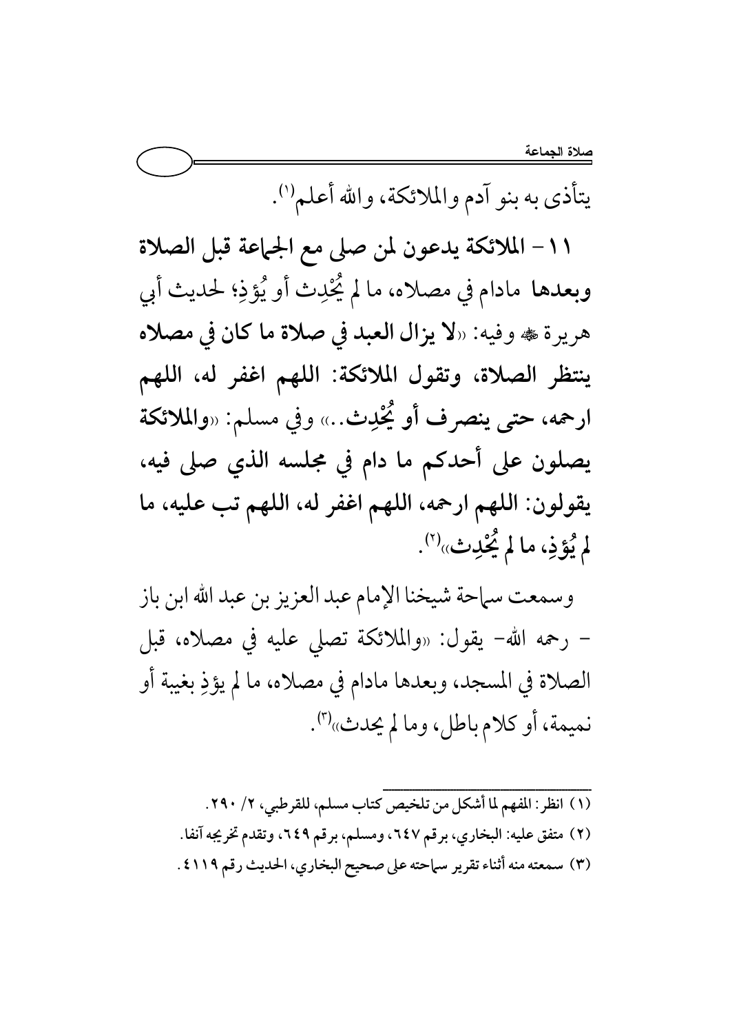يتأذى به بنو آدم والملائكة، والله أعلم[1].

**١١- الملائكة يدعون لمن صلى مع الجماعة قبل الصلاة وبعدها** مادام في مصلاه، ما لم يُحْدِث أو يُؤْذِ؛ لحديث أبي هريرة ﷺ وفيه: «**لا يزال العبد في صلاة ما كان في مصلاه ينتظر الصلاة، وتقول الملائكة: اللهم اغفر له، اللهم ارحمه، حتى ينصرف أو يُحْدِث..**» وفي مسلم: «**والملائكة يصلون على أحدكم ما دام في مجلسه الذي صلى فيه، يقولون: اللهم ارحمه، اللهم اغفر له، اللهم تب عليه، ما لم يُؤْذِ، ما لم يُحْدِث**»[2].

وسمعت سماحة شيخنا الإمام عبد العزيز بن عبد الله ابن باز - رحمه الله- يقول: «والملائكة تصلي عليه في مصلاه، قبل الصلاة في المسجد، وبعدها مادام في مصلاه، ما لم يؤذِ بغيبة أو نميمة، أو كلام باطل، وما لم يحدث»[3].

---

(١) انظر: المفهم لما أشكل من تلخيص كتاب مسلم، للقرطبي، ٢/ ٢٩٠.

(٢) متفق عليه: البخاري، برقم ٦٤٧، ومسلم، برقم ٦٤٩، وتقدم تخريجه آنفا.

(٣) سمعته منه أثناء تقرير سماحته على صحيح البخاري، الحديث رقم ٤١١٩.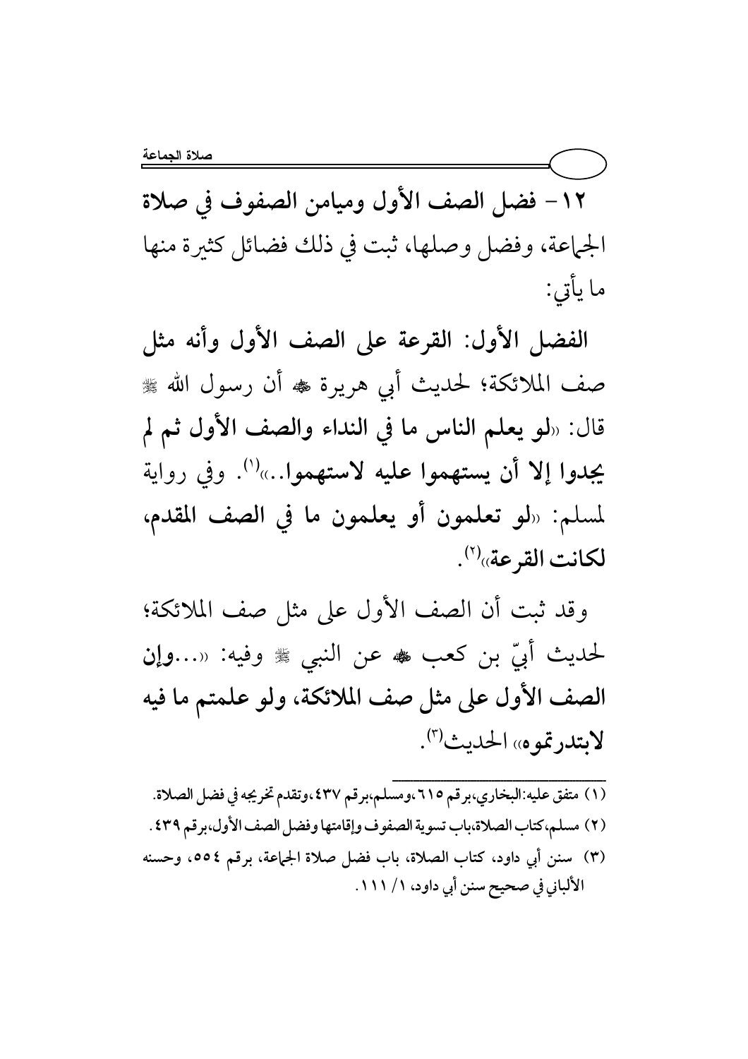**١٢- فضل الصف الأول وميامن الصفوف في صلاة الجماعة، وفضل وصلها، ثبت في ذلك فضائل كثيرة منها ما يأتي:**

**الفضل الأول: القرعة على الصف الأول وأنه مثل صف الملائكة؛** لحديث أبي هريرة ﷺ أن رسول الله ﷺ قال: «**لو يعلم الناس ما في النداء والصف الأول ثم لم يجدوا إلا أن يستهموا عليه لاستهموا..**»[١]. وفي رواية لمسلم: «**لو تعلمون أو يعلمون ما في الصف المقدم، لكانت القرعة**»[٢].

وقد ثبت أن الصف الأول على مثل صف الملائكة؛ لحديث أبيّ بن كعب ﷺ عن النبي ﷺ وفيه: «**...وإن الصف الأول على مثل صف الملائكة، ولو علمتم ما فيه لابتدرتموه**» الحديث[٣].

---

(١) متفق عليه: البخاري، برقم ٦١٥، ومسلم، برقم ٤٣٧، وتقدم تخريجه في فضل الصلاة.

(٢) مسلم، كتاب الصلاة، باب تسوية الصفوف وإقامتها وفضل الصف الأول، برقم ٤٣٩.

(٣) سنن أبي داود، كتاب الصلاة، باب فضل صلاة الجماعة، برقم ٥٥٤، وحسنه الألباني في صحيح سنن أبي داود، ١/ ١١١.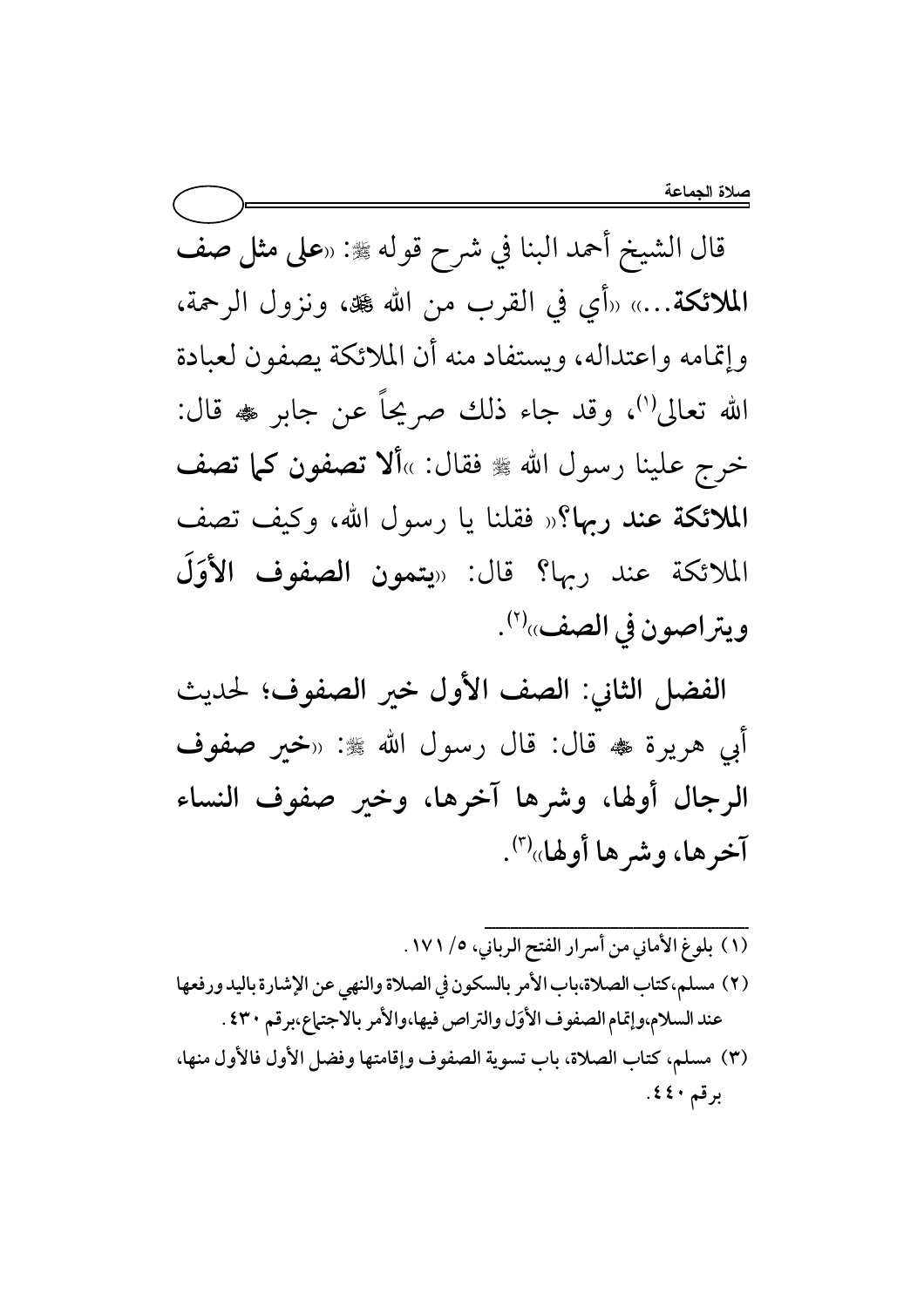قال الشيخ أحمد البنا في شرح قوله ﷺ: «**على مثل صف الملائكة...**» «أي في القرب من الله ﷻ، ونزول الرحمة، وإتمامه واعتداله، ويستفاد منه أن الملائكة يصفون لعبادة الله تعالى[1]، وقد جاء ذلك صريحاً عن جابر ﷺ قال: خرج علينا رسول الله ﷺ فقال: «**ألا تصفون كما تصف الملائكة عند ربها؟**» فقلنا يا رسول الله، وكيف تصف الملائكة عند ربها؟ قال: «**يتمون الصفوف الأوَلَ ويتراصون في الصف**»[2].

**الفضل الثاني: الصف الأول خير الصفوف**؛ لحديث أبي هريرة ﷺ قال: قال رسول الله ﷺ: «**خير صفوف الرجال أولها، وشرها آخرها، وخير صفوف النساء آخرها، وشرها أولها**»[3].

---

(١) بلوغ الأماني من أسرار الفتح الرباني، ٥/ ١٧١.

(٢) مسلم، كتاب الصلاة، باب الأمر بالسكون في الصلاة والنهي عن الإشارة باليد ورفعها عند السلام، وإتمام الصفوف الأوَل والتراص فيها، والأمر بالاجتماع، برقم ٤٣٠.

(٣) مسلم، كتاب الصلاة، باب تسوية الصفوف وإقامتها وفضل الأول فالأول منها، برقم ٤٤٠.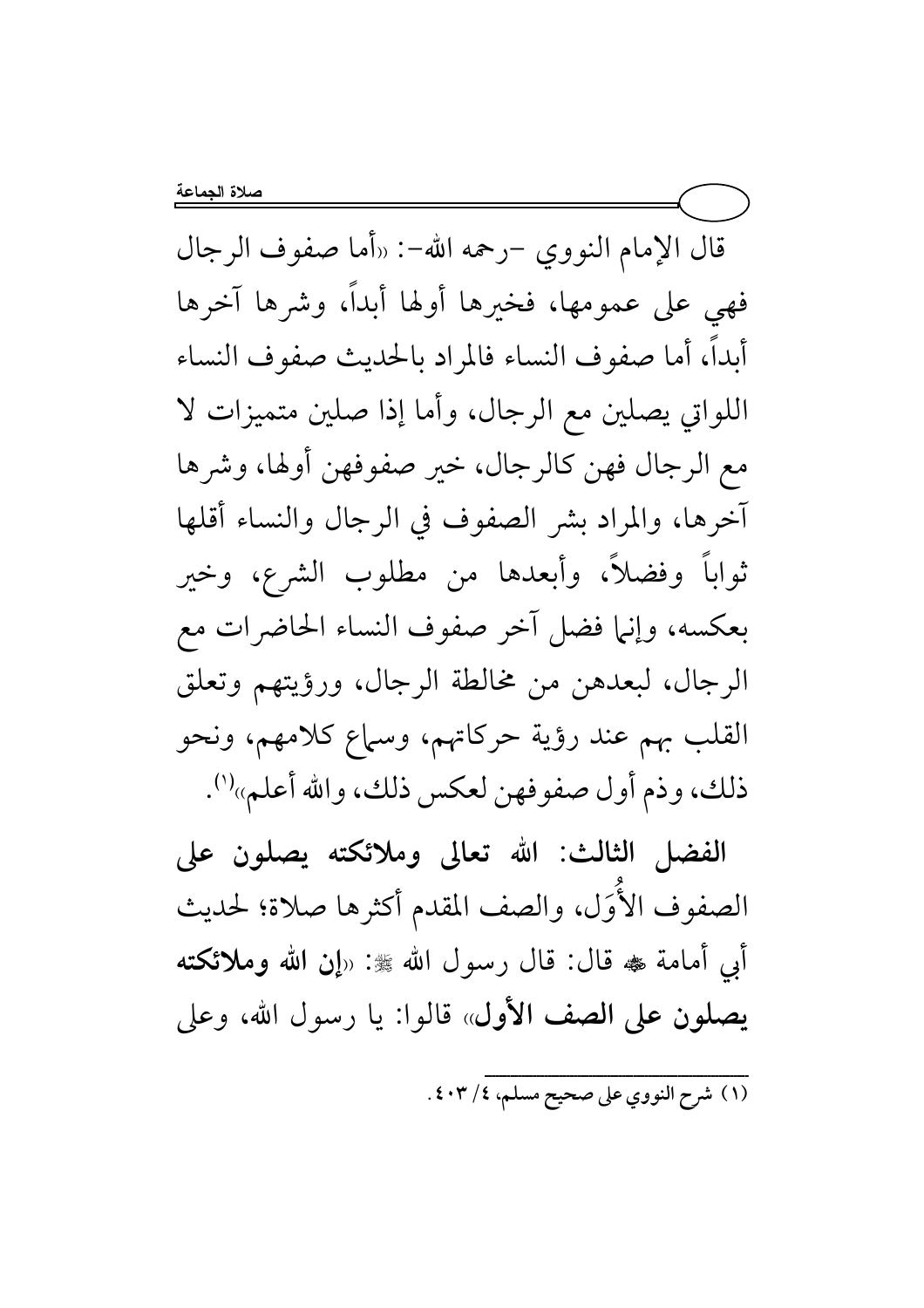قال الإمام النووي -رحمه الله-: «أما صفوف الرجال فهي على عمومها، فخيرها أولها أبداً، وشرها آخرها أبداً، أما صفوف النساء فالمراد بالحديث صفوف النساء اللواتي يصلين مع الرجال، وأما إذا صلين متميزات لا مع الرجال فهن كالرجال، خير صفوفهن أولها، وشرها آخرها، والمراد بشر الصفوف في الرجال والنساء أقلها ثواباً وفضلاً، وأبعدها من مطلوب الشرع، وخير بعكسه، وإنما فضل آخر صفوف النساء الحاضرات مع الرجال، لبعدهن من مخالطة الرجال، ورؤيتهم وتعلق القلب بهم عند رؤية حركاتهم، وسماع كلامهم، ونحو ذلك، وذم أول صفوفهن لعكس ذلك، والله أعلم»[1].

**الفضل الثالث: الله تعالى وملائكته يصلون على** الصفوف الأُوَل، والصف المقدم أكثرها صلاة؛ لحديث أبي أمامة ﷺ قال: قال رسول الله ﷺ: «**إن الله وملائكته يصلون على الصف الأول**» قالوا: يا رسول الله، وعلى

---

(١) شرح النووي على صحيح مسلم، ٤/ ٤٠٣.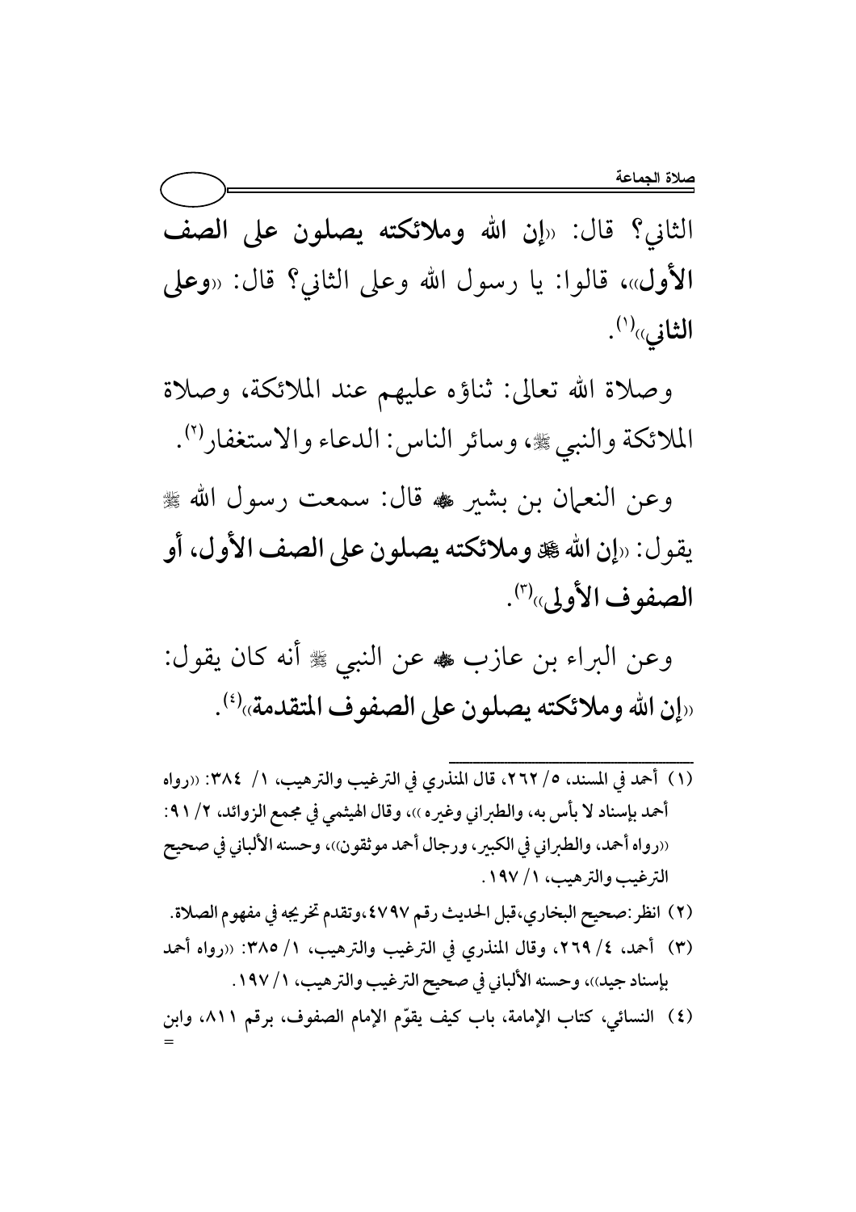الثاني؟ قال: «**إن الله وملائكته يصلون على الصف الأول**»، قالوا: يا رسول الله وعلى الثاني؟ قال: «**وعلى الثاني**»[1].

وصلاة الله تعالى: ثناؤه عليهم عند الملائكة، وصلاة الملائكة والنبي ﷺ، وسائر الناس: الدعاء والاستغفار[2].

وعن النعمان بن بشير ﷺ قال: سمعت رسول الله ﷺ يقول: «**إن الله ﷻ وملائكته يصلون على الصف الأول، أو الصفوف الأولى**»[3].

وعن البراء بن عازب ﷺ عن النبي ﷺ أنه كان يقول: «**إن الله وملائكته يصلون على الصفوف المتقدمة**»[4].

---

(١) أحمد في المسند، ٥/ ٢٦٢، قال المنذري في الترغيب والترهيب، ١/ ٣٨٤: «رواه أحمد بإسناد لا بأس به، والطبراني وغيره»، وقال الهيثمي في مجمع الزوائد، ٢/ ٩١: «رواه أحمد، والطبراني في الكبير، ورجال أحمد موثقون»، وحسنه الألباني في صحيح الترغيب والترهيب، ١/ ١٩٧.

(٢) انظر: صحيح البخاري، قبل الحديث رقم ٤٧٩٧، وتقدم تخريجه في مفهوم الصلاة.

(٣) أحمد، ٤/ ٢٦٩، وقال المنذري في الترغيب والترهيب، ١/ ٣٨٥: «رواه أحمد بإسناد جيد»، وحسنه الألباني في صحيح الترغيب والترهيب، ١/ ١٩٧.

(٤) النسائي، كتاب الإمامة، باب كيف يقوّم الإمام الصفوف، برقم ٨١١، وابن =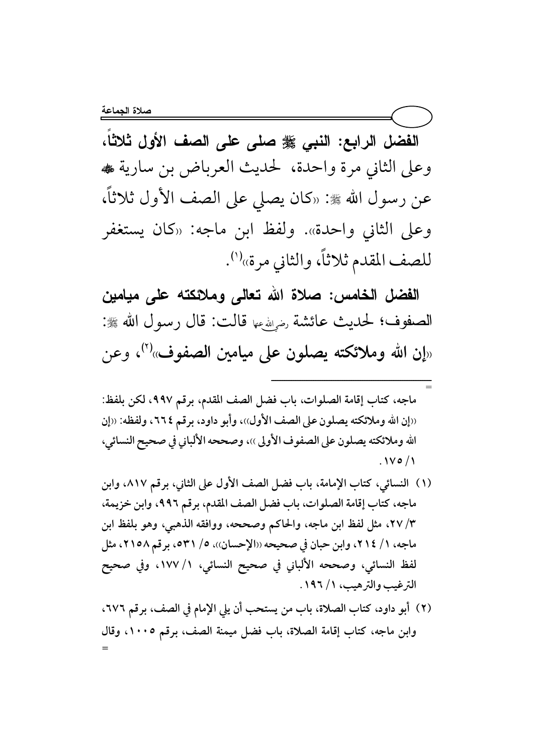**الفضل الرابع: النبي ﷺ صلى على الصف الأول ثلاثاً،** وعلى الثاني مرة واحدة، لحديث العرباض بن سارية ﷺ عن رسول الله ﷺ: «كان يصلي على الصف الأول ثلاثاً، وعلى الثاني واحدة». ولفظ ابن ماجه: «كان يستغفر للصف المقدم ثلاثاً، والثاني مرة»[1].

**الفضل الخامس: صلاة الله تعالى وملائكته على ميامين الصفوف؛** لحديث عائشة رضي الله عنها قالت: قال رسول الله ﷺ: «**إن الله وملائكته يصلون على ميامين الصفوف**»[2]، وعن

---

= ماجه، كتاب إقامة الصلوات، باب فضل الصف المقدم، برقم ٩٩٧، لكن بلفظ: «إن الله وملائكته يصلون على الصف الأول»، وأبو داود، برقم ٦٦٤، ولفظه: «إن الله وملائكته يصلون على الصفوف الأولى»، وصححه الألباني في صحيح النسائي، ١/ ١٧٥.

(١) النسائي، كتاب الإمامة، باب فضل الصف الأول على الثاني، برقم ٨١٧، وابن ماجه، كتاب إقامة الصلوات، باب فضل الصف المقدم، برقم ٩٩٦، وابن خزيمة، ٣/ ٢٧، مثل لفظ ابن ماجه، والحاكم وصححه، ووافقه الذهبي، وهو بلفظ ابن ماجه، ١/ ٢١٤، وابن حبان في صحيحه «الإحسان»، ٥/ ٥٣١، برقم ٢١٥٨، مثل لفظ النسائي، وصححه الألباني في صحيح النسائي، ١/ ١٧٧، وفي صحيح الترغيب والترهيب، ١/ ١٩٦.

(٢) أبو داود، كتاب الصلاة، باب من يستحب أن يلي الإمام في الصف، برقم ٦٧٦، وابن ماجه، كتاب إقامة الصلاة، باب فضل ميمنة الصف، برقم ١٠٠٥، وقال =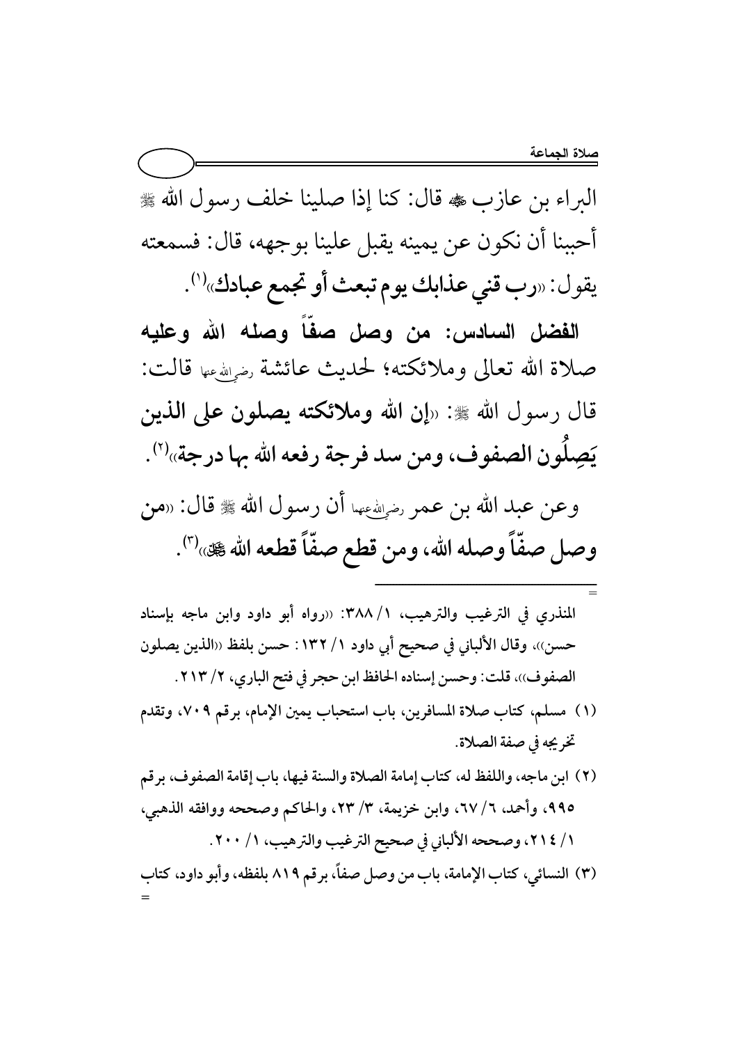البراء بن عازب ﷺ قال: كنا إذا صلينا خلف رسول الله ﷺ أحببنا أن نكون عن يمينه يقبل علينا بوجهه، قال: فسمعته يقول: «**رب قني عذابك يوم تبعث أو تجمع عبادك**»[1].

**الفضل السادس: من وصل صفّاً وصله الله وعليه** صلاة الله تعالى وملائكته؛ لحديث عائشة رضي الله عنها قالت: قال رسول الله ﷺ: «**إن الله وملائكته يصلون على الذين يَصِلُون الصفوف، ومن سد فرجة رفعه الله بها درجة**»[2].

وعن عبد الله بن عمر رضي الله عنهما أن رسول الله ﷺ قال: «**من وصل صفّاً وصله الله، ومن قطع صفّاً قطعه الله ﷻ**»[3].

---

= المنذري في الترغيب والترهيب، ١/ ٣٨٨: «رواه أبو داود وابن ماجه بإسناد حسن»، وقال الألباني في صحيح أبي داود ١/ ١٣٢: حسن بلفظ «الذين يصلون الصفوف»، قلت: وحسن إسناده الحافظ ابن حجر في فتح الباري، ٢/ ٢١٣.

(١) مسلم، كتاب صلاة المسافرين، باب استحباب يمين الإمام، برقم ٧٠٩، وتقدم تخريجه في صفة الصلاة.

(٢) ابن ماجه، واللفظ له، كتاب إمامة الصلاة والسنة فيها، باب إقامة الصفوف، برقم ٩٩٥، وأحمد، ٦/ ٦٧، وابن خزيمة، ٣/ ٢٣، والحاكم وصححه ووافقه الذهبي، ١/ ٢١٤، وصححه الألباني في صحيح الترغيب والترهيب، ١/ ٢٠٠.

(٣) النسائي، كتاب الإمامة، باب من وصل صفاً، برقم ٨١٩ بلفظه، وأبو داود، كتاب =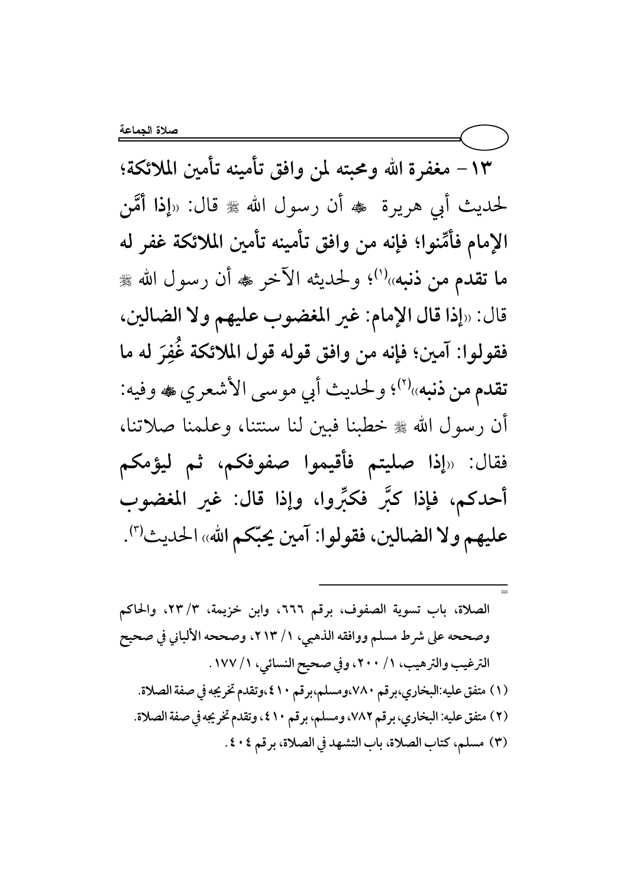**١٣- مغفرة الله ومحبته لمن وافق تأمينه تأمين الملائكة؛** لحديث أبي هريرة ﷺ أن رسول الله ﷺ قال: «**إذا أمَّن الإمام فأمِّنوا؛ فإنه من وافق تأمينه تأمين الملائكة غفر له ما تقدم من ذنبه**»[1]؛ ولحديثه الآخر ﷺ أن رسول الله ﷺ قال: «**إذا قال الإمام: غير المغضوب عليهم ولا الضالين، فقولوا: آمين؛ فإنه من وافق قوله قول الملائكة غُفِرَ له ما تقدم من ذنبه**»[2]؛ ولحديث أبي موسى الأشعري ﷺ وفيه: أن رسول الله ﷺ خطبنا فبين لنا سنتنا، وعلمنا صلاتنا، فقال: «**إذا صليتم فأقيموا صفوفكم، ثم ليؤمكم أحدكم، فإذا كبَّر فكبِّروا، وإذا قال: غير المغضوب عليهم ولا الضالين، فقولوا: آمين يحبّكم الله**» الحديث[3].

---

= الصلاة، باب تسوية الصفوف، برقم ٦٦٦، وابن خزيمة، ٣/ ٢٣، والحاكم وصححه على شرط مسلم ووافقه الذهبي، ١/ ٢١٣، وصححه الألباني في صحيح الترغيب والترهيب، ١/ ٢٠٠، وفي صحيح النسائي، ١/ ١٧٧.

(١) متفق عليه: البخاري، برقم ٧٨٠، ومسلم، برقم ٤١٠، وتقدم تخريجه في صفة الصلاة.

(٢) متفق عليه: البخاري، برقم ٧٨٢، ومسلم، برقم ٤١٠، وتقدم تخريجه في صفة الصلاة.

(٣) مسلم، كتاب الصلاة، باب التشهد في الصلاة، برقم ٤٠٤.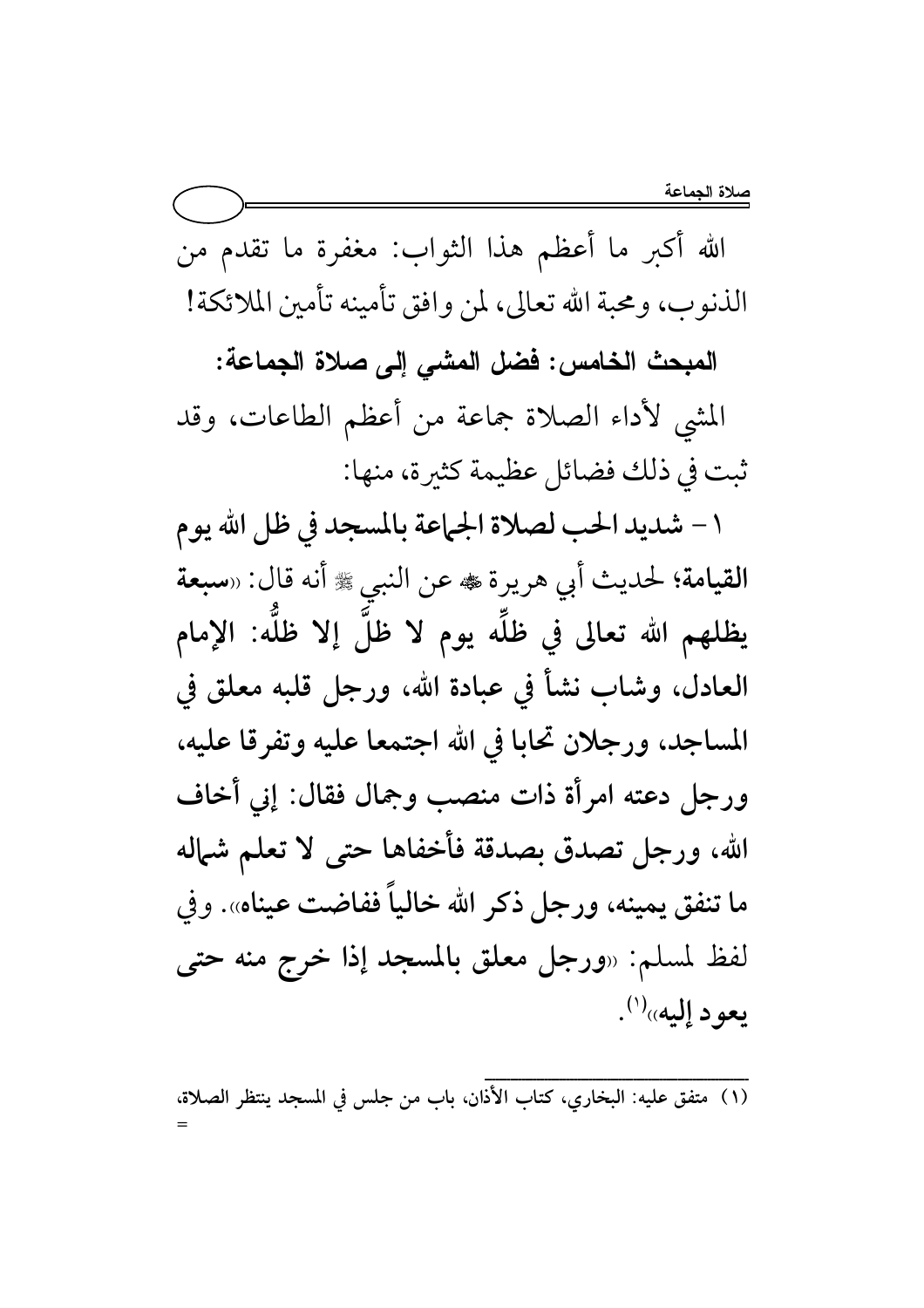الله أكبر ما أعظم هذا الثواب: مغفرة ما تقدم من الذنوب، ومحبة الله تعالى، لمن وافق تأمينه تأمين الملائكة!

**المبحث الخامس: فضل المشي إلى صلاة الجماعة:**

المشي لأداء الصلاة جماعة من أعظم الطاعات، وقد ثبت في ذلك فضائل عظيمة كثيرة، منها:

**١ - شديد الحب لصلاة الجماعة بالمسجد في ظل الله يوم القيامة؛** لحديث أبي هريرة ﷺ عن النبي ﷺ أنه قال: «**سبعة يظلهم الله تعالى في ظلِّه يوم لا ظلَّ إلا ظلُّه: الإمام العادل، وشاب نشأ في عبادة الله، ورجل قلبه معلق في المساجد، ورجلان تحابا في الله اجتمعا عليه وتفرقا عليه، ورجل دعته امرأة ذات منصب وجمال فقال: إني أخاف الله، ورجل تصدق بصدقة فأخفاها حتى لا تعلم شماله ما تنفق يمينه، ورجل ذكر الله خالياً ففاضت عيناه**». وفي لفظ لمسلم: «**ورجل معلق بالمسجد إذا خرج منه حتى يعود إليه**»[1].

---

(١) متفق عليه: البخاري، كتاب الأذان، باب من جلس في المسجد ينتظر الصلاة، =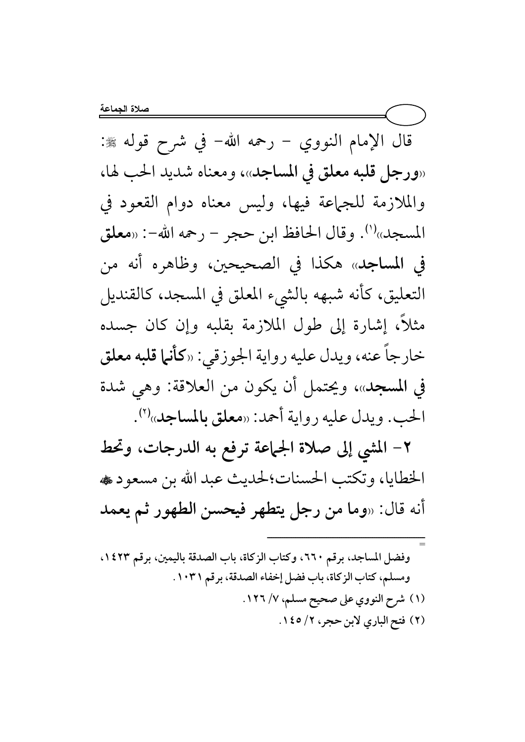قال الإمام النووي - رحمه الله- في شرح قوله ﷺ: «**ورجل قلبه معلق في المساجد**»، ومعناه شديد الحب لها، والملازمة للجماعة فيها، وليس معناه دوام القعود في المسجد»[1]. وقال الحافظ ابن حجر - رحمه الله-: «**معلق في المساجد**» هكذا في الصحيحين، وظاهره أنه من التعليق، كأنه شبهه بالشيء المعلق في المسجد، كالقنديل مثلاً، إشارة إلى طول الملازمة بقلبه وإن كان جسده خارجاً عنه، ويدل عليه رواية الجوزقي: «**كأنما قلبه معلق في المسجد**»، ويحتمل أن يكون من العلاقة: وهي شدة الحب. ويدل عليه رواية أحمد: «**معلق بالمساجد**»[2].

**٢- المشي إلى صلاة الجماعة ترفع به الدرجات، وتحط الخطايا، وتكتب الحسنات؛** لحديث عبد الله بن مسعود رضي الله عنه أنه قال: «**وما من رجل يتطهر فيحسن الطهور ثم يعمد**

---

وفضل المساجد، برقم ٦٦٠، وكتاب الزكاة، باب الصدقة باليمين، برقم ١٤٢٣، ومسلم، كتاب الزكاة، باب فضل إخفاء الصدقة، برقم ١٠٣١.

(١) شرح النووي على صحيح مسلم، ٧/ ١٢٦.

(٢) فتح الباري لابن حجر، ٢/ ١٤٥.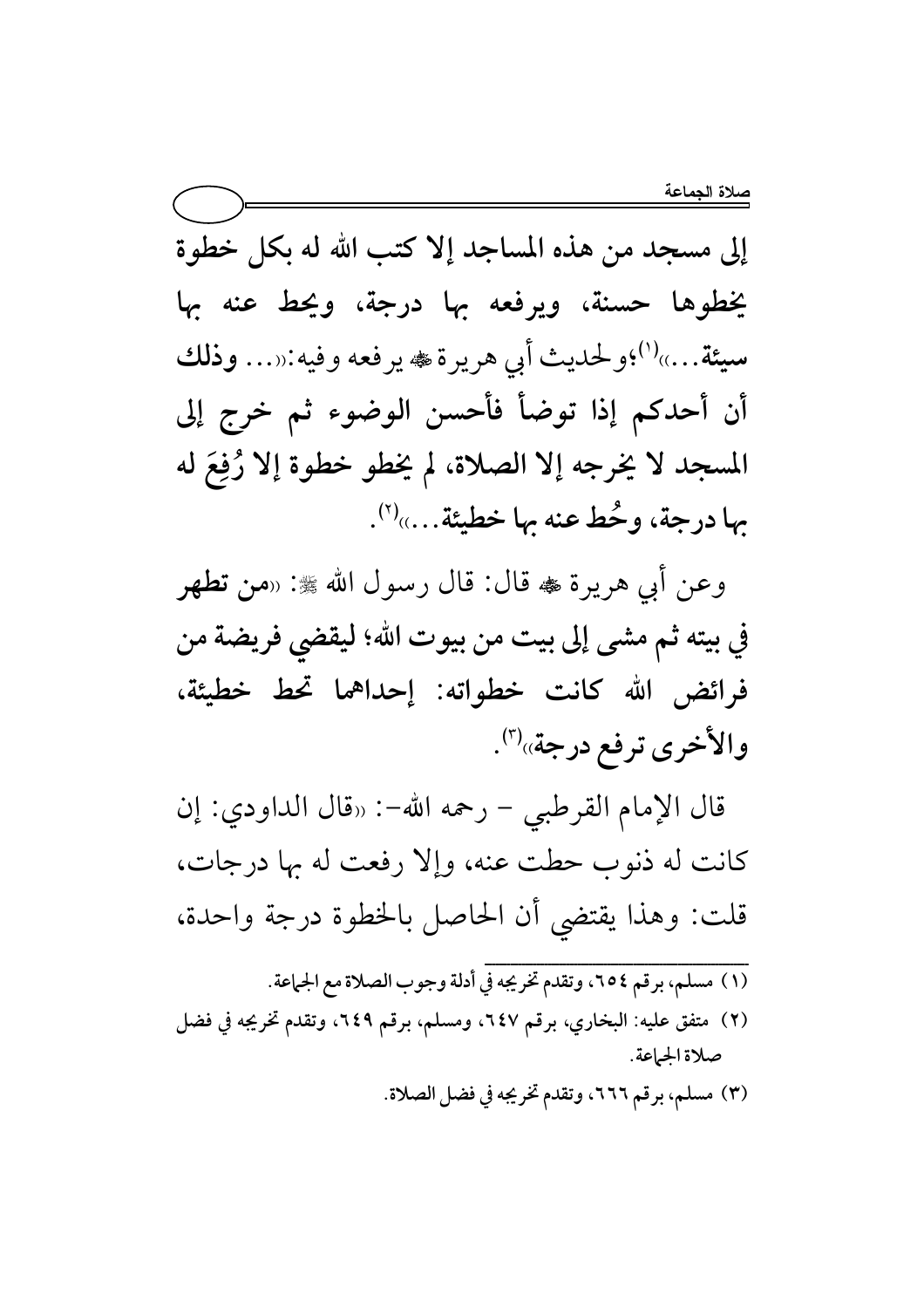إلى مسجد من هذه المساجد إلا كتب الله له بكل خطوة يخطوها حسنة، ويرفعه بها درجة، ويحط عنه بها سيئة...»[1]؛ولحديث أبي هريرة ﷺ يرفعه وفيه:«... **وذلك أن أحدكم إذا توضأ فأحسن الوضوء ثم خرج إلى المسجد لا يخرجه إلا الصلاة، لم يخطو خطوة إلا رُفِعَ له بها درجة، وحُط عنه بها خطيئة...**»[2].

وعن أبي هريرة ﷺ قال: قال رسول الله ﷺ: «**من تطهر في بيته ثم مشى إلى بيت من بيوت الله؛ ليقضي فريضة من فرائض الله كانت خطواته: إحداهما تحط خطيئة، والأخرى ترفع درجة**»[3].

قال الإمام القرطبي - رحمه الله-: «قال الداودي: إن كانت له ذنوب حطت عنه، وإلا رفعت له بها درجات، قلت: وهذا يقتضي أن الحاصل بالخطوة درجة واحدة،

---

(١) مسلم، برقم ٦٥٤، وتقدم تخريجه في أدلة وجوب الصلاة مع الجماعة.

(٢) متفق عليه: البخاري، برقم ٦٤٧، ومسلم، برقم ٦٤٩، وتقدم تخريجه في فضل صلاة الجماعة.

(٣) مسلم، برقم ٦٦٦، وتقدم تخريجه في فضل الصلاة.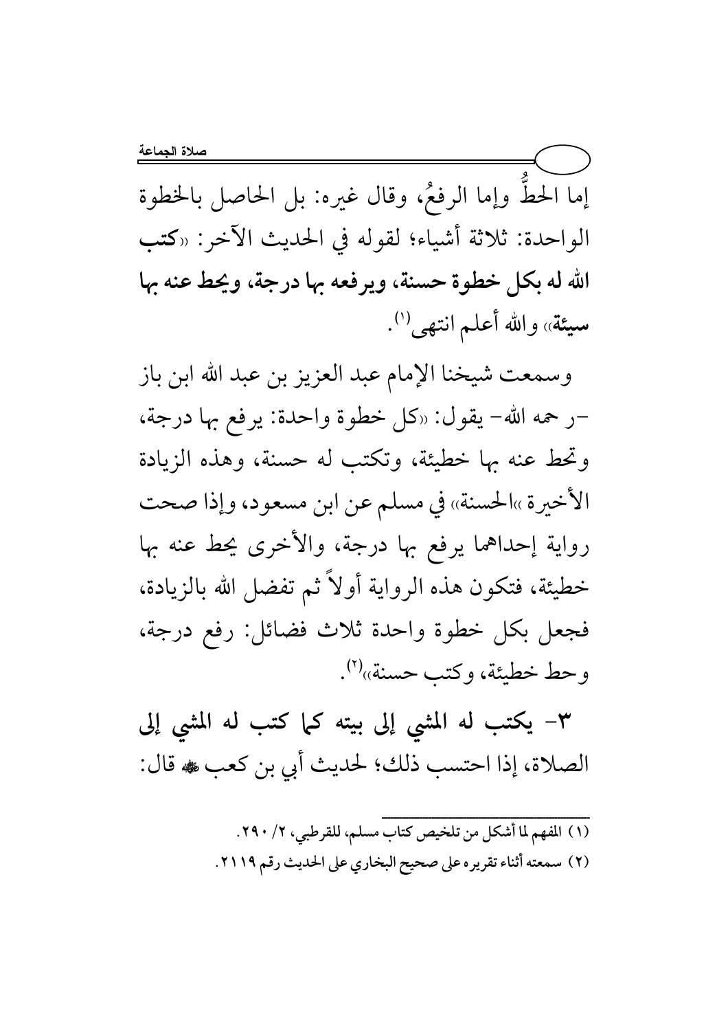إما الحطُّ وإما الرفعُ، وقال غيره: بل الحاصل بالخطوة الواحدة: ثلاثة أشياء؛ لقوله في الحديث الآخر: «**كتب الله له بكل خطوة حسنة، ويرفعه بها درجة، ويحط عنه بها سيئة**» والله أعلم انتهى[1].

وسمعت شيخنا الإمام عبد العزيز بن عبد الله ابن باز -رحمه الله- يقول: «كل خطوة واحدة: يرفع بها درجة، وتحط عنه بها خطيئة، وتكتب له حسنة، وهذه الزيادة الأخيرة »الحسنة» في مسلم عن ابن مسعود، وإذا صحت رواية إحداهما يرفع بها درجة، والأخرى يحط عنه بها خطيئة، فتكون هذه الرواية أولاً ثم تفضل الله بالزيادة، فجعل بكل خطوة واحدة ثلاث فضائل: رفع درجة، وحط خطيئة، وكتب حسنة»[2].

**٣- يكتب له المشي إلى بيته كما كتب له المشي إلى** الصلاة، إذا احتسب ذلك؛ لحديث أبي بن كعب ﷺ قال:

---

(١) المفهم لما أشكل من تلخيص كتاب مسلم، للقرطبي، ٢/ ٢٩٠.

(٢) سمعته أثناء تقريره على صحيح البخاري على الحديث رقم ٢١١٩.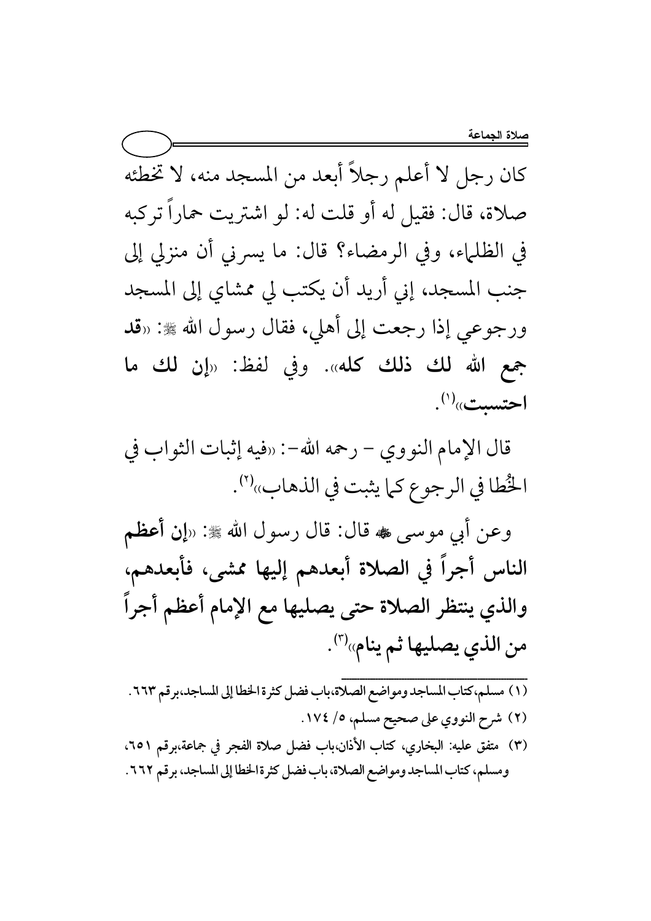كان رجل لا أعلم رجلاً أبعد من المسجد منه، لا تخطئه صلاة، قال: فقيل له أو قلت له: لو اشتريت حماراً تركبه في الظلماء، وفي الرمضاء؟ قال: ما يسرني أن منزلي إلى جنب المسجد، إني أريد أن يكتب لي ممشاي إلى المسجد ورجوعي إذا رجعت إلى أهلي، فقال رسول الله ﷺ: «**قد جمع الله لك ذلك كله**». وفي لفظ: «**إن لك ما احتسبت**»[1].

قال الإمام النووي – رحمه الله–: «فيه إثبات الثواب في الخُطا في الرجوع كما يثبت في الذهاب»[2].

وعن أبي موسى ﷺ قال: قال رسول الله ﷺ: «**إن أعظم الناس أجراً في الصلاة أبعدهم إليها ممشى، فأبعدهم، والذي ينتظر الصلاة حتى يصليها مع الإمام أعظم أجراً من الذي يصليها ثم ينام**»[3].

---

(١) مسلم، كتاب المساجد ومواضع الصلاة، باب فضل كثرة الخطا إلى المساجد، برقم ٦٦٣.

(٢) شرح النووي على صحيح مسلم، ٥/ ١٧٤.

(٣) متفق عليه: البخاري، كتاب الأذان، باب فضل صلاة الفجر في جماعة، برقم ٦٥١، ومسلم، كتاب المساجد ومواضع الصلاة، باب فضل كثرة الخطا إلى المساجد، برقم ٦٦٢.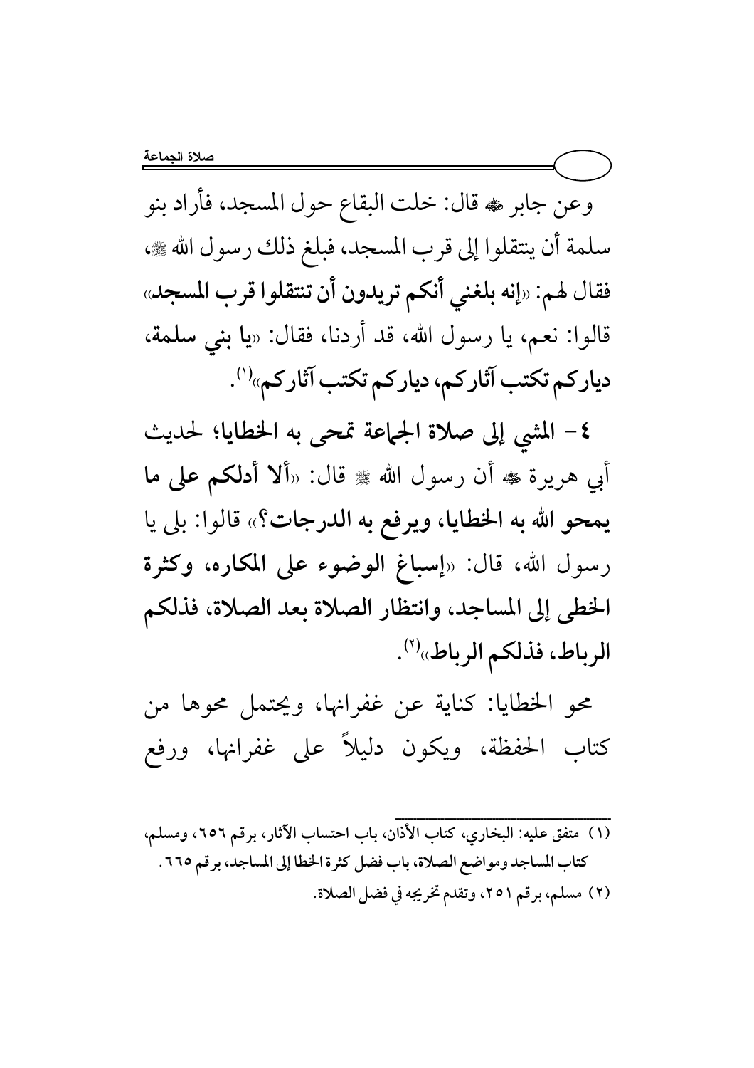وعن جابر ﷺ قال: خلت البقاع حول المسجد، فأراد بنو سلمة أن ينتقلوا إلى قرب المسجد، فبلغ ذلك رسول الله ﷺ، فقال لهم: «**إنه بلغني أنكم تريدون أن تنتقلوا قرب المسجد**» قالوا: نعم، يا رسول الله، قد أردنا، فقال: «**يا بني سلمة، دياركم تكتب آثاركم، دياركم تكتب آثاركم**»[1].

**٤- المشي إلى صلاة الجماعة تمحى به الخطايا؛** لحديث أبي هريرة ﷺ أن رسول الله ﷺ قال: «**ألا أدلكم على ما يمحو الله به الخطايا، ويرفع به الدرجات؟**» قالوا: بلى يا رسول الله، قال: «**إسباغ الوضوء على المكاره، وكثرة الخطى إلى المساجد، وانتظار الصلاة بعد الصلاة، فذلكم الرباط، فذلكم الرباط**»[2].

محو الخطايا: كناية عن غفرانها، ويحتمل محوها من كتاب الحفظة، ويكون دليلاً على غفرانها، ورفع

---

(١) متفق عليه: البخاري، كتاب الأذان، باب احتساب الآثار، برقم ٦٥٦، ومسلم، كتاب المساجد ومواضع الصلاة، باب فضل كثرة الخطا إلى المساجد، برقم ٦٦٥.

(٢) مسلم، برقم ٢٥١، وتقدم تخريجه في فضل الصلاة.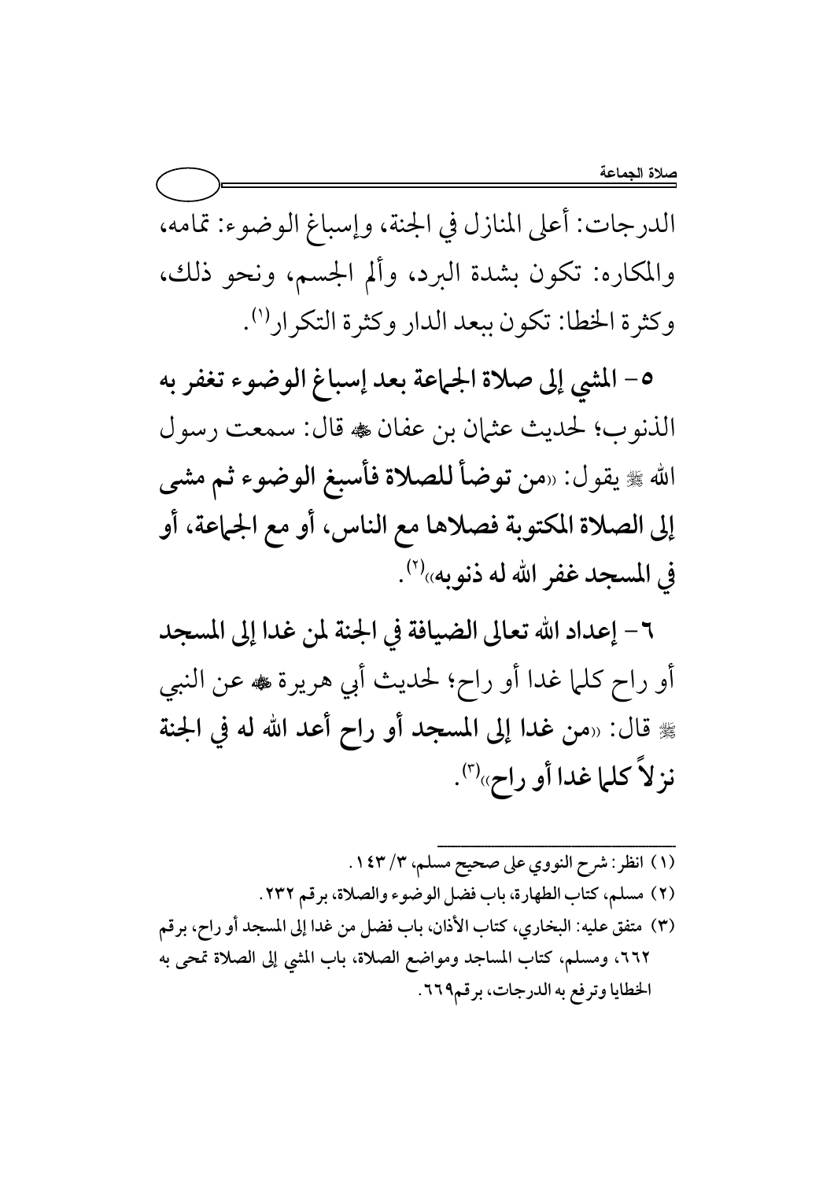الدرجات: أعلى المنازل في الجنة، وإسباغ الوضوء: تمامه، والمكاره: تكون بشدة البرد، وألم الجسم، ونحو ذلك، وكثرة الخطا: تكون ببعد الدار وكثرة التكرار[1].

**٥- المشي إلى صلاة الجماعة بعد إسباغ الوضوء تغفر به الذنوب**؛ لحديث عثمان بن عفان ﷺ قال: سمعت رسول الله ﷺ يقول: «**من توضأ للصلاة فأسبغ الوضوء ثم مشى إلى الصلاة المكتوبة فصلاها مع الناس، أو مع الجماعة، أو في المسجد غفر الله له ذنوبه**»[2].

**٦- إعداد الله تعالى الضيافة في الجنة لمن غدا إلى المسجد أو راح كلما غدا أو راح**؛ لحديث أبي هريرة ﷺ عن النبي ﷺ قال: «**من غدا إلى المسجد أو راح أعد الله له في الجنة نزلاً كلما غدا أو راح**»[3].

---

(١) انظر: شرح النووي على صحيح مسلم، ٣/ ١٤٣.

(٢) مسلم، كتاب الطهارة، باب فضل الوضوء والصلاة، برقم ٢٣٢.

(٣) متفق عليه: البخاري، كتاب الأذان، باب فضل من غدا إلى المسجد أو راح، برقم ٦٦٢، ومسلم، كتاب المساجد ومواضع الصلاة، باب المشي إلى الصلاة تمحى به الخطايا وترفع به الدرجات، برقم٦٦٩.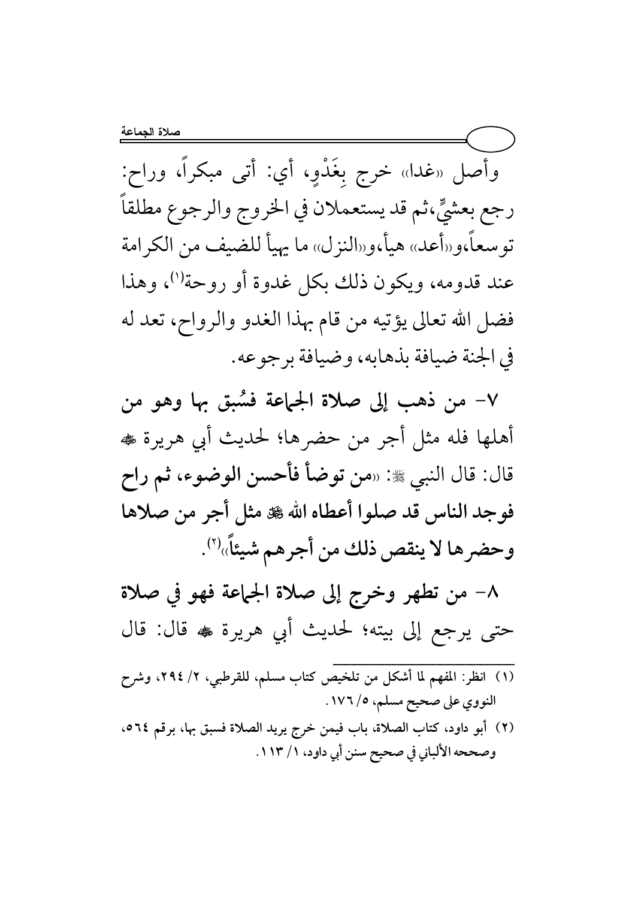وأصل «غدا» خرج بِغَدْوٍ، أي: أتى مبكراً، وراح: رجع بعشيٍّ،ثم قد يستعملان في الخروج والرجوع مطلقاً توسعاً،و«أعد» هيأ،و«النزل» ما يهيأ للضيف من الكرامة عند قدومه، ويكون ذلك بكل غدوة أو روحة[1]، وهذا فضل الله تعالى يؤتيه من قام بهذا الغدو والرواح، تعد له في الجنة ضيافة بذهابه، وضيافة برجوعه.

**٧- من ذهب إلى صلاة الجماعة فسُبق بها وهو من أهلها فله مثل أجر من حضرها؛** لحديث أبي هريرة ﷺ قال: قال النبي ﷺ: «**من توضأ فأحسن الوضوء، ثم راح فوجد الناس قد صلوا أعطاه الله ﷻ مثل أجر من صلاها وحضرها لا ينقص ذلك من أجرهم شيئاً**»[2].

**٨- من تطهر وخرج إلى صلاة الجماعة فهو في صلاة حتى يرجع إلى بيته؛** لحديث أبي هريرة ﷺ قال: قال

---

(١) انظر: المفهم لما أشكل من تلخيص كتاب مسلم، للقرطبي، ٢/ ٢٩٤، وشرح النووي على صحيح مسلم، ٥/ ١٧٦.

(٢) أبو داود، كتاب الصلاة، باب فيمن خرج يريد الصلاة فسبق بها، برقم ٥٦٤، وصححه الألباني في صحيح سنن أبي داود، ١/ ١١٣.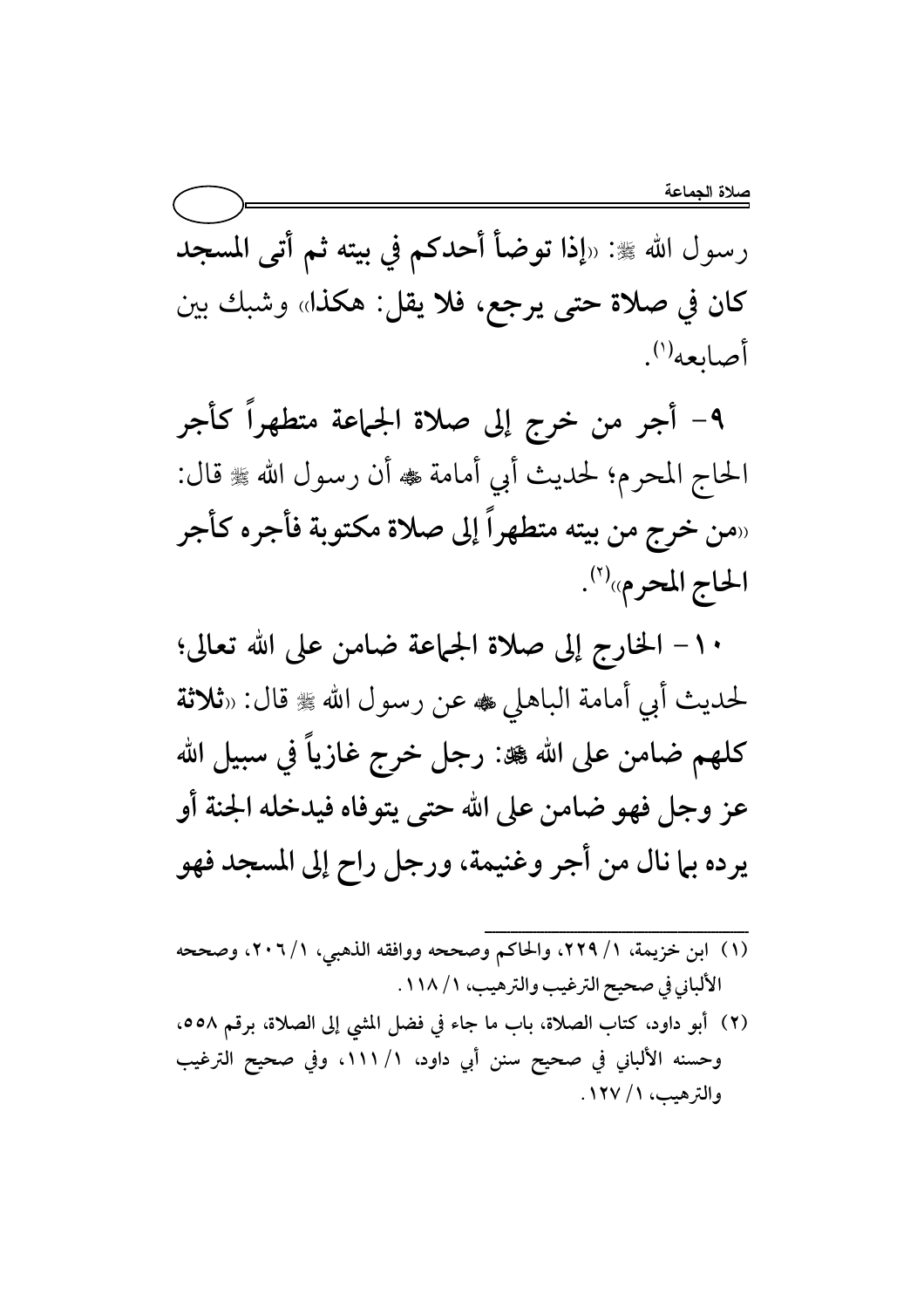رسول الله ﷺ: «**إذا توضأ أحدكم في بيته ثم أتى المسجد كان في صلاة حتى يرجع، فلا يقل: هكذا**» وشبك بين أصابعه[1].

**٩- أجر من خرج إلى صلاة الجماعة متطهراً كأجر الحاج المحرم**؛ لحديث أبي أمامة رضي الله عنه أن رسول الله ﷺ قال: «**من خرج من بيته متطهراً إلى صلاة مكتوبة فأجره كأجر الحاج المحرم**»[2].

**١٠- الخارج إلى صلاة الجماعة ضامن على الله تعالى**؛ لحديث أبي أمامة الباهلي رضي الله عنه عن رسول الله ﷺ قال: «**ثلاثة كلهم ضامن على الله ﷻ: رجل خرج غازياً في سبيل الله عز وجل فهو ضامن على الله حتى يتوفاه فيدخله الجنة أو يرده بما نال من أجر وغنيمة، ورجل راح إلى المسجد فهو**

---

(١) ابن خزيمة، ١/ ٢٢٩، والحاكم وصححه ووافقه الذهبي، ١/٢٠٦، وصححه الألباني في صحيح الترغيب والترهيب، ١/ ١١٨.

(٢) أبو داود، كتاب الصلاة، باب ما جاء في فضل المشي إلى الصلاة، برقم ٥٥٨، وحسنه الألباني في صحيح سنن أبي داود، ١/ ١١١، وفي صحيح الترغيب والترهيب، ١/ ١٢٧.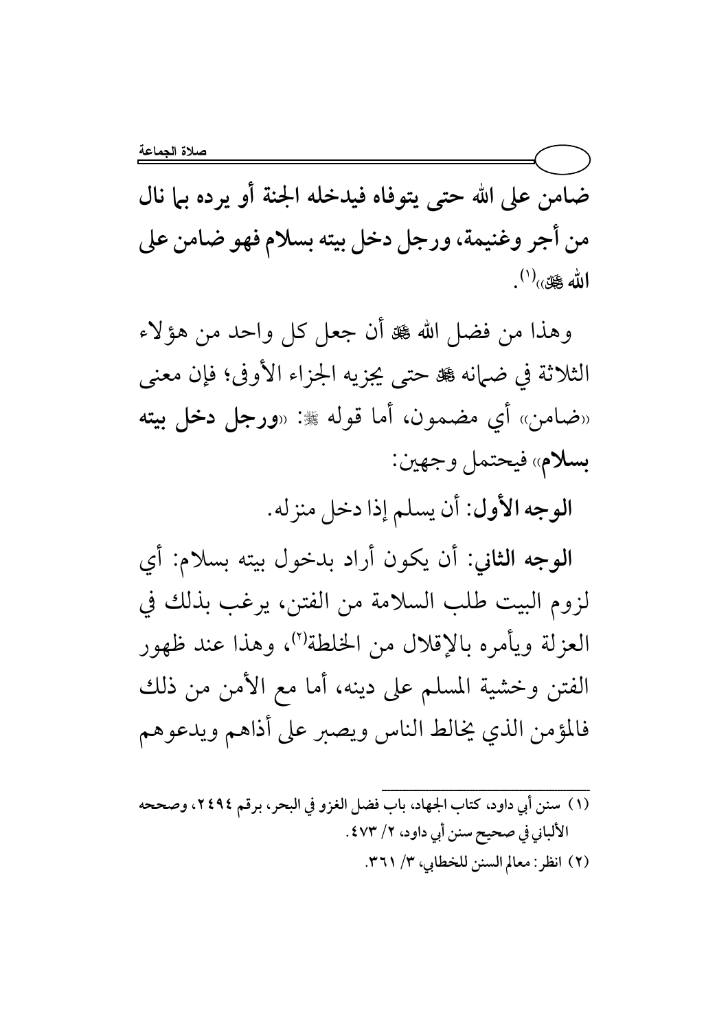**ضامن على الله حتى يتوفاه فيدخله الجنة أو يرده بما نال من أجر وغنيمة، ورجل دخل بيته بسلام فهو ضامن على الله ﷻ»**[1].

وهذا من فضل الله ﷻ أن جعل كل واحد من هؤلاء الثلاثة في ضمانه ﷻ حتى يجزيه الجزاء الأوفى؛ فإن معنى «ضامن» أي مضمون، أما قوله ﷺ: «**ورجل دخل بيته بسلام**» فيحتمل وجهين:

**الوجه الأول**: أن يسلم إذا دخل منزله.

**الوجه الثاني**: أن يكون أراد بدخول بيته بسلام: أي لزوم البيت طلب السلامة من الفتن، يرغب بذلك في العزلة ويأمره بالإقلال من الخلطة[2]، وهذا عند ظهور الفتن وخشية المسلم على دينه، أما مع الأمن من ذلك فالمؤمن الذي يخالط الناس ويصبر على أذاهم ويدعوهم

---

(١) سنن أبي داود، كتاب الجهاد، باب فضل الغزو في البحر، برقم ٢٤٩٤، وصححه الألباني في صحيح سنن أبي داود، ٢/ ٤٧٣.

(٢) انظر: معالم السنن للخطابي، ٣/ ٣٦١.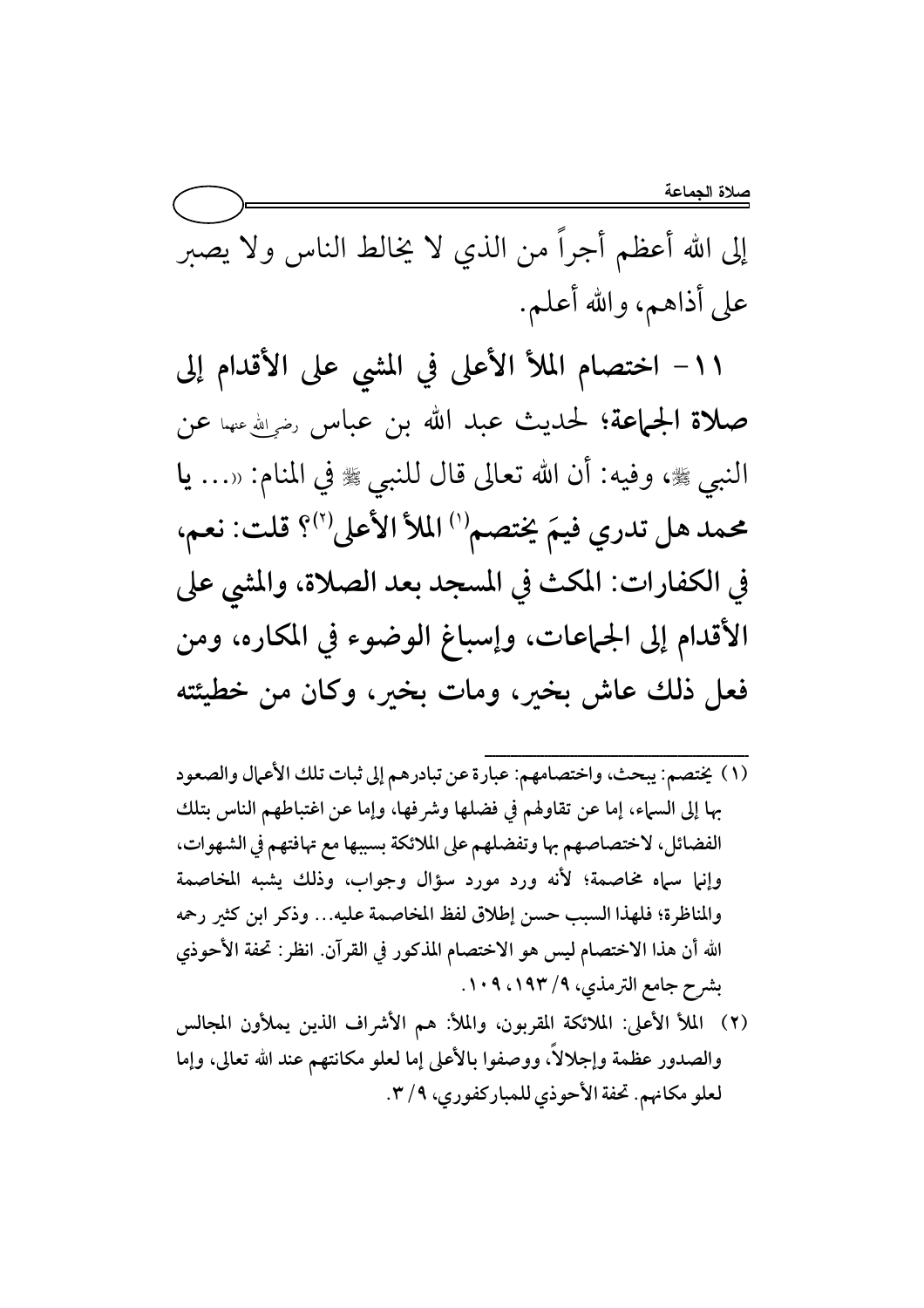إلى الله أعظم أجراً من الذي لا يخالط الناس ولا يصبر على أذاهم، والله أعلم.

**١١- اختصام الملأ الأعلى في المشي على الأقدام إلى صلاة الجماعة**؛ لحديث عبد الله بن عباس رضي الله عنهما عن النبي ﷺ، وفيه: أن الله تعالى قال للنبي ﷺ في المنام: «... **يا محمد هل تدري فيمَ يختصم[1] الملأ الأعلى[2]؟ قلت: نعم، في الكفارات: المكث في المسجد بعد الصلاة، والمشي على الأقدام إلى الجماعات، وإسباغ الوضوء في المكاره، ومن فعل ذلك عاش بخير، ومات بخير، وكان من خطيئته**

---

(١) يختصم: يبحث، واختصامهم: عبارة عن تبادرهم إلى ثبات تلك الأعمال والصعود بها إلى السماء، إما عن تقاولهم في فضلها وشرفها، وإما عن اغتباطهم الناس بتلك الفضائل، لاختصاصهم بها وتفضلهم على الملائكة بسببها مع تهافتهم في الشهوات، وإنما سماه مخاصمة؛ لأنه ورد مورد سؤال وجواب، وذلك يشبه المخاصمة والمناظرة؛ فلهذا السبب حسن إطلاق لفظ المخاصمة عليه... وذكر ابن كثير رحمه الله أن هذا الاختصام ليس هو الاختصام المذكور في القرآن. انظر: تحفة الأحوذي بشرح جامع الترمذي، ٩/ ١٩٣، ١٠٩.

(٢) الملأ الأعلى: الملائكة المقربون، والملأ: هم الأشراف الذين يملأون المجالس والصدور عظمة وإجلالاً، ووصفوا بالأعلى إما لعلو مكانتهم عند الله تعالى، وإما لعلو مكانهم. تحفة الأحوذي للمباركفوري، ٩/ ٣.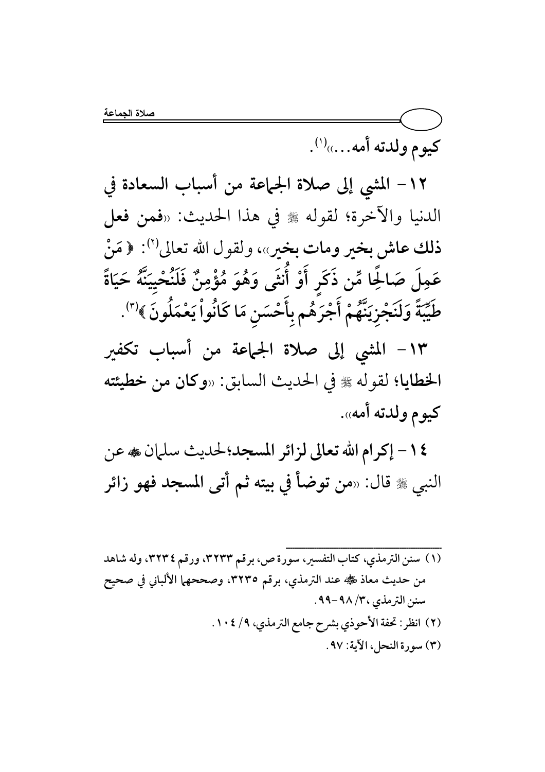كيوم ولدته أمه...»[1].

١٢- المشي إلى صلاة الجماعة من أسباب السعادة في الدنيا والآخرة؛ لقوله ﷺ في هذا الحديث: «**فمن فعل ذلك عاش بخير ومات بخير**»، ولقول الله تعالى[2]: ﴿ مَنْ عَمِلَ صَالِحًا مِّن ذَكَرٍ أَوْ أُنثَى وَهُوَ مُؤْمِنٌ فَلَنُحْيِيَنَّهُ حَيَاةً طَيِّبَةً وَلَنَجْزِيَنَّهُمْ أَجْرَهُم بِأَحْسَنِ مَا كَانُواْ يَعْمَلُونَ ﴾[3].

١٣- المشي إلى صلاة الجماعة من أسباب تكفير الخطايا؛ لقوله ﷺ في الحديث السابق: «**وكان من خطيئته كيوم ولدته أمه**».

١٤- إكرام الله تعالى لزائر المسجد؛ لحديث سلمان ﷺ عن النبي ﷺ قال: «**من توضأ في بيته ثم أتى المسجد فهو زائر**

---

(١) سنن الترمذي، كتاب التفسير، سورة ص، برقم ٣٢٣٣، ورقم ٣٢٣٤، وله شاهد من حديث معاذ ﷺ عند الترمذي، برقم ٣٢٣٥، وصححهما الألباني في صحيح سنن الترمذي، ٣/ ٩٨-٩٩.

(٢) انظر: تحفة الأحوذي بشرح جامع الترمذي، ٩/ ١٠٤.

(٣) سورة النحل، الآية: ٩٧.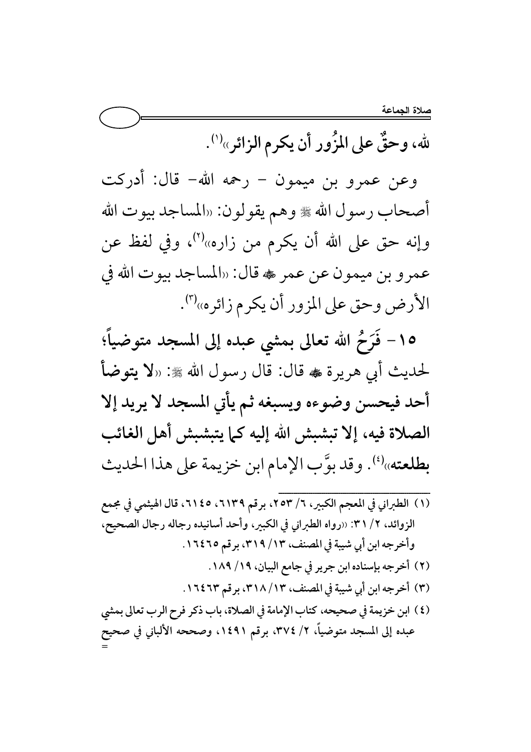**لله، وحقٌّ على المَزُور أن يكرم الزائر»[1].**

وعن عمرو بن ميمون – رحمه الله– قال: أدركت أصحاب رسول الله ﷺ وهم يقولون: «المساجد بيوت الله وإنه حق على الله أن يكرم من زاره»[2]، وفي لفظ عن عمرو بن ميمون عن عمر ﷺ قال: «المساجد بيوت الله في الأرض وحق على المزور أن يكرم زائره»[3].

**١٥- فَرَحُ الله تعالى بمشي عبده إلى المسجد متوضياً؛** لحديث أبي هريرة ﷺ قال: قال رسول الله ﷺ: «**لا يتوضأ أحد فيحسن وضوءه ويسبغه ثم يأتي المسجد لا يريد إلا الصلاة فيه، إلا تبشبش الله إليه كما يتبشبش أهل الغائب بطلعته**»[4]. وقد بوَّب الإمام ابن خزيمة على هذا الحديث

---

(١) الطبراني في المعجم الكبير، ٦/ ٢٥٣، برقم ٦١٣٩، ٦١٤٥، قال الهيثمي في مجمع الزوائد، ٢/ ٣١: «رواه الطبراني في الكبير، وأحد أسانيده رجاله رجال الصحيح، وأخرجه ابن أبي شيبة في المصنف، ١٣/ ٣١٩، برقم ١٦٤٦٥.

(٢) أخرجه بإسناده ابن جرير في جامع البيان، ١٩/ ١٨٩.

(٣) أخرجه ابن أبي شيبة في المصنف، ١٣/ ٣١٨، برقم ١٦٤٦٣.

(٤) ابن خزيمة في صحيحه، كتاب الإمامة في الصلاة، باب ذكر فرح الرب تعالى بمشي عبده إلى المسجد متوضياً، ٢/ ٣٧٤، برقم ١٤٩١، وصححه الألباني في صحيح =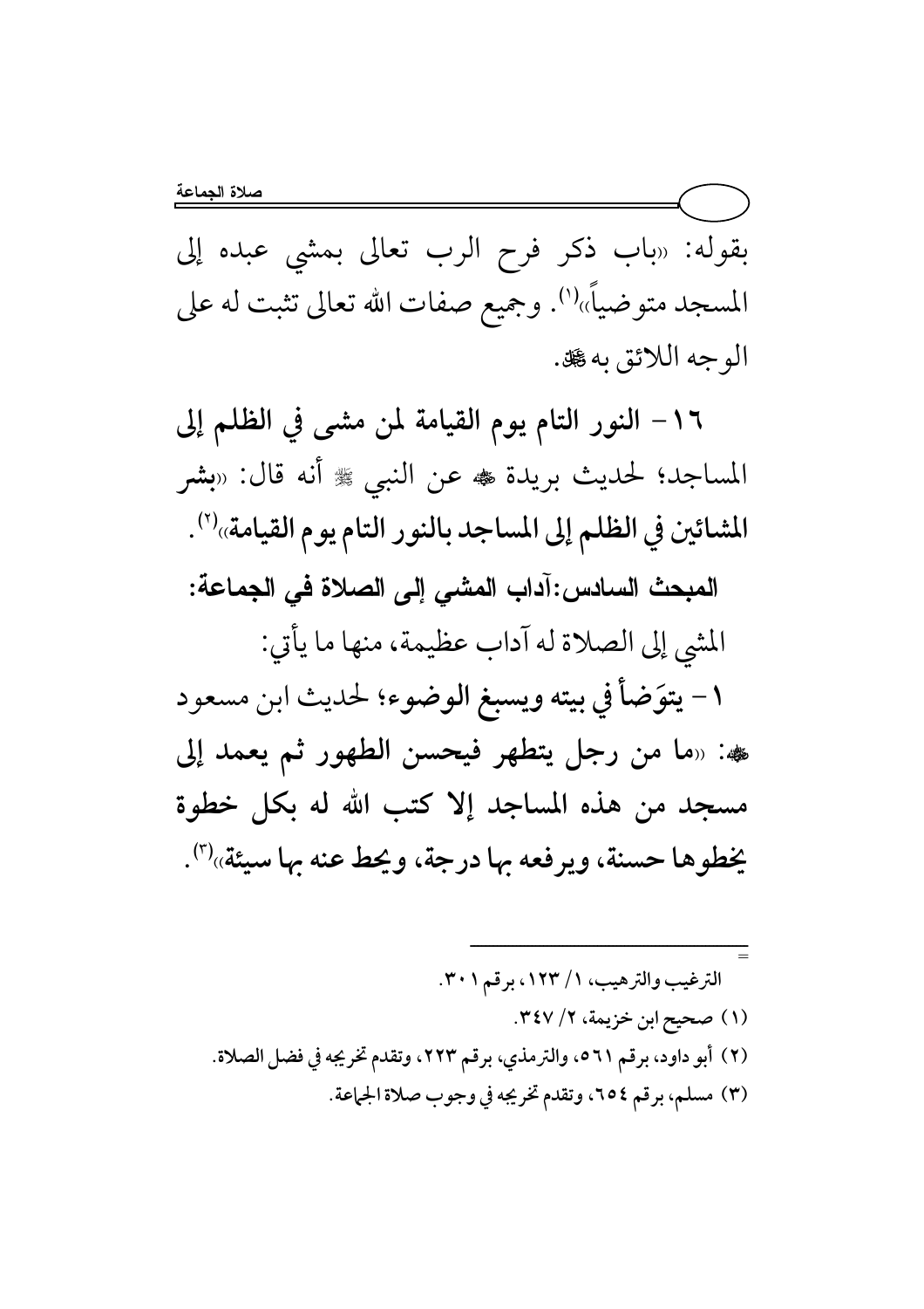بقوله: «باب ذكر فرح الرب تعالى بمشي عبده إلى المسجد متوضياً»[1]. وجميع صفات الله تعالى تثبت له على الوجه اللائق به ﷻ.

**١٦- النور التام يوم القيامة لمن مشى في الظلم إلى المساجد؛** لحديث بريدة ﷺ عن النبي ﷺ أنه قال: «**بشر المشائين في الظلم إلى المساجد بالنور التام يوم القيامة**»[2].

### المبحث السادس: آداب المشي إلى الصلاة في الجماعة:

المشي إلى الصلاة له آداب عظيمة، منها ما يأتي:

**١- يتوَضأ في بيته ويسبغ الوضوء؛** لحديث ابن مسعود ﷺ: «**ما من رجل يتطهر فيحسن الطهور ثم يعمد إلى مسجد من هذه المساجد إلا كتب الله له بكل خطوة يخطوها حسنة، ويرفعه بها درجة، ويحط عنه بها سيئة**»[3].

---

= الترغيب والترهيب، ١/ ١٢٣، برقم ٣٠١.

(١) صحيح ابن خزيمة، ٢/ ٣٤٧.

(٢) أبو داود، برقم ٥٦١، والترمذي، برقم ٢٢٣، وتقدم تخريجه في فضل الصلاة.

(٣) مسلم، برقم ٦٥٤، وتقدم تخريجه في وجوب صلاة الجماعة.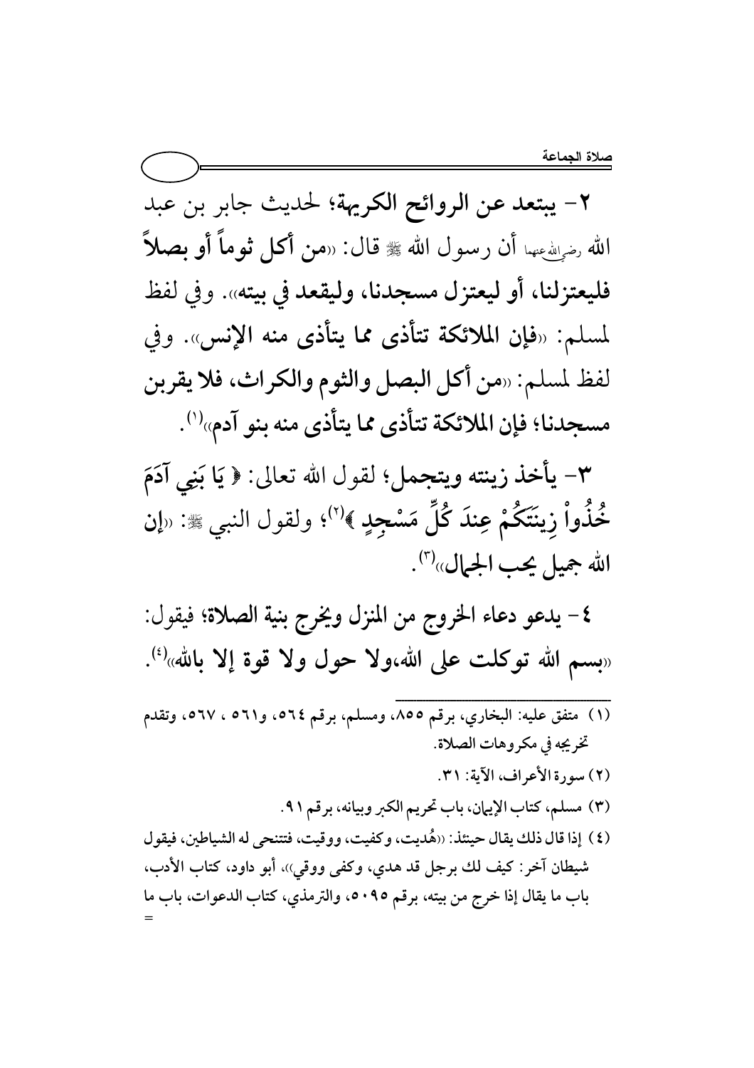٢- **يبتعد عن الروائح الكريهة**؛ لحديث جابر بن عبد الله رضي الله عنهما أن رسول الله ﷺ قال: «**من أكل ثوماً أو بصلاً فليعتزلنا، أو ليعتزل مسجدنا، وليقعد في بيته**». وفي لفظ لمسلم: «**فإن الملائكة تتأذى مما يتأذى منه الإنس**». وفي لفظ لمسلم: «**من أكل البصل والثوم والكراث، فلا يقربن مسجدنا؛ فإن الملائكة تتأذى مما يتأذى منه بنو آدم**»[(١)].

٣- **يأخذ زينته ويتجمل**؛ لقول الله تعالى: ﴿ **يَا بَنِي آدَمَ خُذُواْ زِينَتَكُمْ عِندَ كُلِّ مَسْجِدٍ** ﴾[(٢)]؛ ولقول النبي ﷺ: «**إن الله جميل يحب الجمال**»[(٣)].

٤- يدعو دعاء الخروج من المنزل ويخرج بنية الصلاة؛ فيقول: «**بسم الله توكلت على الله،ولا حول ولا قوة إلا بالله**»[(٤)].

---

(١) متفق عليه: البخاري، برقم ٨٥٥، ومسلم، برقم ٥٦٤، و٥٦١ ، ٥٦٧، وتقدم تخريجه في مكروهات الصلاة.

(٢) سورة الأعراف، الآية: ٣١.

(٣) مسلم، كتاب الإيمان، باب تحريم الكبر وبيانه، برقم ٩١.

(٤) إذا قال ذلك يقال حينئذ: «هُديت، وكفيت، ووقيت، فتتنحى له الشياطين، فيقول شيطان آخر: كيف لك برجل قد هدي، وكفي ووقي»، أبو داود، كتاب الأدب، باب ما يقال إذا خرج من بيته، برقم ٥٠٩٥، والترمذي، كتاب الدعوات، باب ما =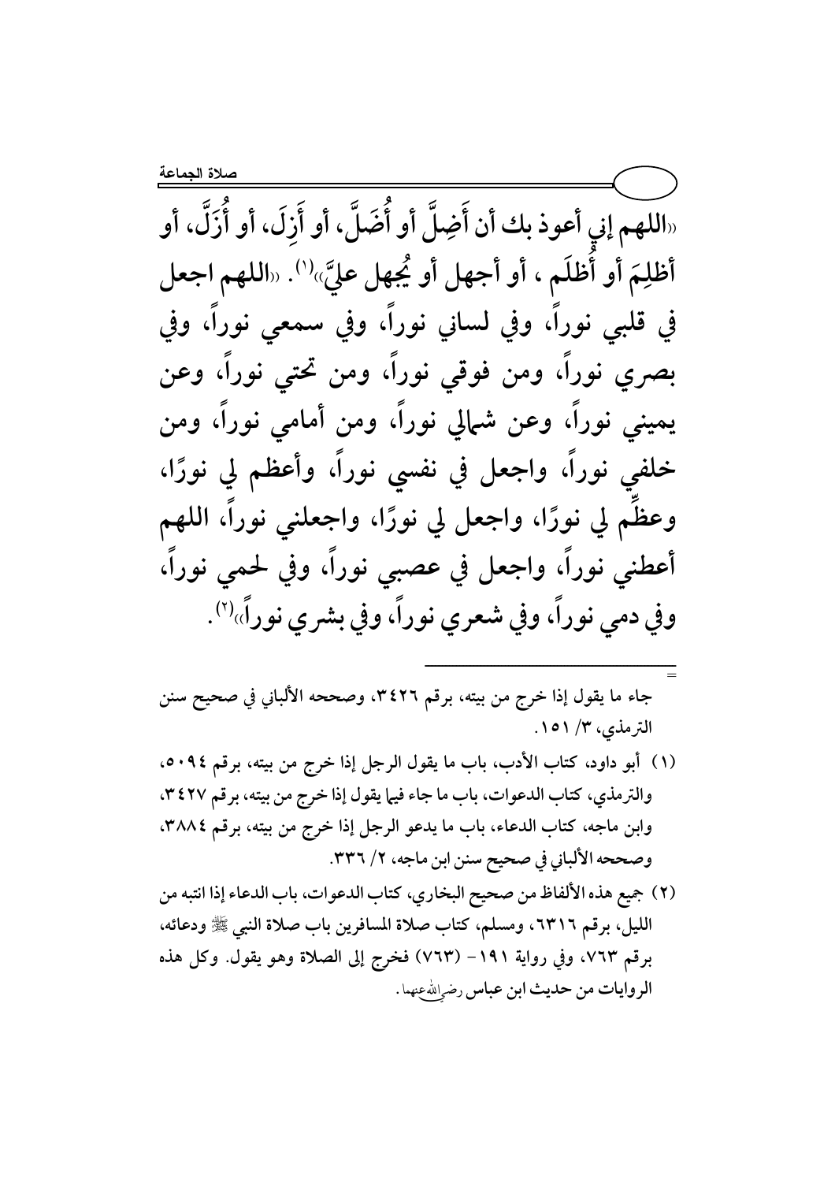«اللهم إني أعوذ بك أن أَضِلَّ أو أُضَلَّ، أو أَزِلَ، أو أُزَلَّ، أو أظلِمَ أو أُظلَم ، أو أجهل أو يُجهل عليَّ»[1]. «اللهم اجعل في قلبي نوراً، وفي لساني نوراً، وفي سمعي نوراً، وفي بصري نوراً، ومن فوقي نوراً، ومن تحتي نوراً، وعن يميني نوراً، وعن شمالي نوراً، ومن أمامي نوراً، ومن خلفي نوراً، واجعل في نفسي نوراً، وأعظم لي نورًا، وعظِّم لي نورًا، واجعل لي نورًا، واجعلني نوراً، اللهم أعطني نوراً، واجعل في عصبي نوراً، وفي لحمي نوراً، وفي دمي نوراً، وفي شعري نوراً، وفي بشري نوراً»[2].

---

جاء ما يقول إذا خرج من بيته، برقم ٣٤٢٦، وصححه الألباني في صحيح سنن الترمذي، ٣/ ١٥١.

(١) أبو داود، كتاب الأدب، باب ما يقول الرجل إذا خرج من بيته، برقم ٥٠٩٤، والترمذي، كتاب الدعوات، باب ما جاء فيما يقول إذا خرج من بيته، برقم ٣٤٢٧، وابن ماجه، كتاب الدعاء، باب ما يدعو الرجل إذا خرج من بيته، برقم ٣٨٨٤، وصححه الألباني في صحيح سنن ابن ماجه، ٢/ ٣٣٦.

(٢) جميع هذه الألفاظ من صحيح البخاري، كتاب الدعوات، باب الدعاء إذا انتبه من الليل، برقم ٦٣١٦، ومسلم، كتاب صلاة المسافرين باب صلاة النبي ﷺ ودعائه، برقم ٧٦٣، وفي رواية ١٩١- (٧٦٣) فخرج إلى الصلاة وهو يقول. وكل هذه الروايات من حديث ابن عباس رضي الله عنهما.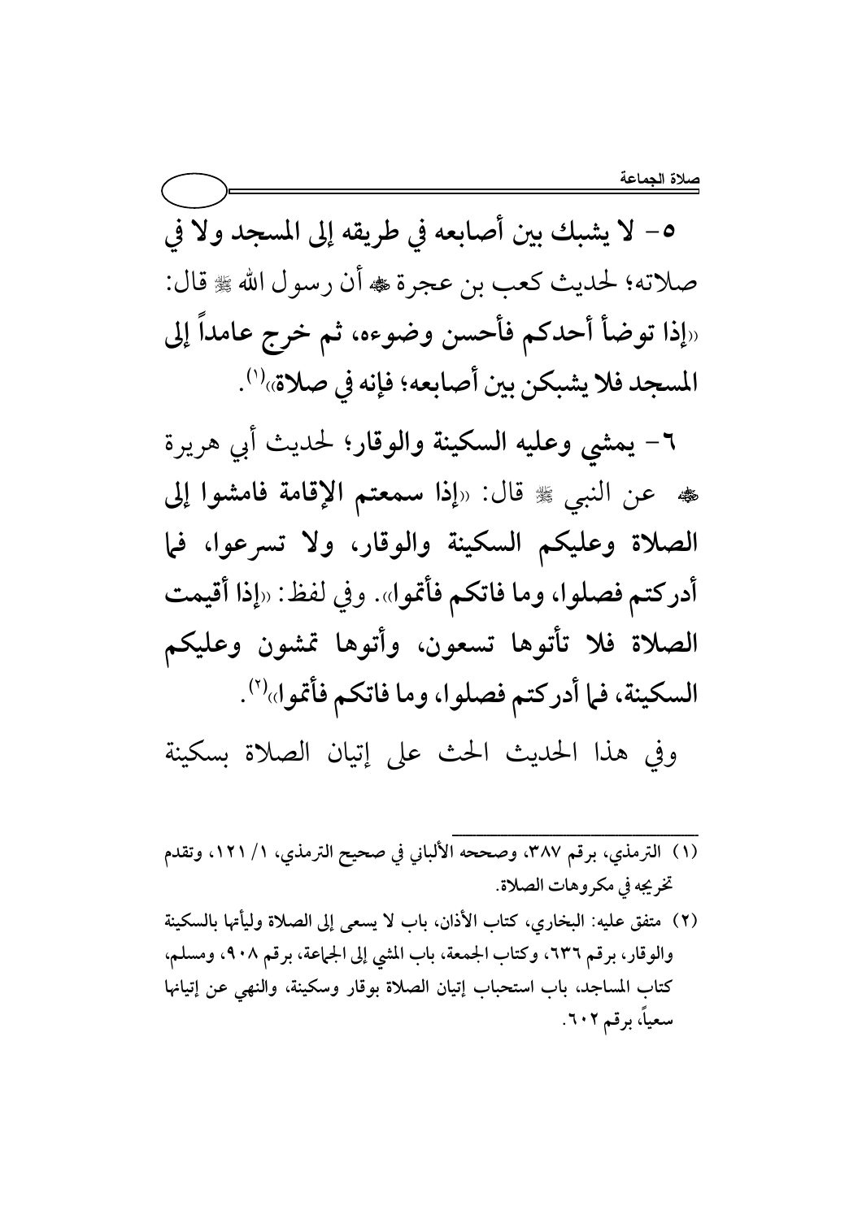**٥- لا يشبك بين أصابعه في طريقه إلى المسجد ولا في** صلاته؛ لحديث كعب بن عجرة ﷺ أن رسول الله ﷺ قال: «**إذا توضأ أحدكم فأحسن وضوءه، ثم خرج عامداً إلى المسجد فلا يشبكن بين أصابعه؛ فإنه في صلاة**»[1].

**٦- يمشي وعليه السكينة والوقار**؛ لحديث أبي هريرة ﷺ عن النبي ﷺ قال: «**إذا سمعتم الإقامة فامشوا إلى الصلاة وعليكم السكينة والوقار، ولا تسرعوا، فما أدركتم فصلوا، وما فاتكم فأتموا**». وفي لفظ: «**إذا أقيمت الصلاة فلا تأتوها تسعون، وأتوها تمشون وعليكم السكينة، فما أدركتم فصلوا، وما فاتكم فأتموا**»[2].

وفي هذا الحديث الحث على إتيان الصلاة بسكينة

---

(١) الترمذي، برقم ٣٨٧، وصححه الألباني في صحيح الترمذي، ١/ ١٢١، وتقدم تخريجه في مكروهات الصلاة.

(٢) متفق عليه: البخاري، كتاب الأذان، باب لا يسعى إلى الصلاة وليأتها بالسكينة والوقار، برقم ٦٣٦، وكتاب الجمعة، باب المشي إلى الجماعة، برقم ٩٠٨، ومسلم، كتاب المساجد، باب استحباب إتيان الصلاة بوقار وسكينة، والنهي عن إتيانها سعياً، برقم ٦٠٢.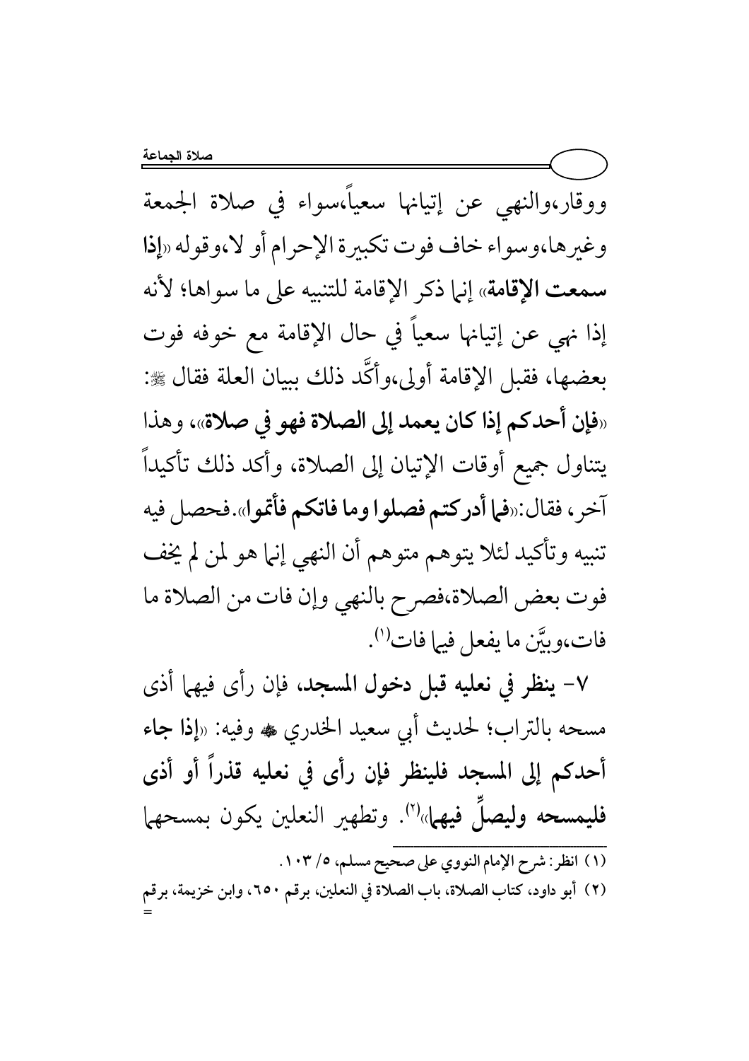ووقار،والنهي عن إتيانها سعياً،سواء في صلاة الجمعة وغيرها،وسواء خاف فوت تكبيرة الإحرام أو لا،وقوله «**إذا سمعت الإقامة**» إنما ذكر الإقامة للتنبيه على ما سواها؛ لأنه إذا نهي عن إتيانها سعياً في حال الإقامة مع خوفه فوت بعضها، فقبل الإقامة أولى،وأكَّد ذلك ببيان العلة فقال ﷺ: «**فإن أحدكم إذا كان يعمد إلى الصلاة فهو في صلاة**»، وهذا يتناول جميع أوقات الإتيان إلى الصلاة، وأكد ذلك تأكيداً آخر، فقال:«**فما أدركتم فصلوا وما فاتكم فأتموا**».فحصل فيه تنبيه وتأكيد لئلا يتوهم متوهم أن النهي إنما هو لمن لم يخف فوت بعض الصلاة،فصرح بالنهي وإن فات من الصلاة ما فات،وبيَّن ما يفعل فيما فات[1].

٧- **ينظر في نعليه قبل دخول المسجد،** فإن رأى فيهما أذى مسحه بالتراب؛ لحديث أبي سعيد الخدري رضي الله عنه وفيه: «**إذا جاء أحدكم إلى المسجد فلينظر فإن رأى في نعليه قذراً أو أذى فليمسحه وليصلِّ فيهما**»[2]. وتطهير النعلين يكون بمسحهما

---

(١) انظر: شرح الإمام النووي على صحيح مسلم، ٥/ ١٠٣.

(٢) أبو داود، كتاب الصلاة، باب الصلاة في النعلين، برقم ٦٥٠، وابن خزيمة، برقم =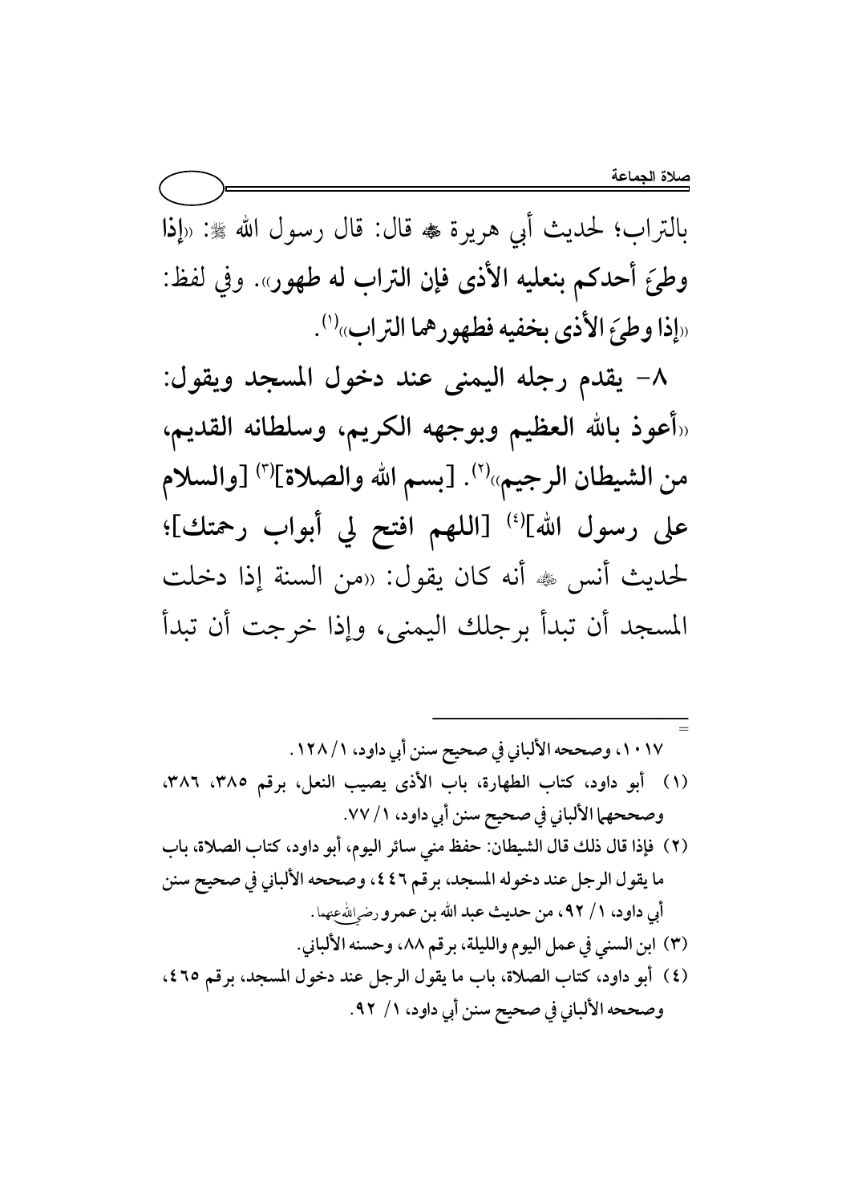بالتراب؛ لحديث أبي هريرة ﷺ قال: قال رسول الله ﷺ: «**إذا وطئ أحدكم بنعليه الأذى فإن التراب له طهور**». وفي لفظ: «**إذا وطئ الأذى بخفيه فطهورهما التراب**»[1].

**٨- يقدم رجله اليمنى عند دخول المسجد ويقول: «أعوذ بالله العظيم وبوجهه الكريم، وسلطانه القديم، من الشيطان الرجيم»[2]. [بسم الله والصلاة][3] [والسلام على رسول الله][4] [اللهم افتح لي أبواب رحمتك]**؛ لحديث أنس ﷺ أنه كان يقول: «من السنة إذا دخلت المسجد أن تبدأ برجلك اليمنى، وإذا خرجت أن تبدأ

---

١٠١٧، وصححه الألباني في صحيح سنن أبي داود، ١/ ١٢٨.

(١) أبو داود، كتاب الطهارة، باب الأذى يصيب النعل، برقم ٣٨٥، ٣٨٦، وصححهما الألباني في صحيح سنن أبي داود، ١/ ٧٧.

(٢) فإذا قال ذلك قال الشيطان: حفظ مني سائر اليوم، أبو داود، كتاب الصلاة، باب ما يقول الرجل عند دخوله المسجد، برقم ٤٤٦، وصححه الألباني في صحيح سنن أبي داود، ١/ ٩٢، من حديث عبد الله بن عمرو رضي الله عنهما.

(٣) ابن السني في عمل اليوم والليلة، برقم ٨٨، وحسنه الألباني.

(٤) أبو داود، كتاب الصلاة، باب ما يقول الرجل عند دخول المسجد، برقم ٤٦٥، وصححه الألباني في صحيح سنن أبي داود، ١/ ٩٢.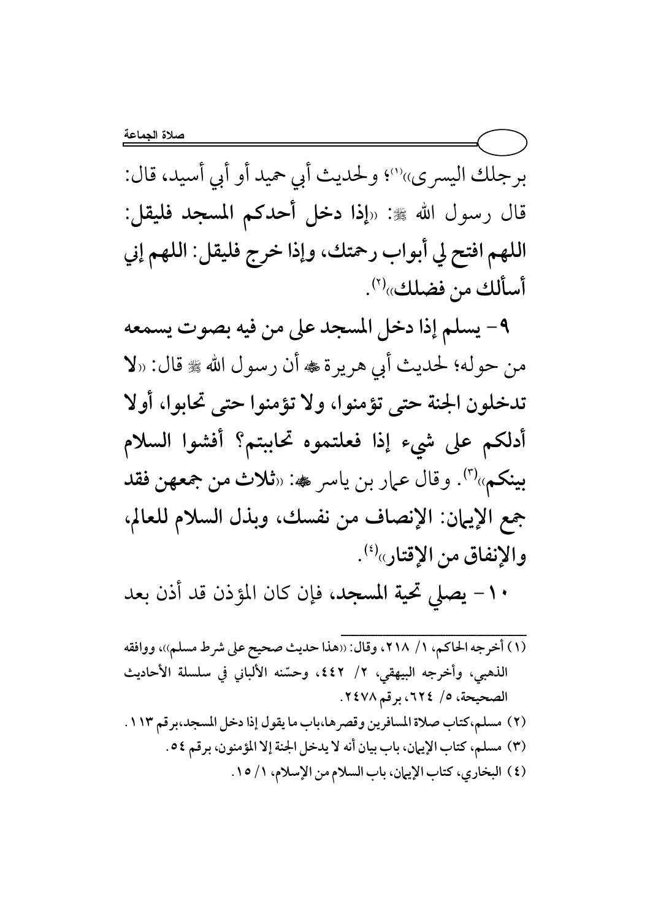برجلك اليسرى»[1]؛ ولحديث أبي حميد أو أبي أسيد، قال: قال رسول الله ﷺ: «**إذا دخل أحدكم المسجد فليقل: اللهم افتح لي أبواب رحمتك، وإذا خرج فليقل: اللهم إني أسألك من فضلك**»[2].

**٩- يسلم إذا دخل المسجد على من فيه بصوت يسمعه** من حوله؛ لحديث أبي هريرة ﷺ أن رسول الله ﷺ قال: «**لا تدخلون الجنة حتى تؤمنوا، ولا تؤمنوا حتى تحابوا، أولا أدلكم على شيء إذا فعلتموه تحاببتم؟ أفشوا السلام بينكم**»[3]. وقال عمار بن ياسر ﷺ: «**ثلاث من جمعهن فقد جمع الإيمان: الإنصاف من نفسك، وبذل السلام للعالم، والإنفاق من الإقتار**»[4].

**١٠- يصلي تحية المسجد**، فإن كان المؤذن قد أذن بعد

---

(١) أخرجه الحاكم، ١/ ٢١٨، وقال: «هذا حديث صحيح على شرط مسلم»، ووافقه الذهبي، وأخرجه البيهقي، ٢/ ٤٤٢، وحسّنه الألباني في سلسلة الأحاديث الصحيحة، ٥/ ٦٢٤، برقم ٢٤٧٨.

(٢) مسلم، كتاب صلاة المسافرين وقصرها، باب ما يقول إذا دخل المسجد، برقم ١١٣.

(٣) مسلم، كتاب الإيمان، باب بيان أنه لا يدخل الجنة إلا المؤمنون، برقم ٥٤.

(٤) البخاري، كتاب الإيمان، باب السلام من الإسلام، ١/ ١٥.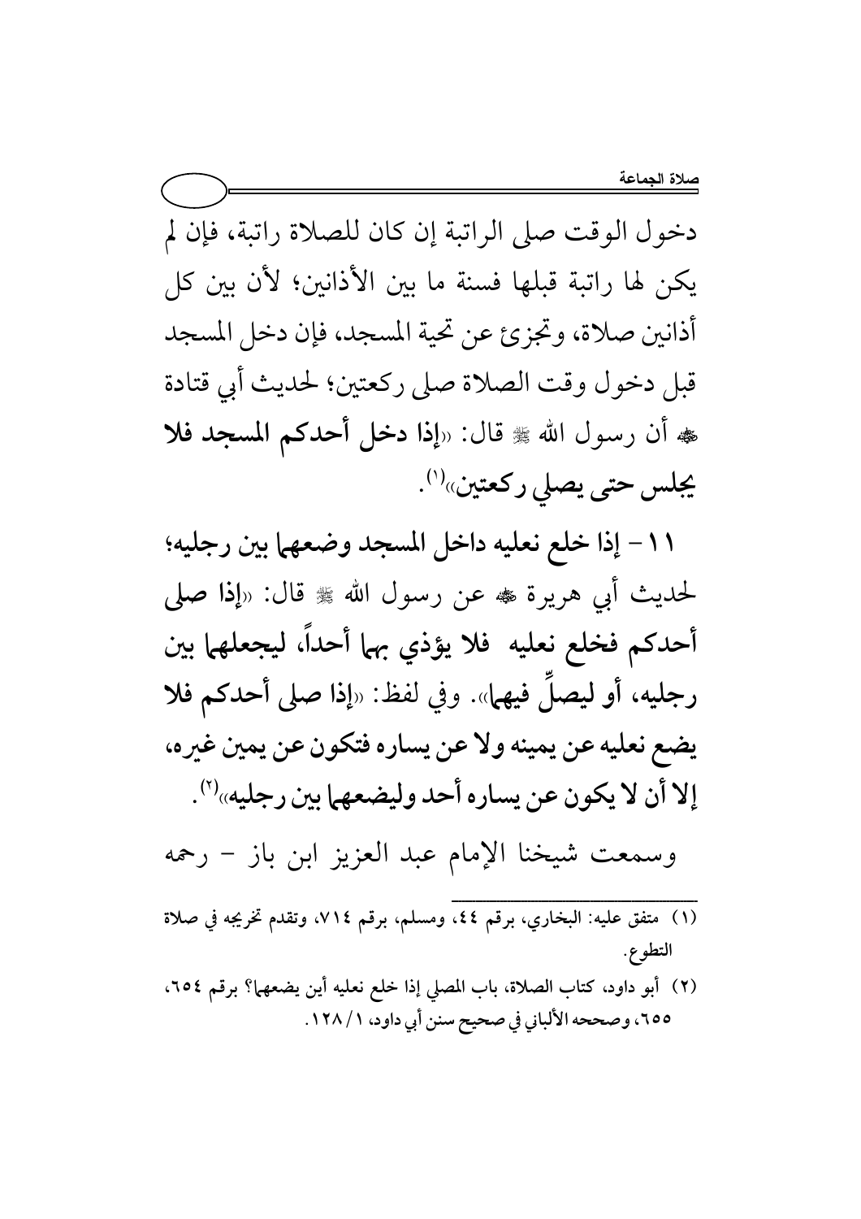دخول الوقت صلى الراتبة إن كان للصلاة راتبة، فإن لم يكن لها راتبة قبلها فسنة ما بين الأذانين؛ لأن بين كل أذانين صلاة، وتجزئ عن تحية المسجد، فإن دخل المسجد قبل دخول وقت الصلاة صلى ركعتين؛ لحديث أبي قتادة ﷺ أن رسول الله ﷺ قال: «**إذا دخل أحدكم المسجد فلا يجلس حتى يصلي ركعتين**»[1].

**١١- إذا خلع نعليه داخل المسجد وضعهما بين رجليه؛** لحديث أبي هريرة ﷺ عن رسول الله ﷺ قال: «**إذا صلى أحدكم فخلع نعليه فلا يؤذي بهما أحداً، ليجعلهما بين رجليه، أو ليصلِّ فيهما**». وفي لفظ: «**إذا صلى أحدكم فلا يضع نعليه عن يمينه ولا عن يساره فتكون عن يمين غيره، إلا أن لا يكون عن يساره أحد وليضعهما بين رجليه**»[2].

وسمعت شيخنا الإمام عبد العزيز ابن باز - رحمه

---

(١) متفق عليه: البخاري، برقم ٤٤، ومسلم، برقم ٧١٤، وتقدم تخريجه في صلاة التطوع.

(٢) أبو داود، كتاب الصلاة، باب المصلي إذا خلع نعليه أين يضعهما؟ برقم ٦٥٤، ٦٥٥، وصححه الألباني في صحيح سنن أبي داود، ١/ ١٢٨.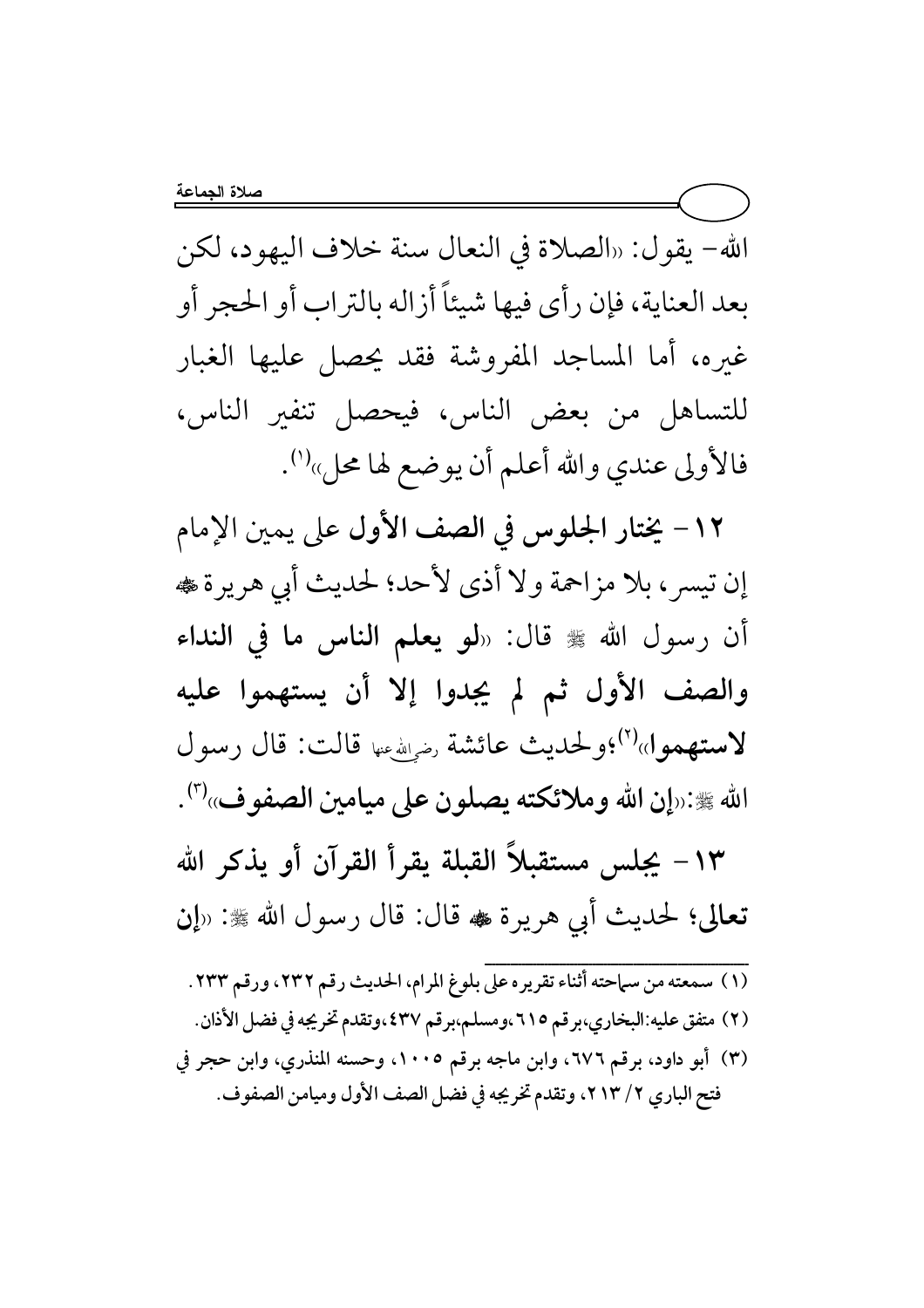الله- يقول: «الصلاة في النعال سنة خلاف اليهود، لكن بعد العناية، فإن رأى فيها شيئاً أزاله بالتراب أو الحجر أو غيره، أما المساجد المفروشة فقد يحصل عليها الغبار للتساهل من بعض الناس، فيحصل تنفير الناس، فالأولى عندي والله أعلم أن يوضع لها محل»[1].

**١٢- يختار الجلوس في الصف الأول** على يمين الإمام إن تيسر، بلا مزاحمة ولا أذى لأحد؛ لحديث أبي هريرة ﷺ أن رسول الله ﷺ قال: «**لو يعلم الناس ما في النداء والصف الأول ثم لم يجدوا إلا أن يستهموا عليه لاستهموا**»[2]؛ولحديث عائشة رضي الله عنها قالت: قال رسول الله ﷺ:«**إن الله وملائكته يصلون على ميامين الصفوف**»[3].

**١٣- يجلس مستقبلاً القبلة يقرأ القرآن أو يذكر الله تعالى**؛ لحديث أبي هريرة ﷺ قال: قال رسول الله ﷺ: «**إن**

---

(١) سمعته من سماحته أثناء تقريره على بلوغ المرام، الحديث رقم ٢٣٢، ورقم ٢٣٣.

(٢) متفق عليه: البخاري، برقم ٦١٥، ومسلم، برقم ٤٣٧، وتقدم تخريجه في فضل الأذان.

(٣) أبو داود، برقم ٦٧٦، وابن ماجه برقم ١٠٠٥، وحسنه المنذري، وابن حجر في فتح الباري ٢/ ٢١٣، وتقدم تخريجه في فضل الصف الأول وميامن الصفوف.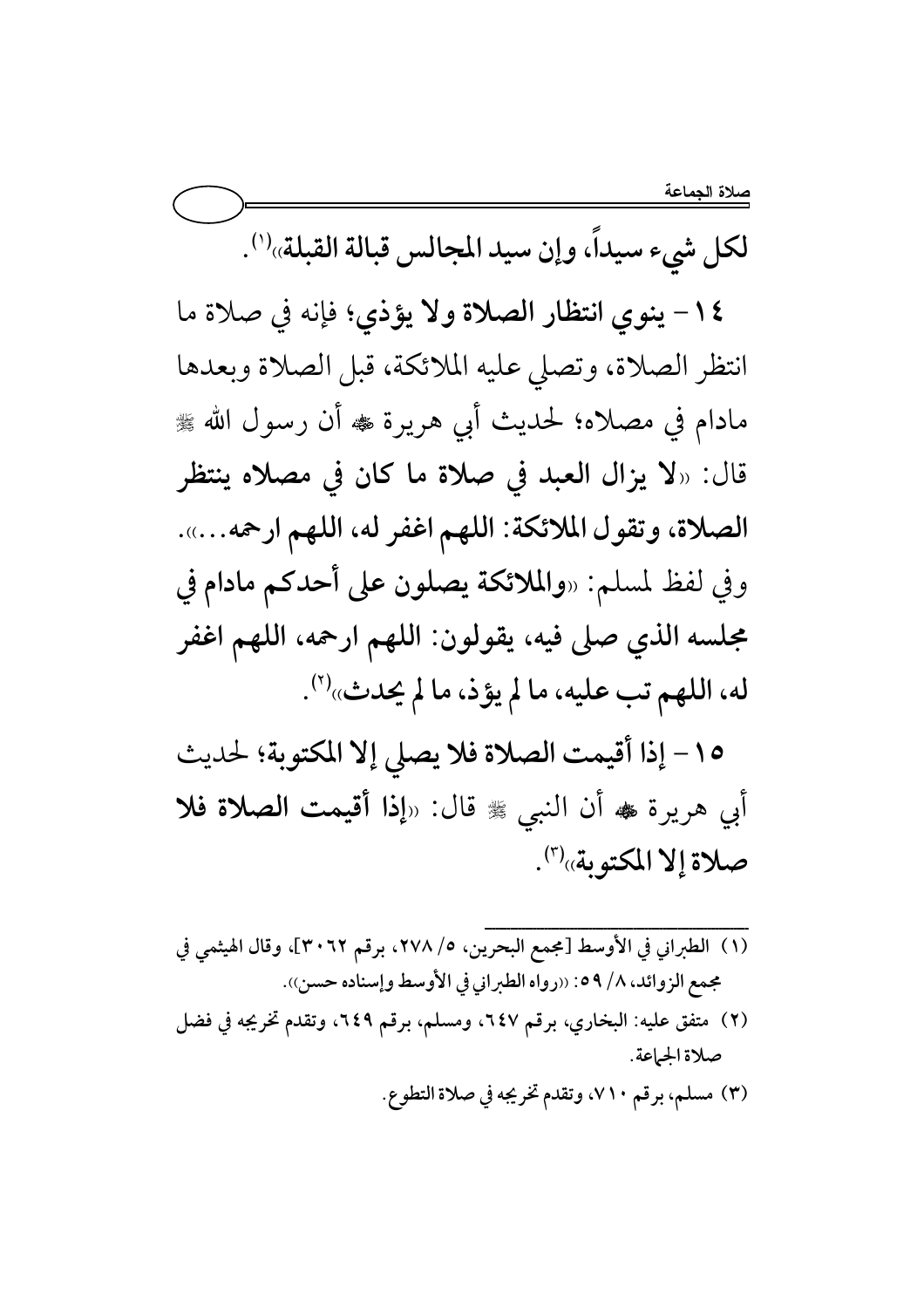**لكل شيء سيداً، وإن سيد المجالس قبالة القبلة**»[1].

١٤- **ينوي انتظار الصلاة ولا يؤذي**؛ فإنه في صلاة ما انتظر الصلاة، وتصلي عليه الملائكة، قبل الصلاة وبعدها مادام في مصلاه؛ لحديث أبي هريرة ﷺ أن رسول الله ﷺ قال: «**لا يزال العبد في صلاة ما كان في مصلاه ينتظر الصلاة، وتقول الملائكة: اللهم اغفر له، اللهم ارحمه...**». وفي لفظ لمسلم: «**والملائكة يصلون على أحدكم مادام في مجلسه الذي صلى فيه، يقولون: اللهم ارحمه، اللهم اغفر له، اللهم تب عليه، ما لم يؤذ، ما لم يحدث**»[2].

١٥- **إذا أقيمت الصلاة فلا يصلي إلا المكتوبة**؛ لحديث أبي هريرة ﷺ أن النبي ﷺ قال: «**إذا أقيمت الصلاة فلا صلاة إلا المكتوبة**»[3].

---

(١) الطبراني في الأوسط [مجمع البحرين، ٥/ ٢٧٨، برقم ٣٠٦٢]، وقال الهيثمي في مجمع الزوائد، ٨/ ٥٩: «رواه الطبراني في الأوسط وإسناده حسن».

(٢) متفق عليه: البخاري، برقم ٦٤٧، ومسلم، برقم ٦٤٩، وتقدم تخريجه في فضل صلاة الجماعة.

(٣) مسلم، برقم ٧١٠، وتقدم تخريجه في صلاة التطوع.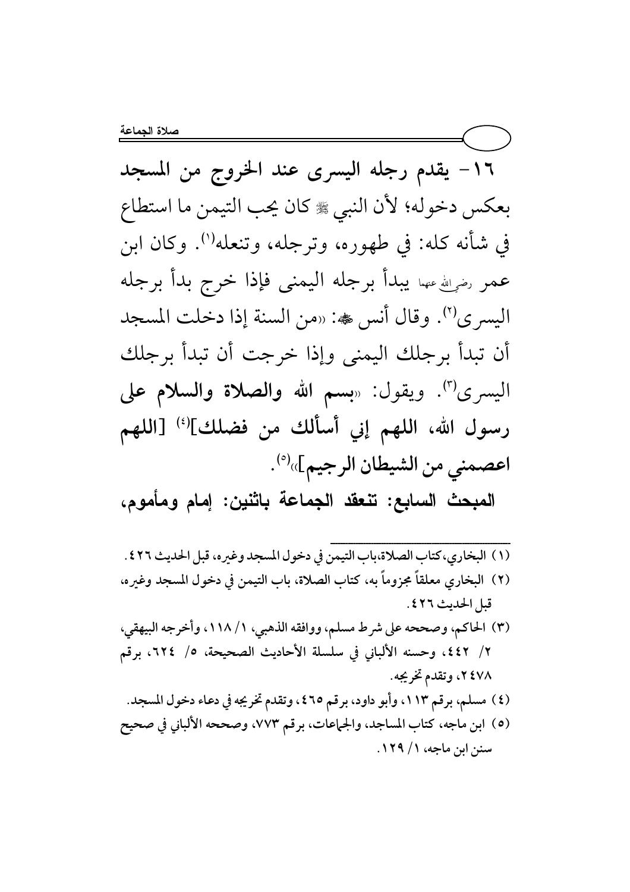**١٦- يقدم رجله اليسرى عند الخروج من المسجد** بعكس دخوله؛ لأن النبي ﷺ كان يحب التيمن ما استطاع في شأنه كله: في طهوره، وترجله، وتنعله[1]. وكان ابن عمر رضي الله عنهما يبدأ برجله اليمنى فإذا خرج بدأ برجله اليسرى[2]. وقال أنس ﷺ: «من السنة إذا دخلت المسجد أن تبدأ برجلك اليمنى وإذا خرجت أن تبدأ برجلك اليسرى[3]. ويقول: «**بسم الله والصلاة والسلام على رسول الله، اللهم إني أسألك من فضلك]**[4] **[اللهم اعصمني من الشيطان الرجيم]**»[5].

**المبحث السابع: تنعقد الجماعة باثنين: إمام ومأموم،**

---

(١) البخاري، كتاب الصلاة، باب التيمن في دخول المسجد وغيره، قبل الحديث ٤٢٦.

(٢) البخاري معلقاً مجزوماً به، كتاب الصلاة، باب التيمن في دخول المسجد وغيره، قبل الحديث ٤٢٦.

(٣) الحاكم، وصححه على شرط مسلم، ووافقه الذهبي، ١/ ١١٨، وأخرجه البيهقي، ٢/ ٤٤٢، وحسنه الألباني في سلسلة الأحاديث الصحيحة، ٥/ ٦٢٤، برقم ٢٤٧٨، وتقدم تخريجه.

(٤) مسلم، برقم ١١٣، وأبو داود، برقم ٤٦٥، وتقدم تخريجه في دعاء دخول المسجد.

(٥) ابن ماجه، كتاب المساجد، والجماعات، برقم ٧٧٣، وصححه الألباني في صحيح سنن ابن ماجه، ١/ ١٢٩.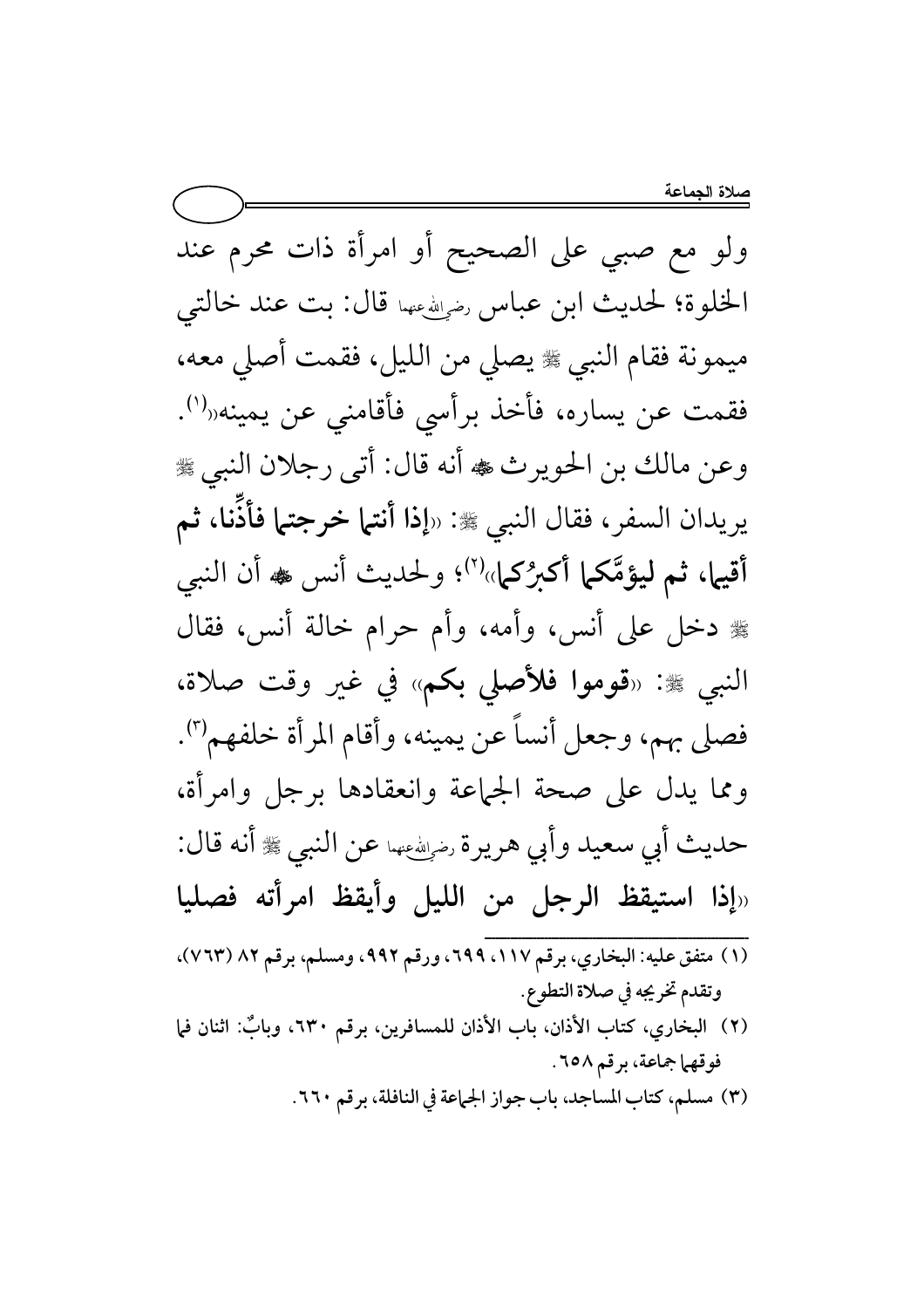ولو مع صبي على الصحيح أو امرأة ذات محرم عند الخلوة؛ لحديث ابن عباس رضي الله عنهما قال: بت عند خالتي ميمونة فقام النبي ﷺ يصلي من الليل، فقمت أصلي معه، فقمت عن يساره، فأخذ برأسي فأقامني عن يمينه»[1]. وعن مالك بن الحويرث ﷺ أنه قال: أتى رجلان النبي ﷺ يريدان السفر، فقال النبي ﷺ: «**إذا أنتما خرجتما فأذِّنا، ثم أقيما، ثم ليؤمَّكما أكبرُكما**»[2]؛ ولحديث أنس ﷺ أن النبي ﷺ دخل على أنس، وأمه، وأم حرام خالة أنس، فقال النبي ﷺ: «**قوموا فلأصلي بكم**» في غير وقت صلاة، فصلى بهم، وجعل أنساً عن يمينه، وأقام المرأة خلفهم[3]. ومما يدل على صحة الجماعة وانعقادها برجل وامرأة، حديث أبي سعيد وأبي هريرة رضي الله عنهما عن النبي ﷺ أنه قال: «**إذا استيقظ الرجل من الليل وأيقظ امرأته فصليا**

---

(١) متفق عليه: البخاري، برقم ١١٧، ٦٩٩، ورقم ٩٩٢، ومسلم، برقم ٨٢ (٧٦٣)، وتقدم تخريجه في صلاة التطوع.

(٢) البخاري، كتاب الأذان، باب الأذان للمسافرين، برقم ٦٣٠، وبابٌ: اثنان فما فوقهما جماعة، برقم ٦٥٨.

(٣) مسلم، كتاب المساجد، باب جواز الجماعة في النافلة، برقم ٦٦٠.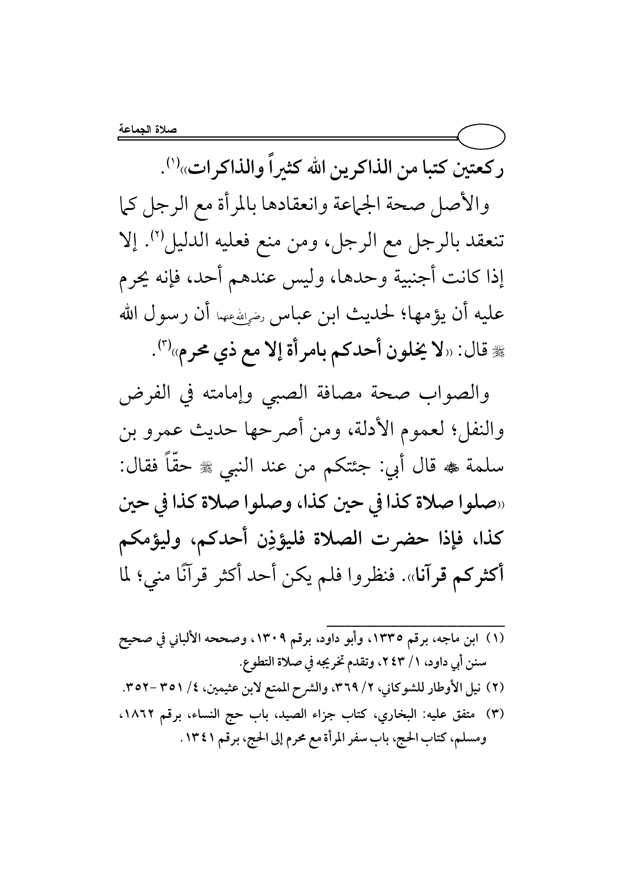**ركعتين كتبا من الذاكرين الله كثيراً والذاكرات**»[1].

والأصل صحة الجماعة وانعقادها بالمرأة مع الرجل كما تنعقد بالرجل مع الرجل، ومن منع فعليه الدليل[2]. إلا إذا كانت أجنبية وحدها، وليس عندهم أحد، فإنه يحرم عليه أن يؤمها؛ لحديث ابن عباس رضي الله عنهما أن رسول الله ﷺ قال: «**لا يخلون أحدكم بامرأة إلا مع ذي محرم**»[3].

والصواب صحة مصافة الصبي وإمامته في الفرض والنفل؛ لعموم الأدلة، ومن أصرحها حديث عمرو بن سلمة ﷺ قال أبي: جئتكم من عند النبي ﷺ حقّاً فقال: «**صلوا صلاة كذا في حين كذا، وصلوا صلاة كذا في حين كذا، فإذا حضرت الصلاة فليؤذِن أحدكم، وليؤمكم أكثركم قرآنا**». فنظروا فلم يكن أحد أكثر قرآنًا مني؛ لما

---

(1) ابن ماجه، برقم ١٣٣٥، وأبو داود، برقم ١٣٠٩، وصححه الألباني في صحيح سنن أبي داود، ١/ ٢٤٣، وتقدم تخريجه في صلاة التطوع.

(2) نيل الأوطار للشوكاني، ٢/ ٣٦٩، والشرح الممتع لابن عثيمين، ٤/ ٣٥١ -٣٥٢.

(3) متفق عليه: البخاري، كتاب جزاء الصيد، باب حج النساء، برقم ١٨٦٢، ومسلم، كتاب الحج، باب سفر المرأة مع محرم إلى الحج، برقم ١٣٤١.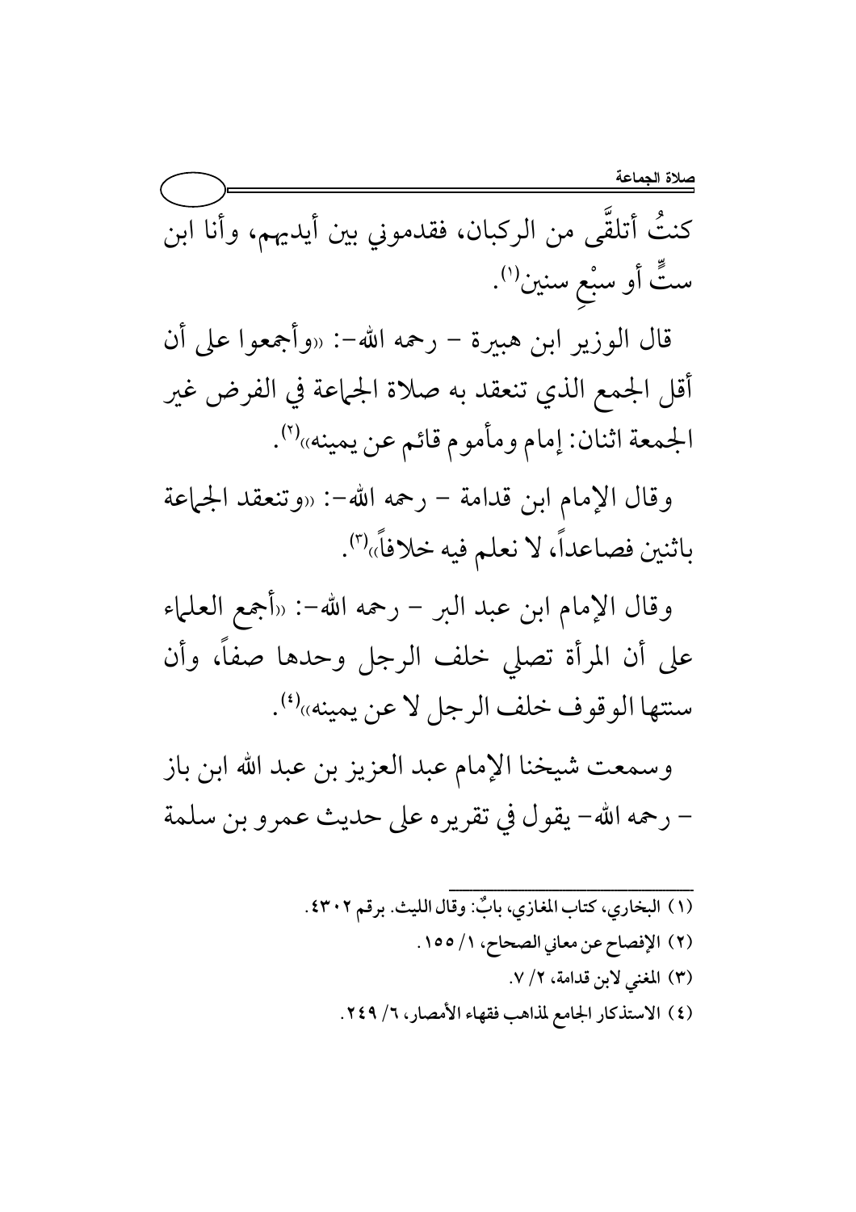كنتُ أتلقَّى من الركبان، فقدموني بين أيديهم، وأنا ابن ستٍّ أو سبْعِ سنين[1].

قال الوزير ابن هبيرة – رحمه الله–: «وأجمعوا على أن أقل الجمع الذي تنعقد به صلاة الجماعة في الفرض غير الجمعة اثنان: إمام ومأموم قائم عن يمينه»[2].

وقال الإمام ابن قدامة – رحمه الله–: «وتنعقد الجماعة باثنين فصاعداً، لا نعلم فيه خلافاً»[3].

وقال الإمام ابن عبد البر – رحمه الله–: «أجمع العلماء على أن المرأة تصلي خلف الرجل وحدها صفاً، وأن سنتها الوقوف خلف الرجل لا عن يمينه»[4].

وسمعت شيخنا الإمام عبد العزيز بن عبد الله ابن باز – رحمه الله– يقول في تقريره على حديث عمرو بن سلمة

---

(١) البخاري، كتاب المغازي، بابٌ: وقال الليث. برقم ٤٣٠٢.

(٢) الإفصاح عن معاني الصحاح، ١/ ١٥٥.

(٣) المغني لابن قدامة، ٢/ ٧.

(٤) الاستذكار الجامع لمذاهب فقهاء الأمصار، ٦/ ٢٤٩.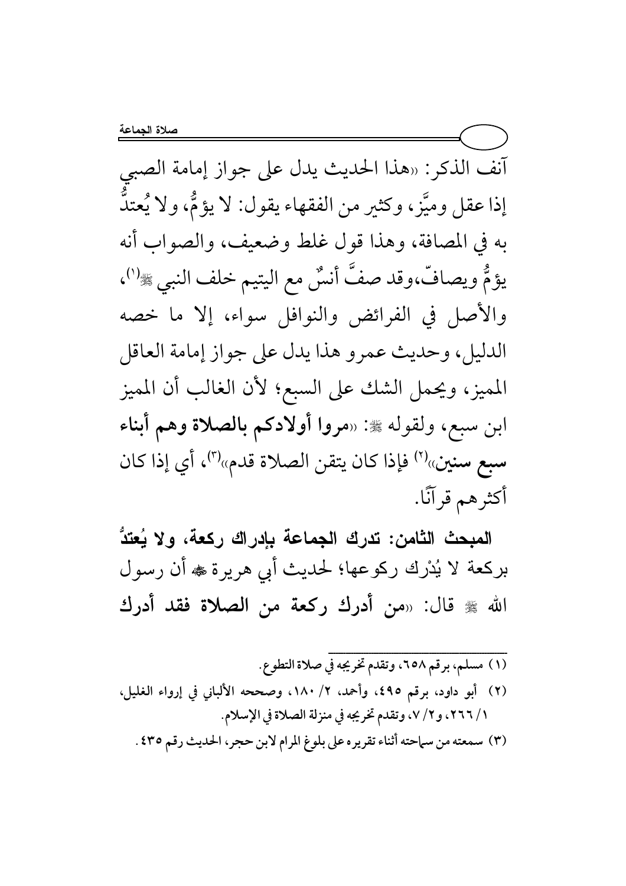آنف الذكر: «هذا الحديث يدل على جواز إمامة الصبي إذا عقل وميَّز، وكثير من الفقهاء يقول: لا يؤمُّ، ولا يُعتدُّ به في المصافة، وهذا قول غلط وضعيف، والصواب أنه يؤمُّ ويصافّ،وقد صفَّ أنسٌ مع اليتيم خلف النبي ﷺ[1]، والأصل في الفرائض والنوافل سواء، إلا ما خصه الدليل، وحديث عمرو هذا يدل على جواز إمامة العاقل المميز، ويحمل الشك على السبع؛ لأن الغالب أن المميز ابن سبع، ولقوله ﷺ: «**مروا أولادكم بالصلاة وهم أبناء سبع سنين**»[2] فإذا كان يتقن الصلاة قدم»[3]، أي إذا كان أكثرهم قرآنًا.

**المبحث الثامن: تدرك الجماعة بإدراك ركعة، ولا يُعتدُّ** بركعة لا يُدْرك ركوعها؛ لحديث أبي هريرة ﷺ أن رسول الله ﷺ قال: «**من أدرك ركعة من الصلاة فقد أدرك**

---

(١) مسلم، برقم ٦٥٨، وتقدم تخريجه في صلاة التطوع.

(٢) أبو داود، برقم ٤٩٥، وأحمد، ٢/ ١٨٠، وصححه الألباني في إرواء الغليل، ١/ ٢٦٦، و٢/ ٧، وتقدم تخريجه في منزلة الصلاة في الإسلام.

(٣) سمعته من سماحته أثناء تقريره على بلوغ المرام لابن حجر، الحديث رقم ٤٣٥.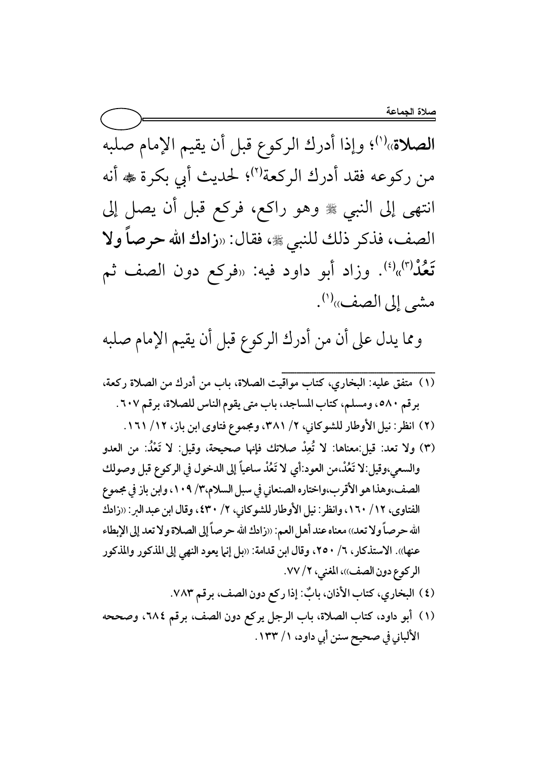**الصلاة**»[1]؛ وإذا أدرك الركوع قبل أن يقيم الإمام صلبه من ركوعه فقد أدرك الركعة[2]؛ لحديث أبي بكرة ﷺ أنه انتهى إلى النبي ﷺ وهو راكع، فركع قبل أن يصل إلى الصف، فذكر ذلك للنبي ﷺ، فقال: «**زادك الله حرصاً ولا تَعُدْ**[3]»[4]. وزاد أبو داود فيه: «فركع دون الصف ثم مشى إلى الصف»[1].

ومما يدل على أن من أدرك الركوع قبل أن يقيم الإمام صلبه

---

(١) متفق عليه: البخاري، كتاب مواقيت الصلاة، باب من أدرك من الصلاة ركعة، برقم ٥٨٠، ومسلم، كتاب المساجد، باب متى يقوم الناس للصلاة، برقم ٦٠٧.

(٢) انظر: نيل الأوطار للشوكاني، ٢/ ٣٨١، ومجموع فتاوى ابن باز، ١٢/ ١٦١.

(٣) ولا تعد: قيل:معناها: لا تُعِدْ صلاتك فإنها صحيحة، وقيل: لا تَعْدُ: من العدو والسعي،وقيل:لا تَعُدْ،من العود:أي لا تَعُدْ ساعياً إلى الدخول في الركوع قبل وصولك الصف،وهذا هو الأقرب،واختاره الصنعاني في سبل السلام،٣/ ١٠٩، وابن باز في مجموع الفتاوى، ١٢/ ١٦٠، وانظر: نيل الأوطار للشوكاني، ٢/ ٤٣٠، وقال ابن عبد البر: «زادك الله حرصاً ولا تعد» معناه عند أهل العم: «زادك الله حرصاً إلى الصلاة ولا تعد إلى الإبطاء عنها». الاستذكار، ٦/ ٢٥٠، وقال ابن قدامة: «بل إنما يعود النهي إلى المذكور والمذكور الركوع دون الصف»، المغني، ٢/ ٧٧.

(٤) البخاري، كتاب الأذان، بابٌ: إذا ركع دون الصف، برقم ٧٨٣.

(١) أبو داود، كتاب الصلاة، باب الرجل يركع دون الصف، برقم ٦٨٤، وصححه الألباني في صحيح سنن أبي داود، ١/ ١٣٣.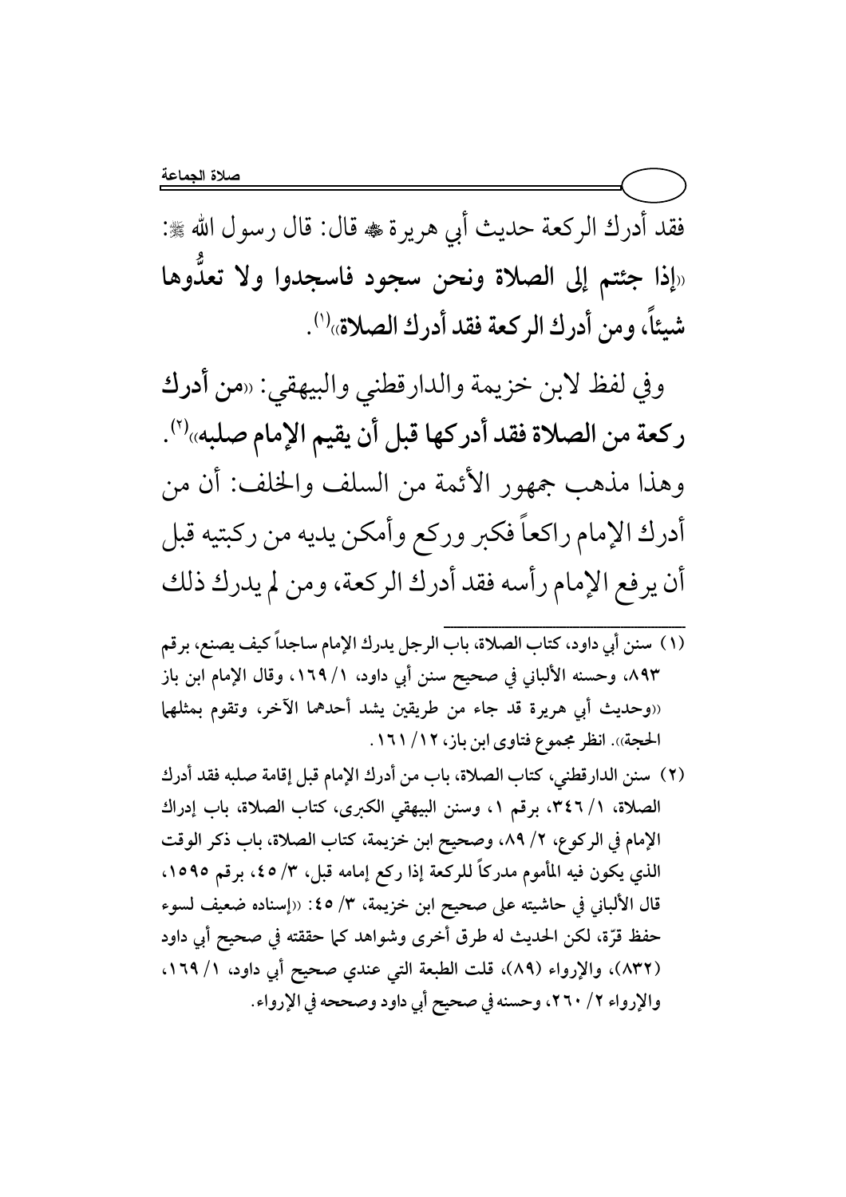فقد أدرك الركعة حديث أبي هريرة ﷺ قال: قال رسول الله ﷺ: «**إذا جئتم إلى الصلاة ونحن سجود فاسجدوا ولا تعدُّوها شيئاً، ومن أدرك الركعة فقد أدرك الصلاة**»[1].

وفي لفظ لابن خزيمة والدارقطني والبيهقي: «**من أدرك ركعة من الصلاة فقد أدركها قبل أن يقيم الإمام صلبه**»[2]. وهذا مذهب جمهور الأئمة من السلف والخلف: أن من أدرك الإمام راكعاً فكبر وركع وأمكن يديه من ركبتيه قبل أن يرفع الإمام رأسه فقد أدرك الركعة، ومن لم يدرك ذلك

---

(١) سنن أبي داود، كتاب الصلاة، باب الرجل يدرك الإمام ساجداً كيف يصنع، برقم ٨٩٣، وحسنه الألباني في صحيح سنن أبي داود، ١/ ١٦٩، وقال الإمام ابن باز «وحديث أبي هريرة قد جاء من طريقين يشد أحدهما الآخر، وتقوم بمثلها الحجة». انظر مجموع فتاوى ابن باز، ١٢/ ١٦١.

(٢) سنن الدارقطني، كتاب الصلاة، باب من أدرك الإمام قبل إقامة صلبه فقد أدرك الصلاة، ١/ ٣٤٦، برقم ١، وسنن البيهقي الكبرى، كتاب الصلاة، باب إدراك الإمام في الركوع، ٢/ ٨٩، وصحيح ابن خزيمة، كتاب الصلاة، باب ذكر الوقت الذي يكون فيه المأموم مدركاً للركعة إذا ركع إمامه قبل، ٣/ ٤٥، برقم ١٥٩٥، قال الألباني في حاشيته على صحيح ابن خزيمة، ٣/ ٤٥: «إسناده ضعيف لسوء حفظ قرّة، لكن الحديث له طرق أخرى وشواهد كما حققته في صحيح أبي داود (٨٣٢)، والإرواء (٨٩)، قلت الطبعة التي عندي صحيح أبي داود، ١/ ١٦٩، والإرواء ٢/ ٢٦٠، وحسنه في صحيح أبي داود وصححه في الإرواء.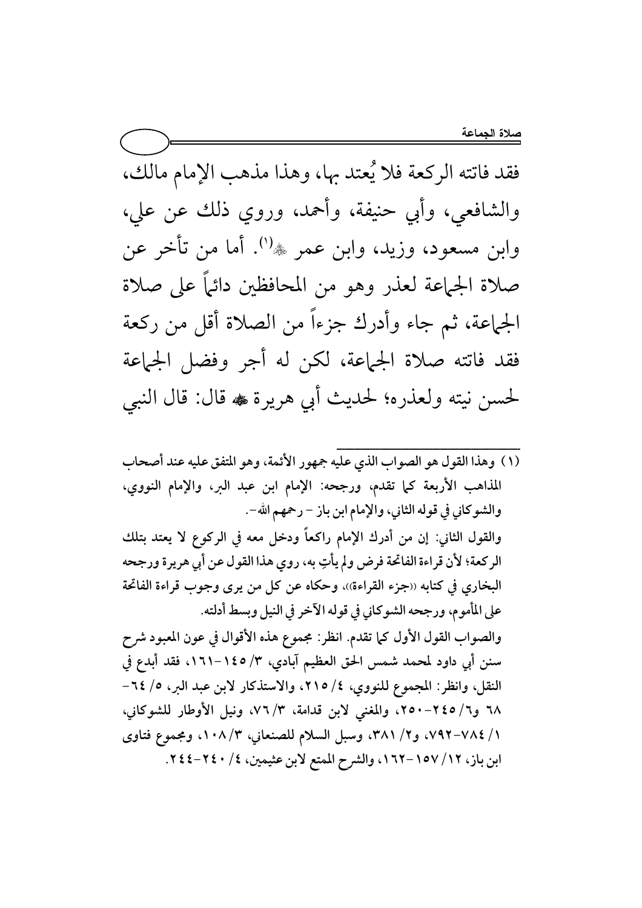فقد فاتته الركعة فلا يُعتد بها، وهذا مذهب الإمام مالك، والشافعي، وأبي حنيفة، وأحمد، وروي ذلك عن علي، وابن مسعود، وزيد، وابن عمر ﷺ[1]. أما من تأخر عن صلاة الجماعة لعذر وهو من المحافظين دائماً على صلاة الجماعة، ثم جاء وأدرك جزءاً من الصلاة أقل من ركعة فقد فاتته صلاة الجماعة، لكن له أجر وفضل الجماعة لحسن نيته ولعذره؛ لحديث أبي هريرة ﷺ قال: قال النبي

---

(١) وهذا القول هو الصواب الذي عليه جمهور الأئمة، وهو المتفق عليه عند أصحاب المذاهب الأربعة كما تقدم، ورجحه: الإمام ابن عبد البر، والإمام النووي، والشوكاني في قوله الثاني، والإمام ابن باز – رحمهم الله–.

والقول الثاني: إن من أدرك الإمام راكعاً ودخل معه في الركوع لا يعتد بتلك الركعة؛ لأن قراءة الفاتحة فرض ولم يأتِ به، روي هذا القول عن أبي هريرة ورجحه البخاري في كتابه «جزء القراءة»، وحكاه عن كل من يرى وجوب قراءة الفاتحة على المأموم، ورجحه الشوكاني في قوله الآخر في النيل وبسط أدلته.

والصواب القول الأول كما تقدم. انظر: مجموع هذه الأقوال في عون المعبود شرح سنن أبي داود لمحمد شمس الحق العظيم آبادي، ٣/ ١٤٥–١٦١، فقد أبدع في النقل، وانظر: المجموع للنووي، ٤/ ٢١٥، والاستذكار لابن عبد البر، ٥/ ٦٤–٦٨ و٦/ ٢٤٥–٢٥٠، والمغني لابن قدامة، ٣/ ٧٦، ونيل الأوطار للشوكاني، ١/ ٧٨٤–٧٩٢، و٢/ ٣٨١، وسبل السلام للصنعاني، ٣/ ١٠٨، ومجموع فتاوى ابن باز، ١٢/ ١٥٧–١٦٢، والشرح الممتع لابن عثيمين، ٤/ ٢٤٠–٢٤٤.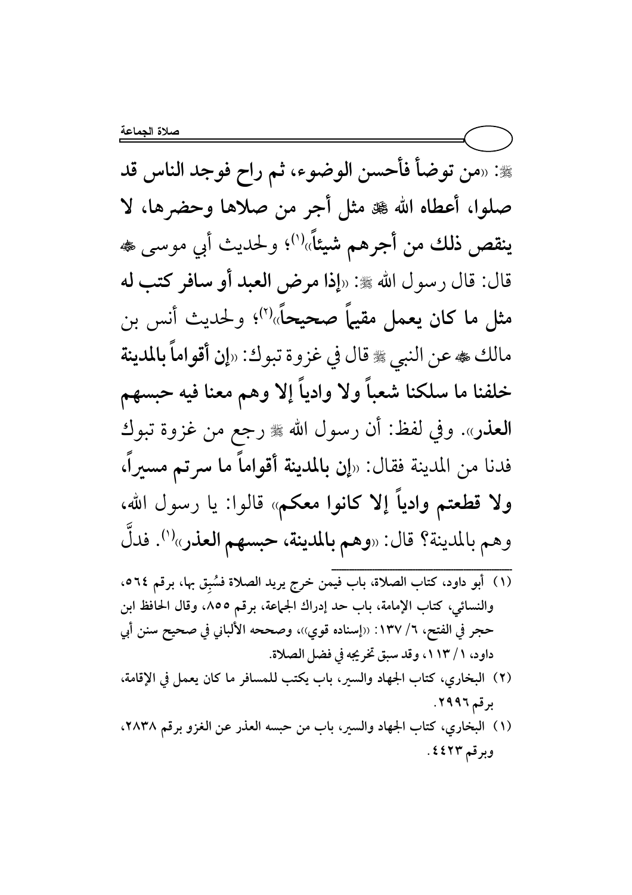ﷺ: «**من توضأ فأحسن الوضوء، ثم راح فوجد الناس قد صلوا، أعطاه الله ﷻ مثل أجر من صلاها وحضرها، لا ينقص ذلك من أجرهم شيئاً**»[1]؛ ولحديث أبي موسى ﷺ قال: قال رسول الله ﷺ: «**إذا مرض العبد أو سافر كتب له مثل ما كان يعمل مقيماً صحيحاً**»[2]؛ ولحديث أنس بن مالك ﷺ عن النبي ﷺ قال في غزوة تبوك: «**إن أقواماً بالمدينة خلفنا ما سلكنا شعباً ولا وادياً إلا وهم معنا فيه حبسهم العذر**». وفي لفظ: أن رسول الله ﷺ رجع من غزوة تبوك فدنا من المدينة فقال: «**إن بالمدينة أقواماً ما سرتم مسيراً، ولا قطعتم وادياً إلا كانوا معكم**» قالوا: يا رسول الله، وهم بالمدينة؟ قال: «**وهم بالمدينة، حبسهم العذر**»[1]. فدلَّ

---

(١) أبو داود، كتاب الصلاة، باب فيمن خرج يريد الصلاة فسُبِق بها، برقم ٥٦٤، والنسائي، كتاب الإمامة، باب حد إدراك الجماعة، برقم ٨٥٥، وقال الحافظ ابن حجر في الفتح، ٦/ ١٣٧: «إسناده قوي»، وصححه الألباني في صحيح سنن أبي داود، ١/ ١١٣، وقد سبق تخريجه في فضل الصلاة.

(٢) البخاري، كتاب الجهاد والسير، باب يكتب للمسافر ما كان يعمل في الإقامة، برقم ٢٩٩٦.

(١) البخاري، كتاب الجهاد والسير، باب من حبسه العذر عن الغزو برقم ٢٨٣٨، وبرقم ٤٤٢٣.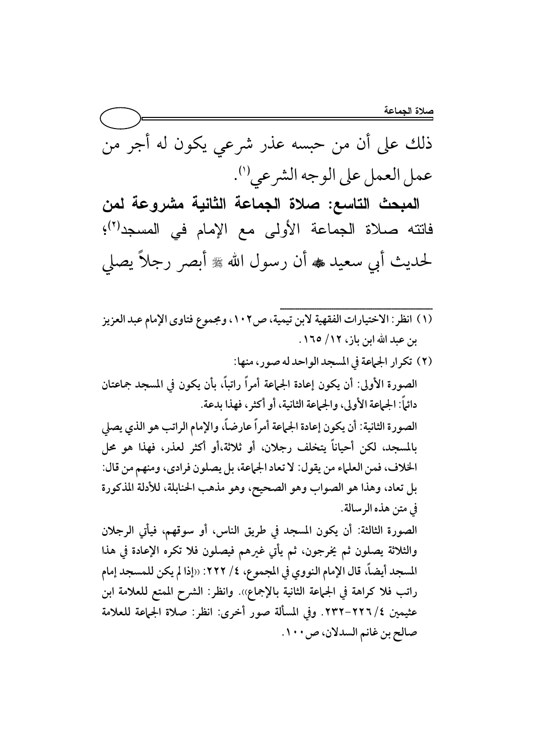ذلك على أن من حبسه عذر شرعي يكون له أجر من عمل العمل على الوجه الشرعي[1].

**المبحث التاسع: صلاة الجماعة الثانية مشروعة لمن** فاتته صلاة الجماعة الأولى مع الإمام في المسجد[2]؛ لحديث أبي سعيد ﷺ أن رسول الله ﷺ أبصر رجلاً يصلي

---

(١) انظر: الاختيارات الفقهية لابن تيمية، ص١٠٢، ومجموع فتاوى الإمام عبد العزيز بن عبد الله ابن باز، ١٢/ ١٦٥.

(٢) تكرار الجماعة في المسجد الواحد له صور، منها:

الصورة الأولى: أن يكون إعادة الجماعة أمراً راتباً، بأن يكون في المسجد جماعتان دائماً: الجماعة الأولى، والجماعة الثانية، أو أكثر، فهذا بدعة.

الصورة الثانية: أن يكون إعادة الجماعة أمراً عارضاً، والإمام الراتب هو الذي يصلي بالمسجد، لكن أحياناً يتخلف رجلان، أو ثلاثة،أو أكثر لعذر، فهذا هو محل الخلاف، فمن العلماء من يقول: لا تعاد الجماعة، بل يصلون فرادى، ومنهم من قال: بل تعاد، وهذا هو الصواب وهو الصحيح، وهو مذهب الحنابلة، للأدلة المذكورة في متن هذه الرسالة.

الصورة الثالثة: أن يكون المسجد في طريق الناس، أو سوقهم، فيأتي الرجلان والثلاثة يصلون ثم يخرجون، ثم يأتي غيرهم فيصلون فلا تكره الإعادة في هذا المسجد أيضاً، قال الإمام النووي في المجموع، ٤/ ٢٢٢: «إذا لم يكن للمسجد إمام راتب فلا كراهة في الجماعة الثانية بالإجماع». وانظر: الشرح الممتع للعلامة ابن عثيمين ٤/ ٢٢٦-٢٣٢. وفي المسألة صور أخرى: انظر: صلاة الجماعة للعلامة صالح بن غانم السدلان، ص١٠٠.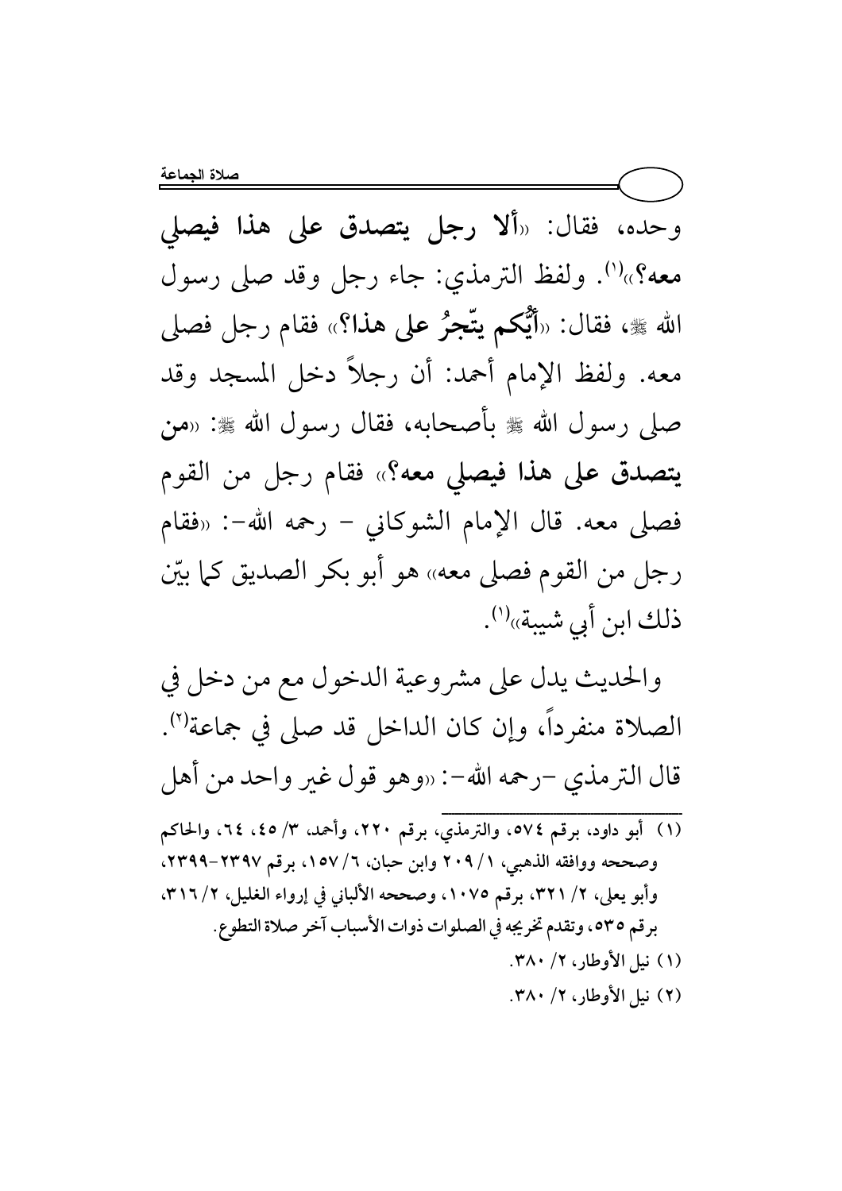وحده، فقال: «**ألا رجل يتصدق على هذا فيصلي معه؟**»[1]. ولفظ الترمذي: جاء رجل وقد صلى رسول الله ﷺ، فقال: «**أيُّكم يتّجرُ على هذا؟**» فقام رجل فصلى معه. ولفظ الإمام أحمد: أن رجلاً دخل المسجد وقد صلى رسول الله ﷺ بأصحابه، فقال رسول الله ﷺ: «**من يتصدق على هذا فيصلي معه؟**» فقام رجل من القوم فصلى معه. قال الإمام الشوكاني – رحمه الله–: «فقام رجل من القوم فصلى معه» هو أبو بكر الصديق كما بيّن ذلك ابن أبي شيبة»[1].

والحديث يدل على مشروعية الدخول مع من دخل في الصلاة منفرداً، وإن كان الداخل قد صلى في جماعة[2]. قال الترمذي –رحمه الله–: «وهو قول غير واحد من أهل

---

(١) أبو داود، برقم ٥٧٤، والترمذي، برقم ٢٢٠، وأحمد، ٣/ ٤٥، ٦٤، والحاكم وصححه ووافقه الذهبي، ١/ ٢٠٩ وابن حبان، ٦/ ١٥٧، برقم ٢٣٩٧-٢٣٩٩، وأبو يعلى، ٢/ ٣٢١، برقم ١٠٧٥، وصححه الألباني في إرواء الغليل، ٢/ ٣١٦، برقم ٥٣٥، وتقدم تخريجه في الصلوات ذوات الأسباب آخر صلاة التطوع.

(١) نيل الأوطار، ٢/ ٣٨٠.

(٢) نيل الأوطار، ٢/ ٣٨٠.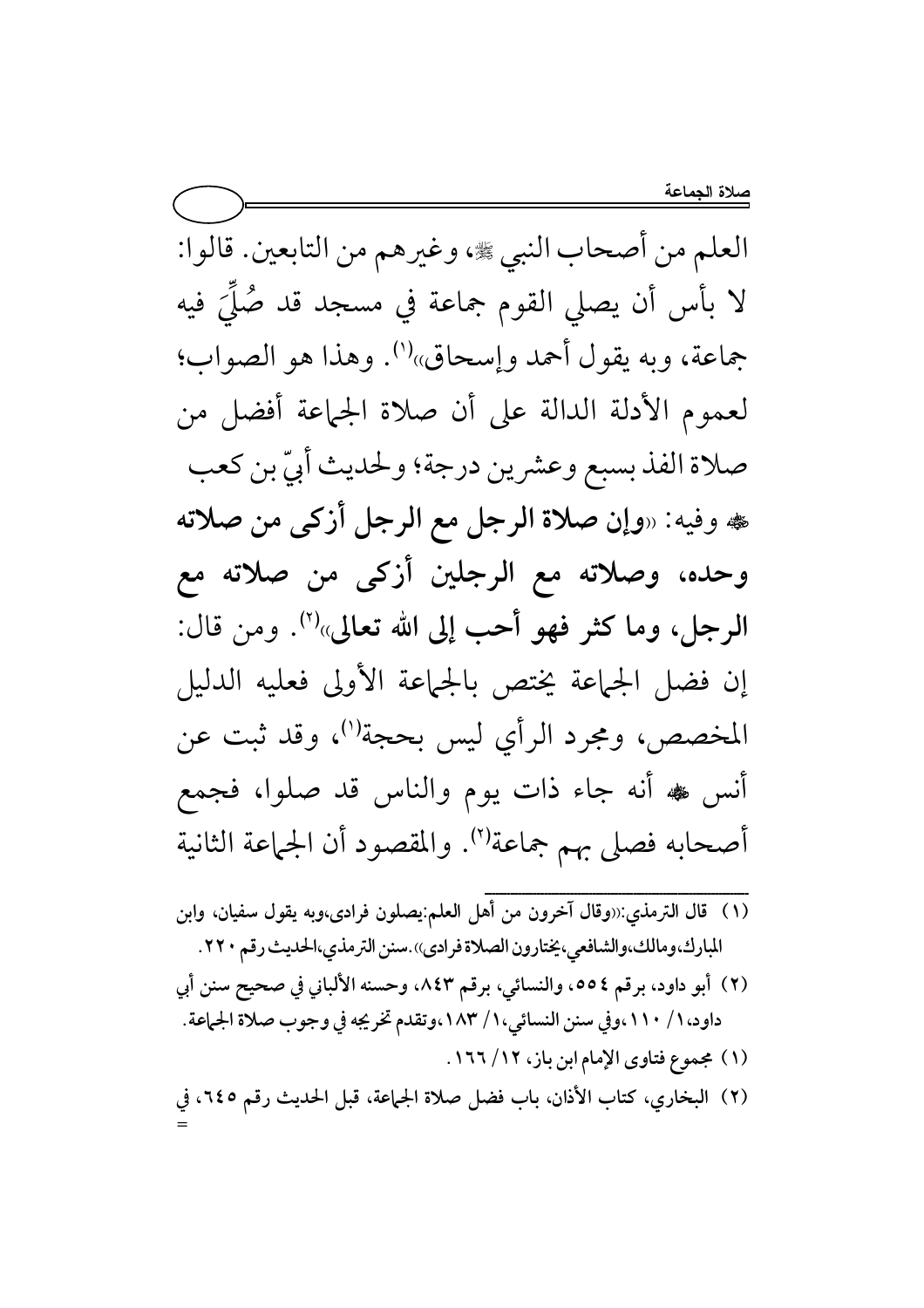العلم من أصحاب النبي ﷺ، وغيرهم من التابعين. قالوا: لا بأس أن يصلي القوم جماعة في مسجد قد صُلِّيَ فيه جماعة، وبه يقول أحمد وإسحاق»[1]. وهذا هو الصواب؛ لعموم الأدلة الدالة على أن صلاة الجماعة أفضل من صلاة الفذ بسبع وعشرين درجة؛ ولحديث أبيّ بن كعب رضي الله عنه وفيه: «**وإن صلاة الرجل مع الرجل أزكى من صلاته وحده، وصلاته مع الرجلين أزكى من صلاته مع الرجل، وما كثر فهو أحب إلى الله تعالى**»[2]. ومن قال: إن فضل الجماعة يختص بالجماعة الأولى فعليه الدليل المخصص، ومجرد الرأي ليس بحجة[1]، وقد ثبت عن أنس رضي الله عنه أنه جاء ذات يوم والناس قد صلوا، فجمع أصحابه فصلى بهم جماعة[2]. والمقصود أن الجماعة الثانية

---

(١) قال الترمذي: «وقال آخرون من أهل العلم: يصلون فرادى، وبه يقول سفيان، وابن المبارك، ومالك، والشافعي، يختارون الصلاة فرادى». سنن الترمذي، الحديث رقم ٢٢٠.

(٢) أبو داود، برقم ٥٥٤، والنسائي، برقم ٨٤٣، وحسنه الألباني في صحيح سنن أبي داود، ١/ ١١٠، وفي سنن النسائي، ١/ ١٨٣، وتقدم تخريجه في وجوب صلاة الجماعة.

(١) مجموع فتاوى الإمام ابن باز، ١٢/ ١٦٦.

(٢) البخاري، كتاب الأذان، باب فضل صلاة الجماعة، قبل الحديث رقم ٦٤٥، في =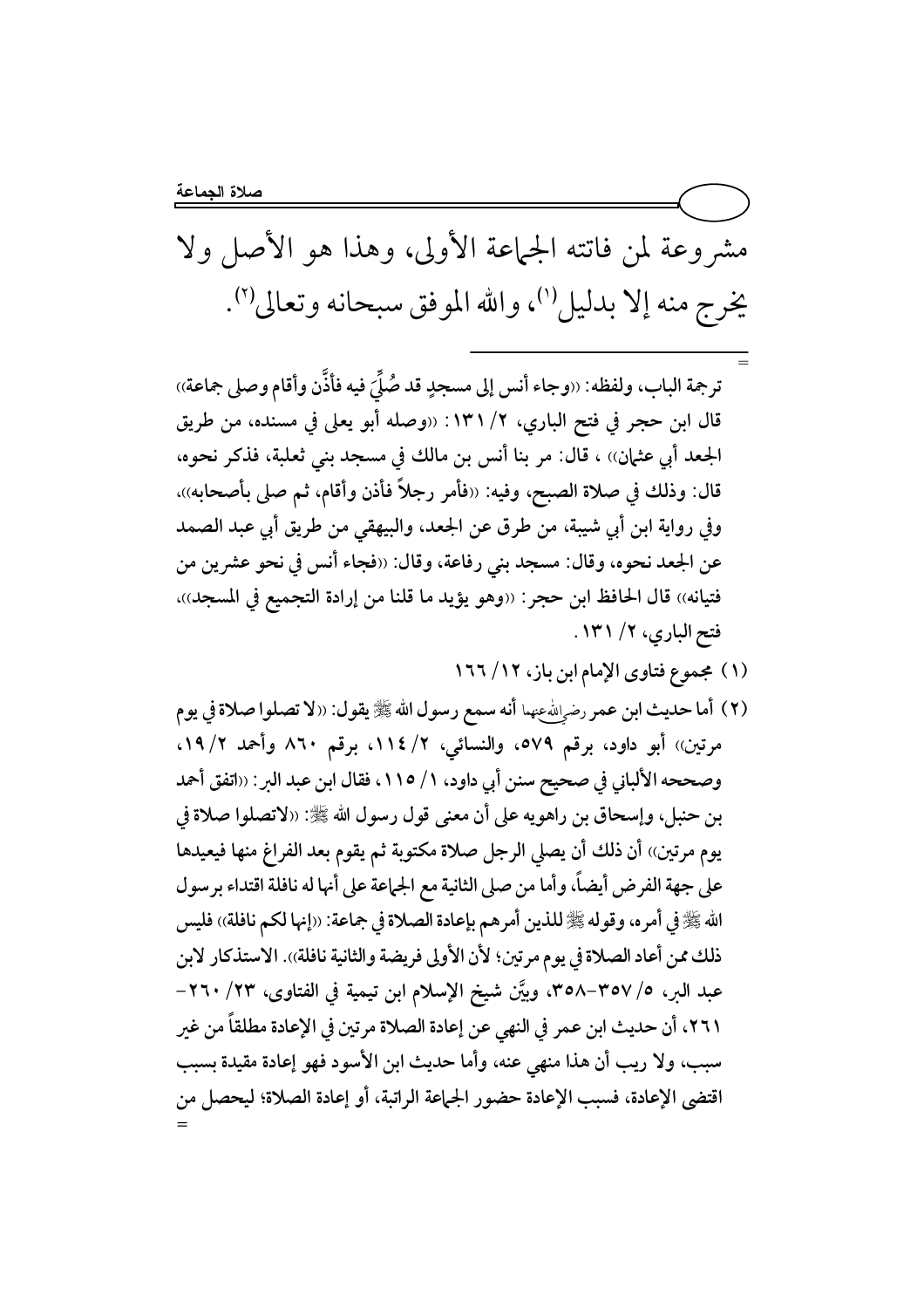مشروعة لمن فاتته الجماعة الأولى، وهذا هو الأصل ولا يخرج منه إلا بدليل[1]، والله الموفق سبحانه وتعالى[2].

---

= ترجمة الباب، ولفظه: ((وجاء أنس إلى مسجدٍ قد صُلِّيَ فيه فأذَّن وأقام وصلى جماعة)) قال ابن حجر في فتح الباري، ٢/ ١٣١: ((وصله أبو يعلى في مسنده، من طريق الجعد أبي عثمان)) ، قال: مر بنا أنس بن مالك في مسجد بني ثعلبة، فذكر نحوه، قال: وذلك في صلاة الصبح، وفيه: ((فأمر رجلاً فأذن وأقام، ثم صلى بأصحابه))، وفي رواية ابن أبي شيبة، من طرق عن الجعد، والبيهقي من طريق أبي عبد الصمد عن الجعد نحوه، وقال: مسجد بني رفاعة، وقال: ((فجاء أنس في نحو عشرين من فتيانه)) قال الحافظ ابن حجر: ((وهو يؤيد ما قلنا من إرادة التجميع في المسجد))، فتح الباري، ٢/ ١٣١.

(١) مجموع فتاوى الإمام ابن باز، ١٢/ ١٦٦

(٢) أما حديث ابن عمر رضي الله عنهما أنه سمع رسول الله ﷺ يقول: ((لا تصلوا صلاة في يوم مرتين)) أبو داود، برقم ٥٧٩، والنسائي، ٢/ ١١٤، برقم ٨٦٠ وأحمد ٢/ ١٩، وصححه الألباني في صحيح سنن أبي داود، ١/ ١١٥، فقال ابن عبد البر: ((اتفق أحمد بن حنبل، وإسحاق بن راهويه على أن معنى قول رسول الله ﷺ: ((لاتصلوا صلاة في يوم مرتين)) أن ذلك أن يصلي الرجل صلاة مكتوبة ثم يقوم بعد الفراغ منها فيعيدها على جهة الفرض أيضاً، وأما من صلى الثانية مع الجماعة على أنها له نافلة اقتداء برسول الله ﷺ في أمره، وقوله ﷺ للذين أمرهم بإعادة الصلاة في جماعة: ((إنها لكم نافلة)) فليس ذلك ممن أعاد الصلاة في يوم مرتين؛ لأن الأولى فريضة والثانية نافلة)). الاستذكار لابن عبد البر، ٥/ ٣٥٧-٣٥٨، وبيَّن شيخ الإسلام ابن تيمية في الفتاوى، ٢٣/ ٢٦٠- ٢٦١، أن حديث ابن عمر في النهي عن إعادة الصلاة مرتين في الإعادة مطلقاً من غير سبب، ولا ريب أن هذا منهي عنه، وأما حديث ابن الأسود فهو إعادة مقيدة بسبب اقتضى الإعادة، فسبب الإعادة حضور الجماعة الراتبة، أو إعادة الصلاة؛ ليحصل من =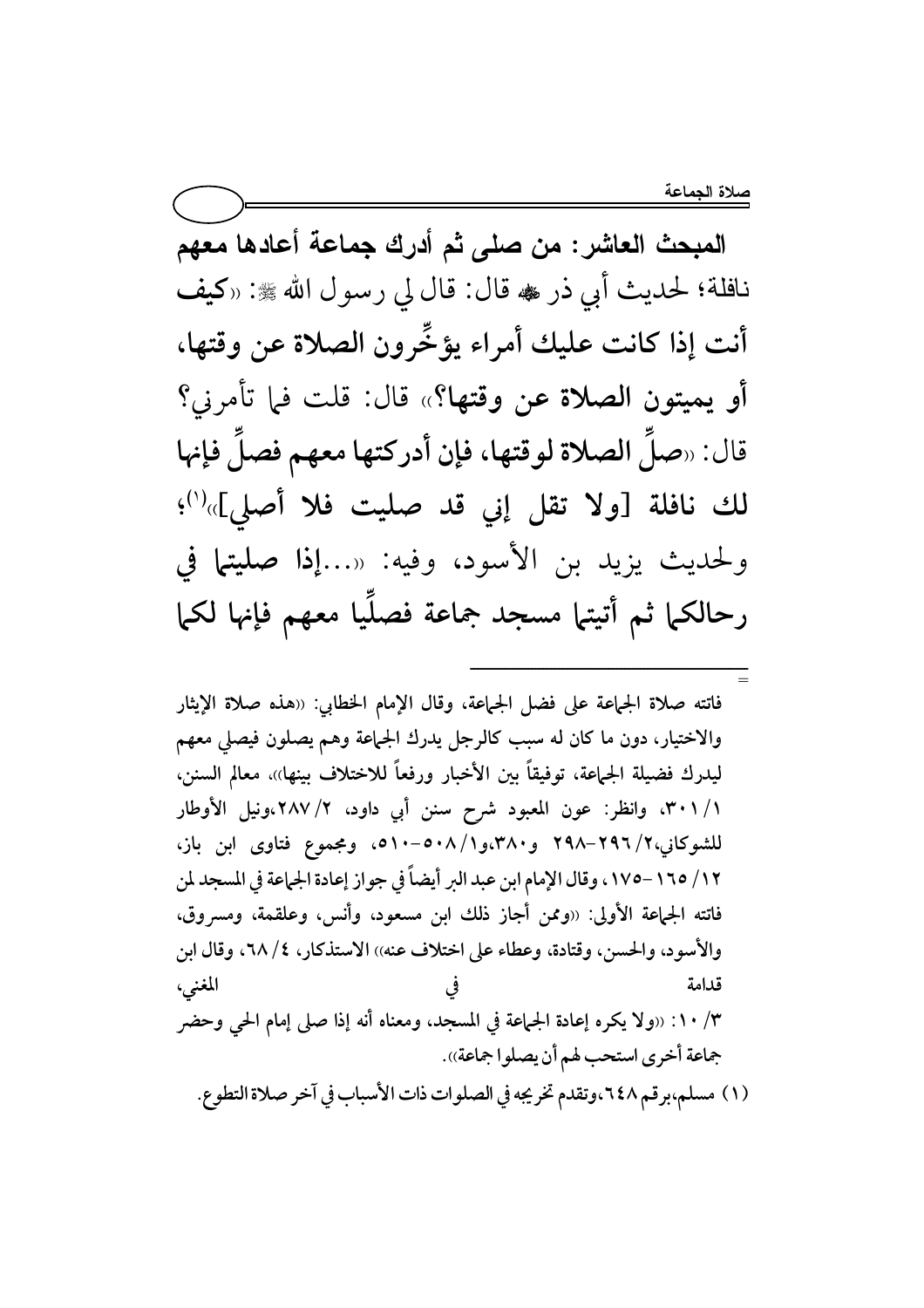**المبحث العاشر: من صلى ثم أدرك جماعة أعادها معهم** نافلة؛ لحديث أبي ذر ﷺ قال: قال لي رسول الله ﷺ: «**كيف أنت إذا كانت عليك أمراء يؤخِّرون الصلاة عن وقتها، أو يميتون الصلاة عن وقتها؟**» قال: قلت فما تأمرني؟ قال: «**صلِّ الصلاة لوقتها، فإن أدركتها معهم فصلِّ فإنها لك نافلة [ولا تقل إني قد صليت فلا أصلي]**»(1)؛ ولحديث يزيد بن الأسود، وفيه: «...**إذا صليتما في رحالكما ثم أتيتما مسجد جماعة فصلِّيا معهم فإنها لكما**

---

= فاتته صلاة الجماعة على فضل الجماعة، وقال الإمام الخطابي: «هذه صلاة الإيثار والاختيار، دون ما كان له سبب كالرجل يدرك الجماعة وهم يصلون فيصلي معهم ليدرك فضيلة الجماعة، توفيقاً بين الأخبار ورفعاً للاختلاف بينها»، معالم السنن، ١/ ٣٠١، وانظر: عون المعبود شرح سنن أبي داود، ٢/ ٢٨٧،ونيل الأوطار للشوكاني،٢/ ٢٩٦-٢٩٨ و٣٨٠،و١/ ٥٠٨-٥١٠، ومجموع فتاوى ابن باز، ١٢/ ١٦٥-١٧٥، وقال الإمام ابن عبد البر أيضاً في جواز إعادة الجماعة في المسجد لمن فاتته الجماعة الأولى: «وممن أجاز ذلك ابن مسعود، وأنس، وعلقمة، ومسروق، والأسود، والحسن، وقتادة، وعطاء على اختلاف عنه» الاستذكار، ٤/ ٦٨، وقال ابن قدامة في المغني، ٣/ ١٠: «ولا يكره إعادة الجماعة في المسجد، ومعناه أنه إذا صلى إمام الحي وحضر جماعة أخرى استحب لهم أن يصلوا جماعة».

(١) مسلم،برقم ٦٤٨،وتقدم تخريجه في الصلوات ذات الأسباب في آخر صلاة التطوع.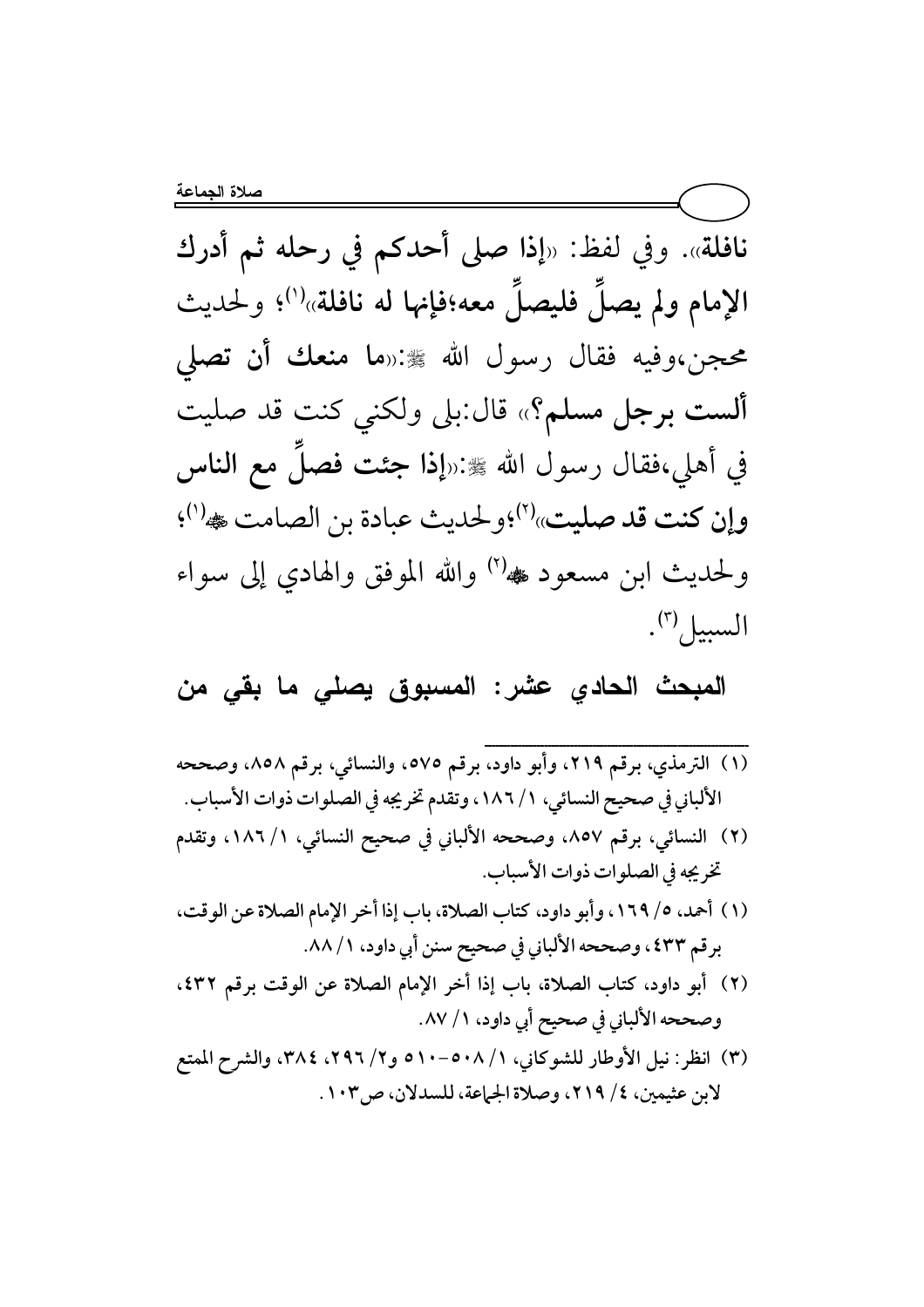**نافلة**». وفي لفظ: «**إذا صلى أحدكم في رحله ثم أدرك الإمام ولم يصلِّ فليصلِّ معه؛فإنها له نافلة**»[1]؛ ولحديث محجن،وفيه فقال رسول الله ﷺ:«**ما منعك أن تصلي ألست برجل مسلم؟**» قال:بلى ولكني كنت قد صليت في أهلي،فقال رسول الله ﷺ:«**إذا جئت فصلِّ مع الناس وإن كنت قد صليت**»[2]؛ولحديث عبادة بن الصامت ﷺ[1]؛ ولحديث ابن مسعود ﷺ[2] والله الموفق والهادي إلى سواء السبيل[3].

**المبحث الحادي عشر: المسبوق يصلي ما بقي من**

---

(١) الترمذي، برقم ٢١٩، وأبو داود، برقم ٥٧٥، والنسائي، برقم ٨٥٨، وصححه الألباني في صحيح النسائي، ١/ ١٨٦، وتقدم تخريجه في الصلوات ذوات الأسباب.

(٢) النسائي، برقم ٨٥٧، وصححه الألباني في صحيح النسائي، ١/ ١٨٦، وتقدم تخريجه في الصلوات ذوات الأسباب.

(١) أحمد، ٥/ ١٦٩، وأبو داود، كتاب الصلاة، باب إذا أخر الإمام الصلاة عن الوقت، برقم ٤٣٣، وصححه الألباني في صحيح سنن أبي داود، ١/ ٨٨.

(٢) أبو داود، كتاب الصلاة، باب إذا أخر الإمام الصلاة عن الوقت برقم ٤٣٢، وصححه الألباني في صحيح أبي داود، ١/ ٨٧.

(٣) انظر: نيل الأوطار للشوكاني، ١/ ٥٠٨-٥١٠ و٢/ ٢٩٦، ٣٨٤، والشرح الممتع لابن عثيمين، ٤/ ٢١٩، وصلاة الجماعة، للسدلان، ص١٠٣.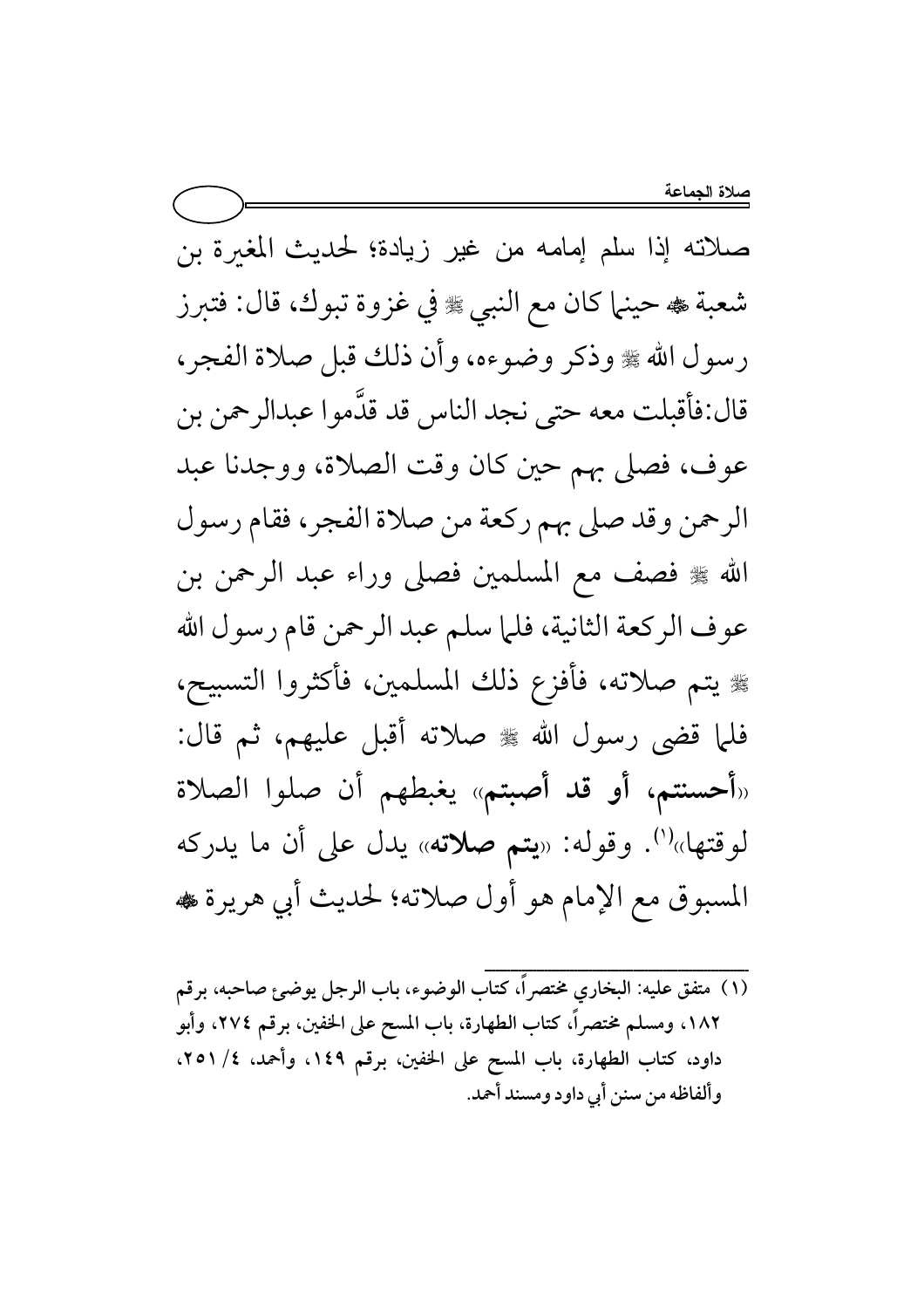صلاته إذا سلم إمامه من غير زيادة؛ لحديث المغيرة بن شعبة ﷺ حينما كان مع النبي ﷺ في غزوة تبوك، قال: فتبرز رسول الله ﷺ وذكر وضوءه، وأن ذلك قبل صلاة الفجر، قال:فأقبلت معه حتى نجد الناس قد قدَّموا عبدالرحمن بن عوف، فصلى بهم حين كان وقت الصلاة، ووجدنا عبد الرحمن وقد صلى بهم ركعة من صلاة الفجر، فقام رسول الله ﷺ فصف مع المسلمين فصلى وراء عبد الرحمن بن عوف الركعة الثانية، فلما سلم عبد الرحمن قام رسول الله ﷺ يتم صلاته، فأفزع ذلك المسلمين، فأكثروا التسبيح، فلما قضى رسول الله ﷺ صلاته أقبل عليهم، ثم قال: «**أحسنتم، أو قد أصبتم**» يغبطهم أن صلوا الصلاة لوقتها»[1]. وقوله: «**يتم صلاته**» يدل على أن ما يدركه المسبوق مع الإمام هو أول صلاته؛ لحديث أبي هريرة ﷺ

---

(١) متفق عليه: البخاري مختصراً، كتاب الوضوء، باب الرجل يوضئ صاحبه، برقم ١٨٢، ومسلم مختصراً، كتاب الطهارة، باب المسح على الخفين، برقم ٢٧٤، وأبو داود، كتاب الطهارة، باب المسح على الخفين، برقم ١٤٩، وأحمد، ٤/ ٢٥١، وألفاظه من سنن أبي داود ومسند أحمد.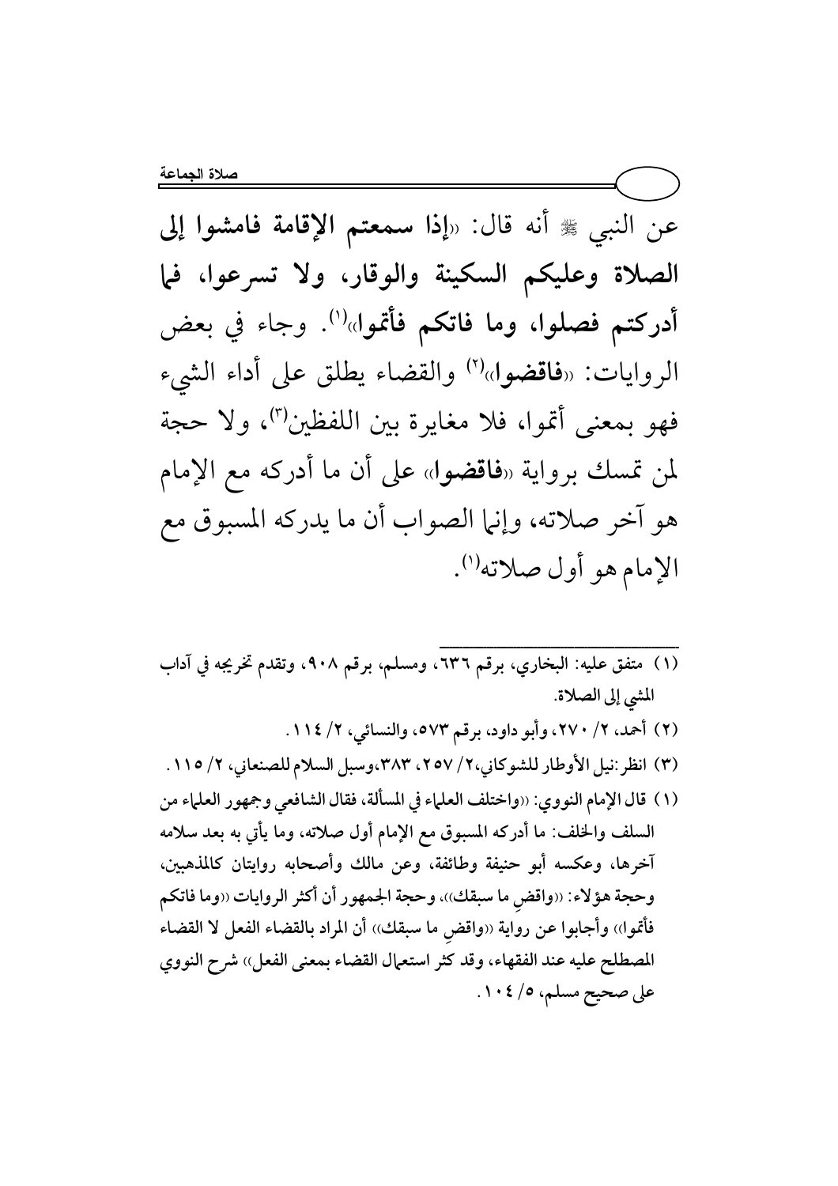عن النبي ﷺ أنه قال: «**إذا سمعتم الإقامة فامشوا إلى الصلاة وعليكم السكينة والوقار، ولا تسرعوا، فما أدركتم فصلوا، وما فاتكم فأتموا**»[1]. وجاء في بعض الروايات: «**فاقضوا**»[2] والقضاء يطلق على أداء الشيء فهو بمعنى أتموا، فلا مغايرة بين اللفظين[3]، ولا حجة لمن تمسك برواية «**فاقضوا**» على أن ما أدركه مع الإمام هو آخر صلاته، وإنما الصواب أن ما يدركه المسبوق مع الإمام هو أول صلاته[1].

---

(١) متفق عليه: البخاري، برقم ٦٣٦، ومسلم، برقم ٩٠٨، وتقدم تخريجه في آداب المشي إلى الصلاة.

(٢) أحمد، ٢/ ٢٧٠، وأبو داود، برقم ٥٧٣، والنسائي، ٢/ ١١٤.

(٣) انظر :نيل الأوطار للشوكاني،٢/ ٢٥٧، ٣٨٣،وسبل السلام للصنعاني، ٢/ ١١٥ .

(١) قال الإمام النووي: «واختلف العلماء في المسألة، فقال الشافعي وجمهور العلماء من السلف والخلف: ما أدركه المسبوق مع الإمام أول صلاته، وما يأتي به بعد سلامه آخرها، وعكسه أبو حنيفة وطائفة، وعن مالك وأصحابه روايتان كالمذهبين، وحجة هؤلاء: «واقضِ ما سبقك»، وحجة الجمهور أن أكثر الروايات «وما فاتكم فأتموا» وأجابوا عن رواية «واقضِ ما سبقك» أن المراد بالقضاء الفعل لا القضاء المصطلح عليه عند الفقهاء، وقد كثر استعمال القضاء بمعنى الفعل» شرح النووي على صحيح مسلم، ٥/ ١٠٤.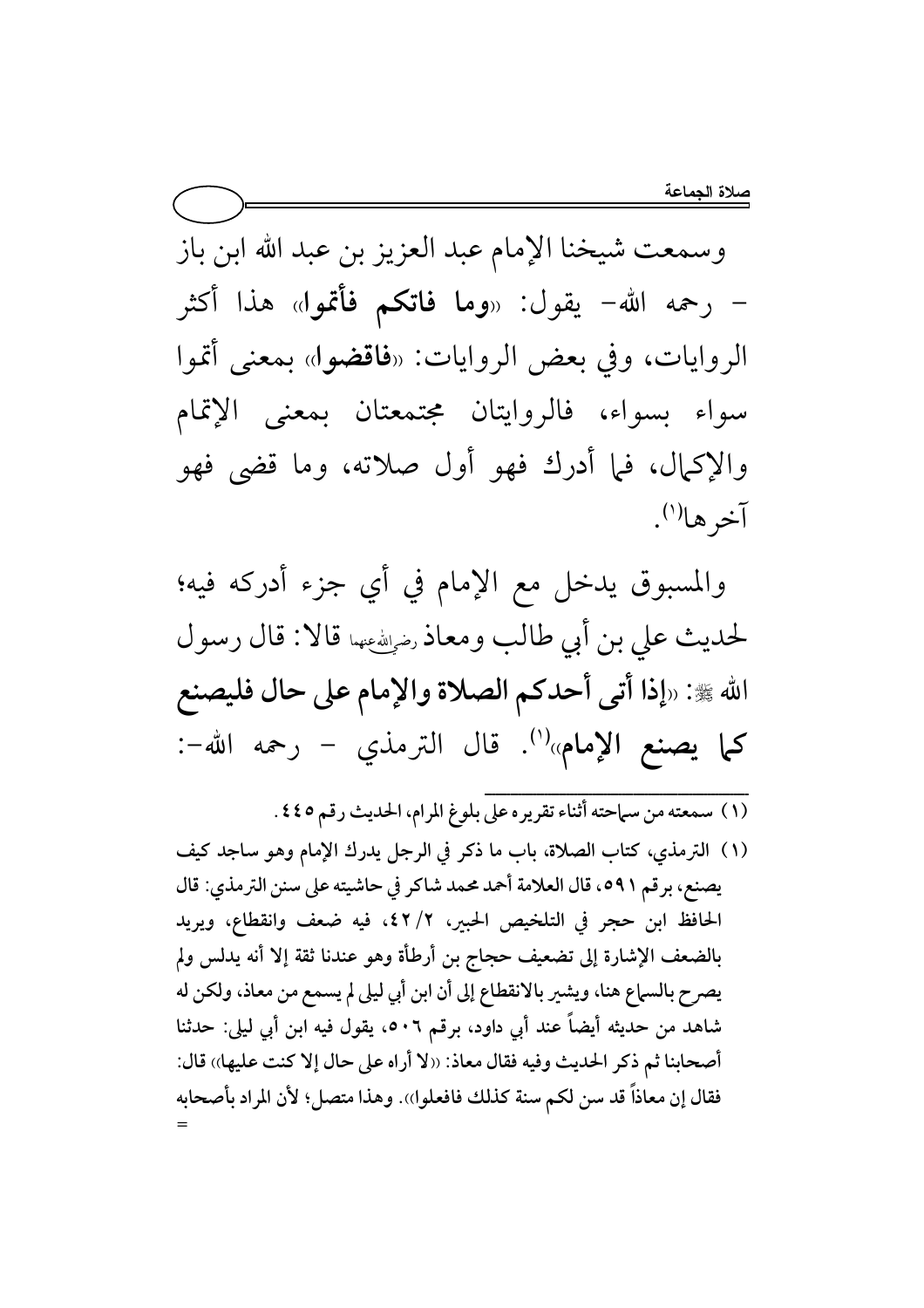وسمعت شيخنا الإمام عبد العزيز بن عبد الله ابن باز – رحمه الله– يقول: «**وما فاتكم فأتموا**» هذا أكثر الروايات، وفي بعض الروايات: «**فاقضوا**» بمعنى أتموا سواء بسواء، فالروايتان مجتمعتان بمعنى الإتمام والإكمال، فما أدرك فهو أول صلاته، وما قضى فهو آخرها[1].

والمسبوق يدخل مع الإمام في أي جزء أدركه فيه؛ لحديث علي بن أبي طالب ومعاذ رضي الله عنهما قالا: قال رسول الله ﷺ: «**إذا أتى أحدكم الصلاة والإمام على حال فليصنع كما يصنع الإمام**»[1]. قال الترمذي – رحمه الله–:

---

(١) سمعته من سماحته أثناء تقريره على بلوغ المرام، الحديث رقم ٤٤٥.

(١) الترمذي، كتاب الصلاة، باب ما ذكر في الرجل يدرك الإمام وهو ساجد كيف يصنع، برقم ٥٩١، قال العلامة أحمد محمد شاكر في حاشيته على سنن الترمذي: قال الحافظ ابن حجر في التلخيص الحبير، ٢/ ٤٢، فيه ضعف وانقطاع، ويريد بالضعف الإشارة إلى تضعيف حجاج بن أرطأة وهو عندنا ثقة إلا أنه يدلس ولم يصرح بالسماع هنا، ويشير بالانقطاع إلى أن ابن أبي ليلى لم يسمع من معاذ، ولكن له شاهد من حديثه أيضاً عند أبي داود، برقم ٥٠٦، يقول فيه ابن أبي ليلى: حدثنا أصحابنا ثم ذكر الحديث وفيه فقال معاذ: «لا أراه على حال إلا كنت عليها» قال: فقال إن معاذاً قد سن لكم سنة كذلك فافعلوا». وهذا متصل؛ لأن المراد بأصحابه =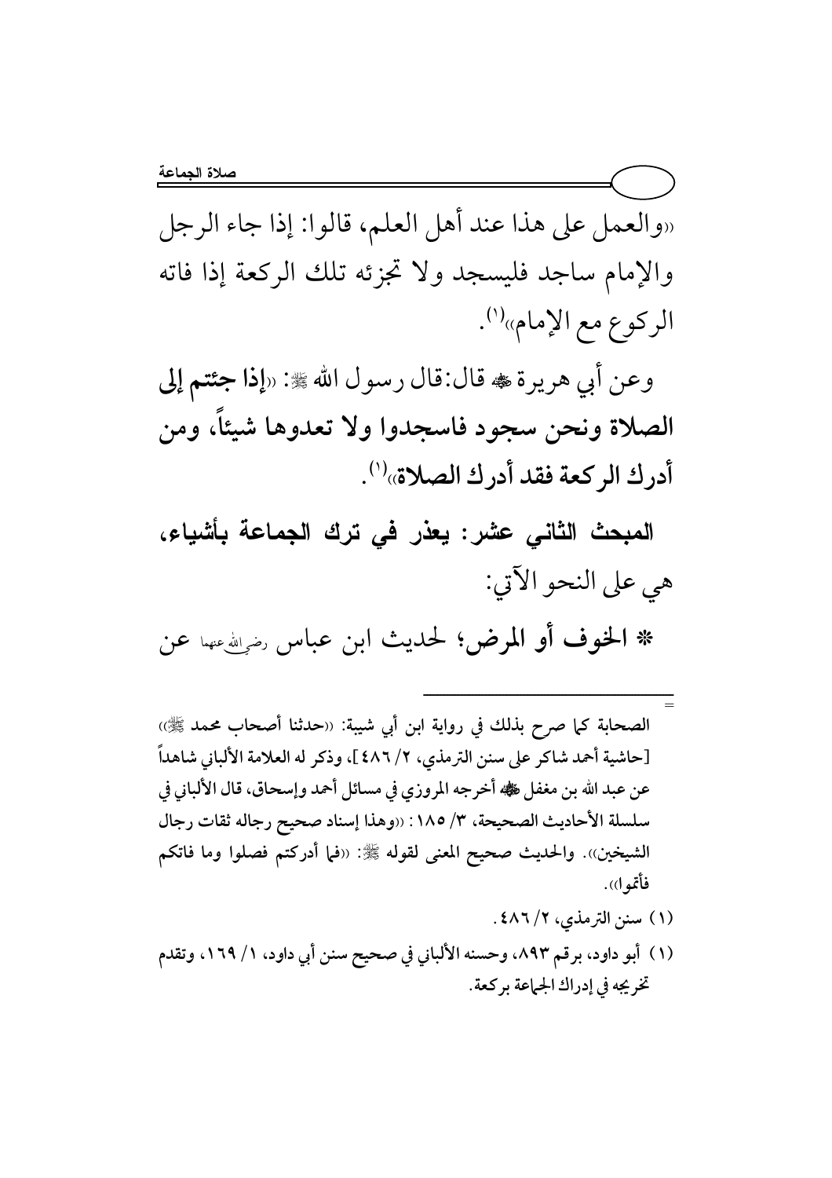«والعمل على هذا عند أهل العلم، قالوا: إذا جاء الرجل والإمام ساجد فليسجد ولا تجزئه تلك الركعة إذا فاته الركوع مع الإمام»[1].

وعن أبي هريرة ﷺ قال:قال رسول الله ﷺ: «**إذا جئتم إلى الصلاة ونحن سجود فاسجدوا ولا تعدوها شيئاً، ومن أدرك الركعة فقد أدرك الصلاة**»[1].

**المبحث الثاني عشر: يعذر في ترك الجماعة بأشياء،** هي على النحو الآتي:

* **الخوف أو المرض**؛ لحديث ابن عباس رضي الله عنهما عن

---

= الصحابة كما صرح بذلك في رواية ابن أبي شيبة: «حدثنا أصحاب محمد ﷺ» [حاشية أحمد شاكر على سنن الترمذي، ٢/ ٤٨٦]، وذكر له العلامة الألباني شاهداً عن عبد الله بن مغفل ﷺ أخرجه المروزي في مسائل أحمد وإسحاق، قال الألباني في سلسلة الأحاديث الصحيحة، ٣/ ١٨٥: «وهذا إسناد صحيح رجاله ثقات رجال الشيخين». والحديث صحيح المعنى لقوله ﷺ: «فما أدركتم فصلوا وما فاتكم فأتموا».

(١) سنن الترمذي، ٢/ ٤٨٦.

(١) أبو داود، برقم ٨٩٣، وحسنه الألباني في صحيح سنن أبي داود، ١/ ١٦٩، وتقدم تخريجه في إدراك الجماعة بركعة.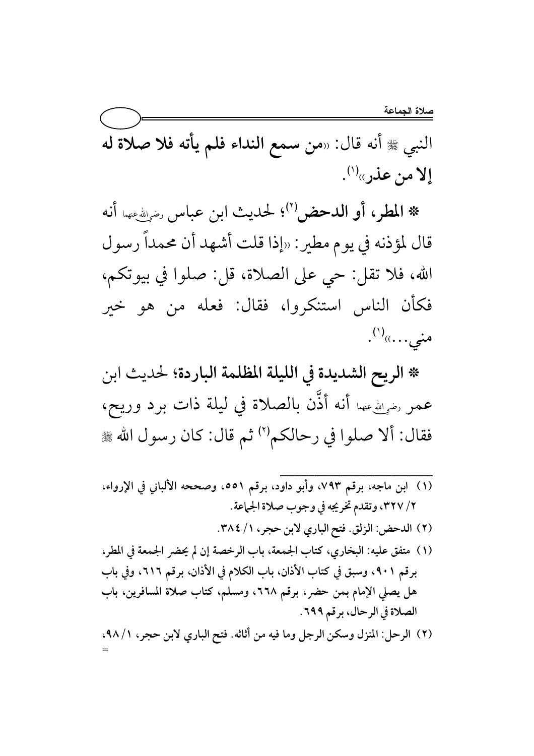النبي ﷺ أنه قال: «**من سمع النداء فلم يأته فلا صلاة له إلا من عذر**»[1].

* **المطر، أو الدحض**[2]؛ لحديث ابن عباس رضي الله عنهما أنه قال لمؤذنه في يوم مطير: «إذا قلت أشهد أن محمداً رسول الله، فلا تقل: حي على الصلاة، قل: صلوا في بيوتكم، فكأن الناس استنكروا، فقال: فعله من هو خير مني...»[1].

* **الريح الشديدة في الليلة المظلمة الباردة**؛ لحديث ابن عمر رضي الله عنهما أنه أذَّن بالصلاة في ليلة ذات برد وريح، فقال: ألا صلوا في رحالكم[2] ثم قال: كان رسول الله ﷺ

---

(١) ابن ماجه، برقم ٧٩٣، وأبو داود، برقم ٥٥١، وصححه الألباني في الإرواء، ٢/ ٣٢٧، وتقدم تخريجه في وجوب صلاة الجماعة.

(٢) الدحض: الزلق. فتح الباري لابن حجر، ١/ ٣٨٤.

(١) متفق عليه: البخاري، كتاب الجمعة، باب الرخصة إن لم يحضر الجمعة في المطر، برقم ٩٠١، وسبق في كتاب الأذان، باب الكلام في الأذان، برقم ٦١٦، وفي باب هل يصلي الإمام بمن حضر، برقم ٦٦٨، ومسلم، كتاب صلاة المسافرين، باب الصلاة في الرحال، برقم ٦٩٩.

(٢) الرحل: المنزل وسكن الرجل وما فيه من أثاثه. فتح الباري لابن حجر، ١/ ٩٨، =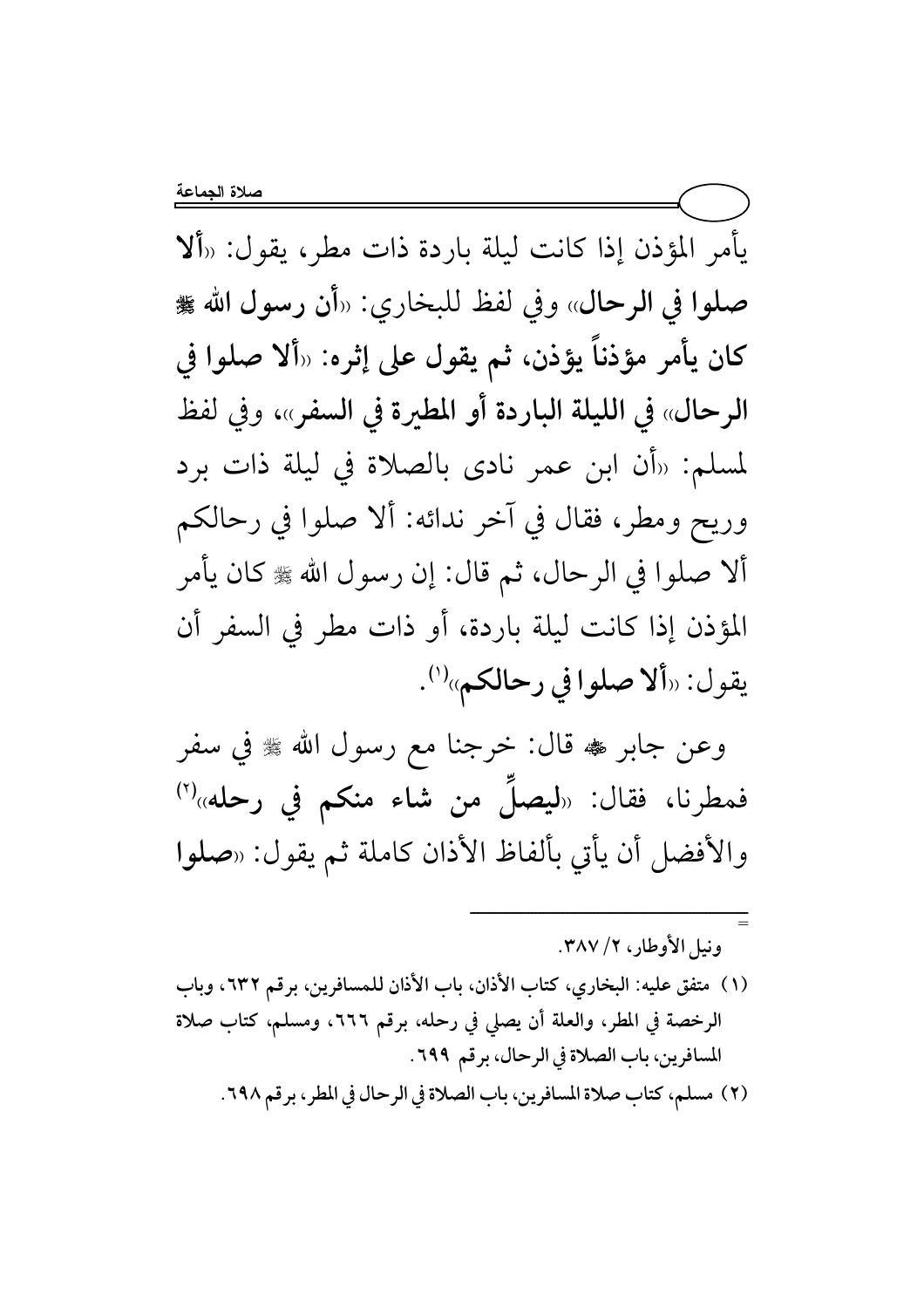يأمر المؤذن إذا كانت ليلة باردة ذات مطر، يقول: «**ألا صلوا في الرحال**» وفي لفظ للبخاري: «**أن رسول الله ﷺ كان يأمر مؤذناً يؤذن، ثم يقول على إثره: «ألا صلوا في الرحال» في الليلة الباردة أو المطيرة في السفر**»، وفي لفظ لمسلم: «أن ابن عمر نادى بالصلاة في ليلة ذات برد وريح ومطر، فقال في آخر ندائه: ألا صلوا في رحالكم ألا صلوا في الرحال، ثم قال: إن رسول الله ﷺ كان يأمر المؤذن إذا كانت ليلة باردة، أو ذات مطر في السفر أن يقول: «**ألا صلوا في رحالكم**»[(1)].

وعن جابر ﷺ قال: خرجنا مع رسول الله ﷺ في سفر فمطرنا، فقال: «**ليصلِّ من شاء منكم في رحله**»[(2)] والأفضل أن يأتي بألفاظ الأذان كاملة ثم يقول: «**صلوا**

---

= ونيل الأوطار، ٢/ ٣٨٧.

(١) متفق عليه: البخاري، كتاب الأذان، باب الأذان للمسافرين، برقم ٦٣٢، وباب الرخصة في المطر، والعلة أن يصلي في رحله، برقم ٦٦٦، ومسلم، كتاب صلاة المسافرين، باب الصلاة في الرحال، برقم ٦٩٩.

(٢) مسلم، كتاب صلاة المسافرين، باب الصلاة في الرحال في المطر، برقم ٦٩٨.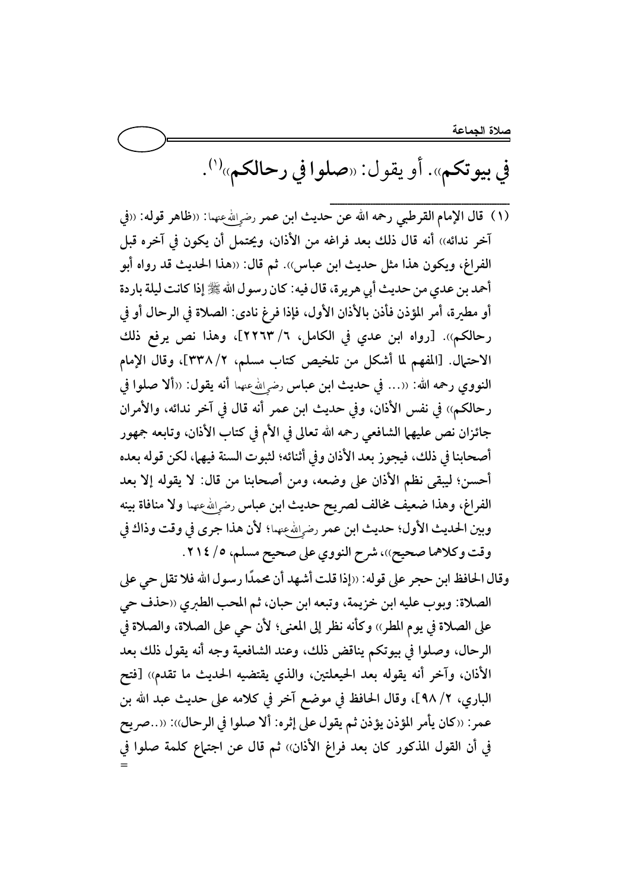في بيوتكم». أو يقول: «صلوا في رحالكم»[(1)].

---

(1) قال الإمام القرطبي رحمه الله عن حديث ابن عمر رضي الله عنهما: «ظاهر قوله: «في آخر ندائه» أنه قال ذلك بعد فراغه من الأذان، ويحتمل أن يكون في آخره قبل الفراغ، ويكون هذا مثل حديث ابن عباس». ثم قال: «هذا الحديث قد رواه أبو أحمد بن عدي من حديث أبي هريرة، قال فيه: كان رسول الله ﷺ إذا كانت ليلة باردة أو مطيرة، أمر المؤذن فأذن بالأذان الأول، فإذا فرغ نادى: الصلاة في الرحال أو في رحالكم». [رواه ابن عدي في الكامل، 6/ 2263]، وهذا نص يرفع ذلك الاحتمال. [المفهم لما أشكل من تلخيص كتاب مسلم، 2/ 338]، وقال الإمام النووي رحمه الله: «... في حديث ابن عباس رضي الله عنهما أنه يقول: «ألا صلوا في رحالكم» في نفس الأذان، وفي حديث ابن عمر أنه قال في آخر ندائه، والأمران جائزان نص عليهما الشافعي رحمه الله تعالى في الأم في كتاب الأذان، وتابعه جمهور أصحابنا في ذلك، فيجوز بعد الأذان وفي أثنائه؛ لثبوت السنة فيهما، لكن قوله بعده أحسن؛ ليبقى نظم الأذان على وضعه، ومن أصحابنا من قال: لا يقوله إلا بعد الفراغ، وهذا ضعيف مخالف لصريح حديث ابن عباس رضي الله عنهما ولا منافاة بينه وبين الحديث الأول؛ حديث ابن عمر رضي الله عنهما؛ لأن هذا جرى في وقت وذاك في وقت وكلاهما صحيح»، شرح النووي على صحيح مسلم، 5/ 214.

وقال الحافظ ابن حجر على قوله: «إذا قلت أشهد أن محمدًا رسول الله فلا تقل حي على الصلاة: وبوب عليه ابن خزيمة، وتبعه ابن حبان، ثم المحب الطبري «حذف حي على الصلاة في يوم المطر» وكأنه نظر إلى المعنى؛ لأن حي على الصلاة، والصلاة في الرحال، وصلوا في بيوتكم يناقض ذلك، وعند الشافعية وجه أنه يقول ذلك بعد الأذان، وآخر أنه يقوله بعد الحيعلتين، والذي يقتضيه الحديث ما تقدم» [فتح الباري، 2/ 98]، وقال الحافظ في موضع آخر في كلامه على حديث عبد الله بن عمر: «كان يأمر المؤذن يؤذن ثم يقول على إثره: ألا صلوا في الرحال»: «..صريح في أن القول المذكور كان بعد فراغ الأذان» ثم قال عن اجتماع كلمة صلوا في =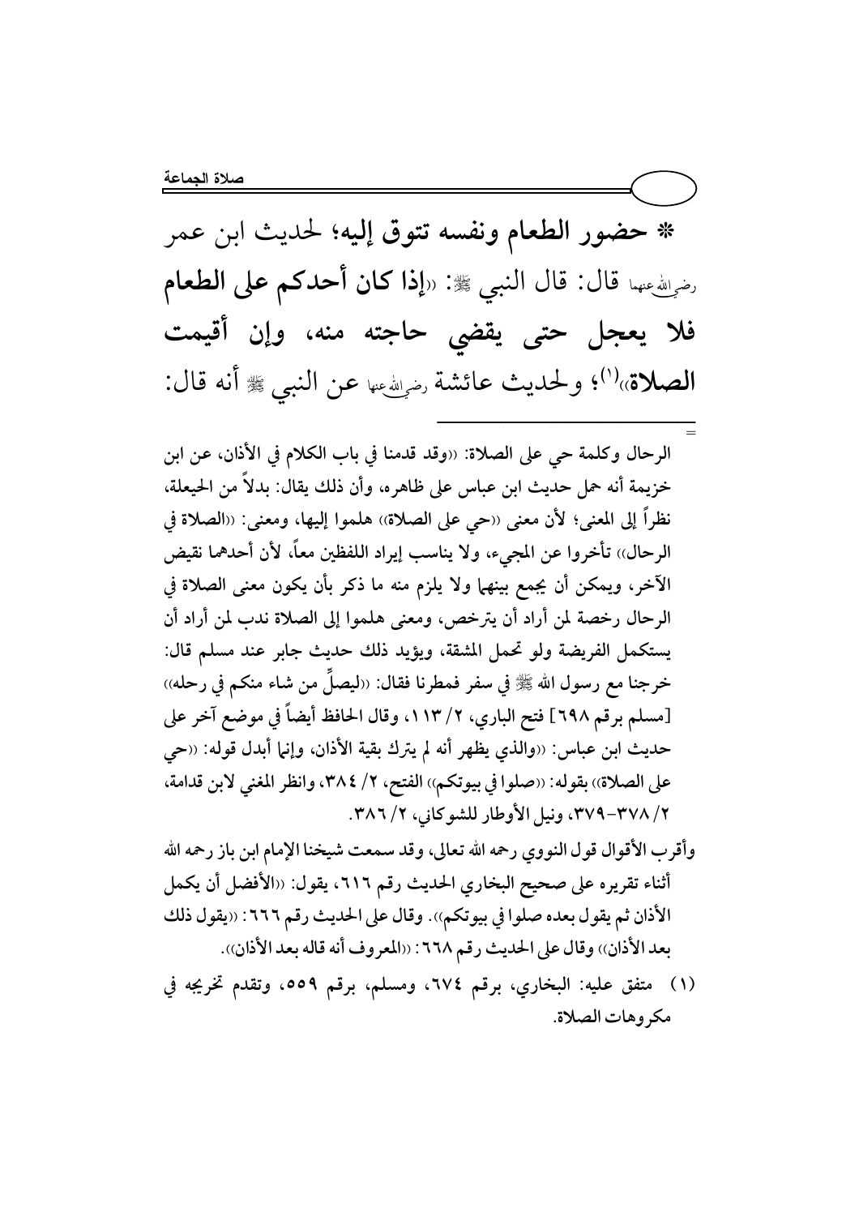* **حضور الطعام ونفسه تتوق إليه؛ لحديث ابن عمر** رضي الله عنهما **قال: قال النبي ﷺ: «إذا كان أحدكم على الطعام فلا يعجل حتى يقضي حاجته منه، وإن أقيمت الصلاة»**[1]؛ ولحديث عائشة رضي الله عنها عن النبي ﷺ أنه قال:

---

= الرحال وكلمة حي على الصلاة: «وقد قدمنا في باب الكلام في الأذان، عن ابن خزيمة أنه حمل حديث ابن عباس على ظاهره، وأن ذلك يقال: بدلاً من الحيعلة، نظراً إلى المعنى؛ لأن معنى «حي على الصلاة» هلموا إليها، ومعنى: «الصلاة في الرحال» تأخروا عن المجيء، ولا يناسب إيراد اللفظين معاً، لأن أحدهما نقيض الآخر، ويمكن أن يجمع بينهما ولا يلزم منه ما ذكر بأن يكون معنى الصلاة في الرحال رخصة لمن أراد أن يترخص، ومعنى هلموا إلى الصلاة ندب لمن أراد أن يستكمل الفريضة ولو تحمل المشقة، ويؤيد ذلك حديث جابر عند مسلم قال: خرجنا مع رسول الله ﷺ في سفر فمطرنا فقال: «ليصلِّ من شاء منكم في رحله» [مسلم برقم ٦٩٨] فتح الباري، ٢/ ١١٣، وقال الحافظ أيضاً في موضع آخر على حديث ابن عباس: «والذي يظهر أنه لم يترك بقية الأذان، وإنما أبدل قوله: «حي على الصلاة» بقوله: «صلوا في بيوتكم» الفتح، ٢/ ٣٨٤، وانظر المغني لابن قدامة، ٢/ ٣٧٨-٣٧٩، ونيل الأوطار للشوكاني، ٢/ ٣٨٦.

وأقرب الأقوال قول النووي رحمه الله تعالى، وقد سمعت شيخنا الإمام ابن باز رحمه الله أثناء تقريره على صحيح البخاري الحديث رقم ٦١٦، يقول: «الأفضل أن يكمل الأذان ثم يقول بعده صلوا في بيوتكم». وقال على الحديث رقم ٦٦٦: «يقول ذلك بعد الأذان» وقال على الحديث رقم ٦٦٨: «المعروف أنه قاله بعد الأذان».

(١) متفق عليه: البخاري، برقم ٦٧٤، ومسلم، برقم ٥٥٩، وتقدم تخريجه في مكروهات الصلاة.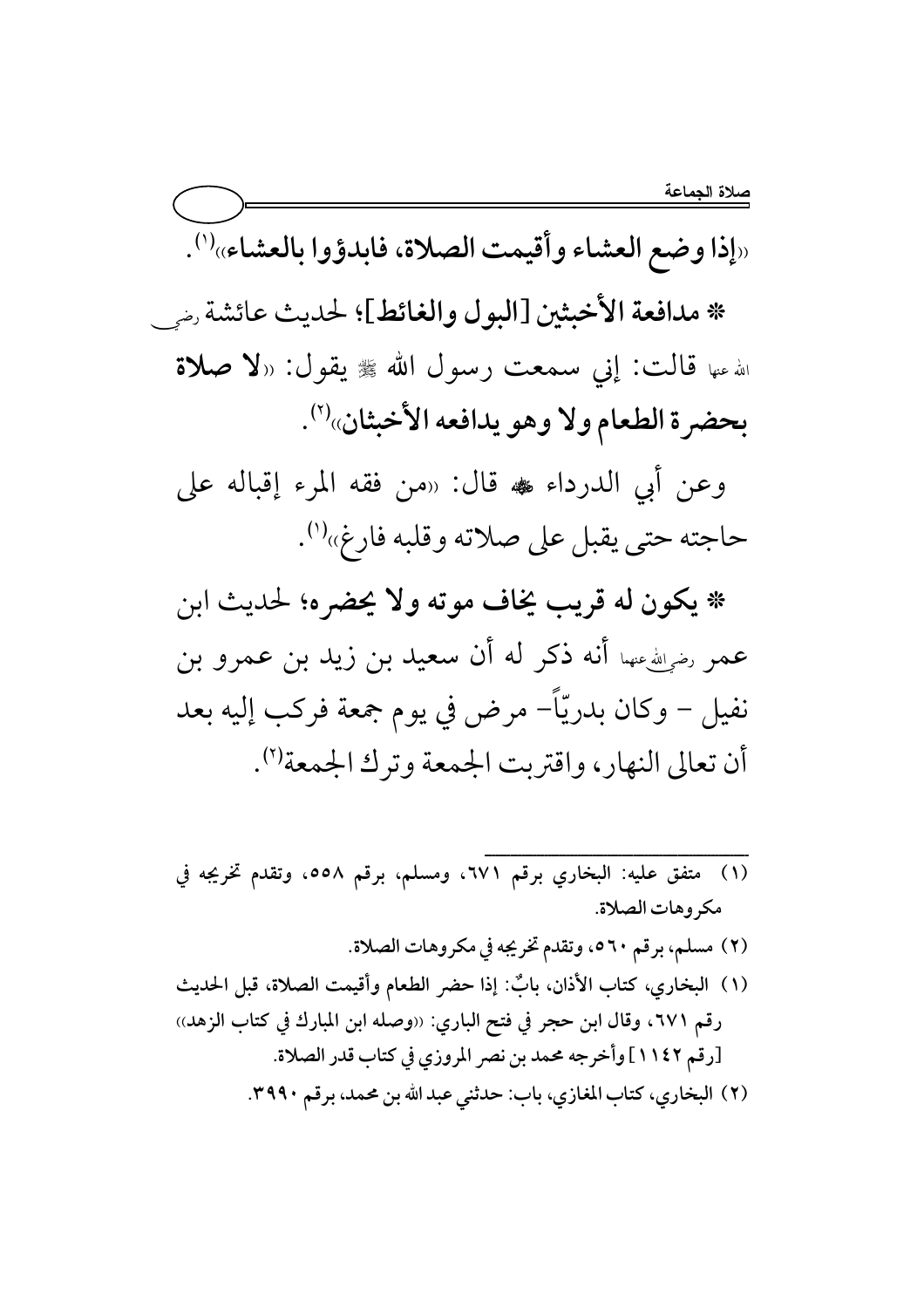«إذا وضع العشاء وأقيمت الصلاة، فابدؤوا بالعشاء»[1].

* **مدافعة الأخبثين [البول والغائط]**؛ لحديث عائشة رضي الله عنها قالت: إني سمعت رسول الله ﷺ يقول: «**لا صلاة بحضرة الطعام ولا وهو يدافعه الأخبثان**»[2].

وعن أبي الدرداء ﷺ قال: «من فقه المرء إقباله على حاجته حتى يقبل على صلاته وقلبه فارغ»[1].

* **يكون له قريب يخاف موته ولا يحضره**؛ لحديث ابن عمر رضي الله عنهما أنه ذكر له أن سعيد بن زيد بن عمرو بن نفيل - وكان بدريّاً- مرض في يوم جمعة فركب إليه بعد أن تعالى النهار، واقتربت الجمعة وترك الجمعة[2].

---

(١) متفق عليه: البخاري برقم ٦٧١، ومسلم، برقم ٥٥٨، وتقدم تخريجه في مكروهات الصلاة.

(٢) مسلم، برقم ٥٦٠، وتقدم تخريجه في مكروهات الصلاة.

(١) البخاري، كتاب الأذان، بابٌ: إذا حضر الطعام وأقيمت الصلاة، قبل الحديث رقم ٦٧١، وقال ابن حجر في فتح الباري: «وصله ابن المبارك في كتاب الزهد» [رقم ١١٤٢] وأخرجه محمد بن نصر المروزي في كتاب قدر الصلاة.

(٢) البخاري، كتاب المغازي، باب: حدثني عبد الله بن محمد، برقم ٣٩٩٠.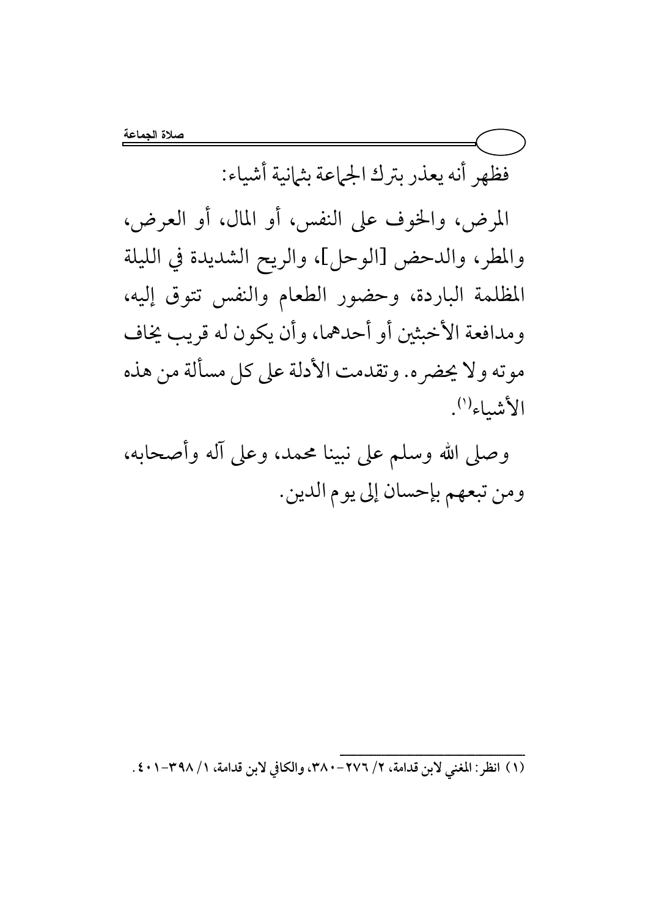فظهر أنه يعذر بترك الجماعة بثمانية أشياء:

المرض، والخوف على النفس، أو المال، أو العرض، والمطر، والدحض [الوحل]، والريح الشديدة في الليلة المظلمة الباردة، وحضور الطعام والنفس تتوق إليه، ومدافعة الأخبثين أو أحدهما، وأن يكون له قريب يخاف موته ولا يحضره. وتقدمت الأدلة على كل مسألة من هذه الأشياء[1].

وصلى الله وسلم على نبينا محمد، وعلى آله وأصحابه، ومن تبعهم بإحسان إلى يوم الدين.

---

(١) انظر: المغني لابن قدامة، ٢/ ٢٧٦-٣٨٠، والكافي لابن قدامة، ١/ ٣٩٨-٤٠١.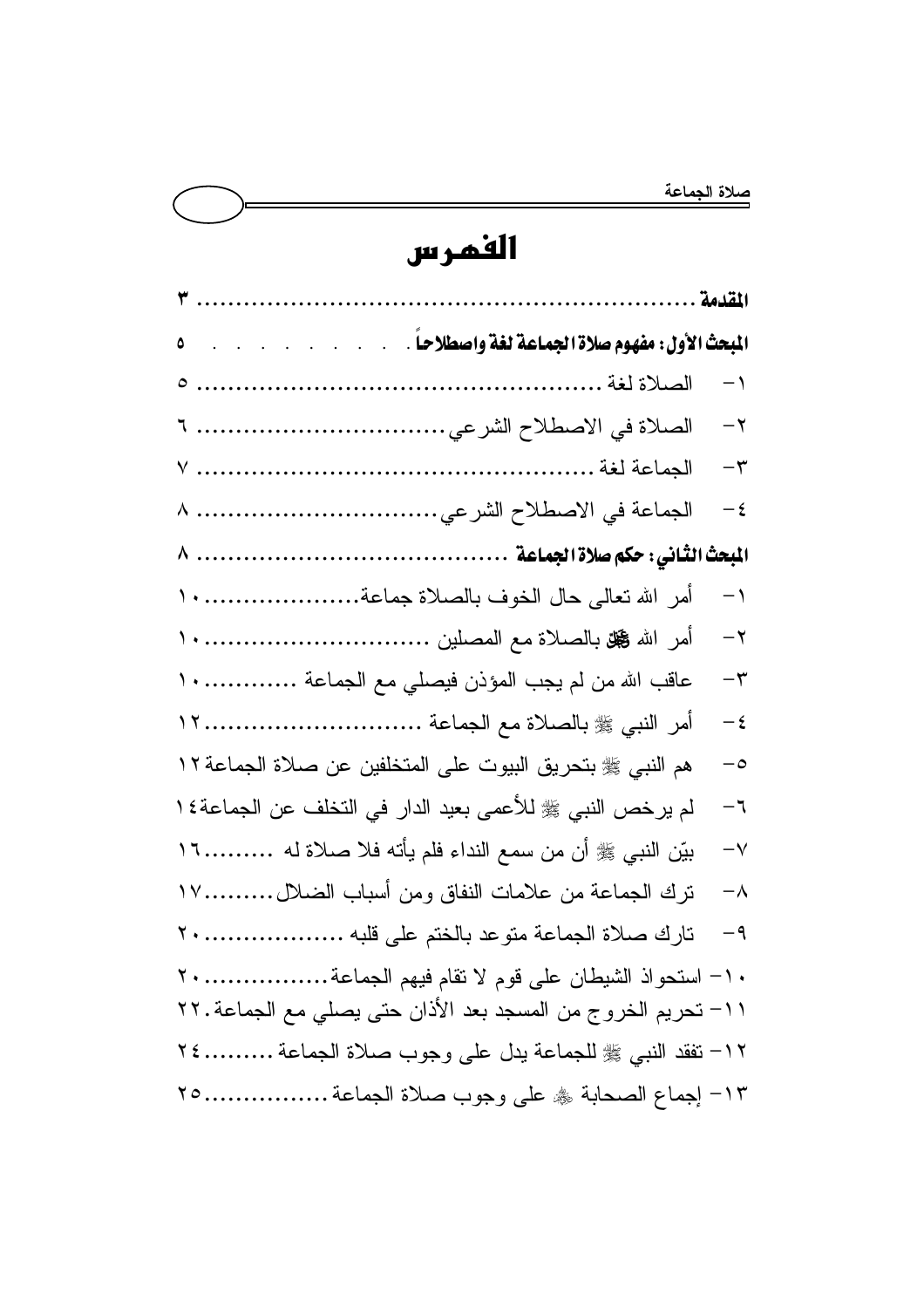# الفهرس

**المقدمة** ................................................................ ٣

**المبحث الأول: مفهوم صلاة الجماعة لغة واصطلاحاً** . . . . . . . . . ٥

١- الصلاة لغة ................................................ ٥

٢- الصلاة في الاصطلاح الشرعي ................................ ٦

٣- الجماعة لغة ................................................ ٧

٤- الجماعة في الاصطلاح الشرعي ................................ ٨

**المبحث الثاني: حكم صلاة الجماعة** ........................................ ٨

١- أمر الله تعالى حال الخوف بالصلاة جماعة.................... ١٠

٢- أمر الله ﷻ بالصلاة مع المصلين ............................ ١٠

٣- عاقب الله من لم يجب المؤذن فيصلي مع الجماعة ............ ١٠

٤- أمر النبي ﷺ بالصلاة مع الجماعة ........................... ١٢

٥- هم النبي ﷺ بتحريق البيوت على المتخلفين عن صلاة الجماعة ١٢

٦- لم يرخص النبي ﷺ للأعمى بعيد الدار في التخلف عن الجماعة ١٤

٧- بيّن النبي ﷺ أن من سمع النداء فلم يأته فلا صلاة له ......... ١٦

٨- ترك الجماعة من علامات النفاق ومن أسباب الضلال......... ١٧

٩- تارك صلاة الجماعة متوعد بالختم على قلبه .................. ٢٠

١٠- استحواذ الشيطان على قوم لا تقام فيهم الجماعة................ ٢٠

١١- تحريم الخروج من المسجد بعد الأذان حتى يصلي مع الجماعة. ٢٢

١٢- تفقد النبي ﷺ للجماعة يدل على وجوب صلاة الجماعة ......... ٢٤

١٣- إجماع الصحابة ﷺ على وجوب صلاة الجماعة................ ٢٥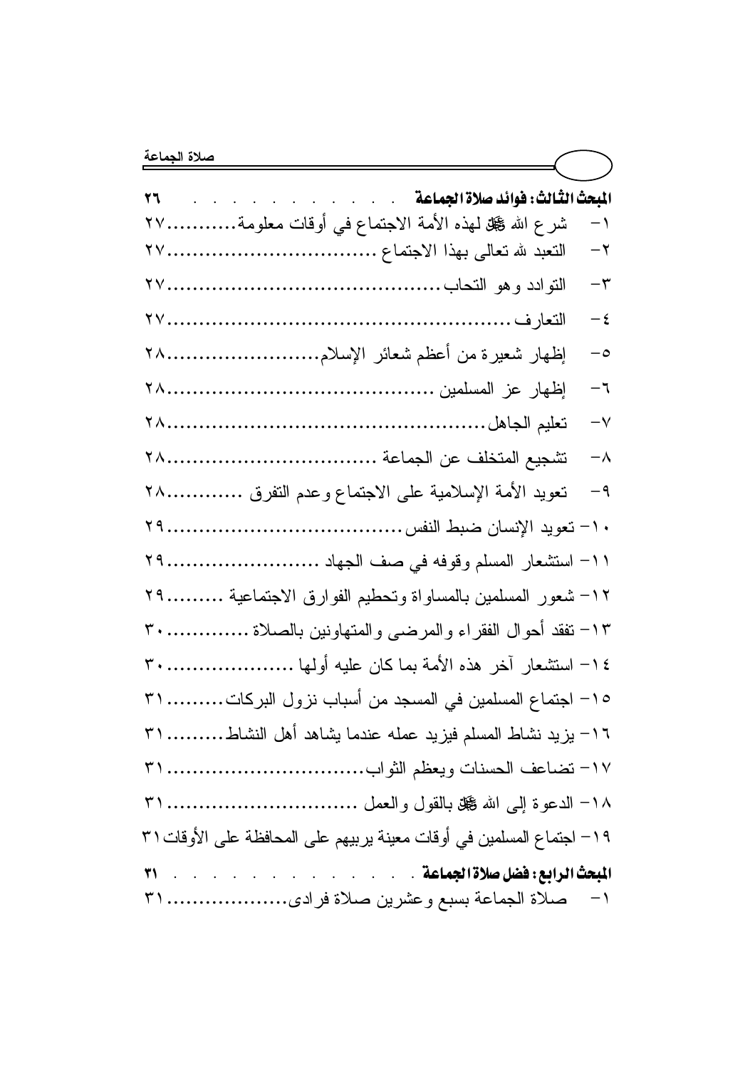**المبحث الثالث: فوائد صلاة الجماعة . . . . . . . . . . . . ٢٦**

١- شرع الله ﷻ لهذه الأمة الاجتماع في أوقات معلومة...........٢٧

٢- التعبد لله تعالى بهذا الاجتماع ................................٢٧

٣- التوادد وهو التحاب.........................................٢٧

٤- التعارف.....................................................٢٧

٥- إظهار شعيرة من أعظم شعائر الإسلام.......................٢٨

٦- إظهار عز المسلمين .........................................٢٨

٧- تعليم الجاهل.................................................٢٨

٨- تشجيع المتخلف عن الجماعة ................................٢٨

٩- تعويد الأمة الإسلامية على الاجتماع وعدم التفرق ............٢٨

١٠- تعويد الإنسان ضبط النفس...................................٢٩

١١- استشعار المسلم وقوفه في صف الجهاد ......................٢٩

١٢- شعور المسلمين بالمساواة وتحطيم الفوارق الاجتماعية .........٢٩

١٣- تفقد أحوال الفقراء والمرضى والمتهاونين بالصلاة .............٣٠

١٤- استشعار آخر هذه الأمة بما كان عليه أولها ....................٣٠

١٥- اجتماع المسلمين في المسجد من أسباب نزول البركات.........٣١

١٦- يزيد نشاط المسلم فيزيد عمله عندما يشاهد أهل النشاط.........٣١

١٧- تضاعف الحسنات ويعظم الثواب..............................٣١

١٨- الدعوة إلى الله ﷻ بالقول والعمل .............................٣١

١٩- اجتماع المسلمين في أوقات معينة يربيهم على المحافظة على الأوقات٣١

**المبحث الرابع: فضل صلاة الجماعة . . . . . . . . . . . . . . ٣١**

١- صلاة الجماعة بسبع وعشرين صلاة فرادى...................٣١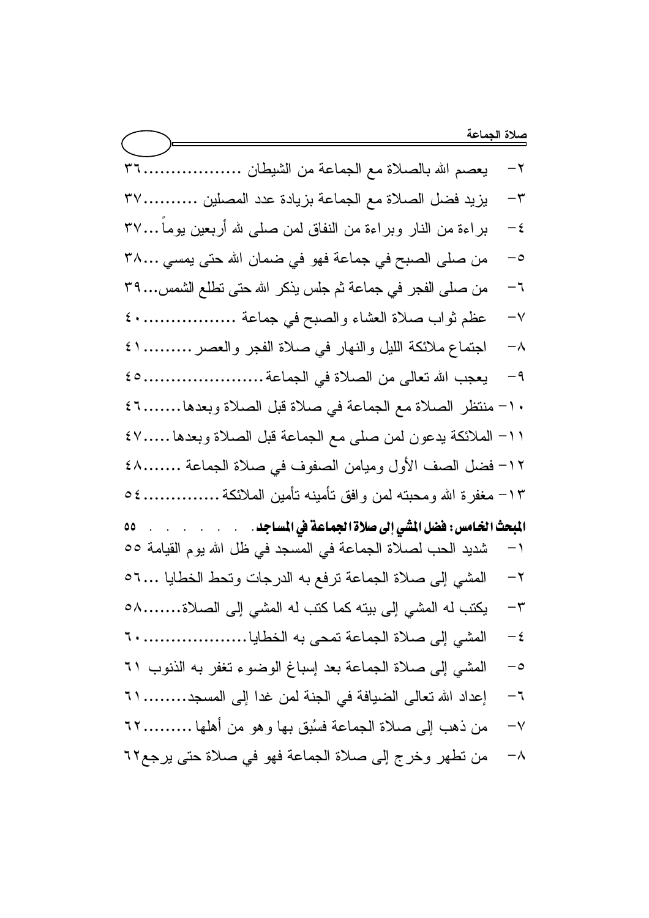٢- يعصم الله بالصلاة مع الجماعة من الشيطان ..................٣٦

٣- يزيد فضل الصلاة مع الجماعة بزيادة عدد المصلين ..........٣٧

٤- براءة من النار وبراءة من النفاق لمن صلى لله أربعين يوماً...٣٧

٥- من صلى الصبح في جماعة فهو في ضمان الله حتى يمسي...٣٨

٦- من صلى الفجر في جماعة ثم جلس يذكر الله حتى تطلع الشمس...٣٩

٧- عظم ثواب صلاة العشاء والصبح في جماعة ..................٤٠

٨- اجتماع ملائكة الليل والنهار في صلاة الفجر والعصر.........٤١

٩- يعجب الله تعالى من الصلاة في الجماعة........................٤٥

١٠- منتظر الصلاة مع الجماعة في صلاة قبل الصلاة وبعدها........٤٦

١١- الملائكة يدعون لمن صلى مع الجماعة قبل الصلاة وبعدها.....٤٧

١٢- فضل الصف الأول وميامن الصفوف في صلاة الجماعة.......٤٨

١٣- مغفرة الله ومحبته لمن وافق تأمينه تأمين الملائكة..............٥٤

**المبحث الخامس: فضل المشي إلى صلاة الجماعة في المساجد** . . . . . . . . ٥٥

١- شديد الحب لصلاة الجماعة في المسجد في ظل الله يوم القيامة ٥٥

٢- المشي إلى صلاة الجماعة ترفع به الدرجات وتحط الخطايا ...٥٦

٣- يكتب له المشي إلى بيته كما كتب له المشي إلى الصلاة........٥٨

٤- المشي إلى صلاة الجماعة تمحى به الخطايا......................٦٠

٥- المشي إلى صلاة الجماعة بعد إسباغ الوضوء تغفر به الذنوب ٦١

٦- إعداد الله تعالى الضيافة في الجنة لمن غدا إلى المسجد.........٦١

٧- من ذهب إلى صلاة الجماعة فسُبق بها وهو من أهلها .........٦٢

٨- من تطهر وخرج إلى صلاة الجماعة فهو في صلاة حتى يرجع٦٢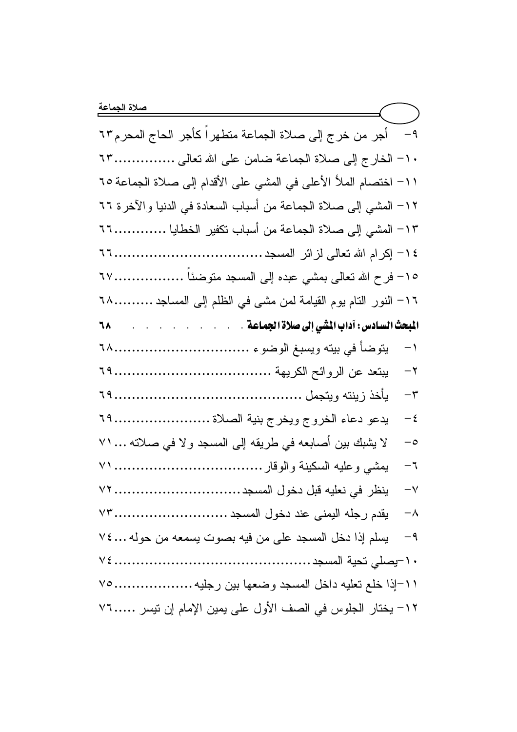٩- أجر من خرج إلى صلاة الجماعة متطهراً كأجر الحاج المحرم ٦٣

١٠- الخارج إلى صلاة الجماعة ضامن على الله تعالى ............٦٣

١١- اختصام الملأ الأعلى في المشي على الأقدام إلى صلاة الجماعة ٦٥

١٢- المشي إلى صلاة الجماعة من أسباب السعادة في الدنيا والآخرة ٦٦

١٣- المشي إلى صلاة الجماعة من أسباب تكفير الخطايا ............٦٦

١٤- إكرام الله تعالى لزائر المسجد ..................................٦٦

١٥- فرح الله تعالى بمشي عبده إلى المسجد متوضئاً ................٦٧

١٦- النور التام يوم القيامة لمن مشى في الظلم إلى المساجد .........٦٨

**المبحث السادس: آداب المشي إلى صلاة الجماعة** . . . . . . . . . ٦٨

١- يتوضأ في بيته ويسبغ الوضوء ...............................٦٨

٢- يبتعد عن الروائح الكريهة ...................................٦٩

٣- يأخذ زينته ويتجمل ..........................................٦٩

٤- يدعو دعاء الخروج ويخرج بنية الصلاة ......................٦٩

٥- لا يشبك بين أصابعه في طريقه إلى المسجد ولا في صلاته ... ٧١

٦- يمشي وعليه السكينة والوقار ................................٧١

٧- ينظر في نعليه قبل دخول المسجد............................٧٢

٨- يقدم رجله اليمنى عند دخول المسجد .........................٧٣

٩- يسلم إذا دخل المسجد على من فيه بصوت يسمعه من حوله ... ٧٤

١٠- يصلي تحية المسجد............................................٧٤

١١- إذا خلع نعليه داخل المسجد وضعها بين رجليه .................٧٥

١٢- يختار الجلوس في الصف الأول على يمين الإمام إن تيسر .....٧٦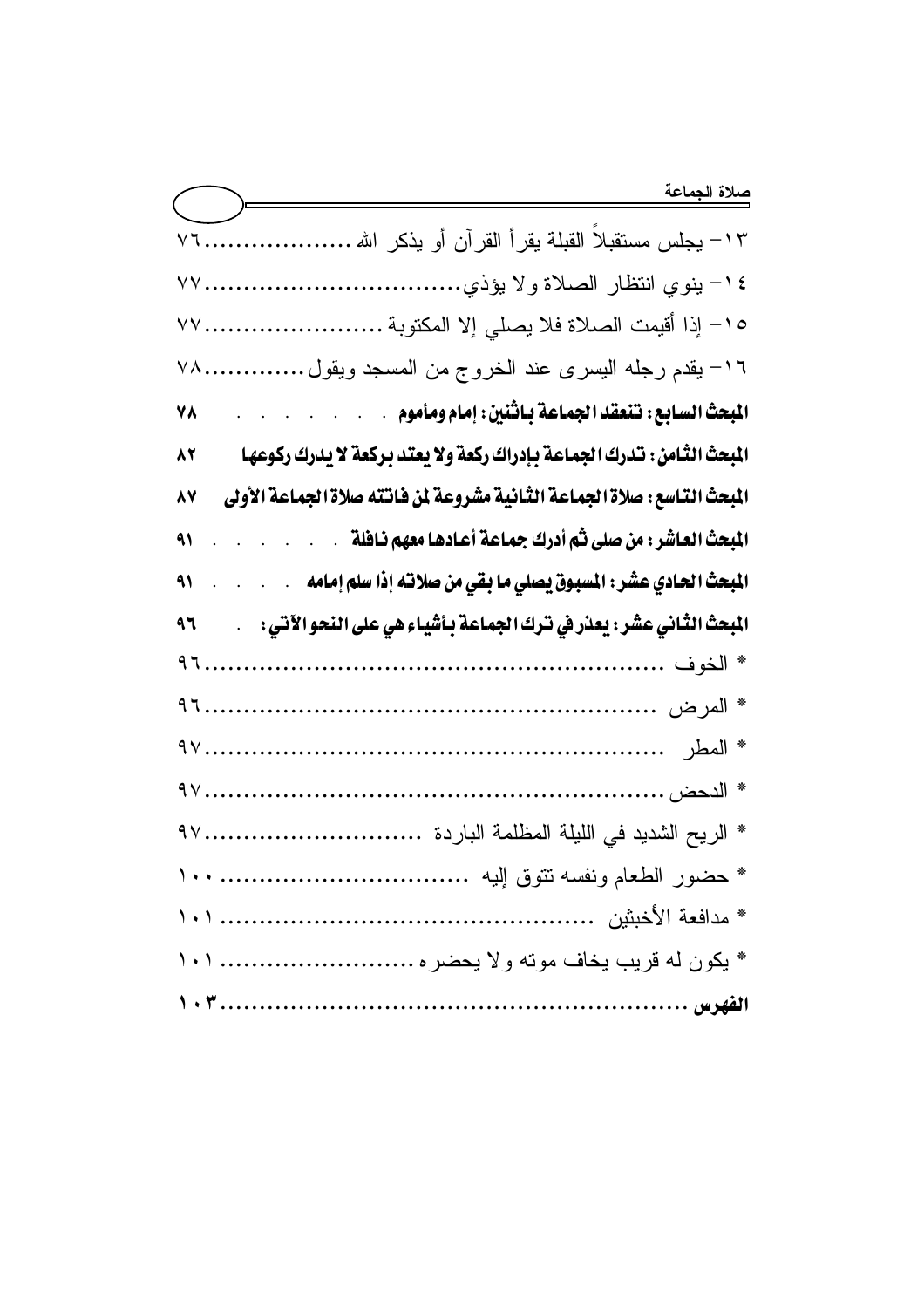١٣- يجلس مستقبلاً القبلة يقرأ القرآن أو يذكر الله ..................... ٧٦

١٤- ينوي انتظار الصلاة ولا يؤذي................................... ٧٧

١٥- إذا أقيمت الصلاة فلا يصلي إلا المكتوبة ........................ ٧٧

١٦- يقدم رجله اليسرى عند الخروج من المسجد ويقول.............. ٧٨

**المبحث السابع: تنعقد الجماعة باثنين: إمام ومأموم . . . . . . . . ٧٨**

**المبحث الثامن: تدرك الجماعة بإدراك ركعة ولا يعتد بركعة لا يدرك ركوعها ٨٢**

**المبحث التاسع: صلاة الجماعة الثانية مشروعة لمن فاتته صلاة الجماعة الأولى ٨٧**

**المبحث العاشر: من صلى ثم أدرك جماعة أعادها معهم نافلة . . . . . . . ٩١**

**المبحث الحادي عشر: المسبوق يصلي ما بقي من صلاته إذا سلم إمامه . . . . ٩١**

**المبحث الثاني عشر: يعذر في ترك الجماعة بأشياء هي على النحو الآتي: . ٩٦**

* الخوف ............................................................ ٩٦

* المرض ............................................................ ٩٦

* المطر ............................................................ ٩٧

* الدحض ............................................................ ٩٧

* الريح الشديد في الليلة المظلمة الباردة ............................ ٩٧

* حضور الطعام ونفسه تتوق إليه ................................... ١٠٠

* مدافعة الأخبثين ................................................. ١٠١

* يكون له قريب يخاف موته ولا يحضره ........................... ١٠١

**الفهرس ............................................................ ١٠٣**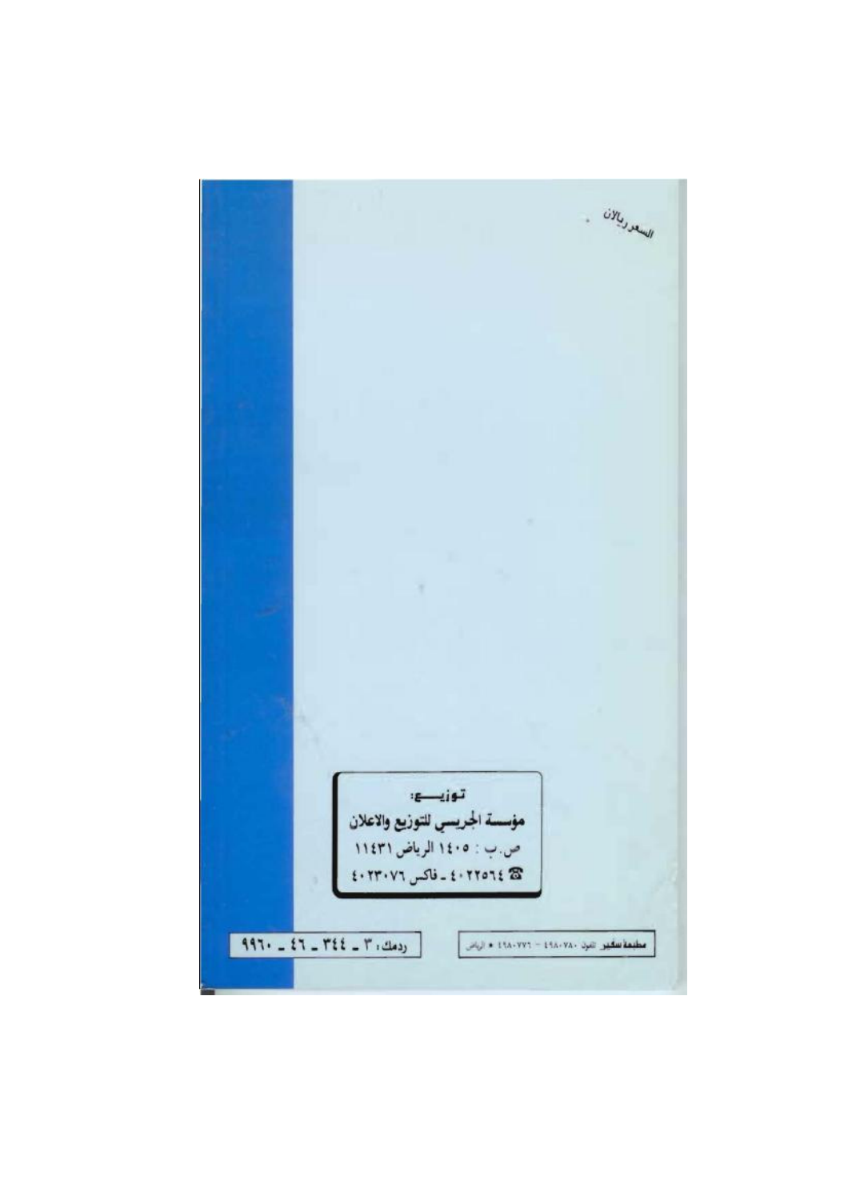السعر ريالان

توزيـــع:

مؤسسة الجريسي للتوزيع والاعلان

ص.ب : ١٤٠٥ الرياض ١١٤٣١

☎ ٤٠٢٢٥٦٤ ـ فاكس ٤٠٢٣٠٧٦

ردمك: ٣ ـ ٣٤٤ ـ ٤٦ ـ ٩٩٦٠

مطبعة سفير تلفون ٤٩٨٠٧٨٠ – ٤٩٨٠٧٧٦ • الرياض